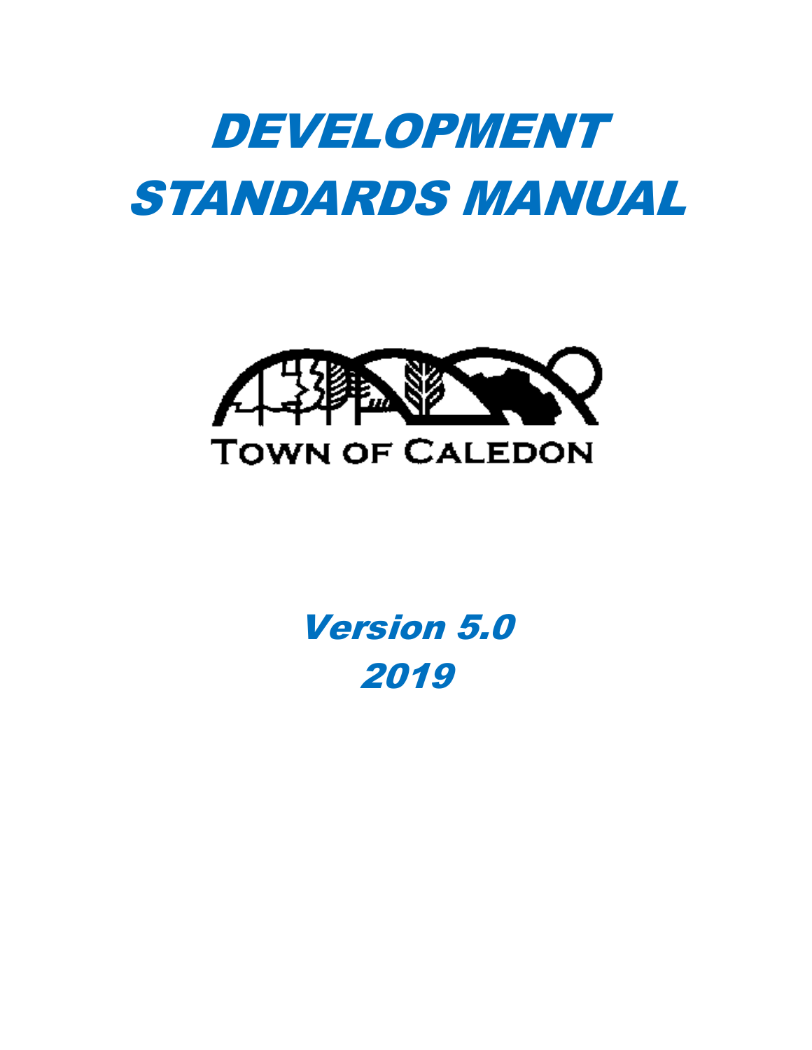# DEVELOPMENT STANDARDS MANUAL

TOWN OF CALEDON

## Version 5.0

## 2019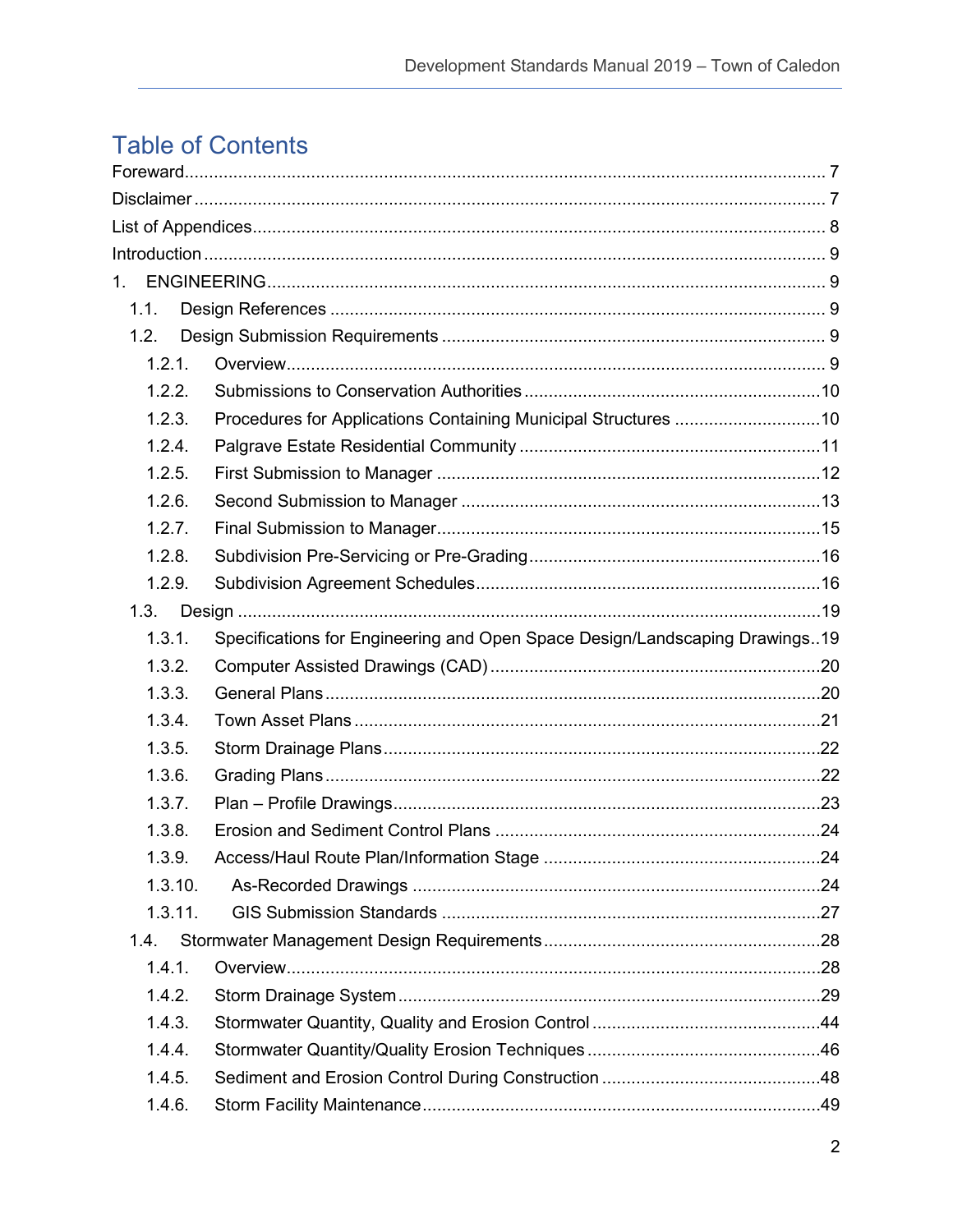# Table of Contents

Foreward ........ 7

Disclaimer ........ 7

List of Appendices ........ 8

Introduction ........ 9

1. ENGINEERING ........ 9
   - 1.1. Design References ........ 9
   - 1.2. Design Submission Requirements ........ 9
     - 1.2.1. Overview ........ 9
     - 1.2.2. Submissions to Conservation Authorities ........ 10
     - 1.2.3. Procedures for Applications Containing Municipal Structures ........ 10
     - 1.2.4. Palgrave Estate Residential Community ........ 11
     - 1.2.5. First Submission to Manager ........ 12
     - 1.2.6. Second Submission to Manager ........ 13
     - 1.2.7. Final Submission to Manager ........ 15
     - 1.2.8. Subdivision Pre-Servicing or Pre-Grading ........ 16
     - 1.2.9. Subdivision Agreement Schedules ........ 16
   - 1.3. Design ........ 19
     - 1.3.1. Specifications for Engineering and Open Space Design/Landscaping Drawings ........ 19
     - 1.3.2. Computer Assisted Drawings (CAD) ........ 20
     - 1.3.3. General Plans ........ 20
     - 1.3.4. Town Asset Plans ........ 21
     - 1.3.5. Storm Drainage Plans ........ 22
     - 1.3.6. Grading Plans ........ 22
     - 1.3.7. Plan – Profile Drawings ........ 23
     - 1.3.8. Erosion and Sediment Control Plans ........ 24
     - 1.3.9. Access/Haul Route Plan/Information Stage ........ 24
     - 1.3.10. As-Recorded Drawings ........ 24
     - 1.3.11. GIS Submission Standards ........ 27
   - 1.4. Stormwater Management Design Requirements ........ 28
     - 1.4.1. Overview ........ 28
     - 1.4.2. Storm Drainage System ........ 29
     - 1.4.3. Stormwater Quantity, Quality and Erosion Control ........ 44
     - 1.4.4. Stormwater Quantity/Quality Erosion Techniques ........ 46
     - 1.4.5. Sediment and Erosion Control During Construction ........ 48
     - 1.4.6. Storm Facility Maintenance ........ 49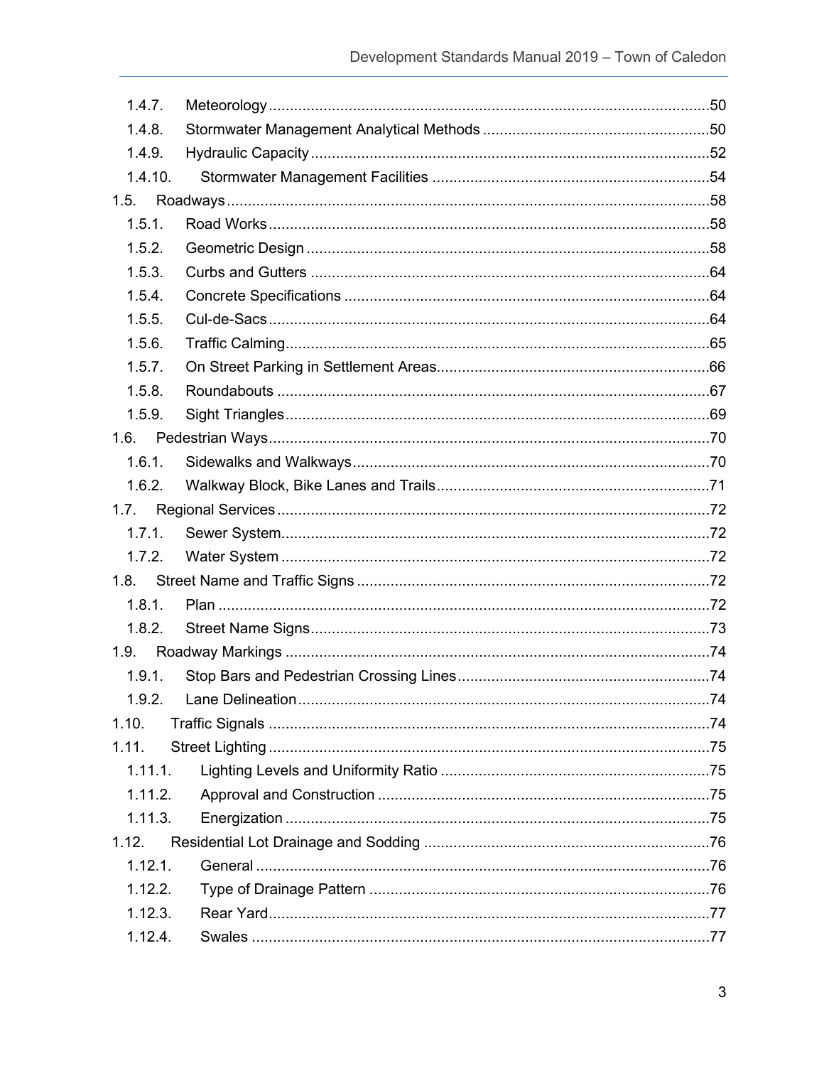1.4.7. Meteorology ........................................................................................................ 50
1.4.8. Stormwater Management Analytical Methods ..................................................... 50
1.4.9. Hydraulic Capacity .............................................................................................. 52
1.4.10. Stormwater Management Facilities ................................................................ 54
1.5. Roadways ................................................................................................................. 58
1.5.1. Road Works ........................................................................................................ 58
1.5.2. Geometric Design ............................................................................................... 58
1.5.3. Curbs and Gutters .............................................................................................. 64
1.5.4. Concrete Specifications ...................................................................................... 64
1.5.5. Cul-de-Sacs ........................................................................................................ 64
1.5.6. Traffic Calming .................................................................................................... 65
1.5.7. On Street Parking in Settlement Areas ................................................................ 66
1.5.8. Roundabouts ...................................................................................................... 67
1.5.9. Sight Triangles .................................................................................................... 69
1.6. Pedestrian Ways ........................................................................................................ 70
1.6.1. Sidewalks and Walkways .................................................................................... 70
1.6.2. Walkway Block, Bike Lanes and Trails ................................................................ 71
1.7. Regional Services ...................................................................................................... 72
1.7.1. Sewer System ..................................................................................................... 72
1.7.2. Water System ..................................................................................................... 72
1.8. Street Name and Traffic Signs ................................................................................... 72
1.8.1. Plan .................................................................................................................... 72
1.8.2. Street Name Signs .............................................................................................. 73
1.9. Roadway Markings .................................................................................................... 74
1.9.1. Stop Bars and Pedestrian Crossing Lines ........................................................... 74
1.9.2. Lane Delineation ................................................................................................. 74
1.10. Traffic Signals ........................................................................................................ 74
1.11. Street Lighting ........................................................................................................ 75
1.11.1. Lighting Levels and Uniformity Ratio ............................................................... 75
1.11.2. Approval and Construction .............................................................................. 75
1.11.3. Energization .................................................................................................... 75
1.12. Residential Lot Drainage and Sodding ................................................................... 76
1.12.1. General ........................................................................................................... 76
1.12.2. Type of Drainage Pattern ................................................................................ 76
1.12.3. Rear Yard ........................................................................................................ 77
1.12.4. Swales ............................................................................................................ 77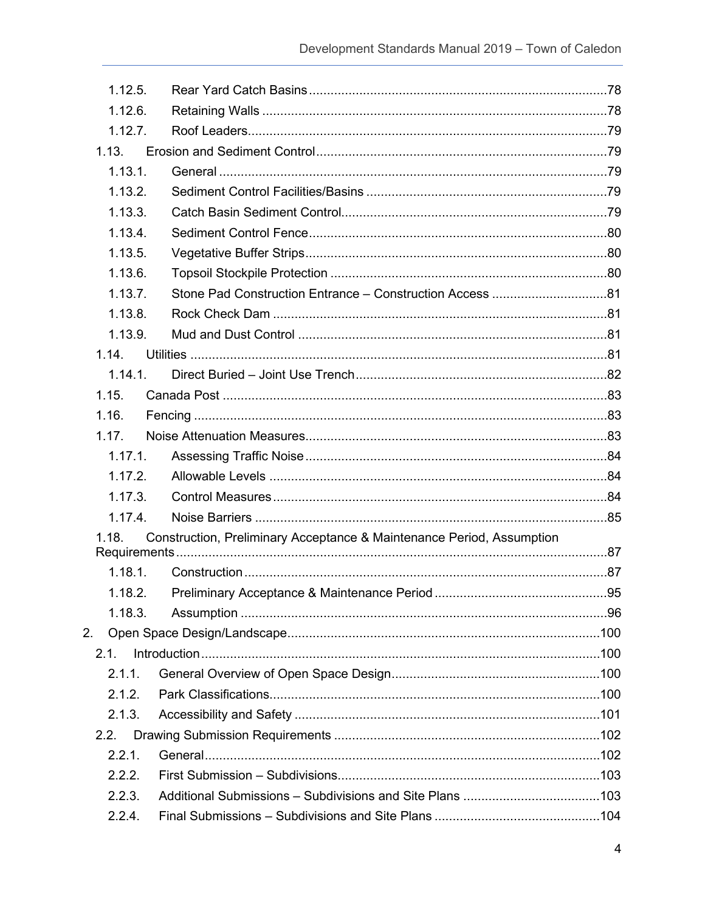- 1.12.5. Rear Yard Catch Basins ........ 78
- 1.12.6. Retaining Walls ........ 78
- 1.12.7. Roof Leaders ........ 79
- 1.13. Erosion and Sediment Control ........ 79
  - 1.13.1. General ........ 79
  - 1.13.2. Sediment Control Facilities/Basins ........ 79
  - 1.13.3. Catch Basin Sediment Control ........ 79
  - 1.13.4. Sediment Control Fence ........ 80
  - 1.13.5. Vegetative Buffer Strips ........ 80
  - 1.13.6. Topsoil Stockpile Protection ........ 80
  - 1.13.7. Stone Pad Construction Entrance – Construction Access ........ 81
  - 1.13.8. Rock Check Dam ........ 81
  - 1.13.9. Mud and Dust Control ........ 81
- 1.14. Utilities ........ 81
  - 1.14.1. Direct Buried – Joint Use Trench ........ 82
- 1.15. Canada Post ........ 83
- 1.16. Fencing ........ 83
- 1.17. Noise Attenuation Measures ........ 83
  - 1.17.1. Assessing Traffic Noise ........ 84
  - 1.17.2. Allowable Levels ........ 84
  - 1.17.3. Control Measures ........ 84
  - 1.17.4. Noise Barriers ........ 85
- 1.18. Construction, Preliminary Acceptance & Maintenance Period, Assumption Requirements ........ 87
  - 1.18.1. Construction ........ 87
  - 1.18.2. Preliminary Acceptance & Maintenance Period ........ 95
  - 1.18.3. Assumption ........ 96

2. Open Space Design/Landscape ........ 100
- 2.1. Introduction ........ 100
  - 2.1.1. General Overview of Open Space Design ........ 100
  - 2.1.2. Park Classifications ........ 100
  - 2.1.3. Accessibility and Safety ........ 101
- 2.2. Drawing Submission Requirements ........ 102
  - 2.2.1. General ........ 102
  - 2.2.2. First Submission – Subdivisions ........ 103
  - 2.2.3. Additional Submissions – Subdivisions and Site Plans ........ 103
  - 2.2.4. Final Submissions – Subdivisions and Site Plans ........ 104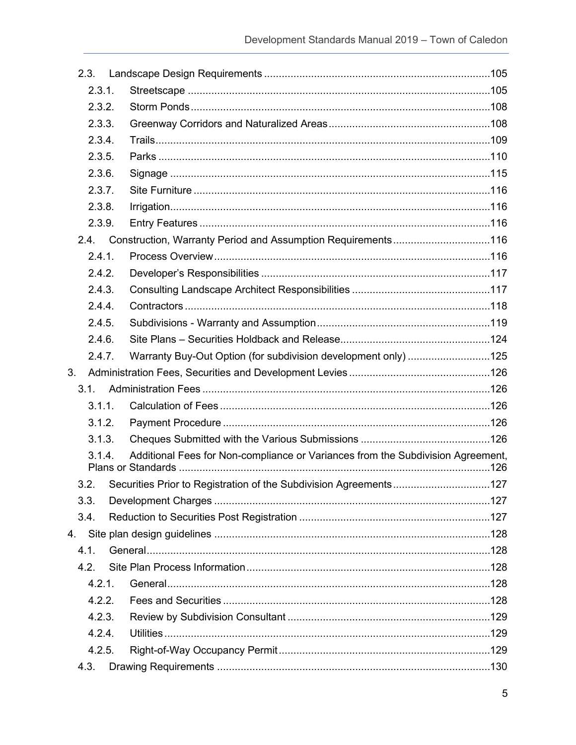- 2.3. Landscape Design Requirements ....................................................105
  - 2.3.1. Streetscape ....................................................105
  - 2.3.2. Storm Ponds ....................................................108
  - 2.3.3. Greenway Corridors and Naturalized Areas ....................................................108
  - 2.3.4. Trails ....................................................109
  - 2.3.5. Parks ....................................................110
  - 2.3.6. Signage ....................................................115
  - 2.3.7. Site Furniture ....................................................116
  - 2.3.8. Irrigation ....................................................116
  - 2.3.9. Entry Features ....................................................116
- 2.4. Construction, Warranty Period and Assumption Requirements ....................................................116
  - 2.4.1. Process Overview ....................................................116
  - 2.4.2. Developer's Responsibilities ....................................................117
  - 2.4.3. Consulting Landscape Architect Responsibilities ....................................................117
  - 2.4.4. Contractors ....................................................118
  - 2.4.5. Subdivisions - Warranty and Assumption ....................................................119
  - 2.4.6. Site Plans – Securities Holdback and Release ....................................................124
  - 2.4.7. Warranty Buy-Out Option (for subdivision development only) ....................................................125

3. Administration Fees, Securities and Development Levies ....................................................126
- 3.1. Administration Fees ....................................................126
  - 3.1.1. Calculation of Fees ....................................................126
  - 3.1.2. Payment Procedure ....................................................126
  - 3.1.3. Cheques Submitted with the Various Submissions ....................................................126
  - 3.1.4. Additional Fees for Non-compliance or Variances from the Subdivision Agreement, Plans or Standards ....................................................126
- 3.2. Securities Prior to Registration of the Subdivision Agreements ....................................................127
- 3.3. Development Charges ....................................................127
- 3.4. Reduction to Securities Post Registration ....................................................127

4. Site plan design guidelines ....................................................128
- 4.1. General ....................................................128
- 4.2. Site Plan Process Information ....................................................128
  - 4.2.1. General ....................................................128
  - 4.2.2. Fees and Securities ....................................................128
  - 4.2.3. Review by Subdivision Consultant ....................................................129
  - 4.2.4. Utilities ....................................................129
  - 4.2.5. Right-of-Way Occupancy Permit ....................................................129
- 4.3. Drawing Requirements ....................................................130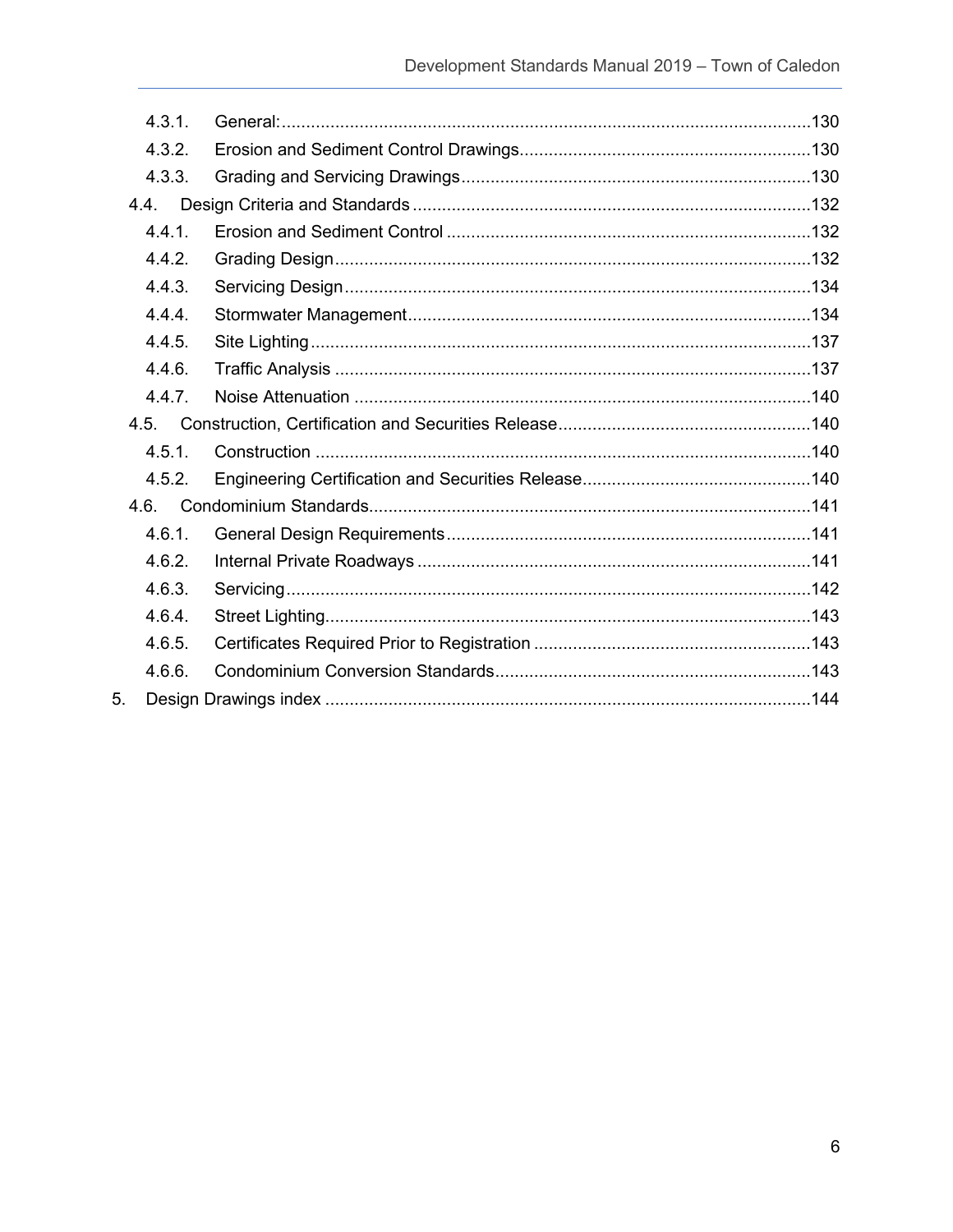4.3.1. General: ........................................................................................................130

4.3.2. Erosion and Sediment Control Drawings...........................................................130

4.3.3. Grading and Servicing Drawings.......................................................................130

4.4. Design Criteria and Standards .................................................................................132

4.4.1. Erosion and Sediment Control ..........................................................................132

4.4.2. Grading Design.................................................................................................132

4.4.3. Servicing Design...............................................................................................134

4.4.4. Stormwater Management..................................................................................134

4.4.5. Site Lighting......................................................................................................137

4.4.6. Traffic Analysis .................................................................................................137

4.4.7. Noise Attenuation .............................................................................................140

4.5. Construction, Certification and Securities Release...................................................140

4.5.1. Construction .....................................................................................................140

4.5.2. Engineering Certification and Securities Release..............................................140

4.6. Condominium Standards..........................................................................................141

4.6.1. General Design Requirements..........................................................................141

4.6.2. Internal Private Roadways ................................................................................141

4.6.3. Servicing...........................................................................................................142

4.6.4. Street Lighting...................................................................................................143

4.6.5. Certificates Required Prior to Registration ........................................................143

4.6.6. Condominium Conversion Standards................................................................143

5. Design Drawings index ...................................................................................................144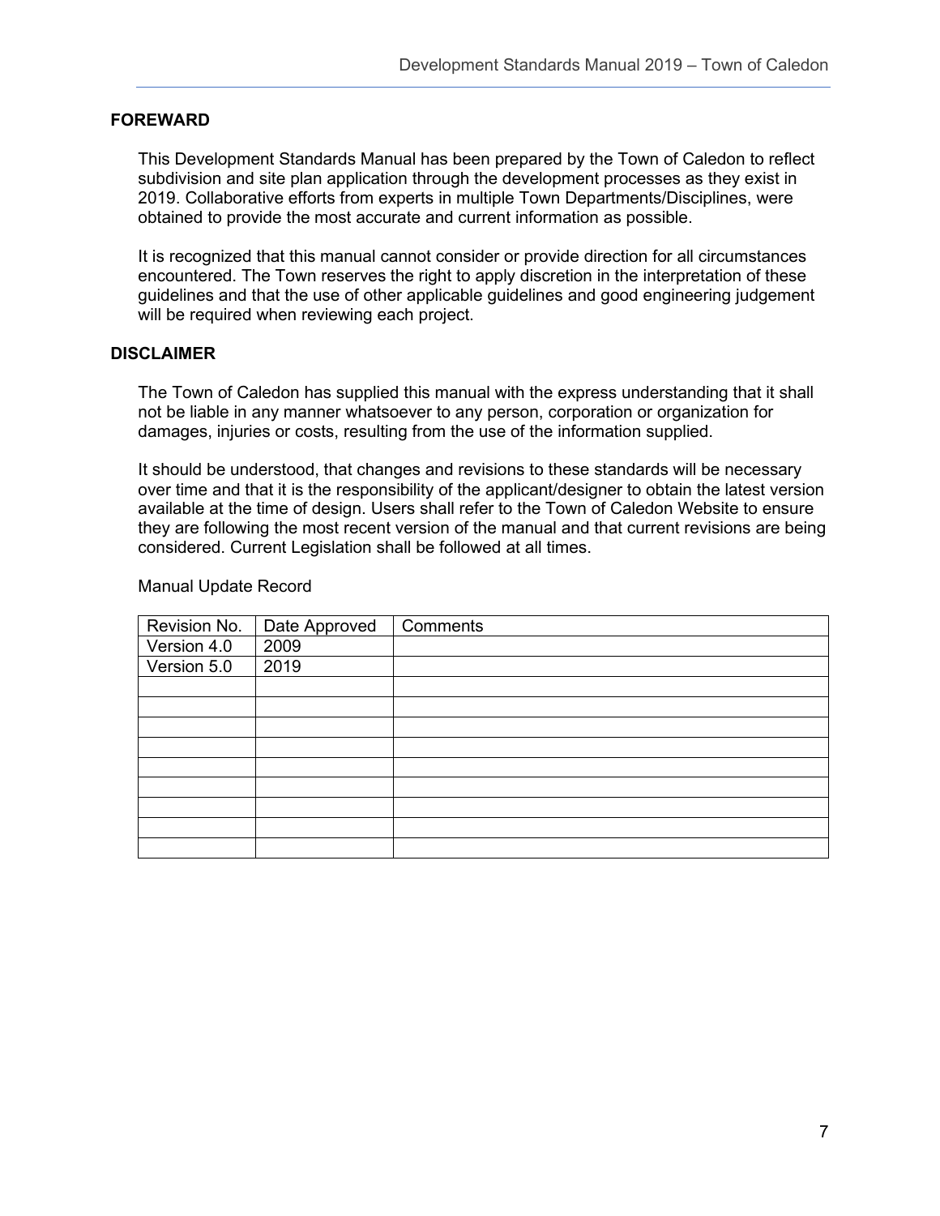## FOREWARD

This Development Standards Manual has been prepared by the Town of Caledon to reflect subdivision and site plan application through the development processes as they exist in 2019. Collaborative efforts from experts in multiple Town Departments/Disciplines, were obtained to provide the most accurate and current information as possible.

It is recognized that this manual cannot consider or provide direction for all circumstances encountered. The Town reserves the right to apply discretion in the interpretation of these guidelines and that the use of other applicable guidelines and good engineering judgement will be required when reviewing each project.

## DISCLAIMER

The Town of Caledon has supplied this manual with the express understanding that it shall not be liable in any manner whatsoever to any person, corporation or organization for damages, injuries or costs, resulting from the use of the information supplied.

It should be understood, that changes and revisions to these standards will be necessary over time and that it is the responsibility of the applicant/designer to obtain the latest version available at the time of design. Users shall refer to the Town of Caledon Website to ensure they are following the most recent version of the manual and that current revisions are being considered. Current Legislation shall be followed at all times.

Manual Update Record

| Revision No. | Date Approved | Comments |
|---|---|---|
| Version 4.0 | 2009 | |
| Version 5.0 | 2019 | |
| | | |
| | | |
| | | |
| | | |
| | | |
| | | |
| | | |
| | | |
| | | |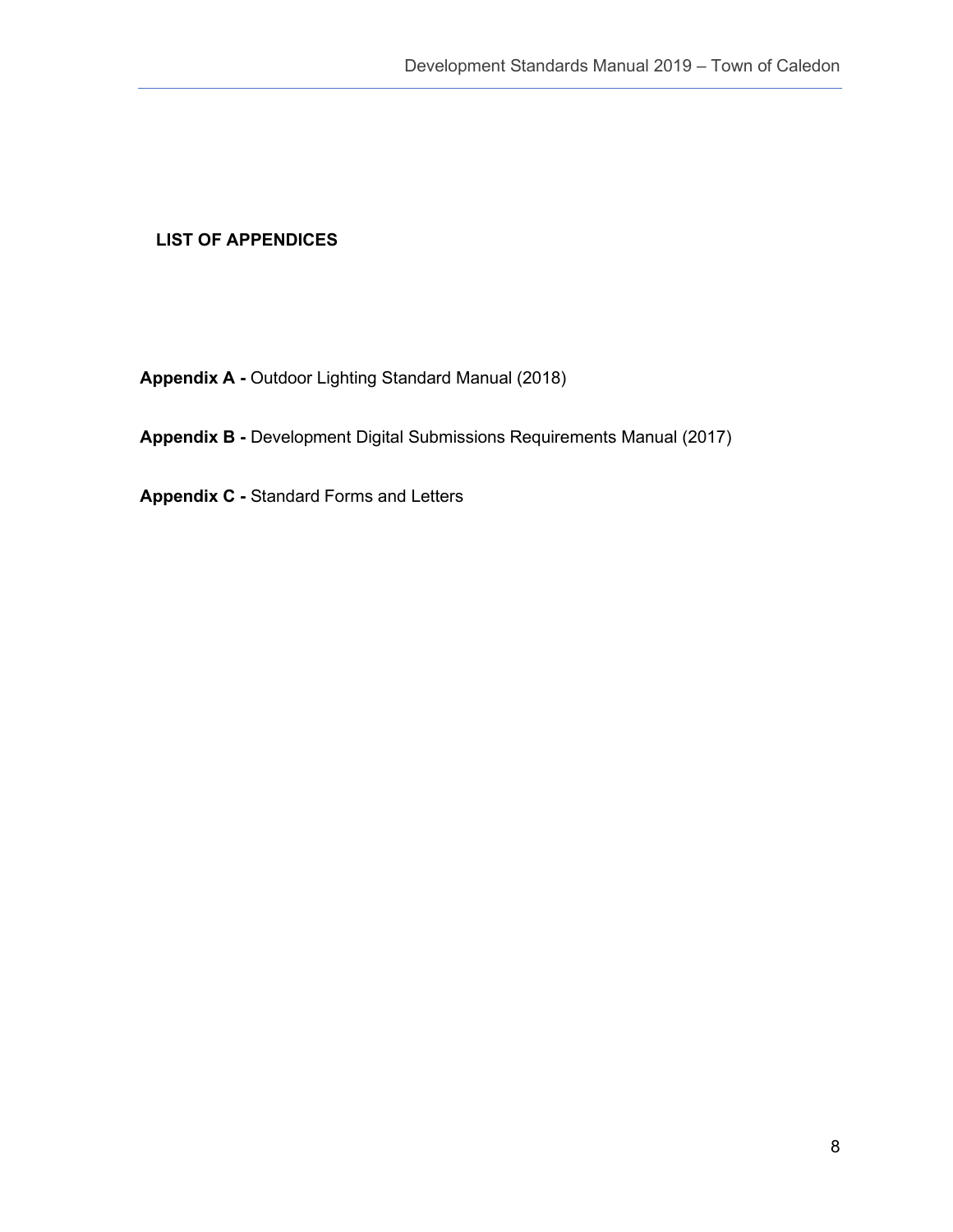## LIST OF APPENDICES

**Appendix A -** Outdoor Lighting Standard Manual (2018)

**Appendix B -** Development Digital Submissions Requirements Manual (2017)

**Appendix C -** Standard Forms and Letters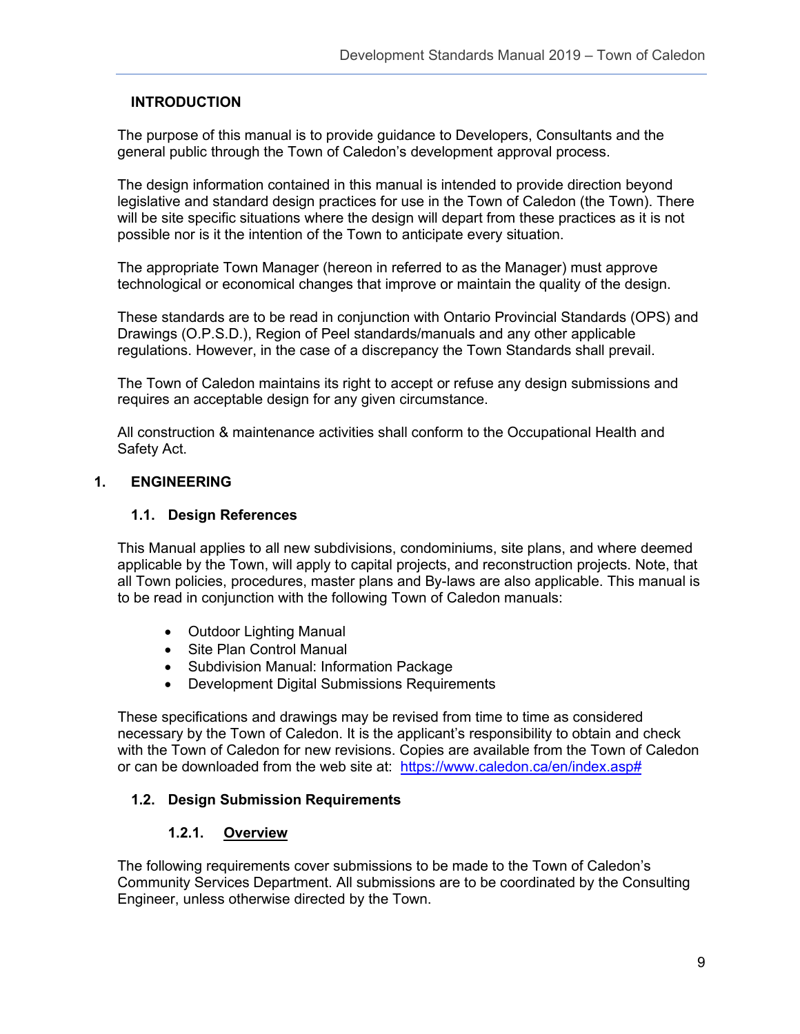## INTRODUCTION

The purpose of this manual is to provide guidance to Developers, Consultants and the general public through the Town of Caledon's development approval process.

The design information contained in this manual is intended to provide direction beyond legislative and standard design practices for use in the Town of Caledon (the Town). There will be site specific situations where the design will depart from these practices as it is not possible nor is it the intention of the Town to anticipate every situation.

The appropriate Town Manager (hereon in referred to as the Manager) must approve technological or economical changes that improve or maintain the quality of the design.

These standards are to be read in conjunction with Ontario Provincial Standards (OPS) and Drawings (O.P.S.D.), Region of Peel standards/manuals and any other applicable regulations. However, in the case of a discrepancy the Town Standards shall prevail.

The Town of Caledon maintains its right to accept or refuse any design submissions and requires an acceptable design for any given circumstance.

All construction & maintenance activities shall conform to the Occupational Health and Safety Act.

# 1. ENGINEERING

## 1.1. Design References

This Manual applies to all new subdivisions, condominiums, site plans, and where deemed applicable by the Town, will apply to capital projects, and reconstruction projects. Note, that all Town policies, procedures, master plans and By-laws are also applicable. This manual is to be read in conjunction with the following Town of Caledon manuals:

- Outdoor Lighting Manual
- Site Plan Control Manual
- Subdivision Manual: Information Package
- Development Digital Submissions Requirements

These specifications and drawings may be revised from time to time as considered necessary by the Town of Caledon. It is the applicant's responsibility to obtain and check with the Town of Caledon for new revisions. Copies are available from the Town of Caledon or can be downloaded from the web site at: [https://www.caledon.ca/en/index.asp#](https://www.caledon.ca/en/index.asp#)

## 1.2. Design Submission Requirements

### 1.2.1. Overview

The following requirements cover submissions to be made to the Town of Caledon's Community Services Department. All submissions are to be coordinated by the Consulting Engineer, unless otherwise directed by the Town.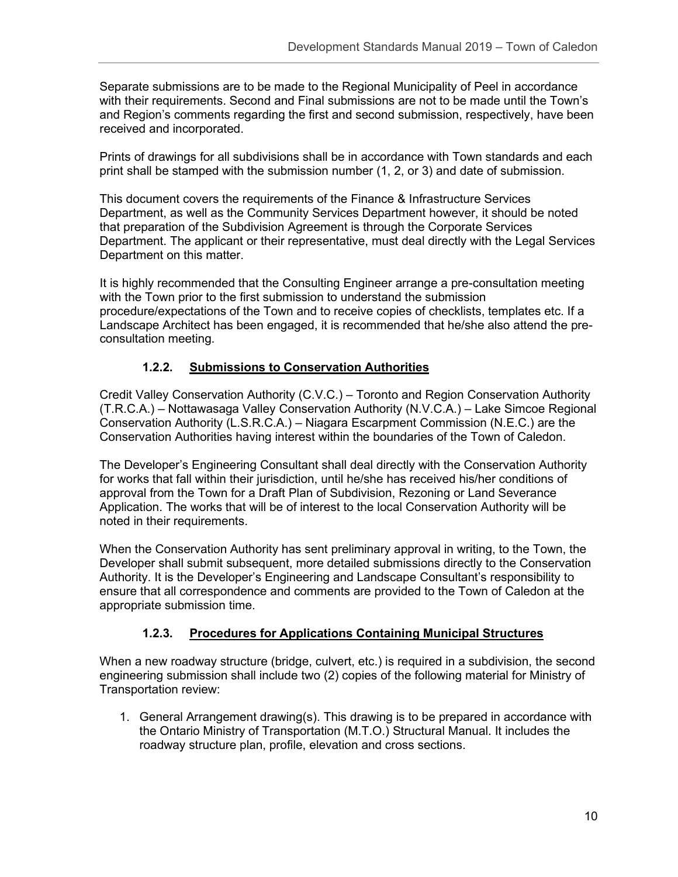Separate submissions are to be made to the Regional Municipality of Peel in accordance with their requirements. Second and Final submissions are not to be made until the Town's and Region's comments regarding the first and second submission, respectively, have been received and incorporated.

Prints of drawings for all subdivisions shall be in accordance with Town standards and each print shall be stamped with the submission number (1, 2, or 3) and date of submission.

This document covers the requirements of the Finance & Infrastructure Services Department, as well as the Community Services Department however, it should be noted that preparation of the Subdivision Agreement is through the Corporate Services Department. The applicant or their representative, must deal directly with the Legal Services Department on this matter.

It is highly recommended that the Consulting Engineer arrange a pre-consultation meeting with the Town prior to the first submission to understand the submission procedure/expectations of the Town and to receive copies of checklists, templates etc. If a Landscape Architect has been engaged, it is recommended that he/she also attend the pre-consultation meeting.

### 1.2.2. Submissions to Conservation Authorities

Credit Valley Conservation Authority (C.V.C.) – Toronto and Region Conservation Authority (T.R.C.A.) – Nottawasaga Valley Conservation Authority (N.V.C.A.) – Lake Simcoe Regional Conservation Authority (L.S.R.C.A.) – Niagara Escarpment Commission (N.E.C.) are the Conservation Authorities having interest within the boundaries of the Town of Caledon.

The Developer's Engineering Consultant shall deal directly with the Conservation Authority for works that fall within their jurisdiction, until he/she has received his/her conditions of approval from the Town for a Draft Plan of Subdivision, Rezoning or Land Severance Application. The works that will be of interest to the local Conservation Authority will be noted in their requirements.

When the Conservation Authority has sent preliminary approval in writing, to the Town, the Developer shall submit subsequent, more detailed submissions directly to the Conservation Authority. It is the Developer's Engineering and Landscape Consultant's responsibility to ensure that all correspondence and comments are provided to the Town of Caledon at the appropriate submission time.

### 1.2.3. Procedures for Applications Containing Municipal Structures

When a new roadway structure (bridge, culvert, etc.) is required in a subdivision, the second engineering submission shall include two (2) copies of the following material for Ministry of Transportation review:

1. General Arrangement drawing(s). This drawing is to be prepared in accordance with the Ontario Ministry of Transportation (M.T.O.) Structural Manual. It includes the roadway structure plan, profile, elevation and cross sections.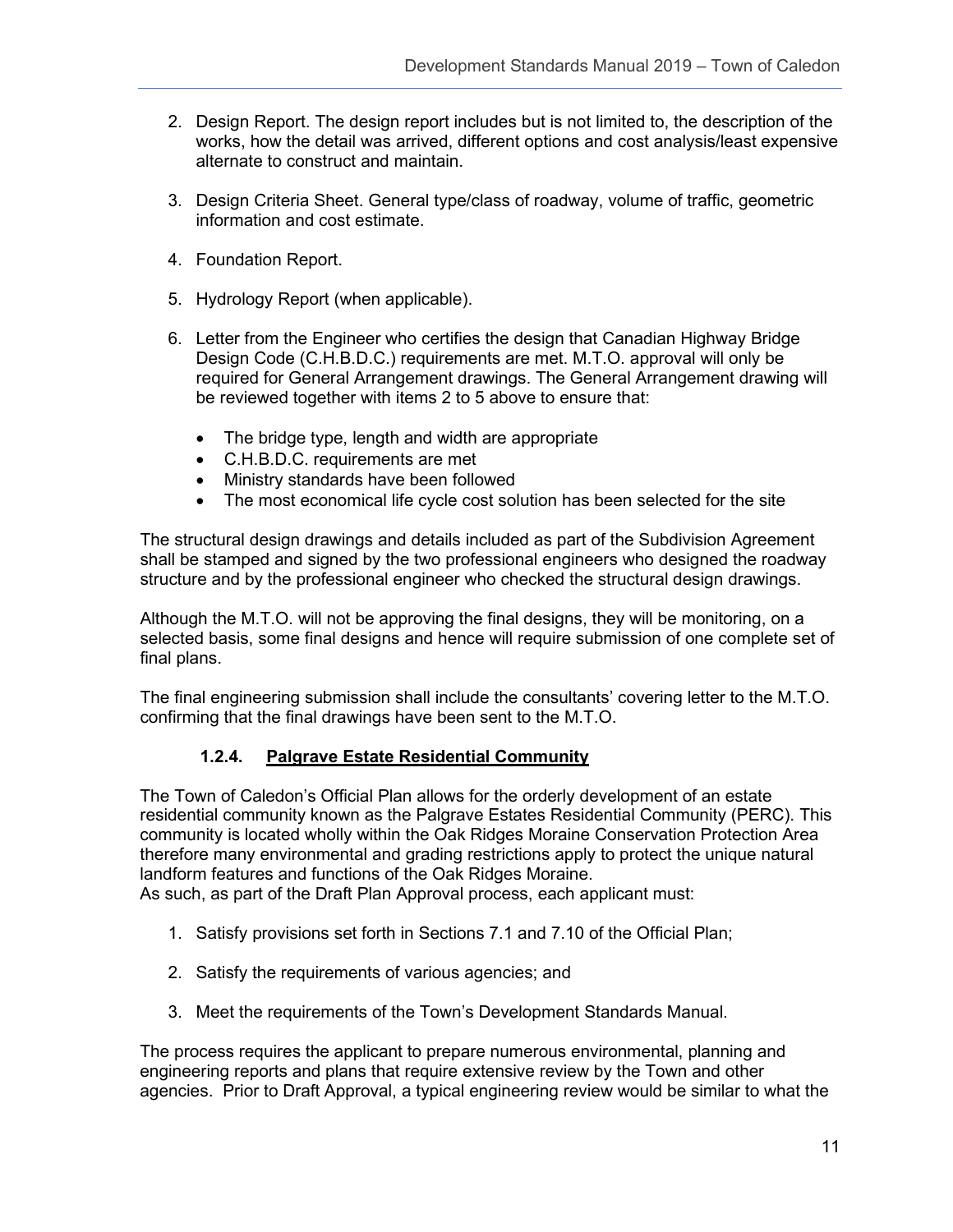2. Design Report. The design report includes but is not limited to, the description of the works, how the detail was arrived, different options and cost analysis/least expensive alternate to construct and maintain.

3. Design Criteria Sheet. General type/class of roadway, volume of traffic, geometric information and cost estimate.

4. Foundation Report.

5. Hydrology Report (when applicable).

6. Letter from the Engineer who certifies the design that Canadian Highway Bridge Design Code (C.H.B.D.C.) requirements are met. M.T.O. approval will only be required for General Arrangement drawings. The General Arrangement drawing will be reviewed together with items 2 to 5 above to ensure that:

   - The bridge type, length and width are appropriate
   - C.H.B.D.C. requirements are met
   - Ministry standards have been followed
   - The most economical life cycle cost solution has been selected for the site

The structural design drawings and details included as part of the Subdivision Agreement shall be stamped and signed by the two professional engineers who designed the roadway structure and by the professional engineer who checked the structural design drawings.

Although the M.T.O. will not be approving the final designs, they will be monitoring, on a selected basis, some final designs and hence will require submission of one complete set of final plans.

The final engineering submission shall include the consultants' covering letter to the M.T.O. confirming that the final drawings have been sent to the M.T.O.

#### 1.2.4. Palgrave Estate Residential Community

The Town of Caledon's Official Plan allows for the orderly development of an estate residential community known as the Palgrave Estates Residential Community (PERC). This community is located wholly within the Oak Ridges Moraine Conservation Protection Area therefore many environmental and grading restrictions apply to protect the unique natural landform features and functions of the Oak Ridges Moraine.
As such, as part of the Draft Plan Approval process, each applicant must:

1. Satisfy provisions set forth in Sections 7.1 and 7.10 of the Official Plan;

2. Satisfy the requirements of various agencies; and

3. Meet the requirements of the Town's Development Standards Manual.

The process requires the applicant to prepare numerous environmental, planning and engineering reports and plans that require extensive review by the Town and other agencies. Prior to Draft Approval, a typical engineering review would be similar to what the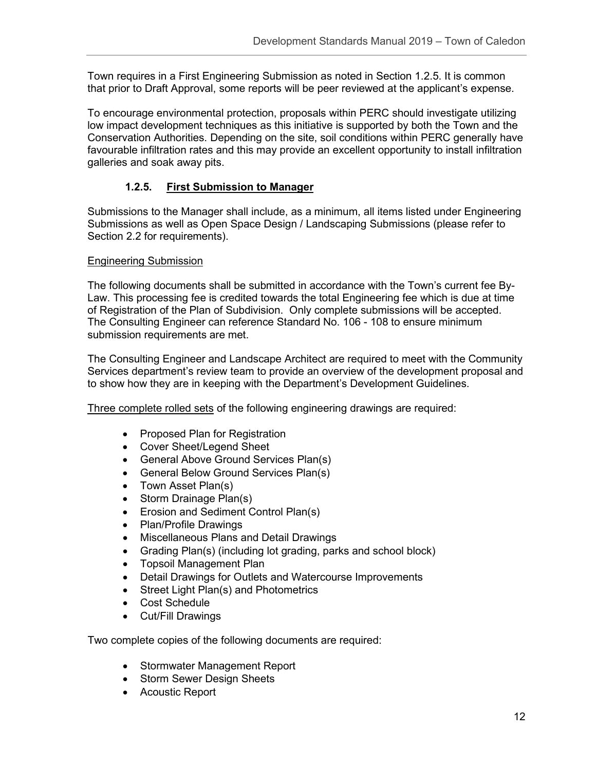Town requires in a First Engineering Submission as noted in Section 1.2.5. It is common that prior to Draft Approval, some reports will be peer reviewed at the applicant's expense.

To encourage environmental protection, proposals within PERC should investigate utilizing low impact development techniques as this initiative is supported by both the Town and the Conservation Authorities. Depending on the site, soil conditions within PERC generally have favourable infiltration rates and this may provide an excellent opportunity to install infiltration galleries and soak away pits.

### 1.2.5. First Submission to Manager

Submissions to the Manager shall include, as a minimum, all items listed under Engineering Submissions as well as Open Space Design / Landscaping Submissions (please refer to Section 2.2 for requirements).

Engineering Submission

The following documents shall be submitted in accordance with the Town's current fee By-Law. This processing fee is credited towards the total Engineering fee which is due at time of Registration of the Plan of Subdivision. Only complete submissions will be accepted. The Consulting Engineer can reference Standard No. 106 - 108 to ensure minimum submission requirements are met.

The Consulting Engineer and Landscape Architect are required to meet with the Community Services department's review team to provide an overview of the development proposal and to show how they are in keeping with the Department's Development Guidelines.

Three complete rolled sets of the following engineering drawings are required:

- Proposed Plan for Registration
- Cover Sheet/Legend Sheet
- General Above Ground Services Plan(s)
- General Below Ground Services Plan(s)
- Town Asset Plan(s)
- Storm Drainage Plan(s)
- Erosion and Sediment Control Plan(s)
- Plan/Profile Drawings
- Miscellaneous Plans and Detail Drawings
- Grading Plan(s) (including lot grading, parks and school block)
- Topsoil Management Plan
- Detail Drawings for Outlets and Watercourse Improvements
- Street Light Plan(s) and Photometrics
- Cost Schedule
- Cut/Fill Drawings

Two complete copies of the following documents are required:

- Stormwater Management Report
- Storm Sewer Design Sheets
- Acoustic Report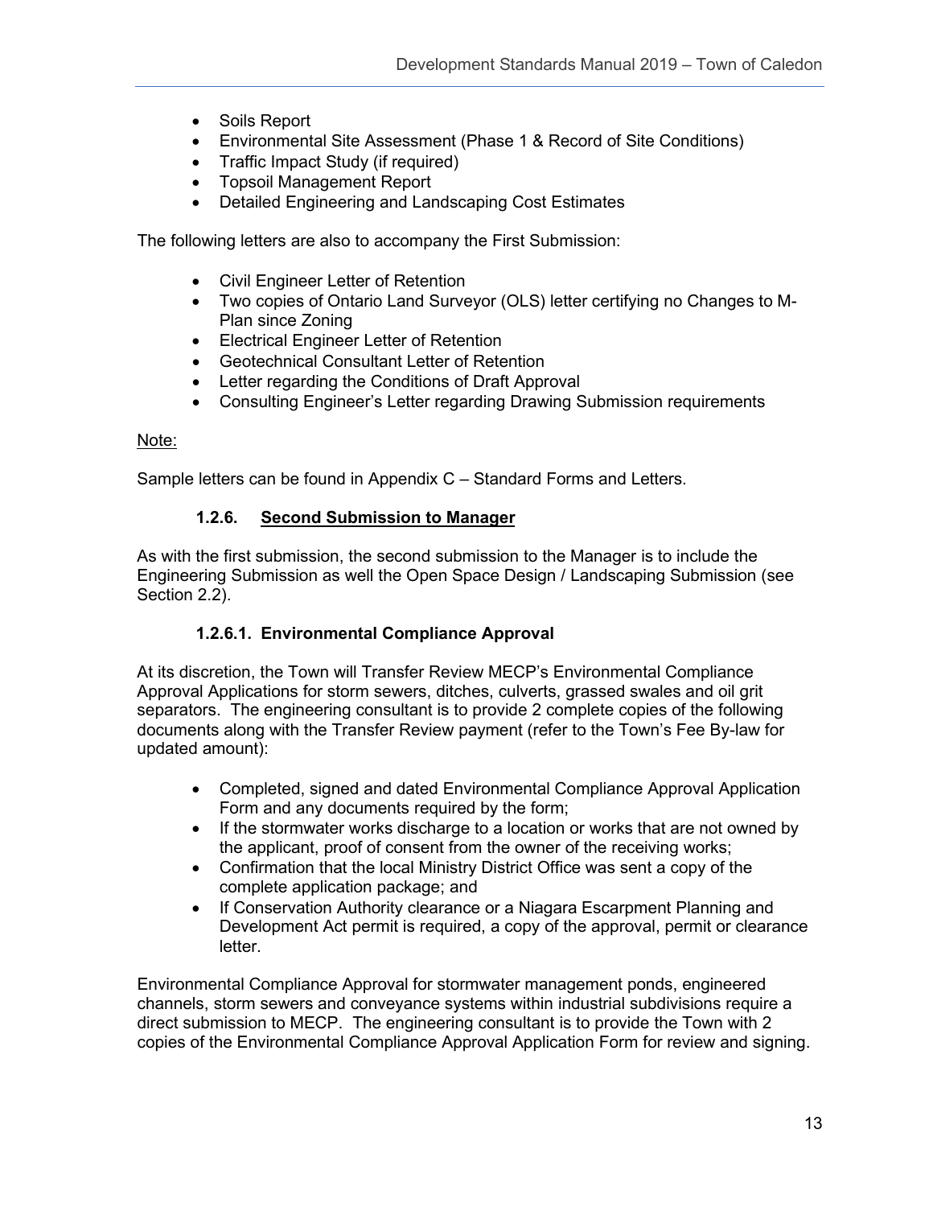- Soils Report
- Environmental Site Assessment (Phase 1 & Record of Site Conditions)
- Traffic Impact Study (if required)
- Topsoil Management Report
- Detailed Engineering and Landscaping Cost Estimates

The following letters are also to accompany the First Submission:

- Civil Engineer Letter of Retention
- Two copies of Ontario Land Surveyor (OLS) letter certifying no Changes to M-Plan since Zoning
- Electrical Engineer Letter of Retention
- Geotechnical Consultant Letter of Retention
- Letter regarding the Conditions of Draft Approval
- Consulting Engineer's Letter regarding Drawing Submission requirements

Note:

Sample letters can be found in Appendix C – Standard Forms and Letters.

### 1.2.6. Second Submission to Manager

As with the first submission, the second submission to the Manager is to include the Engineering Submission as well the Open Space Design / Landscaping Submission (see Section 2.2).

#### 1.2.6.1. Environmental Compliance Approval

At its discretion, the Town will Transfer Review MECP's Environmental Compliance Approval Applications for storm sewers, ditches, culverts, grassed swales and oil grit separators. The engineering consultant is to provide 2 complete copies of the following documents along with the Transfer Review payment (refer to the Town's Fee By-law for updated amount):

- Completed, signed and dated Environmental Compliance Approval Application Form and any documents required by the form;
- If the stormwater works discharge to a location or works that are not owned by the applicant, proof of consent from the owner of the receiving works;
- Confirmation that the local Ministry District Office was sent a copy of the complete application package; and
- If Conservation Authority clearance or a Niagara Escarpment Planning and Development Act permit is required, a copy of the approval, permit or clearance letter.

Environmental Compliance Approval for stormwater management ponds, engineered channels, storm sewers and conveyance systems within industrial subdivisions require a direct submission to MECP. The engineering consultant is to provide the Town with 2 copies of the Environmental Compliance Approval Application Form for review and signing.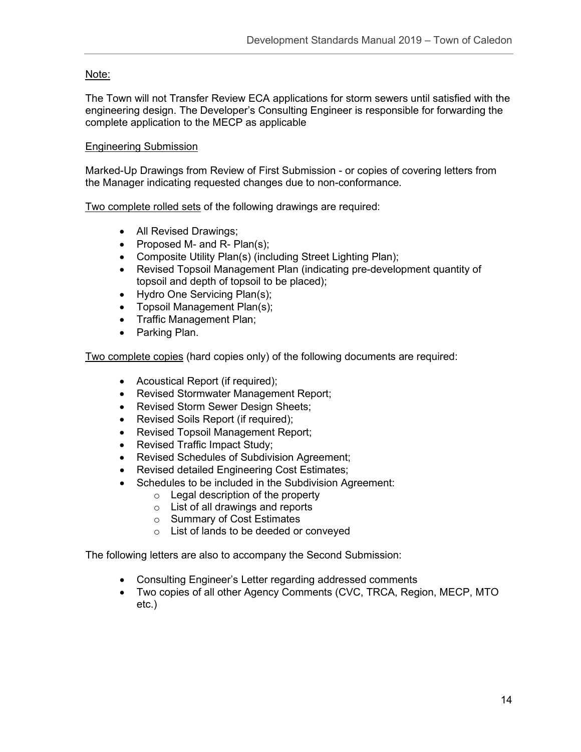Note:

The Town will not Transfer Review ECA applications for storm sewers until satisfied with the engineering design. The Developer's Consulting Engineer is responsible for forwarding the complete application to the MECP as applicable

Engineering Submission

Marked-Up Drawings from Review of First Submission - or copies of covering letters from the Manager indicating requested changes due to non-conformance.

Two complete rolled sets of the following drawings are required:

- All Revised Drawings;
- Proposed M- and R- Plan(s);
- Composite Utility Plan(s) (including Street Lighting Plan);
- Revised Topsoil Management Plan (indicating pre-development quantity of topsoil and depth of topsoil to be placed);
- Hydro One Servicing Plan(s);
- Topsoil Management Plan(s);
- Traffic Management Plan;
- Parking Plan.

Two complete copies (hard copies only) of the following documents are required:

- Acoustical Report (if required);
- Revised Stormwater Management Report;
- Revised Storm Sewer Design Sheets;
- Revised Soils Report (if required);
- Revised Topsoil Management Report;
- Revised Traffic Impact Study;
- Revised Schedules of Subdivision Agreement;
- Revised detailed Engineering Cost Estimates;
- Schedules to be included in the Subdivision Agreement:
  - Legal description of the property
  - List of all drawings and reports
  - Summary of Cost Estimates
  - List of lands to be deeded or conveyed

The following letters are also to accompany the Second Submission:

- Consulting Engineer's Letter regarding addressed comments
- Two copies of all other Agency Comments (CVC, TRCA, Region, MECP, MTO etc.)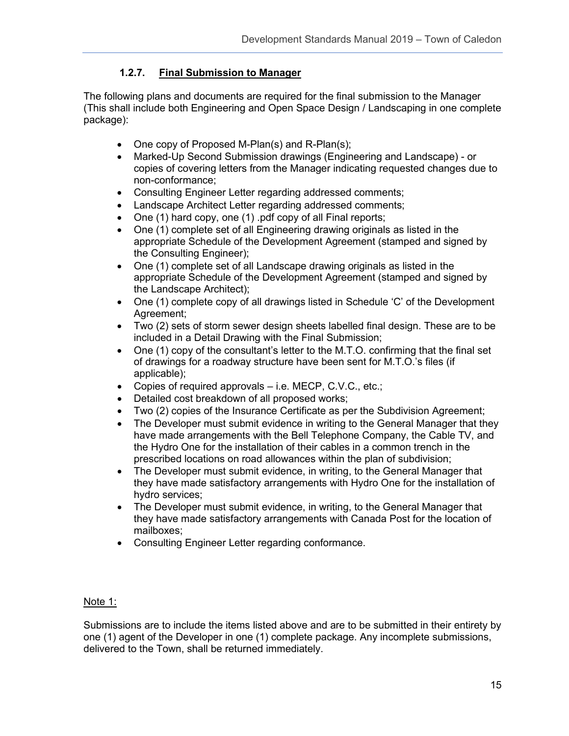### 1.2.7. Final Submission to Manager

The following plans and documents are required for the final submission to the Manager (This shall include both Engineering and Open Space Design / Landscaping in one complete package):

- One copy of Proposed M-Plan(s) and R-Plan(s);
- Marked-Up Second Submission drawings (Engineering and Landscape) - or copies of covering letters from the Manager indicating requested changes due to non-conformance;
- Consulting Engineer Letter regarding addressed comments;
- Landscape Architect Letter regarding addressed comments;
- One (1) hard copy, one (1) .pdf copy of all Final reports;
- One (1) complete set of all Engineering drawing originals as listed in the appropriate Schedule of the Development Agreement (stamped and signed by the Consulting Engineer);
- One (1) complete set of all Landscape drawing originals as listed in the appropriate Schedule of the Development Agreement (stamped and signed by the Landscape Architect);
- One (1) complete copy of all drawings listed in Schedule 'C' of the Development Agreement;
- Two (2) sets of storm sewer design sheets labelled final design. These are to be included in a Detail Drawing with the Final Submission;
- One (1) copy of the consultant's letter to the M.T.O. confirming that the final set of drawings for a roadway structure have been sent for M.T.O.'s files (if applicable);
- Copies of required approvals – i.e. MECP, C.V.C., etc.;
- Detailed cost breakdown of all proposed works;
- Two (2) copies of the Insurance Certificate as per the Subdivision Agreement;
- The Developer must submit evidence in writing to the General Manager that they have made arrangements with the Bell Telephone Company, the Cable TV, and the Hydro One for the installation of their cables in a common trench in the prescribed locations on road allowances within the plan of subdivision;
- The Developer must submit evidence, in writing, to the General Manager that they have made satisfactory arrangements with Hydro One for the installation of hydro services;
- The Developer must submit evidence, in writing, to the General Manager that they have made satisfactory arrangements with Canada Post for the location of mailboxes;
- Consulting Engineer Letter regarding conformance.

Note 1:

Submissions are to include the items listed above and are to be submitted in their entirety by one (1) agent of the Developer in one (1) complete package. Any incomplete submissions, delivered to the Town, shall be returned immediately.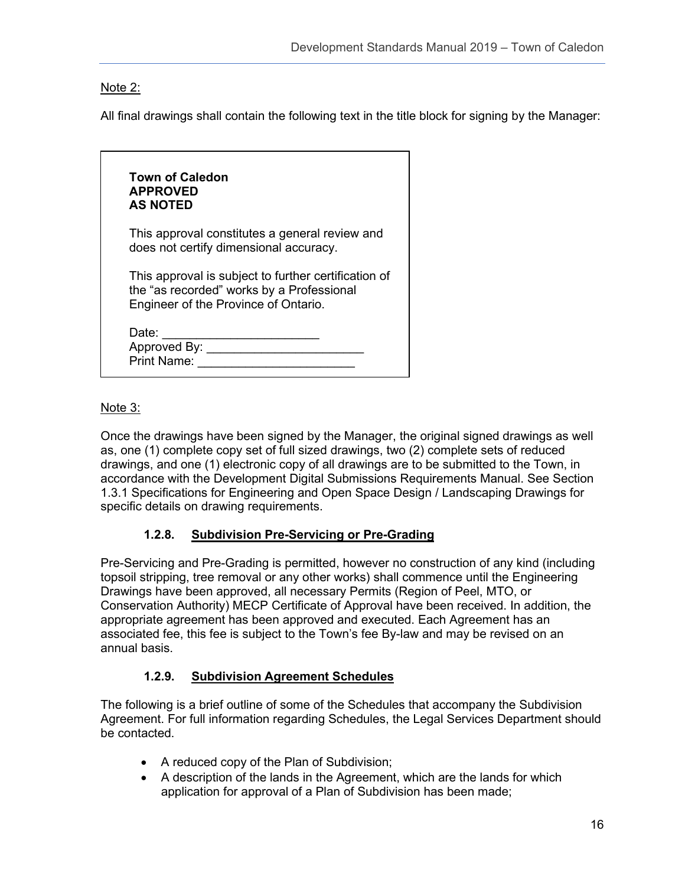Note 2:

All final drawings shall contain the following text in the title block for signing by the Manager:

> **Town of Caledon**
> **APPROVED**
> **AS NOTED**
>
> This approval constitutes a general review and does not certify dimensional accuracy.
>
> This approval is subject to further certification of the "as recorded" works by a Professional Engineer of the Province of Ontario.
>
> Date: ________________________
> Approved By: ________________________
> Print Name: ________________________

Note 3:

Once the drawings have been signed by the Manager, the original signed drawings as well as, one (1) complete copy set of full sized drawings, two (2) complete sets of reduced drawings, and one (1) electronic copy of all drawings are to be submitted to the Town, in accordance with the Development Digital Submissions Requirements Manual. See Section 1.3.1 Specifications for Engineering and Open Space Design / Landscaping Drawings for specific details on drawing requirements.

### 1.2.8. Subdivision Pre-Servicing or Pre-Grading

Pre-Servicing and Pre-Grading is permitted, however no construction of any kind (including topsoil stripping, tree removal or any other works) shall commence until the Engineering Drawings have been approved, all necessary Permits (Region of Peel, MTO, or Conservation Authority) MECP Certificate of Approval have been received. In addition, the appropriate agreement has been approved and executed. Each Agreement has an associated fee, this fee is subject to the Town's fee By-law and may be revised on an annual basis.

### 1.2.9. Subdivision Agreement Schedules

The following is a brief outline of some of the Schedules that accompany the Subdivision Agreement. For full information regarding Schedules, the Legal Services Department should be contacted.

- A reduced copy of the Plan of Subdivision;
- A description of the lands in the Agreement, which are the lands for which application for approval of a Plan of Subdivision has been made;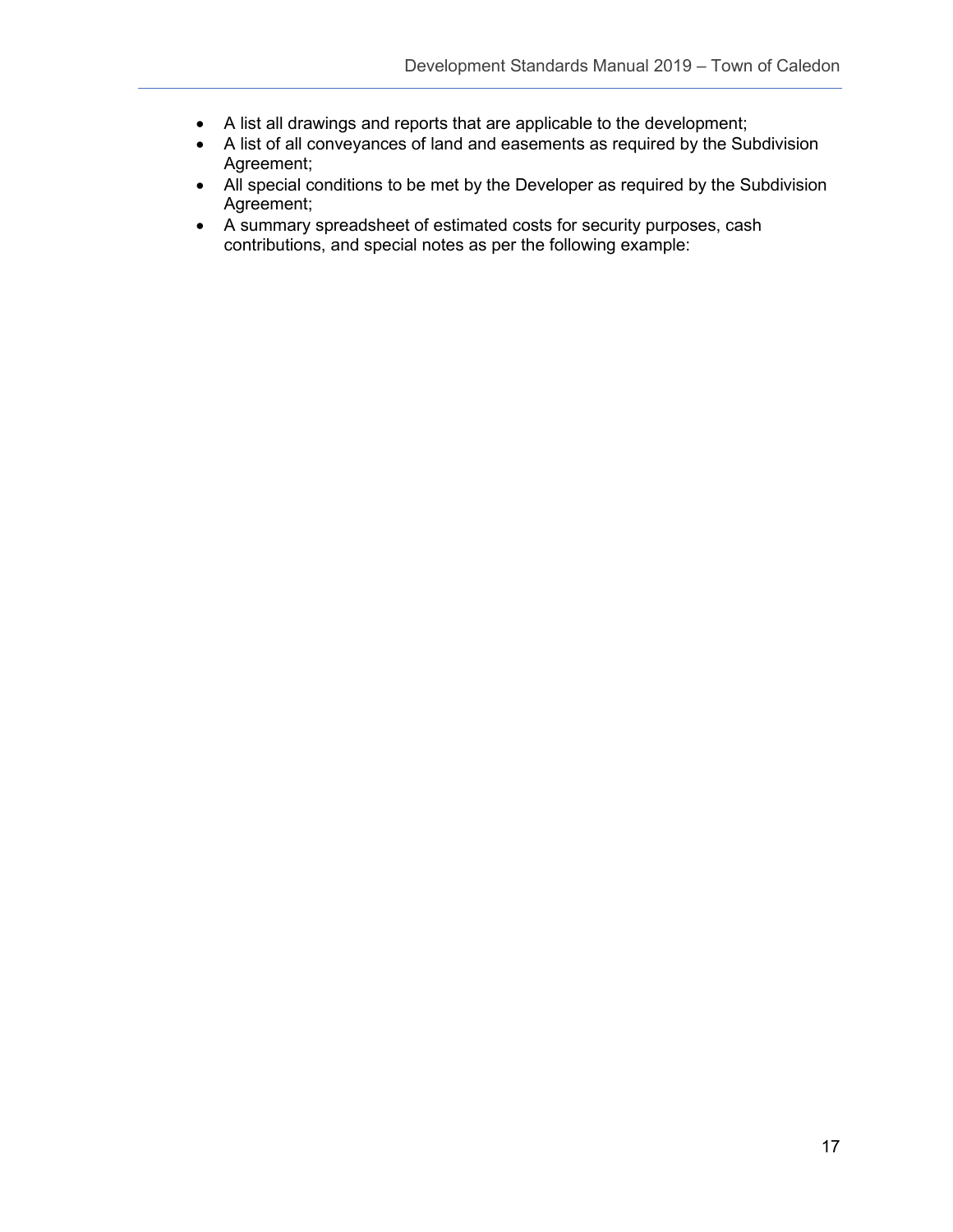- A list all drawings and reports that are applicable to the development;
- A list of all conveyances of land and easements as required by the Subdivision Agreement;
- All special conditions to be met by the Developer as required by the Subdivision Agreement;
- A summary spreadsheet of estimated costs for security purposes, cash contributions, and special notes as per the following example: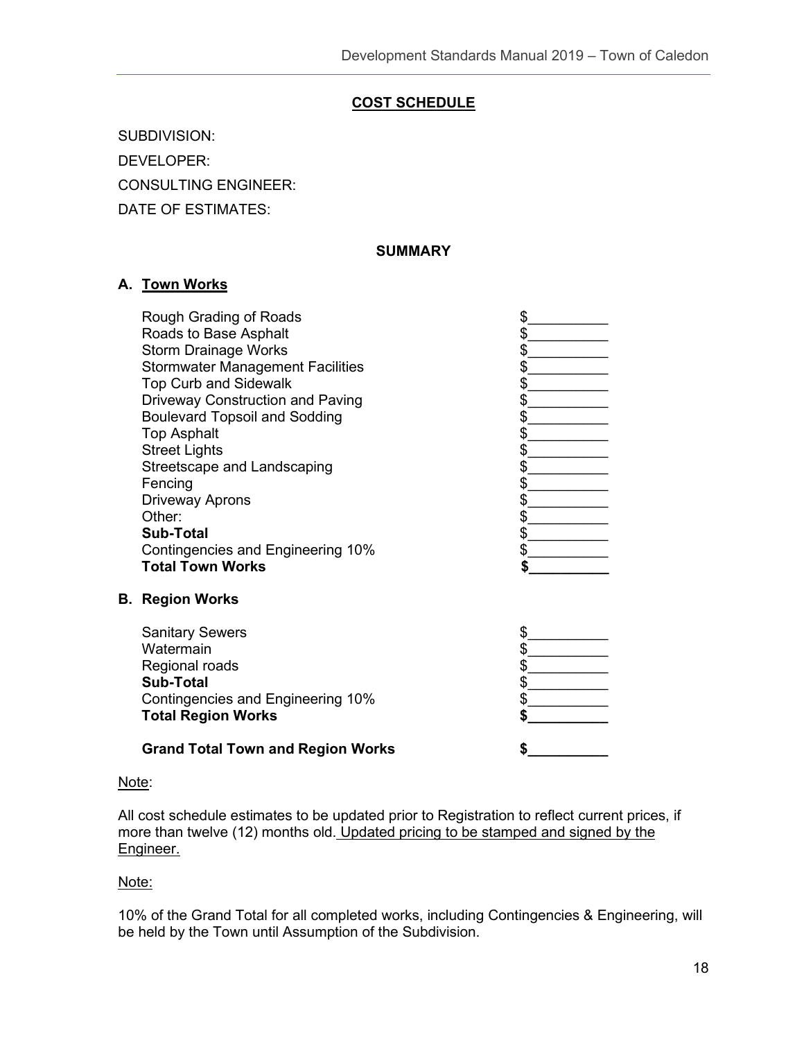## COST SCHEDULE

SUBDIVISION:

DEVELOPER:

CONSULTING ENGINEER:

DATE OF ESTIMATES:

### SUMMARY

**A. Town Works**

| | |
|---|---|
| Rough Grading of Roads | $__________ |
| Roads to Base Asphalt | $__________ |
| Storm Drainage Works | $__________ |
| Stormwater Management Facilities | $__________ |
| Top Curb and Sidewalk | $__________ |
| Driveway Construction and Paving | $__________ |
| Boulevard Topsoil and Sodding | $__________ |
| Top Asphalt | $__________ |
| Street Lights | $__________ |
| Streetscape and Landscaping | $__________ |
| Fencing | $__________ |
| Driveway Aprons | $__________ |
| Other: | $__________ |
| **Sub-Total** | $__________ |
| Contingencies and Engineering 10% | $__________ |
| **Total Town Works** | **$__________** |

**B. Region Works**

| | |
|---|---|
| Sanitary Sewers | $__________ |
| Watermain | $__________ |
| Regional roads | $__________ |
| **Sub-Total** | $__________ |
| Contingencies and Engineering 10% | $__________ |
| **Total Region Works** | **$__________** |
| **Grand Total Town and Region Works** | **$__________** |

Note:

All cost schedule estimates to be updated prior to Registration to reflect current prices, if more than twelve (12) months old. Updated pricing to be stamped and signed by the Engineer.

Note:

10% of the Grand Total for all completed works, including Contingencies & Engineering, will be held by the Town until Assumption of the Subdivision.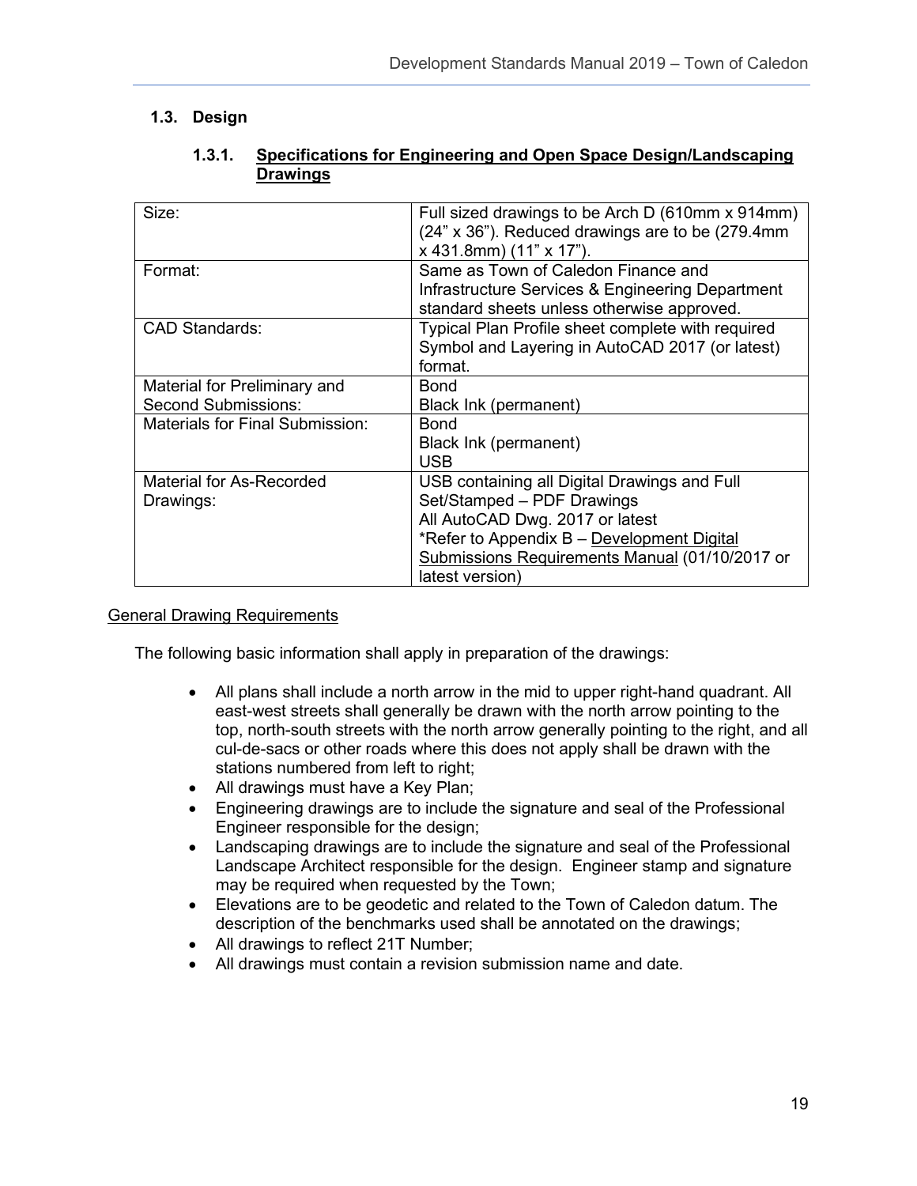## 1.3. Design

### 1.3.1. Specifications for Engineering and Open Space Design/Landscaping Drawings

| Size: | Full sized drawings to be Arch D (610mm x 914mm) (24" x 36"). Reduced drawings are to be (279.4mm x 431.8mm) (11" x 17"). |
|---|---|
| Format: | Same as Town of Caledon Finance and Infrastructure Services & Engineering Department standard sheets unless otherwise approved. |
| CAD Standards: | Typical Plan Profile sheet complete with required Symbol and Layering in AutoCAD 2017 (or latest) format. |
| Material for Preliminary and Second Submissions: | Bond<br>Black Ink (permanent) |
| Materials for Final Submission: | Bond<br>Black Ink (permanent)<br>USB |
| Material for As-Recorded Drawings: | USB containing all Digital Drawings and Full Set/Stamped – PDF Drawings<br>All AutoCAD Dwg. 2017 or latest<br>*Refer to Appendix B – Development Digital Submissions Requirements Manual (01/10/2017 or latest version) |

General Drawing Requirements

The following basic information shall apply in preparation of the drawings:

- All plans shall include a north arrow in the mid to upper right-hand quadrant. All east-west streets shall generally be drawn with the north arrow pointing to the top, north-south streets with the north arrow generally pointing to the right, and all cul-de-sacs or other roads where this does not apply shall be drawn with the stations numbered from left to right;
- All drawings must have a Key Plan;
- Engineering drawings are to include the signature and seal of the Professional Engineer responsible for the design;
- Landscaping drawings are to include the signature and seal of the Professional Landscape Architect responsible for the design. Engineer stamp and signature may be required when requested by the Town;
- Elevations are to be geodetic and related to the Town of Caledon datum. The description of the benchmarks used shall be annotated on the drawings;
- All drawings to reflect 21T Number;
- All drawings must contain a revision submission name and date.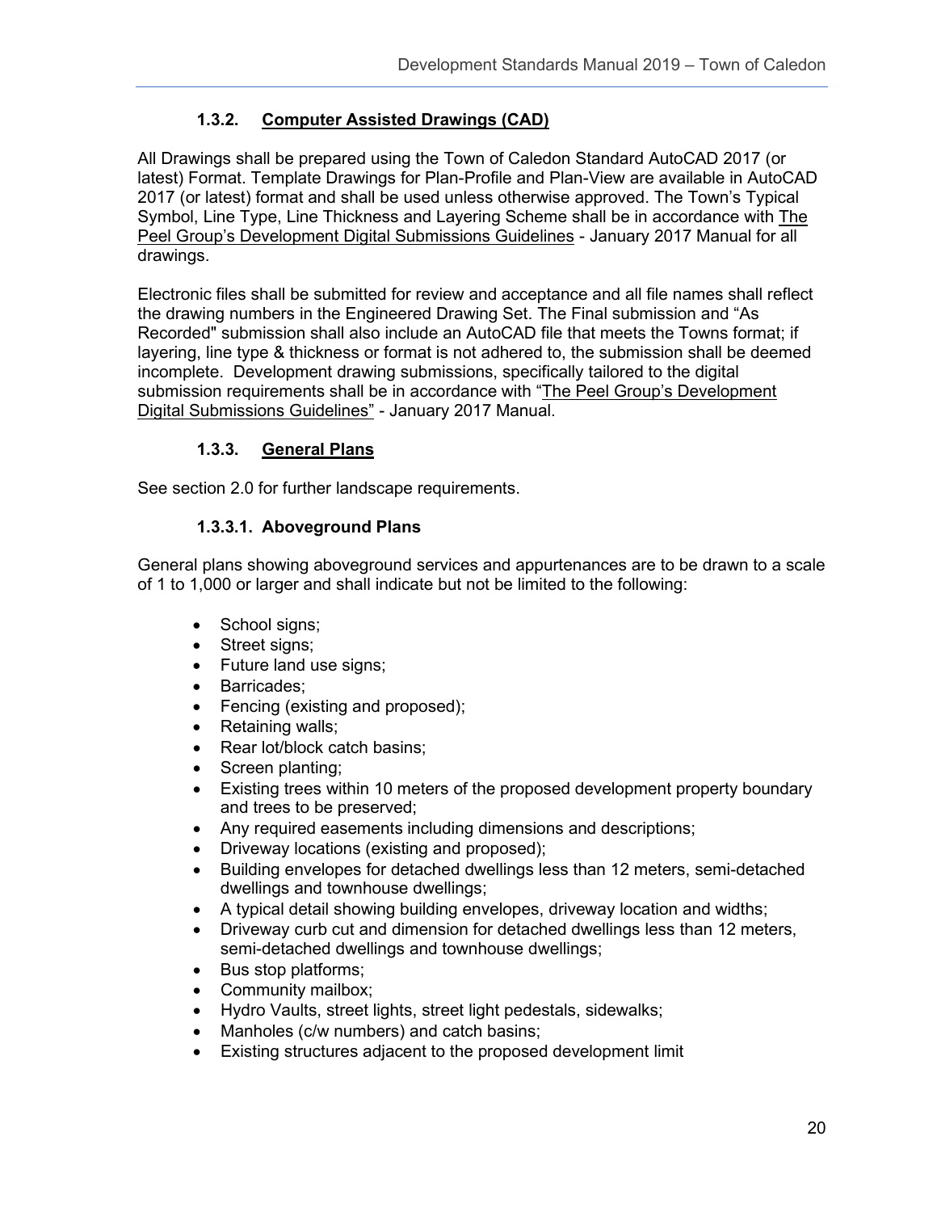### 1.3.2. Computer Assisted Drawings (CAD)

All Drawings shall be prepared using the Town of Caledon Standard AutoCAD 2017 (or latest) Format. Template Drawings for Plan-Profile and Plan-View are available in AutoCAD 2017 (or latest) format and shall be used unless otherwise approved. The Town's Typical Symbol, Line Type, Line Thickness and Layering Scheme shall be in accordance with The Peel Group's Development Digital Submissions Guidelines - January 2017 Manual for all drawings.

Electronic files shall be submitted for review and acceptance and all file names shall reflect the drawing numbers in the Engineered Drawing Set. The Final submission and "As Recorded" submission shall also include an AutoCAD file that meets the Towns format; if layering, line type & thickness or format is not adhered to, the submission shall be deemed incomplete. Development drawing submissions, specifically tailored to the digital submission requirements shall be in accordance with "The Peel Group's Development Digital Submissions Guidelines" - January 2017 Manual.

### 1.3.3. General Plans

See section 2.0 for further landscape requirements.

#### 1.3.3.1. Aboveground Plans

General plans showing aboveground services and appurtenances are to be drawn to a scale of 1 to 1,000 or larger and shall indicate but not be limited to the following:

- School signs;
- Street signs;
- Future land use signs;
- Barricades;
- Fencing (existing and proposed);
- Retaining walls;
- Rear lot/block catch basins;
- Screen planting;
- Existing trees within 10 meters of the proposed development property boundary and trees to be preserved;
- Any required easements including dimensions and descriptions;
- Driveway locations (existing and proposed);
- Building envelopes for detached dwellings less than 12 meters, semi-detached dwellings and townhouse dwellings;
- A typical detail showing building envelopes, driveway location and widths;
- Driveway curb cut and dimension for detached dwellings less than 12 meters, semi-detached dwellings and townhouse dwellings;
- Bus stop platforms;
- Community mailbox;
- Hydro Vaults, street lights, street light pedestals, sidewalks;
- Manholes (c/w numbers) and catch basins;
- Existing structures adjacent to the proposed development limit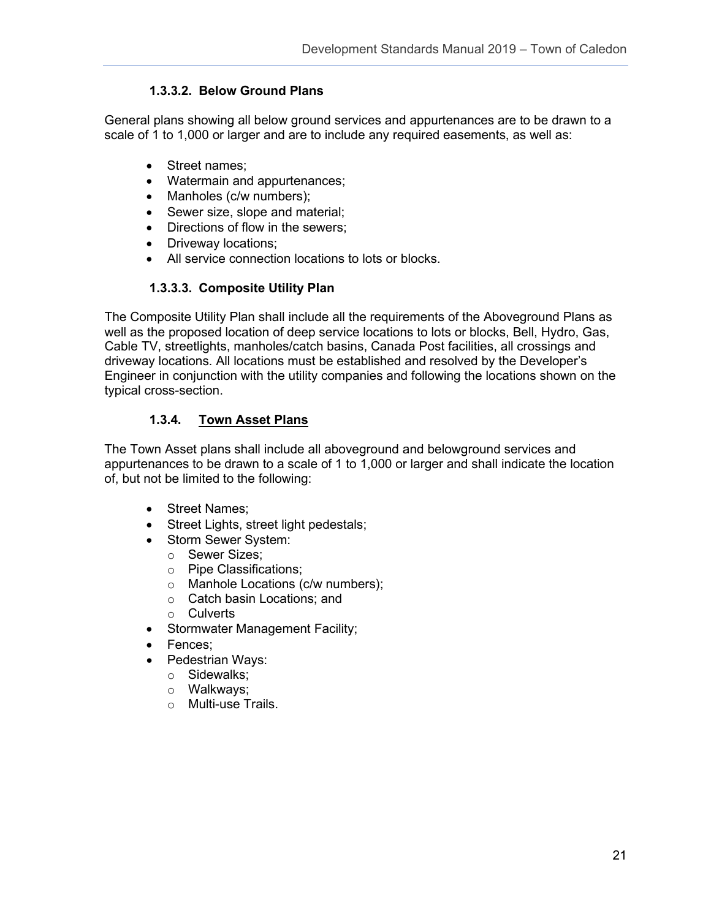#### 1.3.3.2. Below Ground Plans

General plans showing all below ground services and appurtenances are to be drawn to a scale of 1 to 1,000 or larger and are to include any required easements, as well as:

- Street names;
- Watermain and appurtenances;
- Manholes (c/w numbers);
- Sewer size, slope and material;
- Directions of flow in the sewers;
- Driveway locations;
- All service connection locations to lots or blocks.

#### 1.3.3.3. Composite Utility Plan

The Composite Utility Plan shall include all the requirements of the Aboveground Plans as well as the proposed location of deep service locations to lots or blocks, Bell, Hydro, Gas, Cable TV, streetlights, manholes/catch basins, Canada Post facilities, all crossings and driveway locations. All locations must be established and resolved by the Developer's Engineer in conjunction with the utility companies and following the locations shown on the typical cross-section.

### 1.3.4. Town Asset Plans

The Town Asset plans shall include all aboveground and belowground services and appurtenances to be drawn to a scale of 1 to 1,000 or larger and shall indicate the location of, but not be limited to the following:

- Street Names;
- Street Lights, street light pedestals;
- Storm Sewer System:
  - Sewer Sizes;
  - Pipe Classifications;
  - Manhole Locations (c/w numbers);
  - Catch basin Locations; and
  - Culverts
- Stormwater Management Facility;
- Fences;
- Pedestrian Ways:
  - Sidewalks;
  - Walkways;
  - Multi-use Trails.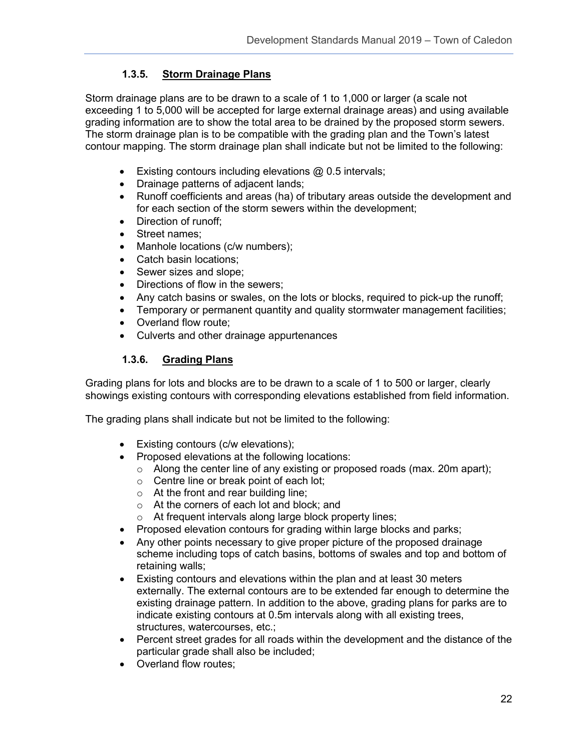### 1.3.5. Storm Drainage Plans

Storm drainage plans are to be drawn to a scale of 1 to 1,000 or larger (a scale not exceeding 1 to 5,000 will be accepted for large external drainage areas) and using available grading information are to show the total area to be drained by the proposed storm sewers. The storm drainage plan is to be compatible with the grading plan and the Town's latest contour mapping. The storm drainage plan shall indicate but not be limited to the following:

- Existing contours including elevations @ 0.5 intervals;
- Drainage patterns of adjacent lands;
- Runoff coefficients and areas (ha) of tributary areas outside the development and for each section of the storm sewers within the development;
- Direction of runoff;
- Street names;
- Manhole locations (c/w numbers);
- Catch basin locations;
- Sewer sizes and slope;
- Directions of flow in the sewers;
- Any catch basins or swales, on the lots or blocks, required to pick-up the runoff;
- Temporary or permanent quantity and quality stormwater management facilities;
- Overland flow route;
- Culverts and other drainage appurtenances

### 1.3.6. Grading Plans

Grading plans for lots and blocks are to be drawn to a scale of 1 to 500 or larger, clearly showings existing contours with corresponding elevations established from field information.

The grading plans shall indicate but not be limited to the following:

- Existing contours (c/w elevations);
- Proposed elevations at the following locations:
  - Along the center line of any existing or proposed roads (max. 20m apart);
  - Centre line or break point of each lot;
  - At the front and rear building line;
  - At the corners of each lot and block; and
  - At frequent intervals along large block property lines;
- Proposed elevation contours for grading within large blocks and parks;
- Any other points necessary to give proper picture of the proposed drainage scheme including tops of catch basins, bottoms of swales and top and bottom of retaining walls;
- Existing contours and elevations within the plan and at least 30 meters externally. The external contours are to be extended far enough to determine the existing drainage pattern. In addition to the above, grading plans for parks are to indicate existing contours at 0.5m intervals along with all existing trees, structures, watercourses, etc.;
- Percent street grades for all roads within the development and the distance of the particular grade shall also be included;
- Overland flow routes;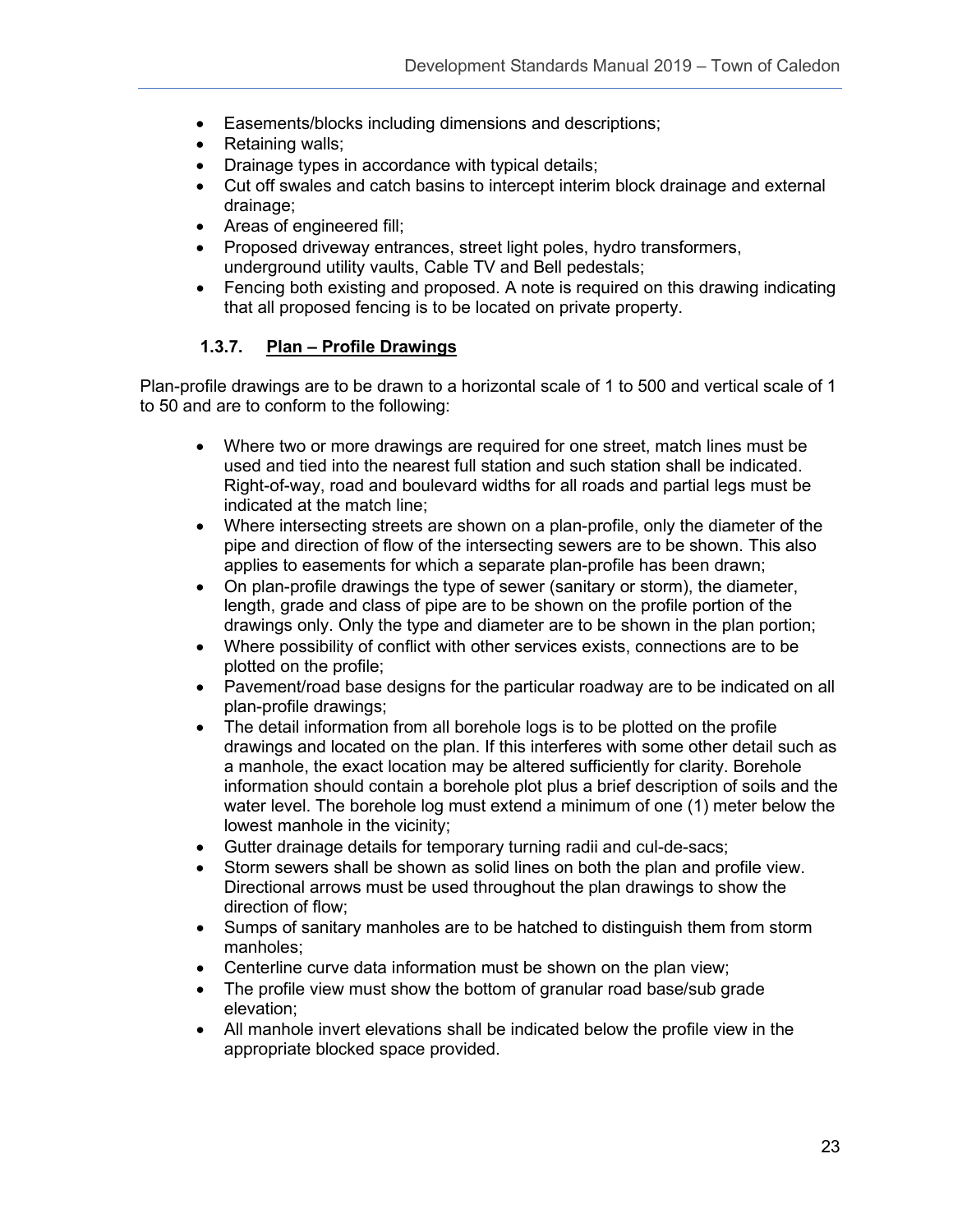- Easements/blocks including dimensions and descriptions;
- Retaining walls;
- Drainage types in accordance with typical details;
- Cut off swales and catch basins to intercept interim block drainage and external drainage;
- Areas of engineered fill;
- Proposed driveway entrances, street light poles, hydro transformers, underground utility vaults, Cable TV and Bell pedestals;
- Fencing both existing and proposed. A note is required on this drawing indicating that all proposed fencing is to be located on private property.

### 1.3.7. Plan – Profile Drawings

Plan-profile drawings are to be drawn to a horizontal scale of 1 to 500 and vertical scale of 1 to 50 and are to conform to the following:

- Where two or more drawings are required for one street, match lines must be used and tied into the nearest full station and such station shall be indicated. Right-of-way, road and boulevard widths for all roads and partial legs must be indicated at the match line;
- Where intersecting streets are shown on a plan-profile, only the diameter of the pipe and direction of flow of the intersecting sewers are to be shown. This also applies to easements for which a separate plan-profile has been drawn;
- On plan-profile drawings the type of sewer (sanitary or storm), the diameter, length, grade and class of pipe are to be shown on the profile portion of the drawings only. Only the type and diameter are to be shown in the plan portion;
- Where possibility of conflict with other services exists, connections are to be plotted on the profile;
- Pavement/road base designs for the particular roadway are to be indicated on all plan-profile drawings;
- The detail information from all borehole logs is to be plotted on the profile drawings and located on the plan. If this interferes with some other detail such as a manhole, the exact location may be altered sufficiently for clarity. Borehole information should contain a borehole plot plus a brief description of soils and the water level. The borehole log must extend a minimum of one (1) meter below the lowest manhole in the vicinity;
- Gutter drainage details for temporary turning radii and cul-de-sacs;
- Storm sewers shall be shown as solid lines on both the plan and profile view. Directional arrows must be used throughout the plan drawings to show the direction of flow;
- Sumps of sanitary manholes are to be hatched to distinguish them from storm manholes;
- Centerline curve data information must be shown on the plan view;
- The profile view must show the bottom of granular road base/sub grade elevation;
- All manhole invert elevations shall be indicated below the profile view in the appropriate blocked space provided.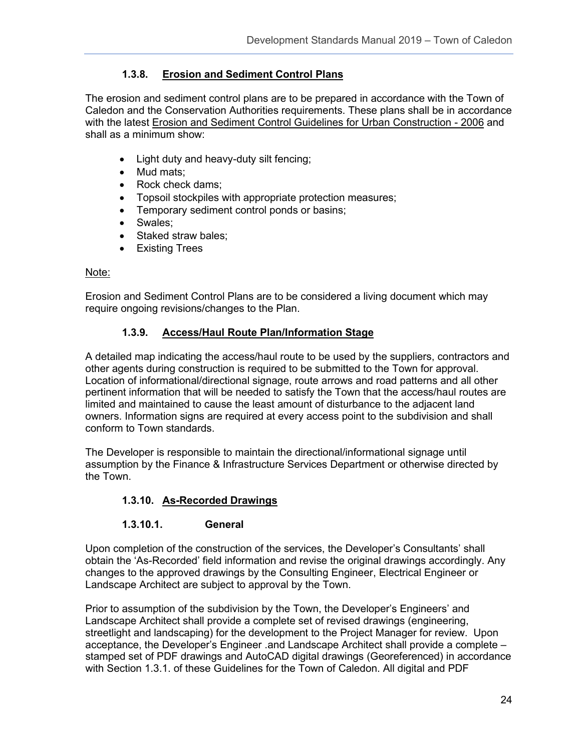### 1.3.8. <u>Erosion and Sediment Control Plans</u>

The erosion and sediment control plans are to be prepared in accordance with the Town of Caledon and the Conservation Authorities requirements. These plans shall be in accordance with the latest <u>Erosion and Sediment Control Guidelines for Urban Construction - 2006</u> and shall as a minimum show:

- Light duty and heavy-duty silt fencing;
- Mud mats;
- Rock check dams;
- Topsoil stockpiles with appropriate protection measures;
- Temporary sediment control ponds or basins;
- Swales;
- Staked straw bales;
- Existing Trees

<u>Note:</u>

Erosion and Sediment Control Plans are to be considered a living document which may require ongoing revisions/changes to the Plan.

### 1.3.9. <u>Access/Haul Route Plan/Information Stage</u>

A detailed map indicating the access/haul route to be used by the suppliers, contractors and other agents during construction is required to be submitted to the Town for approval. Location of informational/directional signage, route arrows and road patterns and all other pertinent information that will be needed to satisfy the Town that the access/haul routes are limited and maintained to cause the least amount of disturbance to the adjacent land owners. Information signs are required at every access point to the subdivision and shall conform to Town standards.

The Developer is responsible to maintain the directional/informational signage until assumption by the Finance & Infrastructure Services Department or otherwise directed by the Town.

### 1.3.10. <u>As-Recorded Drawings</u>

#### 1.3.10.1. General

Upon completion of the construction of the services, the Developer's Consultants' shall obtain the 'As-Recorded' field information and revise the original drawings accordingly. Any changes to the approved drawings by the Consulting Engineer, Electrical Engineer or Landscape Architect are subject to approval by the Town.

Prior to assumption of the subdivision by the Town, the Developer's Engineers' and Landscape Architect shall provide a complete set of revised drawings (engineering, streetlight and landscaping) for the development to the Project Manager for review. Upon acceptance, the Developer's Engineer .and Landscape Architect shall provide a complete – stamped set of PDF drawings and AutoCAD digital drawings (Georeferenced) in accordance with Section 1.3.1. of these Guidelines for the Town of Caledon. All digital and PDF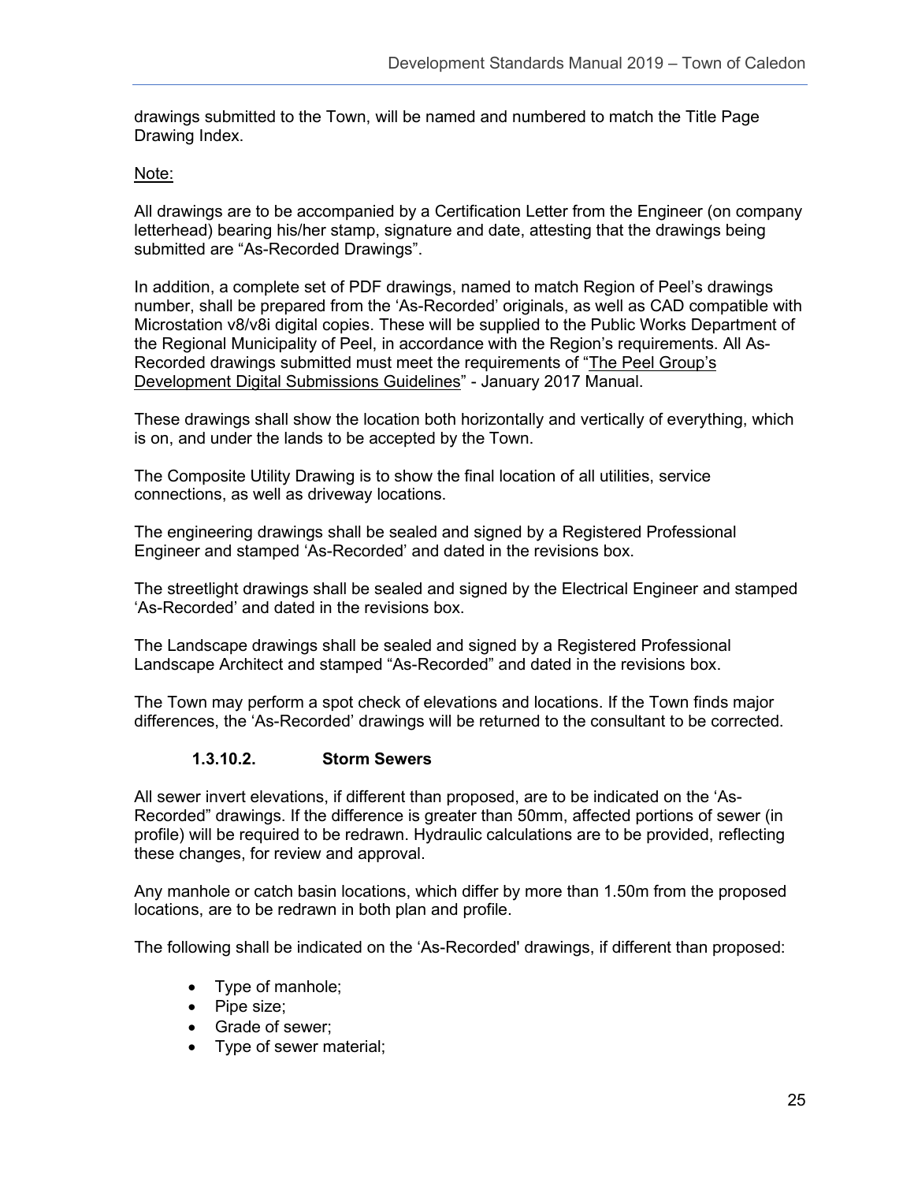drawings submitted to the Town, will be named and numbered to match the Title Page Drawing Index.

Note:

All drawings are to be accompanied by a Certification Letter from the Engineer (on company letterhead) bearing his/her stamp, signature and date, attesting that the drawings being submitted are "As-Recorded Drawings".

In addition, a complete set of PDF drawings, named to match Region of Peel's drawings number, shall be prepared from the 'As-Recorded' originals, as well as CAD compatible with Microstation v8/v8i digital copies. These will be supplied to the Public Works Department of the Regional Municipality of Peel, in accordance with the Region's requirements. All As-Recorded drawings submitted must meet the requirements of "The Peel Group's Development Digital Submissions Guidelines" - January 2017 Manual.

These drawings shall show the location both horizontally and vertically of everything, which is on, and under the lands to be accepted by the Town.

The Composite Utility Drawing is to show the final location of all utilities, service connections, as well as driveway locations.

The engineering drawings shall be sealed and signed by a Registered Professional Engineer and stamped 'As-Recorded' and dated in the revisions box.

The streetlight drawings shall be sealed and signed by the Electrical Engineer and stamped 'As-Recorded' and dated in the revisions box.

The Landscape drawings shall be sealed and signed by a Registered Professional Landscape Architect and stamped "As-Recorded" and dated in the revisions box.

The Town may perform a spot check of elevations and locations. If the Town finds major differences, the 'As-Recorded' drawings will be returned to the consultant to be corrected.

#### 1.3.10.2. Storm Sewers

All sewer invert elevations, if different than proposed, are to be indicated on the 'As-Recorded" drawings. If the difference is greater than 50mm, affected portions of sewer (in profile) will be required to be redrawn. Hydraulic calculations are to be provided, reflecting these changes, for review and approval.

Any manhole or catch basin locations, which differ by more than 1.50m from the proposed locations, are to be redrawn in both plan and profile.

The following shall be indicated on the 'As-Recorded' drawings, if different than proposed:

- Type of manhole;
- Pipe size;
- Grade of sewer;
- Type of sewer material;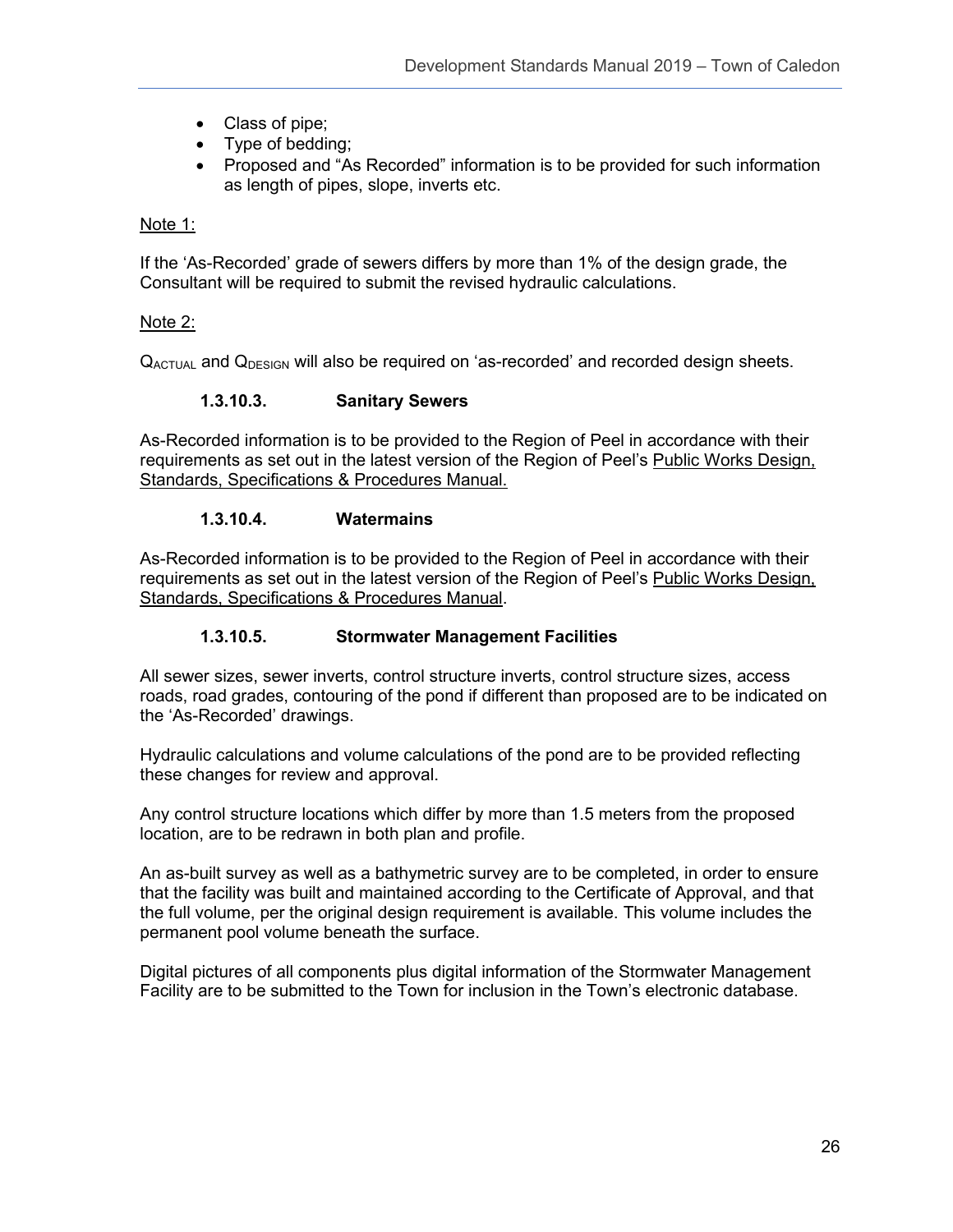- Class of pipe;
- Type of bedding;
- Proposed and "As Recorded" information is to be provided for such information as length of pipes, slope, inverts etc.

Note 1:

If the 'As-Recorded' grade of sewers differs by more than 1% of the design grade, the Consultant will be required to submit the revised hydraulic calculations.

Note 2:

$Q_{ACTUAL}$ and $Q_{DESIGN}$ will also be required on 'as-recorded' and recorded design sheets.

#### 1.3.10.3. Sanitary Sewers

As-Recorded information is to be provided to the Region of Peel in accordance with their requirements as set out in the latest version of the Region of Peel's Public Works Design, Standards, Specifications & Procedures Manual.

#### 1.3.10.4. Watermains

As-Recorded information is to be provided to the Region of Peel in accordance with their requirements as set out in the latest version of the Region of Peel's Public Works Design, Standards, Specifications & Procedures Manual.

#### 1.3.10.5. Stormwater Management Facilities

All sewer sizes, sewer inverts, control structure inverts, control structure sizes, access roads, road grades, contouring of the pond if different than proposed are to be indicated on the 'As-Recorded' drawings.

Hydraulic calculations and volume calculations of the pond are to be provided reflecting these changes for review and approval.

Any control structure locations which differ by more than 1.5 meters from the proposed location, are to be redrawn in both plan and profile.

An as-built survey as well as a bathymetric survey are to be completed, in order to ensure that the facility was built and maintained according to the Certificate of Approval, and that the full volume, per the original design requirement is available. This volume includes the permanent pool volume beneath the surface.

Digital pictures of all components plus digital information of the Stormwater Management Facility are to be submitted to the Town for inclusion in the Town's electronic database.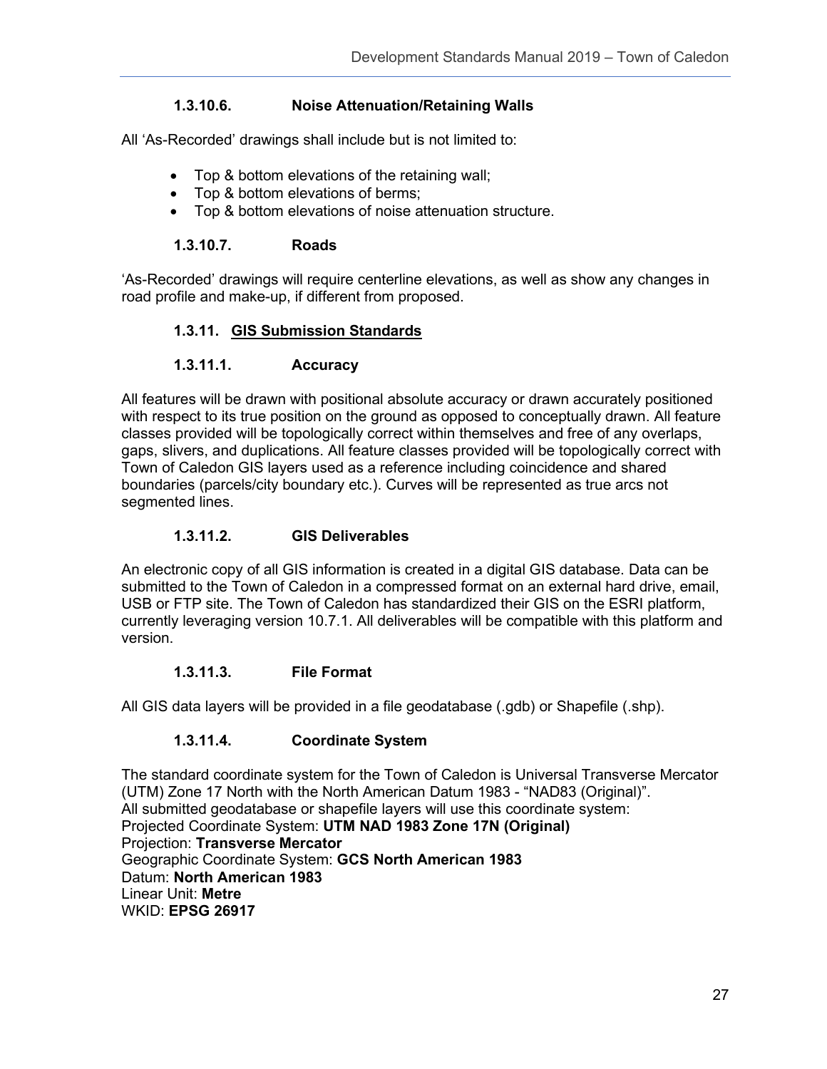#### 1.3.10.6. Noise Attenuation/Retaining Walls

All 'As-Recorded' drawings shall include but is not limited to:

- Top & bottom elevations of the retaining wall;
- Top & bottom elevations of berms;
- Top & bottom elevations of noise attenuation structure.

#### 1.3.10.7. Roads

'As-Recorded' drawings will require centerline elevations, as well as show any changes in road profile and make-up, if different from proposed.

### 1.3.11. GIS Submission Standards

#### 1.3.11.1. Accuracy

All features will be drawn with positional absolute accuracy or drawn accurately positioned with respect to its true position on the ground as opposed to conceptually drawn. All feature classes provided will be topologically correct within themselves and free of any overlaps, gaps, slivers, and duplications. All feature classes provided will be topologically correct with Town of Caledon GIS layers used as a reference including coincidence and shared boundaries (parcels/city boundary etc.). Curves will be represented as true arcs not segmented lines.

#### 1.3.11.2. GIS Deliverables

An electronic copy of all GIS information is created in a digital GIS database. Data can be submitted to the Town of Caledon in a compressed format on an external hard drive, email, USB or FTP site. The Town of Caledon has standardized their GIS on the ESRI platform, currently leveraging version 10.7.1. All deliverables will be compatible with this platform and version.

#### 1.3.11.3. File Format

All GIS data layers will be provided in a file geodatabase (.gdb) or Shapefile (.shp).

#### 1.3.11.4. Coordinate System

The standard coordinate system for the Town of Caledon is Universal Transverse Mercator (UTM) Zone 17 North with the North American Datum 1983 - "NAD83 (Original)".
All submitted geodatabase or shapefile layers will use this coordinate system:
Projected Coordinate System: **UTM NAD 1983 Zone 17N (Original)**
Projection: **Transverse Mercator**
Geographic Coordinate System: **GCS North American 1983**
Datum: **North American 1983**
Linear Unit: **Metre**
WKID: **EPSG 26917**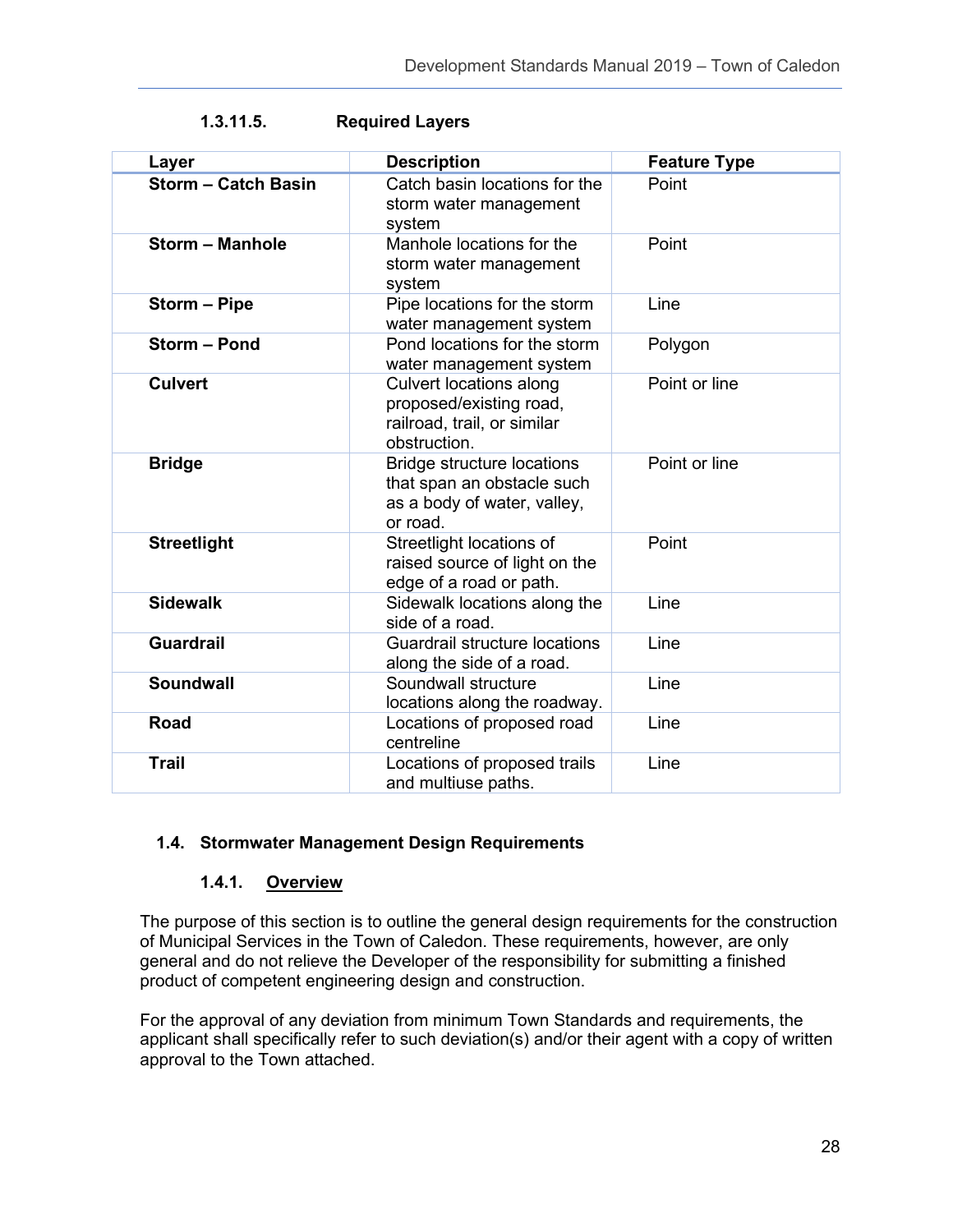#### 1.3.11.5. Required Layers

| Layer | Description | Feature Type |
| --- | --- | --- |
| **Storm – Catch Basin** | Catch basin locations for the storm water management system | Point |
| **Storm – Manhole** | Manhole locations for the storm water management system | Point |
| **Storm – Pipe** | Pipe locations for the storm water management system | Line |
| **Storm – Pond** | Pond locations for the storm water management system | Polygon |
| **Culvert** | Culvert locations along proposed/existing road, railroad, trail, or similar obstruction. | Point or line |
| **Bridge** | Bridge structure locations that span an obstacle such as a body of water, valley, or road. | Point or line |
| **Streetlight** | Streetlight locations of raised source of light on the edge of a road or path. | Point |
| **Sidewalk** | Sidewalk locations along the side of a road. | Line |
| **Guardrail** | Guardrail structure locations along the side of a road. | Line |
| **Soundwall** | Soundwall structure locations along the roadway. | Line |
| **Road** | Locations of proposed road centreline | Line |
| **Trail** | Locations of proposed trails and multiuse paths. | Line |

## 1.4. Stormwater Management Design Requirements

### 1.4.1. Overview

The purpose of this section is to outline the general design requirements for the construction of Municipal Services in the Town of Caledon. These requirements, however, are only general and do not relieve the Developer of the responsibility for submitting a finished product of competent engineering design and construction.

For the approval of any deviation from minimum Town Standards and requirements, the applicant shall specifically refer to such deviation(s) and/or their agent with a copy of written approval to the Town attached.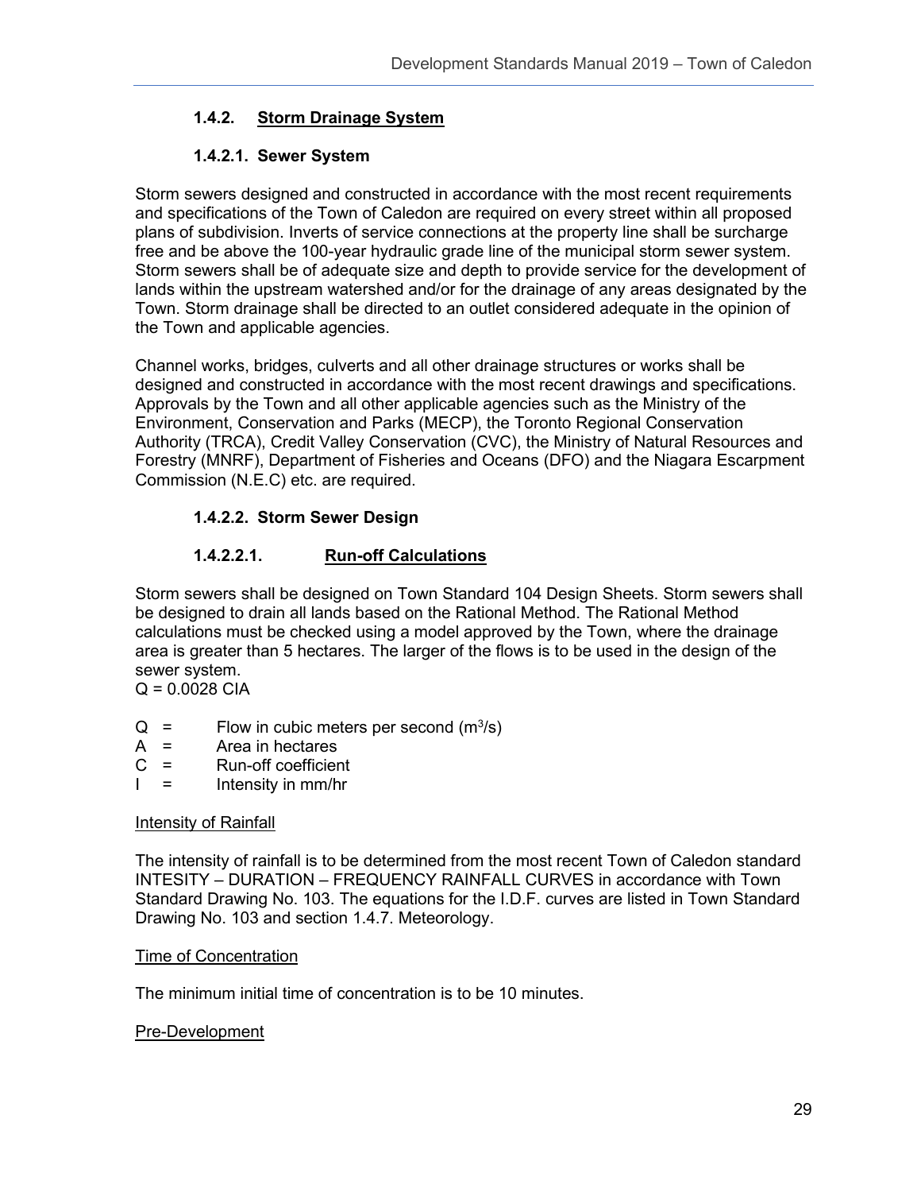### 1.4.2. Storm Drainage System

#### 1.4.2.1. Sewer System

Storm sewers designed and constructed in accordance with the most recent requirements and specifications of the Town of Caledon are required on every street within all proposed plans of subdivision. Inverts of service connections at the property line shall be surcharge free and be above the 100-year hydraulic grade line of the municipal storm sewer system. Storm sewers shall be of adequate size and depth to provide service for the development of lands within the upstream watershed and/or for the drainage of any areas designated by the Town. Storm drainage shall be directed to an outlet considered adequate in the opinion of the Town and applicable agencies.

Channel works, bridges, culverts and all other drainage structures or works shall be designed and constructed in accordance with the most recent drawings and specifications. Approvals by the Town and all other applicable agencies such as the Ministry of the Environment, Conservation and Parks (MECP), the Toronto Regional Conservation Authority (TRCA), Credit Valley Conservation (CVC), the Ministry of Natural Resources and Forestry (MNRF), Department of Fisheries and Oceans (DFO) and the Niagara Escarpment Commission (N.E.C) etc. are required.

#### 1.4.2.2. Storm Sewer Design

##### 1.4.2.2.1. Run-off Calculations

Storm sewers shall be designed on Town Standard 104 Design Sheets. Storm sewers shall be designed to drain all lands based on the Rational Method. The Rational Method calculations must be checked using a model approved by the Town, where the drainage area is greater than 5 hectares. The larger of the flows is to be used in the design of the sewer system.

$Q = 0.0028\ CIA$

- $Q$ = Flow in cubic meters per second ($m^3/s$)
- $A$ = Area in hectares
- $C$ = Run-off coefficient
- $I$ = Intensity in mm/hr

Intensity of Rainfall

The intensity of rainfall is to be determined from the most recent Town of Caledon standard INTESITY – DURATION – FREQUENCY RAINFALL CURVES in accordance with Town Standard Drawing No. 103. The equations for the I.D.F. curves are listed in Town Standard Drawing No. 103 and section 1.4.7. Meteorology.

Time of Concentration

The minimum initial time of concentration is to be 10 minutes.

Pre-Development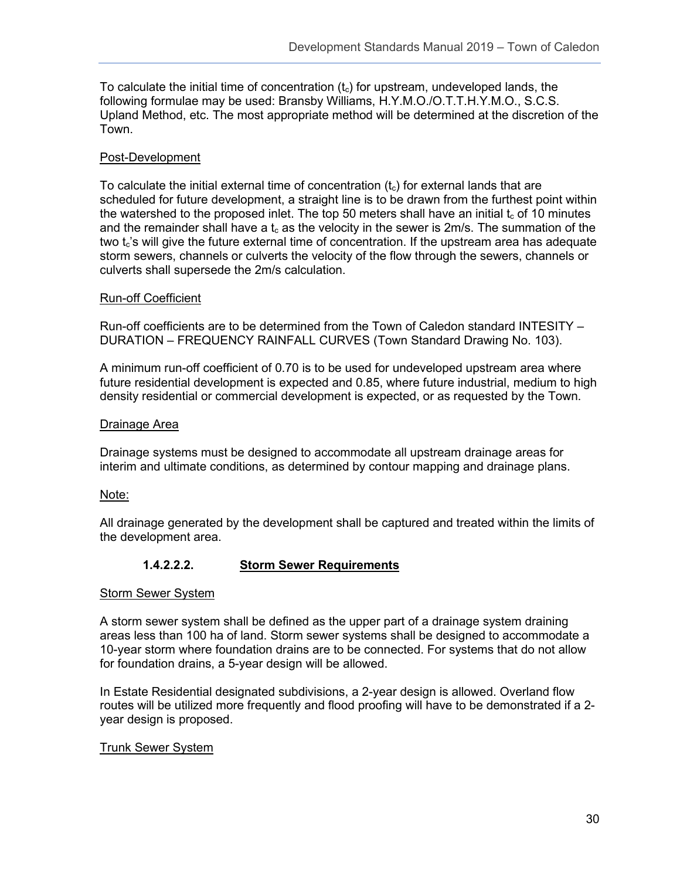To calculate the initial time of concentration ($t_c$) for upstream, undeveloped lands, the following formulae may be used: Bransby Williams, H.Y.M.O./O.T.T.H.Y.M.O., S.C.S. Upland Method, etc. The most appropriate method will be determined at the discretion of the Town.

Post-Development

To calculate the initial external time of concentration ($t_c$) for external lands that are scheduled for future development, a straight line is to be drawn from the furthest point within the watershed to the proposed inlet. The top 50 meters shall have an initial $t_c$ of 10 minutes and the remainder shall have a $t_c$ as the velocity in the sewer is 2m/s. The summation of the two $t_c$'s will give the future external time of concentration. If the upstream area has adequate storm sewers, channels or culverts the velocity of the flow through the sewers, channels or culverts shall supersede the 2m/s calculation.

Run-off Coefficient

Run-off coefficients are to be determined from the Town of Caledon standard INTESITY – DURATION – FREQUENCY RAINFALL CURVES (Town Standard Drawing No. 103).

A minimum run-off coefficient of 0.70 is to be used for undeveloped upstream area where future residential development is expected and 0.85, where future industrial, medium to high density residential or commercial development is expected, or as requested by the Town.

Drainage Area

Drainage systems must be designed to accommodate all upstream drainage areas for interim and ultimate conditions, as determined by contour mapping and drainage plans.

Note:

All drainage generated by the development shall be captured and treated within the limits of the development area.

#### 1.4.2.2.2. Storm Sewer Requirements

Storm Sewer System

A storm sewer system shall be defined as the upper part of a drainage system draining areas less than 100 ha of land. Storm sewer systems shall be designed to accommodate a 10-year storm where foundation drains are to be connected. For systems that do not allow for foundation drains, a 5-year design will be allowed.

In Estate Residential designated subdivisions, a 2-year design is allowed. Overland flow routes will be utilized more frequently and flood proofing will have to be demonstrated if a 2-year design is proposed.

Trunk Sewer System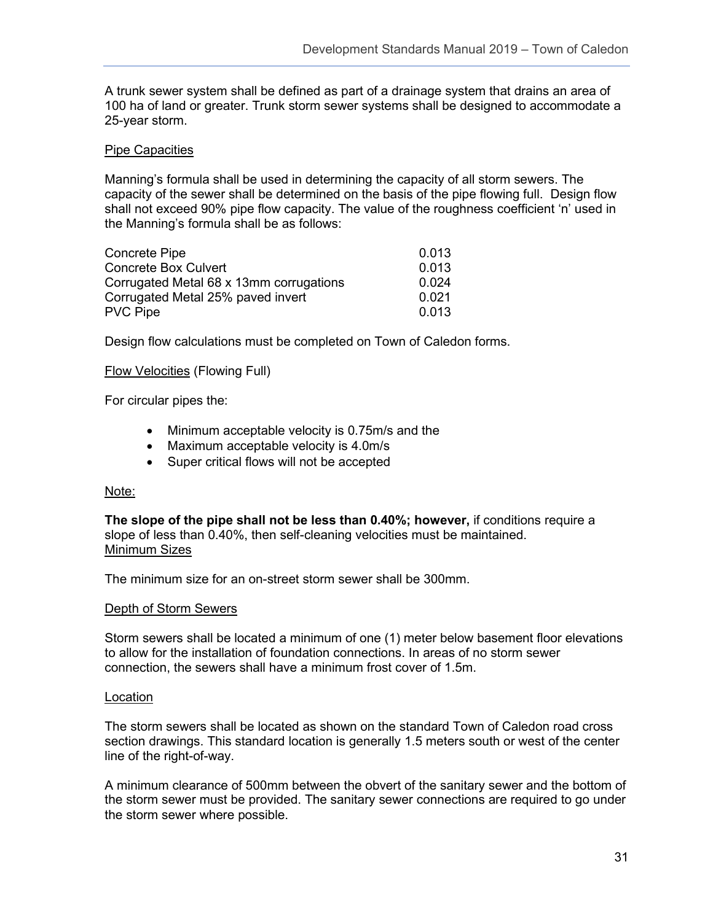A trunk sewer system shall be defined as part of a drainage system that drains an area of 100 ha of land or greater. Trunk storm sewer systems shall be designed to accommodate a 25-year storm.

<u>Pipe Capacities</u>

Manning's formula shall be used in determining the capacity of all storm sewers. The capacity of the sewer shall be determined on the basis of the pipe flowing full. Design flow shall not exceed 90% pipe flow capacity. The value of the roughness coefficient 'n' used in the Manning's formula shall be as follows:

| | |
|---|---|
| Concrete Pipe | 0.013 |
| Concrete Box Culvert | 0.013 |
| Corrugated Metal 68 x 13mm corrugations | 0.024 |
| Corrugated Metal 25% paved invert | 0.021 |
| PVC Pipe | 0.013 |

Design flow calculations must be completed on Town of Caledon forms.

<u>Flow Velocities</u> (Flowing Full)

For circular pipes the:

- Minimum acceptable velocity is 0.75m/s and the
- Maximum acceptable velocity is 4.0m/s
- Super critical flows will not be accepted

<u>Note:</u>

**The slope of the pipe shall not be less than 0.40%; however,** if conditions require a slope of less than 0.40%, then self-cleaning velocities must be maintained.

<u>Minimum Sizes</u>

The minimum size for an on-street storm sewer shall be 300mm.

<u>Depth of Storm Sewers</u>

Storm sewers shall be located a minimum of one (1) meter below basement floor elevations to allow for the installation of foundation connections. In areas of no storm sewer connection, the sewers shall have a minimum frost cover of 1.5m.

<u>Location</u>

The storm sewers shall be located as shown on the standard Town of Caledon road cross section drawings. This standard location is generally 1.5 meters south or west of the center line of the right-of-way.

A minimum clearance of 500mm between the obvert of the sanitary sewer and the bottom of the storm sewer must be provided. The sanitary sewer connections are required to go under the storm sewer where possible.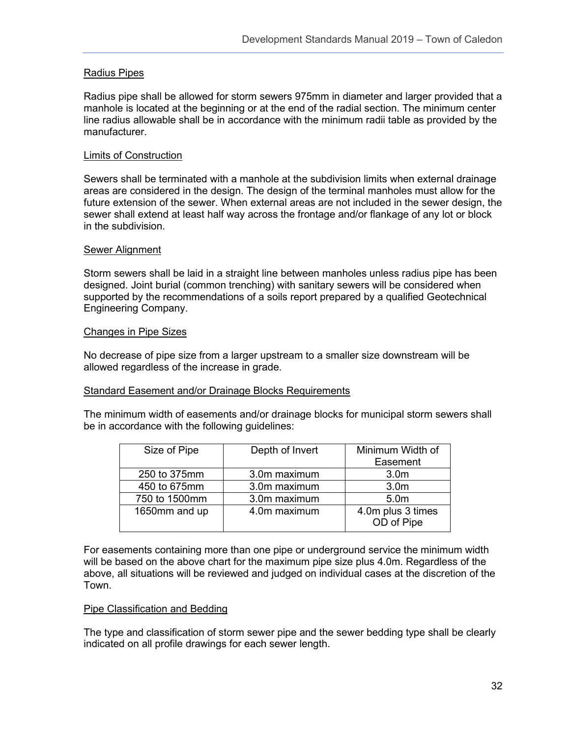### Radius Pipes

Radius pipe shall be allowed for storm sewers 975mm in diameter and larger provided that a manhole is located at the beginning or at the end of the radial section. The minimum center line radius allowable shall be in accordance with the minimum radii table as provided by the manufacturer.

### Limits of Construction

Sewers shall be terminated with a manhole at the subdivision limits when external drainage areas are considered in the design. The design of the terminal manholes must allow for the future extension of the sewer. When external areas are not included in the sewer design, the sewer shall extend at least half way across the frontage and/or flankage of any lot or block in the subdivision.

### Sewer Alignment

Storm sewers shall be laid in a straight line between manholes unless radius pipe has been designed. Joint burial (common trenching) with sanitary sewers will be considered when supported by the recommendations of a soils report prepared by a qualified Geotechnical Engineering Company.

### Changes in Pipe Sizes

No decrease of pipe size from a larger upstream to a smaller size downstream will be allowed regardless of the increase in grade.

### Standard Easement and/or Drainage Blocks Requirements

The minimum width of easements and/or drainage blocks for municipal storm sewers shall be in accordance with the following guidelines:

| Size of Pipe | Depth of Invert | Minimum Width of Easement |
|---|---|---|
| 250 to 375mm | 3.0m maximum | 3.0m |
| 450 to 675mm | 3.0m maximum | 3.0m |
| 750 to 1500mm | 3.0m maximum | 5.0m |
| 1650mm and up | 4.0m maximum | 4.0m plus 3 times OD of Pipe |

For easements containing more than one pipe or underground service the minimum width will be based on the above chart for the maximum pipe size plus 4.0m. Regardless of the above, all situations will be reviewed and judged on individual cases at the discretion of the Town.

### Pipe Classification and Bedding

The type and classification of storm sewer pipe and the sewer bedding type shall be clearly indicated on all profile drawings for each sewer length.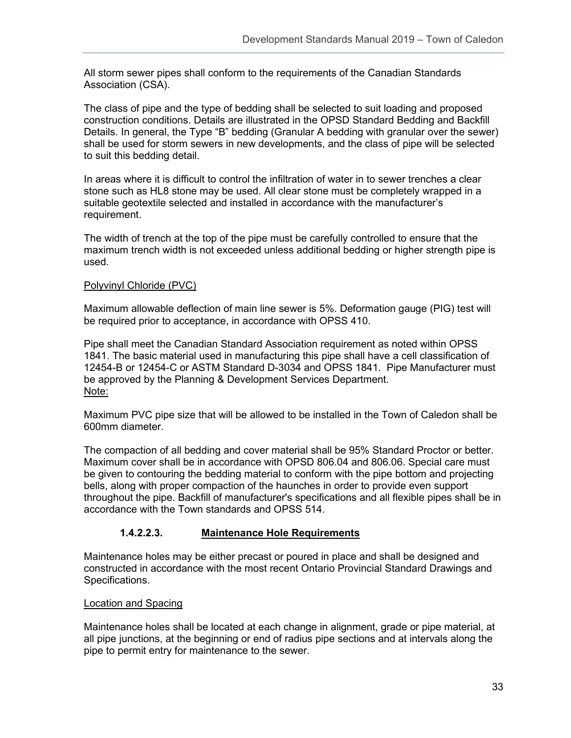All storm sewer pipes shall conform to the requirements of the Canadian Standards Association (CSA).

The class of pipe and the type of bedding shall be selected to suit loading and proposed construction conditions. Details are illustrated in the OPSD Standard Bedding and Backfill Details. In general, the Type “B” bedding (Granular A bedding with granular over the sewer) shall be used for storm sewers in new developments, and the class of pipe will be selected to suit this bedding detail.

In areas where it is difficult to control the infiltration of water in to sewer trenches a clear stone such as HL8 stone may be used. All clear stone must be completely wrapped in a suitable geotextile selected and installed in accordance with the manufacturer’s requirement.

The width of trench at the top of the pipe must be carefully controlled to ensure that the maximum trench width is not exceeded unless additional bedding or higher strength pipe is used.

<u>Polyvinyl Chloride (PVC)</u>

Maximum allowable deflection of main line sewer is 5%. Deformation gauge (PIG) test will be required prior to acceptance, in accordance with OPSS 410.

Pipe shall meet the Canadian Standard Association requirement as noted within OPSS 1841. The basic material used in manufacturing this pipe shall have a cell classification of 12454-B or 12454-C or ASTM Standard D-3034 and OPSS 1841. Pipe Manufacturer must be approved by the Planning & Development Services Department.

<u>Note:</u>

Maximum PVC pipe size that will be allowed to be installed in the Town of Caledon shall be 600mm diameter.

The compaction of all bedding and cover material shall be 95% Standard Proctor or better. Maximum cover shall be in accordance with OPSD 806.04 and 806.06. Special care must be given to contouring the bedding material to conform with the pipe bottom and projecting bells, along with proper compaction of the haunches in order to provide even support throughout the pipe. Backfill of manufacturer's specifications and all flexible pipes shall be in accordance with the Town standards and OPSS 514.

#### 1.4.2.2.3. Maintenance Hole Requirements

Maintenance holes may be either precast or poured in place and shall be designed and constructed in accordance with the most recent Ontario Provincial Standard Drawings and Specifications.

<u>Location and Spacing</u>

Maintenance holes shall be located at each change in alignment, grade or pipe material, at all pipe junctions, at the beginning or end of radius pipe sections and at intervals along the pipe to permit entry for maintenance to the sewer.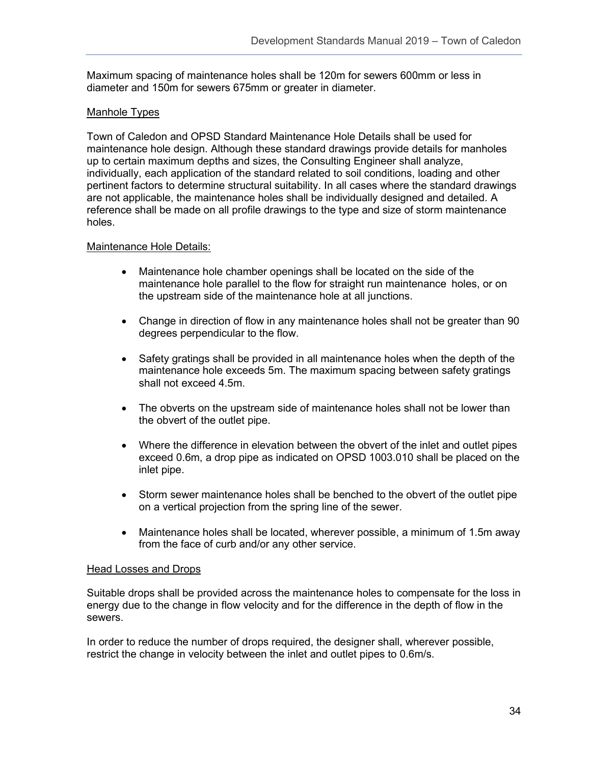Maximum spacing of maintenance holes shall be 120m for sewers 600mm or less in diameter and 150m for sewers 675mm or greater in diameter.

<u>Manhole Types</u>

Town of Caledon and OPSD Standard Maintenance Hole Details shall be used for maintenance hole design. Although these standard drawings provide details for manholes up to certain maximum depths and sizes, the Consulting Engineer shall analyze, individually, each application of the standard related to soil conditions, loading and other pertinent factors to determine structural suitability. In all cases where the standard drawings are not applicable, the maintenance holes shall be individually designed and detailed. A reference shall be made on all profile drawings to the type and size of storm maintenance holes.

<u>Maintenance Hole Details:</u>

- Maintenance hole chamber openings shall be located on the side of the maintenance hole parallel to the flow for straight run maintenance holes, or on the upstream side of the maintenance hole at all junctions.
- Change in direction of flow in any maintenance holes shall not be greater than 90 degrees perpendicular to the flow.
- Safety gratings shall be provided in all maintenance holes when the depth of the maintenance hole exceeds 5m. The maximum spacing between safety gratings shall not exceed 4.5m.
- The obverts on the upstream side of maintenance holes shall not be lower than the obvert of the outlet pipe.
- Where the difference in elevation between the obvert of the inlet and outlet pipes exceed 0.6m, a drop pipe as indicated on OPSD 1003.010 shall be placed on the inlet pipe.
- Storm sewer maintenance holes shall be benched to the obvert of the outlet pipe on a vertical projection from the spring line of the sewer.
- Maintenance holes shall be located, wherever possible, a minimum of 1.5m away from the face of curb and/or any other service.

<u>Head Losses and Drops</u>

Suitable drops shall be provided across the maintenance holes to compensate for the loss in energy due to the change in flow velocity and for the difference in the depth of flow in the sewers.

In order to reduce the number of drops required, the designer shall, wherever possible, restrict the change in velocity between the inlet and outlet pipes to 0.6m/s.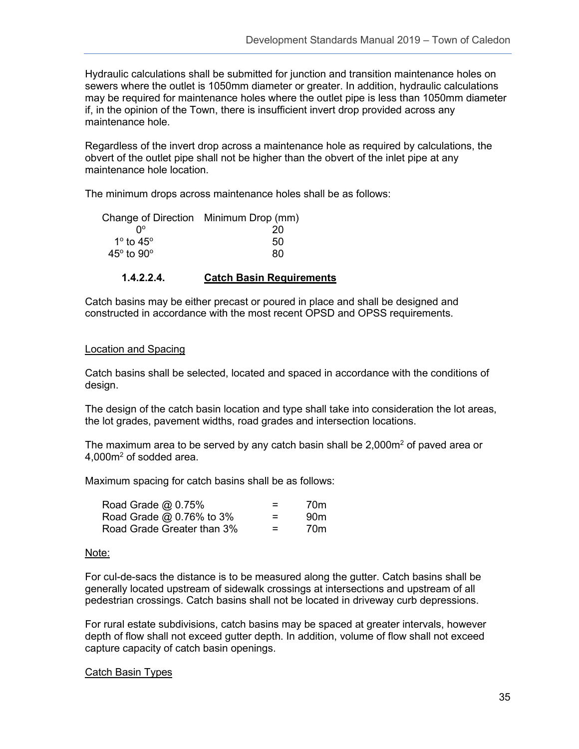Hydraulic calculations shall be submitted for junction and transition maintenance holes on sewers where the outlet is 1050mm diameter or greater. In addition, hydraulic calculations may be required for maintenance holes where the outlet pipe is less than 1050mm diameter if, in the opinion of the Town, there is insufficient invert drop provided across any maintenance hole.

Regardless of the invert drop across a maintenance hole as required by calculations, the obvert of the outlet pipe shall not be higher than the obvert of the inlet pipe at any maintenance hole location.

The minimum drops across maintenance holes shall be as follows:

| Change of Direction | Minimum Drop (mm) |
|---|---|
| 0° | 20 |
| 1° to 45° | 50 |
| 45° to 90° | 80 |

#### 1.4.2.2.4. Catch Basin Requirements

Catch basins may be either precast or poured in place and shall be designed and constructed in accordance with the most recent OPSD and OPSS requirements.

Location and Spacing

Catch basins shall be selected, located and spaced in accordance with the conditions of design.

The design of the catch basin location and type shall take into consideration the lot areas, the lot grades, pavement widths, road grades and intersection locations.

The maximum area to be served by any catch basin shall be 2,000m² of paved area or 4,000m² of sodded area.

Maximum spacing for catch basins shall be as follows:

| | | |
|---|---|---|
| Road Grade @ 0.75% | = | 70m |
| Road Grade @ 0.76% to 3% | = | 90m |
| Road Grade Greater than 3% | = | 70m |

Note:

For cul-de-sacs the distance is to be measured along the gutter. Catch basins shall be generally located upstream of sidewalk crossings at intersections and upstream of all pedestrian crossings. Catch basins shall not be located in driveway curb depressions.

For rural estate subdivisions, catch basins may be spaced at greater intervals, however depth of flow shall not exceed gutter depth. In addition, volume of flow shall not exceed capture capacity of catch basin openings.

Catch Basin Types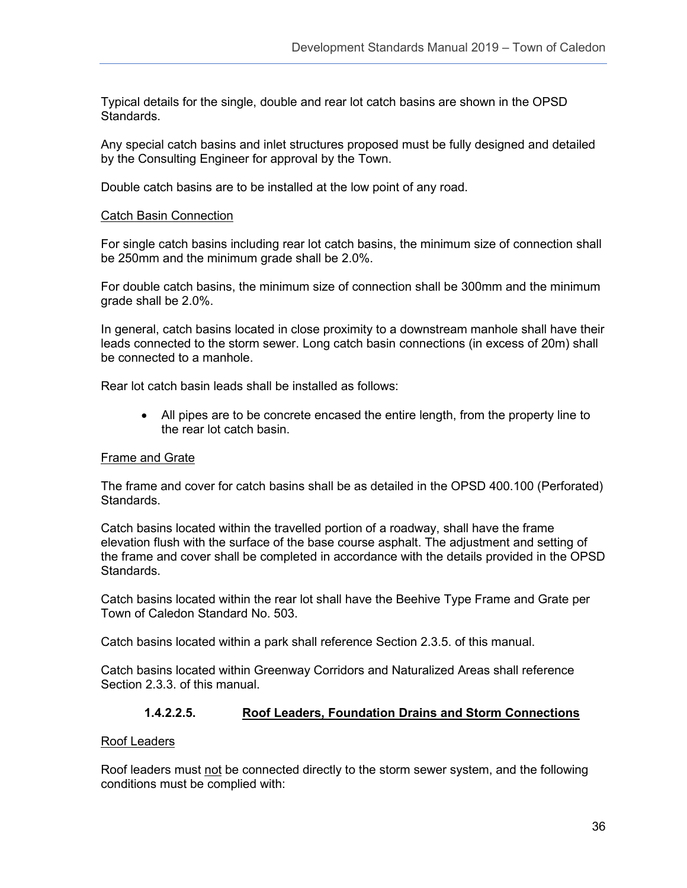Typical details for the single, double and rear lot catch basins are shown in the OPSD Standards.

Any special catch basins and inlet structures proposed must be fully designed and detailed by the Consulting Engineer for approval by the Town.

Double catch basins are to be installed at the low point of any road.

Catch Basin Connection

For single catch basins including rear lot catch basins, the minimum size of connection shall be 250mm and the minimum grade shall be 2.0%.

For double catch basins, the minimum size of connection shall be 300mm and the minimum grade shall be 2.0%.

In general, catch basins located in close proximity to a downstream manhole shall have their leads connected to the storm sewer. Long catch basin connections (in excess of 20m) shall be connected to a manhole.

Rear lot catch basin leads shall be installed as follows:

- All pipes are to be concrete encased the entire length, from the property line to the rear lot catch basin.

Frame and Grate

The frame and cover for catch basins shall be as detailed in the OPSD 400.100 (Perforated) Standards.

Catch basins located within the travelled portion of a roadway, shall have the frame elevation flush with the surface of the base course asphalt. The adjustment and setting of the frame and cover shall be completed in accordance with the details provided in the OPSD Standards.

Catch basins located within the rear lot shall have the Beehive Type Frame and Grate per Town of Caledon Standard No. 503.

Catch basins located within a park shall reference Section 2.3.5. of this manual.

Catch basins located within Greenway Corridors and Naturalized Areas shall reference Section 2.3.3. of this manual.

#### 1.4.2.2.5. Roof Leaders, Foundation Drains and Storm Connections

Roof Leaders

Roof leaders must not be connected directly to the storm sewer system, and the following conditions must be complied with: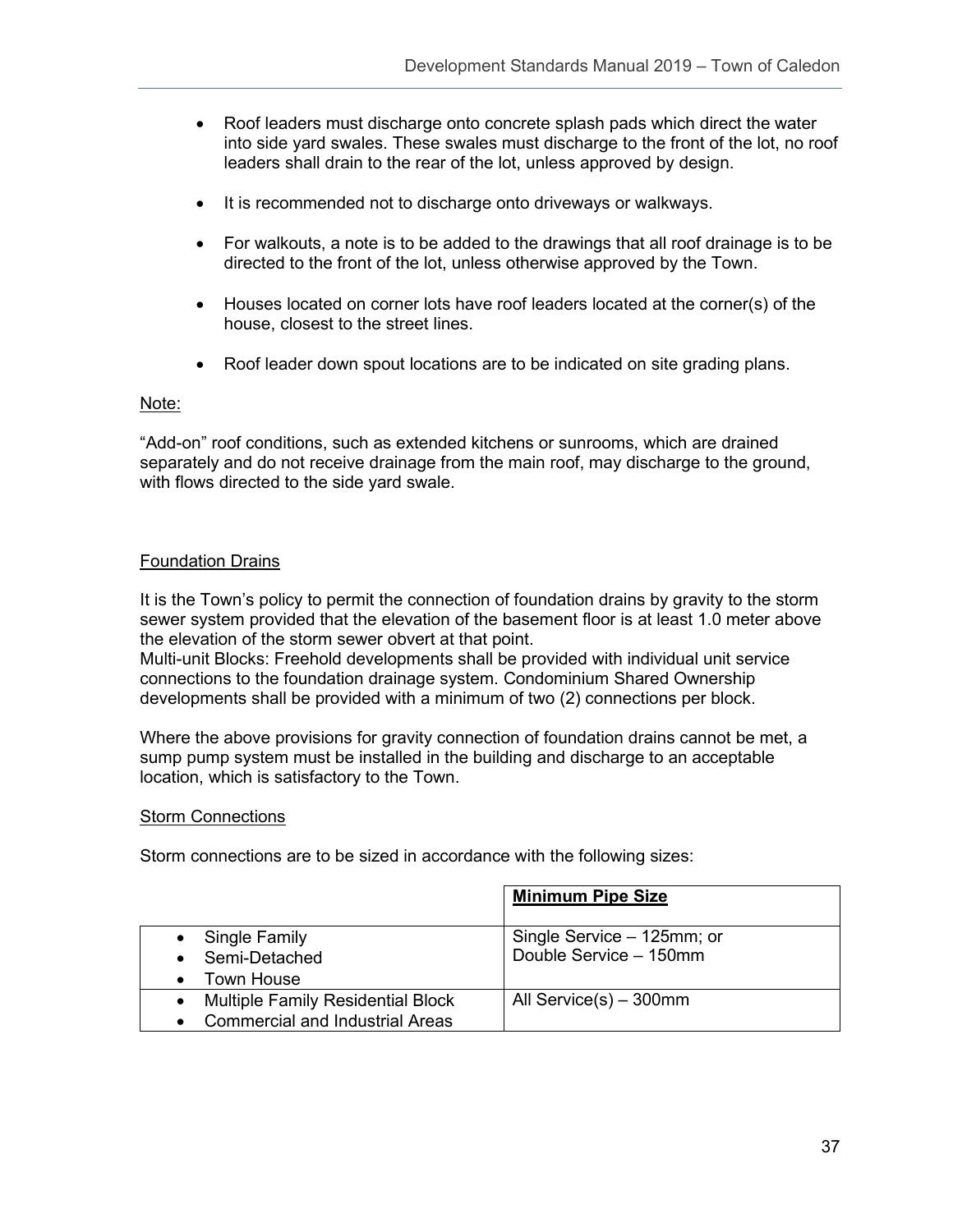- Roof leaders must discharge onto concrete splash pads which direct the water into side yard swales. These swales must discharge to the front of the lot, no roof leaders shall drain to the rear of the lot, unless approved by design.

- It is recommended not to discharge onto driveways or walkways.

- For walkouts, a note is to be added to the drawings that all roof drainage is to be directed to the front of the lot, unless otherwise approved by the Town.

- Houses located on corner lots have roof leaders located at the corner(s) of the house, closest to the street lines.

- Roof leader down spout locations are to be indicated on site grading plans.

Note:

"Add-on" roof conditions, such as extended kitchens or sunrooms, which are drained separately and do not receive drainage from the main roof, may discharge to the ground, with flows directed to the side yard swale.

Foundation Drains

It is the Town's policy to permit the connection of foundation drains by gravity to the storm sewer system provided that the elevation of the basement floor is at least 1.0 meter above the elevation of the storm sewer obvert at that point.
Multi-unit Blocks: Freehold developments shall be provided with individual unit service connections to the foundation drainage system. Condominium Shared Ownership developments shall be provided with a minimum of two (2) connections per block.

Where the above provisions for gravity connection of foundation drains cannot be met, a sump pump system must be installed in the building and discharge to an acceptable location, which is satisfactory to the Town.

Storm Connections

Storm connections are to be sized in accordance with the following sizes:

| | **Minimum Pipe Size** |
|---|---|
| • Single Family<br>• Semi-Detached<br>• Town House | Single Service – 125mm; or<br>Double Service – 150mm |
| • Multiple Family Residential Block<br>• Commercial and Industrial Areas | All Service(s) – 300mm |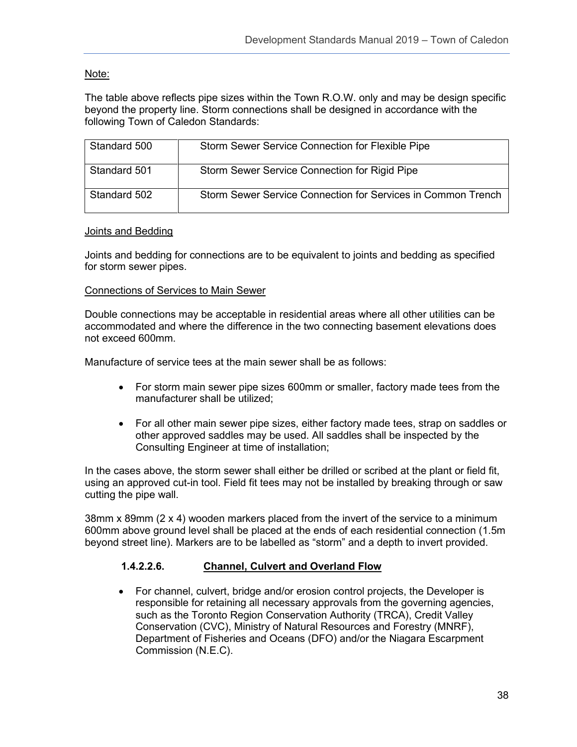Note:

The table above reflects pipe sizes within the Town R.O.W. only and may be design specific beyond the property line. Storm connections shall be designed in accordance with the following Town of Caledon Standards:

| | |
|---|---|
| Standard 500 | Storm Sewer Service Connection for Flexible Pipe |
| Standard 501 | Storm Sewer Service Connection for Rigid Pipe |
| Standard 502 | Storm Sewer Service Connection for Services in Common Trench |

Joints and Bedding

Joints and bedding for connections are to be equivalent to joints and bedding as specified for storm sewer pipes.

Connections of Services to Main Sewer

Double connections may be acceptable in residential areas where all other utilities can be accommodated and where the difference in the two connecting basement elevations does not exceed 600mm.

Manufacture of service tees at the main sewer shall be as follows:

- For storm main sewer pipe sizes 600mm or smaller, factory made tees from the manufacturer shall be utilized;
- For all other main sewer pipe sizes, either factory made tees, strap on saddles or other approved saddles may be used. All saddles shall be inspected by the Consulting Engineer at time of installation;

In the cases above, the storm sewer shall either be drilled or scribed at the plant or field fit, using an approved cut-in tool. Field fit tees may not be installed by breaking through or saw cutting the pipe wall.

38mm x 89mm (2 x 4) wooden markers placed from the invert of the service to a minimum 600mm above ground level shall be placed at the ends of each residential connection (1.5m beyond street line). Markers are to be labelled as "storm" and a depth to invert provided.

#### 1.4.2.2.6. Channel, Culvert and Overland Flow

- For channel, culvert, bridge and/or erosion control projects, the Developer is responsible for retaining all necessary approvals from the governing agencies, such as the Toronto Region Conservation Authority (TRCA), Credit Valley Conservation (CVC), Ministry of Natural Resources and Forestry (MNRF), Department of Fisheries and Oceans (DFO) and/or the Niagara Escarpment Commission (N.E.C).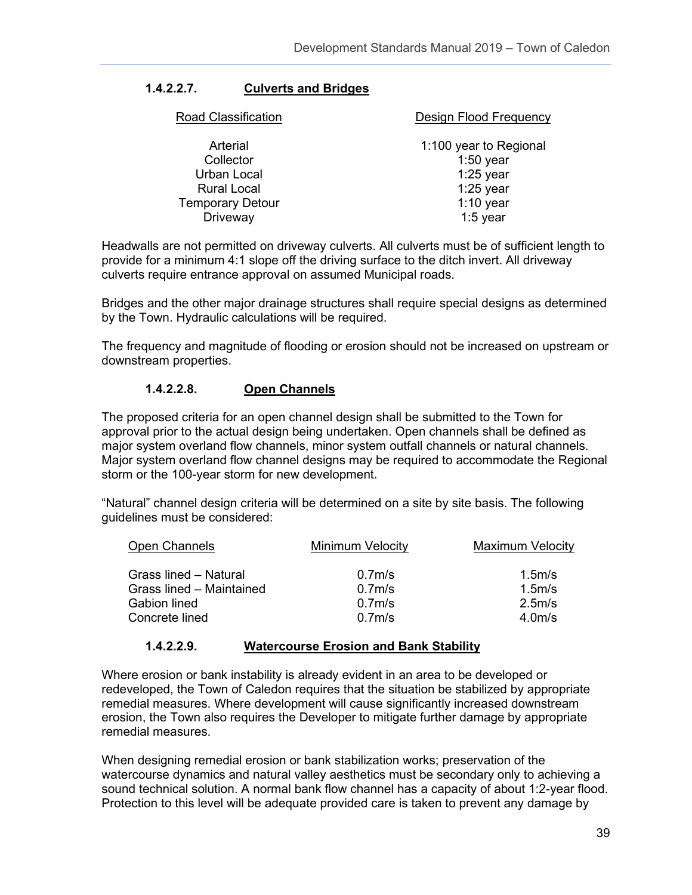#### 1.4.2.2.7. Culverts and Bridges

| Road Classification | Design Flood Frequency |
| --- | --- |
| Arterial | 1:100 year to Regional |
| Collector | 1:50 year |
| Urban Local | 1:25 year |
| Rural Local | 1:25 year |
| Temporary Detour | 1:10 year |
| Driveway | 1:5 year |

Headwalls are not permitted on driveway culverts. All culverts must be of sufficient length to provide for a minimum 4:1 slope off the driving surface to the ditch invert. All driveway culverts require entrance approval on assumed Municipal roads.

Bridges and the other major drainage structures shall require special designs as determined by the Town. Hydraulic calculations will be required.

The frequency and magnitude of flooding or erosion should not be increased on upstream or downstream properties.

#### 1.4.2.2.8. Open Channels

The proposed criteria for an open channel design shall be submitted to the Town for approval prior to the actual design being undertaken. Open channels shall be defined as major system overland flow channels, minor system outfall channels or natural channels. Major system overland flow channel designs may be required to accommodate the Regional storm or the 100-year storm for new development.

"Natural" channel design criteria will be determined on a site by site basis. The following guidelines must be considered:

| Open Channels | Minimum Velocity | Maximum Velocity |
| --- | --- | --- |
| Grass lined – Natural | 0.7m/s | 1.5m/s |
| Grass lined – Maintained | 0.7m/s | 1.5m/s |
| Gabion lined | 0.7m/s | 2.5m/s |
| Concrete lined | 0.7m/s | 4.0m/s |

#### 1.4.2.2.9. Watercourse Erosion and Bank Stability

Where erosion or bank instability is already evident in an area to be developed or redeveloped, the Town of Caledon requires that the situation be stabilized by appropriate remedial measures. Where development will cause significantly increased downstream erosion, the Town also requires the Developer to mitigate further damage by appropriate remedial measures.

When designing remedial erosion or bank stabilization works; preservation of the watercourse dynamics and natural valley aesthetics must be secondary only to achieving a sound technical solution. A normal bank flow channel has a capacity of about 1:2-year flood. Protection to this level will be adequate provided care is taken to prevent any damage by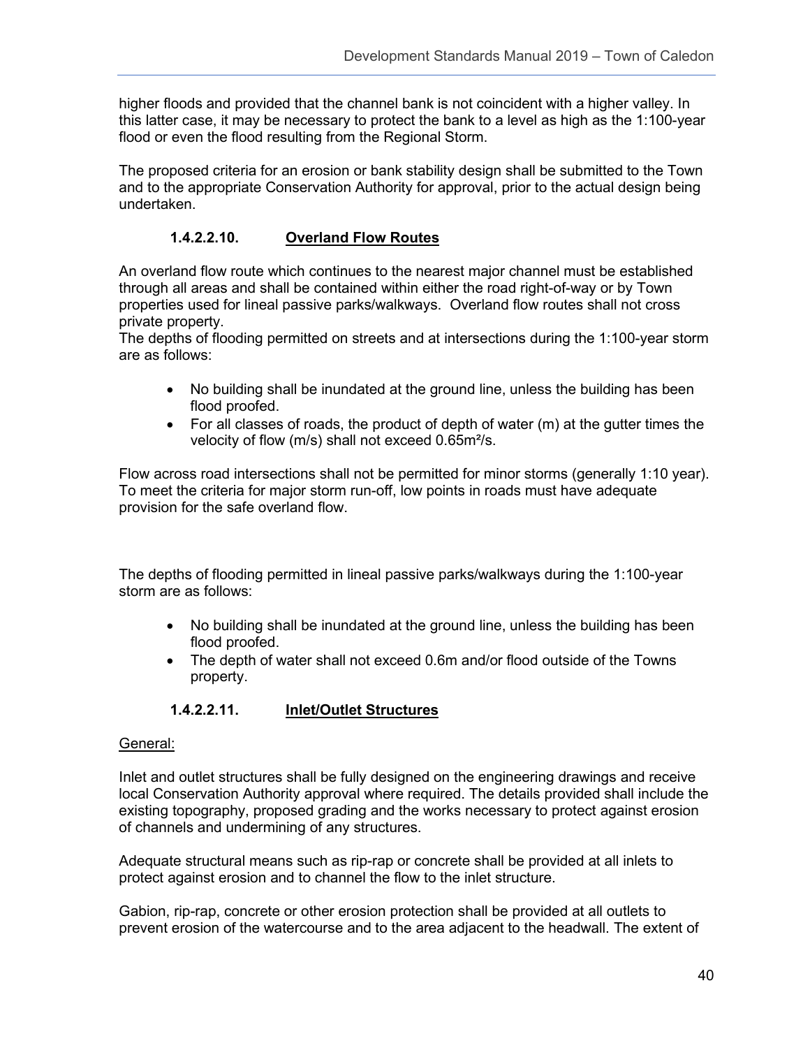higher floods and provided that the channel bank is not coincident with a higher valley. In this latter case, it may be necessary to protect the bank to a level as high as the 1:100-year flood or even the flood resulting from the Regional Storm.

The proposed criteria for an erosion or bank stability design shall be submitted to the Town and to the appropriate Conservation Authority for approval, prior to the actual design being undertaken.

#### 1.4.2.2.10. Overland Flow Routes

An overland flow route which continues to the nearest major channel must be established through all areas and shall be contained within either the road right-of-way or by Town properties used for lineal passive parks/walkways. Overland flow routes shall not cross private property.
The depths of flooding permitted on streets and at intersections during the 1:100-year storm are as follows:

- No building shall be inundated at the ground line, unless the building has been flood proofed.
- For all classes of roads, the product of depth of water (m) at the gutter times the velocity of flow (m/s) shall not exceed $0.65m^2/s$.

Flow across road intersections shall not be permitted for minor storms (generally 1:10 year). To meet the criteria for major storm run-off, low points in roads must have adequate provision for the safe overland flow.

The depths of flooding permitted in lineal passive parks/walkways during the 1:100-year storm are as follows:

- No building shall be inundated at the ground line, unless the building has been flood proofed.
- The depth of water shall not exceed 0.6m and/or flood outside of the Towns property.

#### 1.4.2.2.11. Inlet/Outlet Structures

General:

Inlet and outlet structures shall be fully designed on the engineering drawings and receive local Conservation Authority approval where required. The details provided shall include the existing topography, proposed grading and the works necessary to protect against erosion of channels and undermining of any structures.

Adequate structural means such as rip-rap or concrete shall be provided at all inlets to protect against erosion and to channel the flow to the inlet structure.

Gabion, rip-rap, concrete or other erosion protection shall be provided at all outlets to prevent erosion of the watercourse and to the area adjacent to the headwall. The extent of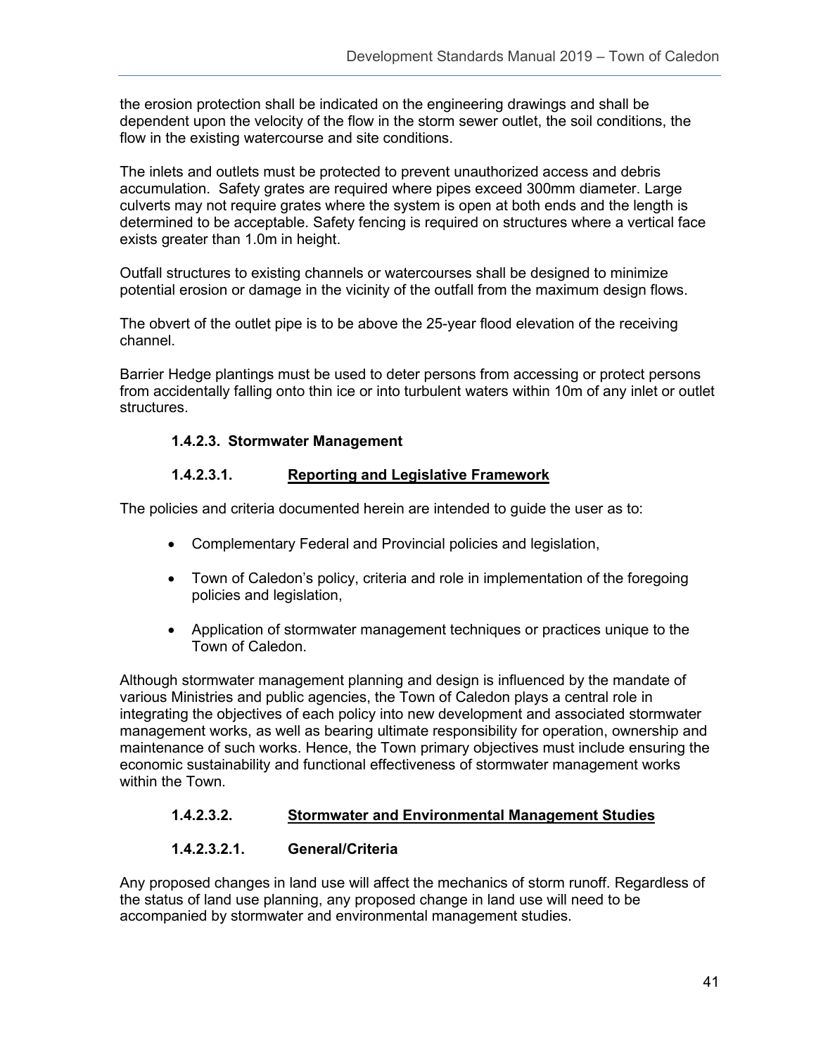the erosion protection shall be indicated on the engineering drawings and shall be dependent upon the velocity of the flow in the storm sewer outlet, the soil conditions, the flow in the existing watercourse and site conditions.

The inlets and outlets must be protected to prevent unauthorized access and debris accumulation. Safety grates are required where pipes exceed 300mm diameter. Large culverts may not require grates where the system is open at both ends and the length is determined to be acceptable. Safety fencing is required on structures where a vertical face exists greater than 1.0m in height.

Outfall structures to existing channels or watercourses shall be designed to minimize potential erosion or damage in the vicinity of the outfall from the maximum design flows.

The obvert of the outlet pipe is to be above the 25-year flood elevation of the receiving channel.

Barrier Hedge plantings must be used to deter persons from accessing or protect persons from accidentally falling onto thin ice or into turbulent waters within 10m of any inlet or outlet structures.

#### 1.4.2.3. Stormwater Management

#### 1.4.2.3.1. Reporting and Legislative Framework

The policies and criteria documented herein are intended to guide the user as to:

- Complementary Federal and Provincial policies and legislation,
- Town of Caledon's policy, criteria and role in implementation of the foregoing policies and legislation,
- Application of stormwater management techniques or practices unique to the Town of Caledon.

Although stormwater management planning and design is influenced by the mandate of various Ministries and public agencies, the Town of Caledon plays a central role in integrating the objectives of each policy into new development and associated stormwater management works, as well as bearing ultimate responsibility for operation, ownership and maintenance of such works. Hence, the Town primary objectives must include ensuring the economic sustainability and functional effectiveness of stormwater management works within the Town.

#### 1.4.2.3.2. Stormwater and Environmental Management Studies

#### 1.4.2.3.2.1. General/Criteria

Any proposed changes in land use will affect the mechanics of storm runoff. Regardless of the status of land use planning, any proposed change in land use will need to be accompanied by stormwater and environmental management studies.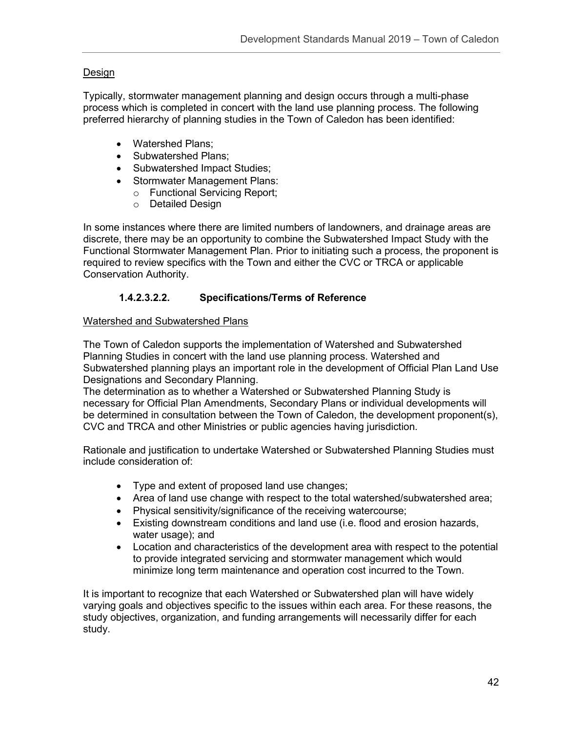Design

Typically, stormwater management planning and design occurs through a multi-phase process which is completed in concert with the land use planning process. The following preferred hierarchy of planning studies in the Town of Caledon has been identified:

- Watershed Plans;
- Subwatershed Plans;
- Subwatershed Impact Studies;
- Stormwater Management Plans:
  - Functional Servicing Report;
  - Detailed Design

In some instances where there are limited numbers of landowners, and drainage areas are discrete, there may be an opportunity to combine the Subwatershed Impact Study with the Functional Stormwater Management Plan. Prior to initiating such a process, the proponent is required to review specifics with the Town and either the CVC or TRCA or applicable Conservation Authority.

#### 1.4.2.3.2.2. Specifications/Terms of Reference

Watershed and Subwatershed Plans

The Town of Caledon supports the implementation of Watershed and Subwatershed Planning Studies in concert with the land use planning process. Watershed and Subwatershed planning plays an important role in the development of Official Plan Land Use Designations and Secondary Planning.
The determination as to whether a Watershed or Subwatershed Planning Study is necessary for Official Plan Amendments, Secondary Plans or individual developments will be determined in consultation between the Town of Caledon, the development proponent(s), CVC and TRCA and other Ministries or public agencies having jurisdiction.

Rationale and justification to undertake Watershed or Subwatershed Planning Studies must include consideration of:

- Type and extent of proposed land use changes;
- Area of land use change with respect to the total watershed/subwatershed area;
- Physical sensitivity/significance of the receiving watercourse;
- Existing downstream conditions and land use (i.e. flood and erosion hazards, water usage); and
- Location and characteristics of the development area with respect to the potential to provide integrated servicing and stormwater management which would minimize long term maintenance and operation cost incurred to the Town.

It is important to recognize that each Watershed or Subwatershed plan will have widely varying goals and objectives specific to the issues within each area. For these reasons, the study objectives, organization, and funding arrangements will necessarily differ for each study.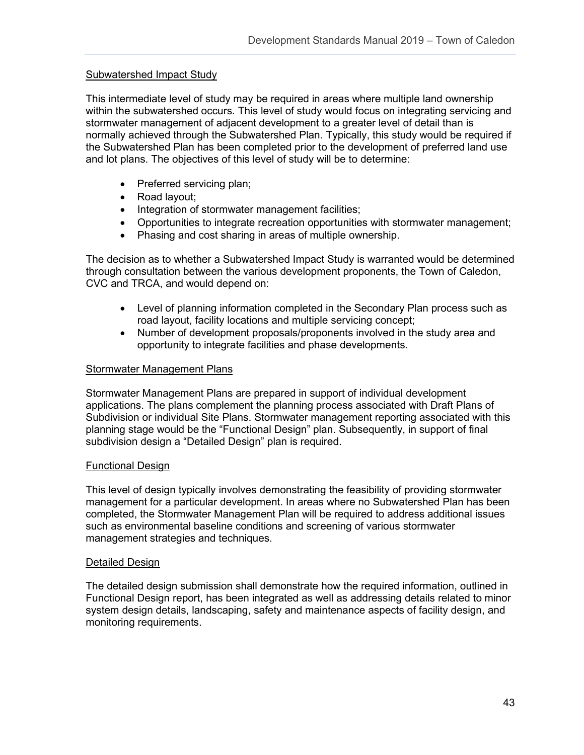### Subwatershed Impact Study

This intermediate level of study may be required in areas where multiple land ownership within the subwatershed occurs. This level of study would focus on integrating servicing and stormwater management of adjacent development to a greater level of detail than is normally achieved through the Subwatershed Plan. Typically, this study would be required if the Subwatershed Plan has been completed prior to the development of preferred land use and lot plans. The objectives of this level of study will be to determine:

- Preferred servicing plan;
- Road layout;
- Integration of stormwater management facilities;
- Opportunities to integrate recreation opportunities with stormwater management;
- Phasing and cost sharing in areas of multiple ownership.

The decision as to whether a Subwatershed Impact Study is warranted would be determined through consultation between the various development proponents, the Town of Caledon, CVC and TRCA, and would depend on:

- Level of planning information completed in the Secondary Plan process such as road layout, facility locations and multiple servicing concept;
- Number of development proposals/proponents involved in the study area and opportunity to integrate facilities and phase developments.

### Stormwater Management Plans

Stormwater Management Plans are prepared in support of individual development applications. The plans complement the planning process associated with Draft Plans of Subdivision or individual Site Plans. Stormwater management reporting associated with this planning stage would be the "Functional Design" plan. Subsequently, in support of final subdivision design a "Detailed Design" plan is required.

### Functional Design

This level of design typically involves demonstrating the feasibility of providing stormwater management for a particular development. In areas where no Subwatershed Plan has been completed, the Stormwater Management Plan will be required to address additional issues such as environmental baseline conditions and screening of various stormwater management strategies and techniques.

### Detailed Design

The detailed design submission shall demonstrate how the required information, outlined in Functional Design report, has been integrated as well as addressing details related to minor system design details, landscaping, safety and maintenance aspects of facility design, and monitoring requirements.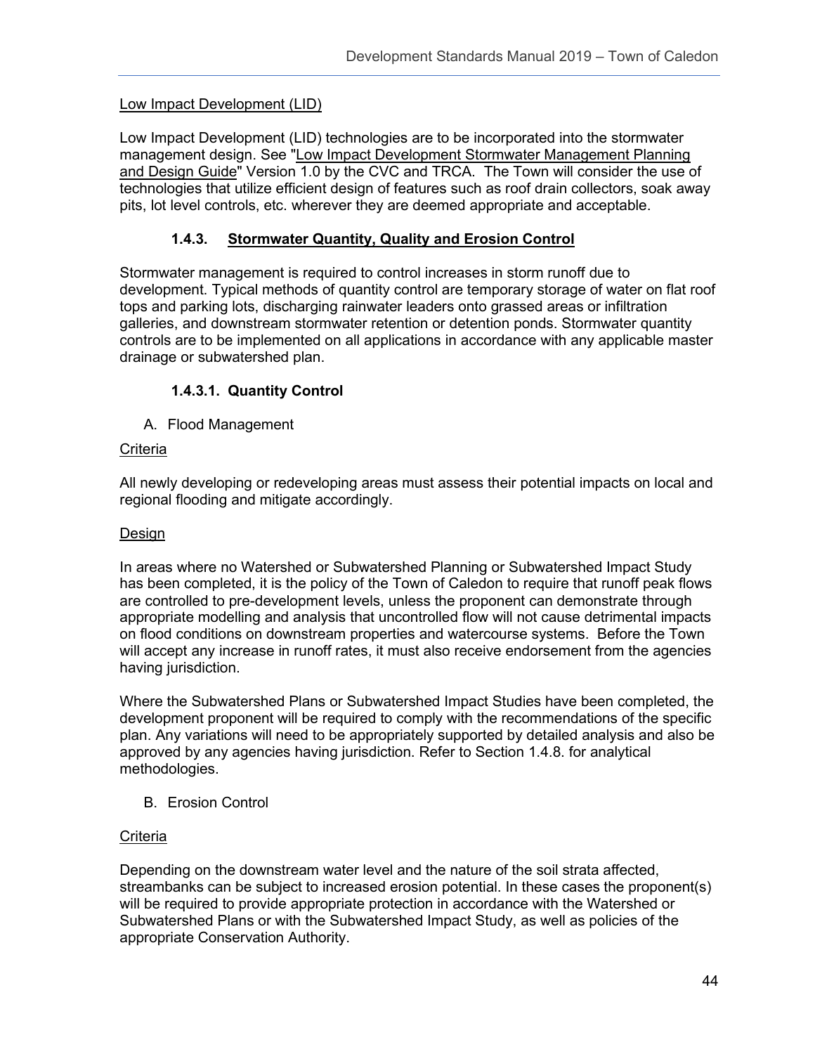Low Impact Development (LID)

Low Impact Development (LID) technologies are to be incorporated into the stormwater management design. See "Low Impact Development Stormwater Management Planning and Design Guide" Version 1.0 by the CVC and TRCA. The Town will consider the use of technologies that utilize efficient design of features such as roof drain collectors, soak away pits, lot level controls, etc. wherever they are deemed appropriate and acceptable.

### 1.4.3. Stormwater Quantity, Quality and Erosion Control

Stormwater management is required to control increases in storm runoff due to development. Typical methods of quantity control are temporary storage of water on flat roof tops and parking lots, discharging rainwater leaders onto grassed areas or infiltration galleries, and downstream stormwater retention or detention ponds. Stormwater quantity controls are to be implemented on all applications in accordance with any applicable master drainage or subwatershed plan.

#### 1.4.3.1. Quantity Control

A. Flood Management

Criteria

All newly developing or redeveloping areas must assess their potential impacts on local and regional flooding and mitigate accordingly.

Design

In areas where no Watershed or Subwatershed Planning or Subwatershed Impact Study has been completed, it is the policy of the Town of Caledon to require that runoff peak flows are controlled to pre-development levels, unless the proponent can demonstrate through appropriate modelling and analysis that uncontrolled flow will not cause detrimental impacts on flood conditions on downstream properties and watercourse systems. Before the Town will accept any increase in runoff rates, it must also receive endorsement from the agencies having jurisdiction.

Where the Subwatershed Plans or Subwatershed Impact Studies have been completed, the development proponent will be required to comply with the recommendations of the specific plan. Any variations will need to be appropriately supported by detailed analysis and also be approved by any agencies having jurisdiction. Refer to Section 1.4.8. for analytical methodologies.

B. Erosion Control

Criteria

Depending on the downstream water level and the nature of the soil strata affected, streambanks can be subject to increased erosion potential. In these cases the proponent(s) will be required to provide appropriate protection in accordance with the Watershed or Subwatershed Plans or with the Subwatershed Impact Study, as well as policies of the appropriate Conservation Authority.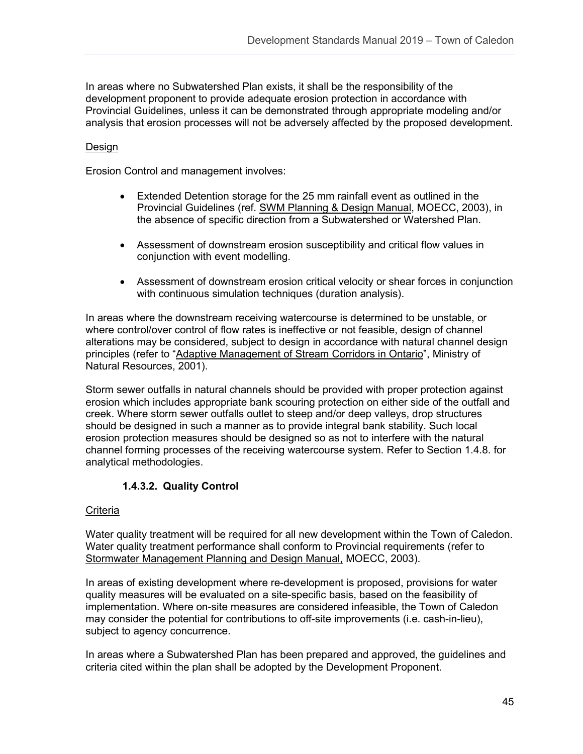In areas where no Subwatershed Plan exists, it shall be the responsibility of the development proponent to provide adequate erosion protection in accordance with Provincial Guidelines, unless it can be demonstrated through appropriate modeling and/or analysis that erosion processes will not be adversely affected by the proposed development.

Design

Erosion Control and management involves:

- Extended Detention storage for the 25 mm rainfall event as outlined in the Provincial Guidelines (ref. SWM Planning & Design Manual, MOECC, 2003), in the absence of specific direction from a Subwatershed or Watershed Plan.
- Assessment of downstream erosion susceptibility and critical flow values in conjunction with event modelling.
- Assessment of downstream erosion critical velocity or shear forces in conjunction with continuous simulation techniques (duration analysis).

In areas where the downstream receiving watercourse is determined to be unstable, or where control/over control of flow rates is ineffective or not feasible, design of channel alterations may be considered, subject to design in accordance with natural channel design principles (refer to "Adaptive Management of Stream Corridors in Ontario", Ministry of Natural Resources, 2001).

Storm sewer outfalls in natural channels should be provided with proper protection against erosion which includes appropriate bank scouring protection on either side of the outfall and creek. Where storm sewer outfalls outlet to steep and/or deep valleys, drop structures should be designed in such a manner as to provide integral bank stability. Such local erosion protection measures should be designed so as not to interfere with the natural channel forming processes of the receiving watercourse system. Refer to Section 1.4.8. for analytical methodologies.

#### 1.4.3.2. Quality Control

Criteria

Water quality treatment will be required for all new development within the Town of Caledon. Water quality treatment performance shall conform to Provincial requirements (refer to Stormwater Management Planning and Design Manual, MOECC, 2003).

In areas of existing development where re-development is proposed, provisions for water quality measures will be evaluated on a site-specific basis, based on the feasibility of implementation. Where on-site measures are considered infeasible, the Town of Caledon may consider the potential for contributions to off-site improvements (i.e. cash-in-lieu), subject to agency concurrence.

In areas where a Subwatershed Plan has been prepared and approved, the guidelines and criteria cited within the plan shall be adopted by the Development Proponent.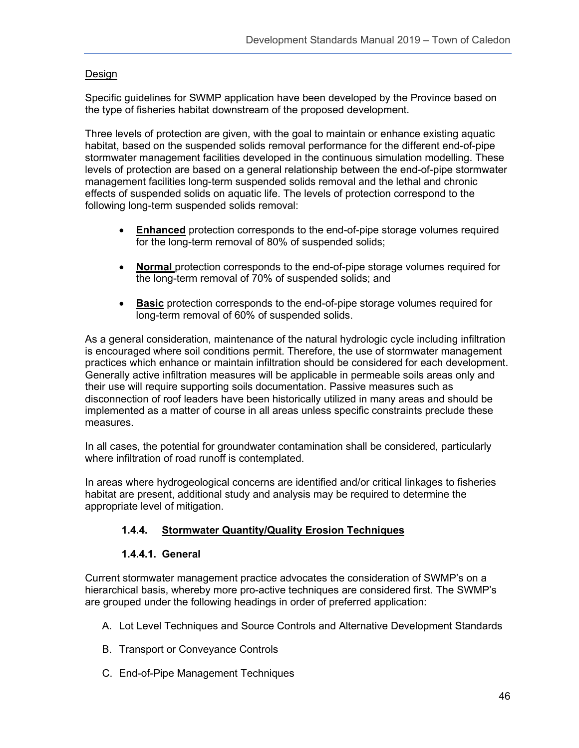Design

Specific guidelines for SWMP application have been developed by the Province based on the type of fisheries habitat downstream of the proposed development.

Three levels of protection are given, with the goal to maintain or enhance existing aquatic habitat, based on the suspended solids removal performance for the different end-of-pipe stormwater management facilities developed in the continuous simulation modelling. These levels of protection are based on a general relationship between the end-of-pipe stormwater management facilities long-term suspended solids removal and the lethal and chronic effects of suspended solids on aquatic life. The levels of protection correspond to the following long-term suspended solids removal:

- **Enhanced** protection corresponds to the end-of-pipe storage volumes required for the long-term removal of 80% of suspended solids;
- **Normal** protection corresponds to the end-of-pipe storage volumes required for the long-term removal of 70% of suspended solids; and
- **Basic** protection corresponds to the end-of-pipe storage volumes required for long-term removal of 60% of suspended solids.

As a general consideration, maintenance of the natural hydrologic cycle including infiltration is encouraged where soil conditions permit. Therefore, the use of stormwater management practices which enhance or maintain infiltration should be considered for each development. Generally active infiltration measures will be applicable in permeable soils areas only and their use will require supporting soils documentation. Passive measures such as disconnection of roof leaders have been historically utilized in many areas and should be implemented as a matter of course in all areas unless specific constraints preclude these measures.

In all cases, the potential for groundwater contamination shall be considered, particularly where infiltration of road runoff is contemplated.

In areas where hydrogeological concerns are identified and/or critical linkages to fisheries habitat are present, additional study and analysis may be required to determine the appropriate level of mitigation.

### 1.4.4. Stormwater Quantity/Quality Erosion Techniques

#### 1.4.4.1. General

Current stormwater management practice advocates the consideration of SWMP's on a hierarchical basis, whereby more pro-active techniques are considered first. The SWMP's are grouped under the following headings in order of preferred application:

A. Lot Level Techniques and Source Controls and Alternative Development Standards

B. Transport or Conveyance Controls

C. End-of-Pipe Management Techniques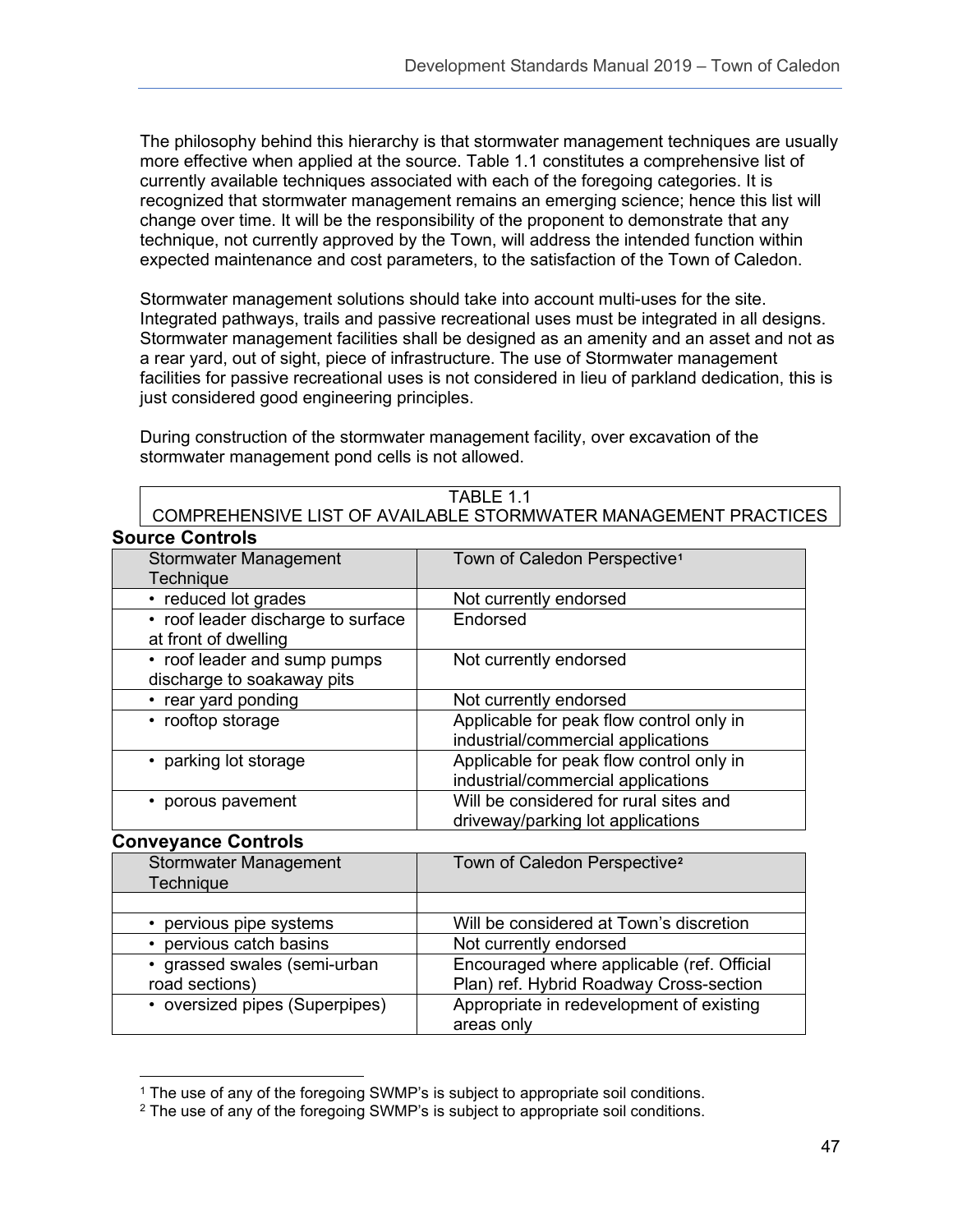The philosophy behind this hierarchy is that stormwater management techniques are usually more effective when applied at the source. Table 1.1 constitutes a comprehensive list of currently available techniques associated with each of the foregoing categories. It is recognized that stormwater management remains an emerging science; hence this list will change over time. It will be the responsibility of the proponent to demonstrate that any technique, not currently approved by the Town, will address the intended function within expected maintenance and cost parameters, to the satisfaction of the Town of Caledon.

Stormwater management solutions should take into account multi-uses for the site. Integrated pathways, trails and passive recreational uses must be integrated in all designs. Stormwater management facilities shall be designed as an amenity and an asset and not as a rear yard, out of sight, piece of infrastructure. The use of Stormwater management facilities for passive recreational uses is not considered in lieu of parkland dedication, this is just considered good engineering principles.

During construction of the stormwater management facility, over excavation of the stormwater management pond cells is not allowed.

TABLE 1.1
COMPREHENSIVE LIST OF AVAILABLE STORMWATER MANAGEMENT PRACTICES

**Source Controls**

| Stormwater Management Technique | Town of Caledon Perspective[1] |
|---|---|
| • reduced lot grades | Not currently endorsed |
| • roof leader discharge to surface at front of dwelling | Endorsed |
| • roof leader and sump pumps discharge to soakaway pits | Not currently endorsed |
| • rear yard ponding | Not currently endorsed |
| • rooftop storage | Applicable for peak flow control only in industrial/commercial applications |
| • parking lot storage | Applicable for peak flow control only in industrial/commercial applications |
| • porous pavement | Will be considered for rural sites and driveway/parking lot applications |

**Conveyance Controls**

| Stormwater Management Technique | Town of Caledon Perspective[2] |
|---|---|
| | |
| • pervious pipe systems | Will be considered at Town's discretion |
| • pervious catch basins | Not currently endorsed |
| • grassed swales (semi-urban road sections) | Encouraged where applicable (ref. Official Plan) ref. Hybrid Roadway Cross-section |
| • oversized pipes (Superpipes) | Appropriate in redevelopment of existing areas only |

[1] The use of any of the foregoing SWMP's is subject to appropriate soil conditions.

[2] The use of any of the foregoing SWMP's is subject to appropriate soil conditions.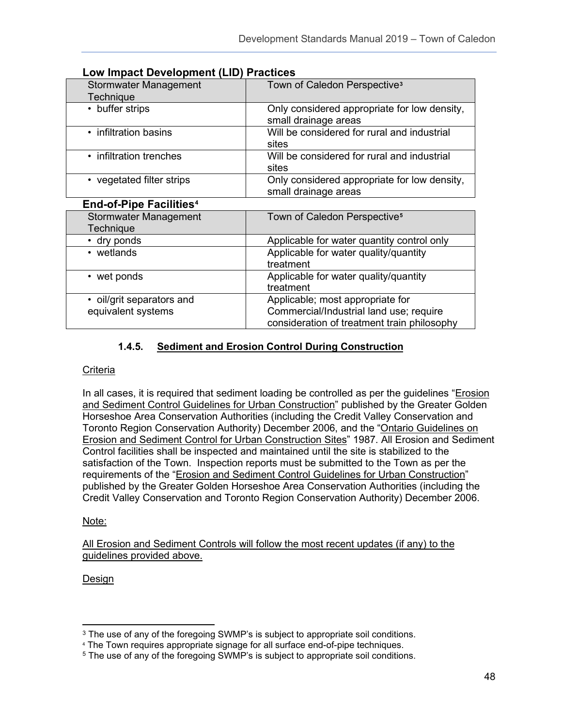**Low Impact Development (LID) Practices**

| Stormwater Management Technique | Town of Caledon Perspective[3] |
|---|---|
| • buffer strips | Only considered appropriate for low density, small drainage areas |
| • infiltration basins | Will be considered for rural and industrial sites |
| • infiltration trenches | Will be considered for rural and industrial sites |
| • vegetated filter strips | Only considered appropriate for low density, small drainage areas |

**End-of-Pipe Facilities[4]**

| Stormwater Management Technique | Town of Caledon Perspective[5] |
|---|---|
| • dry ponds | Applicable for water quantity control only |
| • wetlands | Applicable for water quality/quantity treatment |
| • wet ponds | Applicable for water quality/quantity treatment |
| • oil/grit separators and equivalent systems | Applicable; most appropriate for Commercial/Industrial land use; require consideration of treatment train philosophy |

### 1.4.5. Sediment and Erosion Control During Construction

Criteria

In all cases, it is required that sediment loading be controlled as per the guidelines "Erosion and Sediment Control Guidelines for Urban Construction" published by the Greater Golden Horseshoe Area Conservation Authorities (including the Credit Valley Conservation and Toronto Region Conservation Authority) December 2006, and the "Ontario Guidelines on Erosion and Sediment Control for Urban Construction Sites" 1987. All Erosion and Sediment Control facilities shall be inspected and maintained until the site is stabilized to the satisfaction of the Town. Inspection reports must be submitted to the Town as per the requirements of the "Erosion and Sediment Control Guidelines for Urban Construction" published by the Greater Golden Horseshoe Area Conservation Authorities (including the Credit Valley Conservation and Toronto Region Conservation Authority) December 2006.

Note:

All Erosion and Sediment Controls will follow the most recent updates (if any) to the guidelines provided above.

Design

[3] The use of any of the foregoing SWMP's is subject to appropriate soil conditions.

[4] The Town requires appropriate signage for all surface end-of-pipe techniques.

[5] The use of any of the foregoing SWMP's is subject to appropriate soil conditions.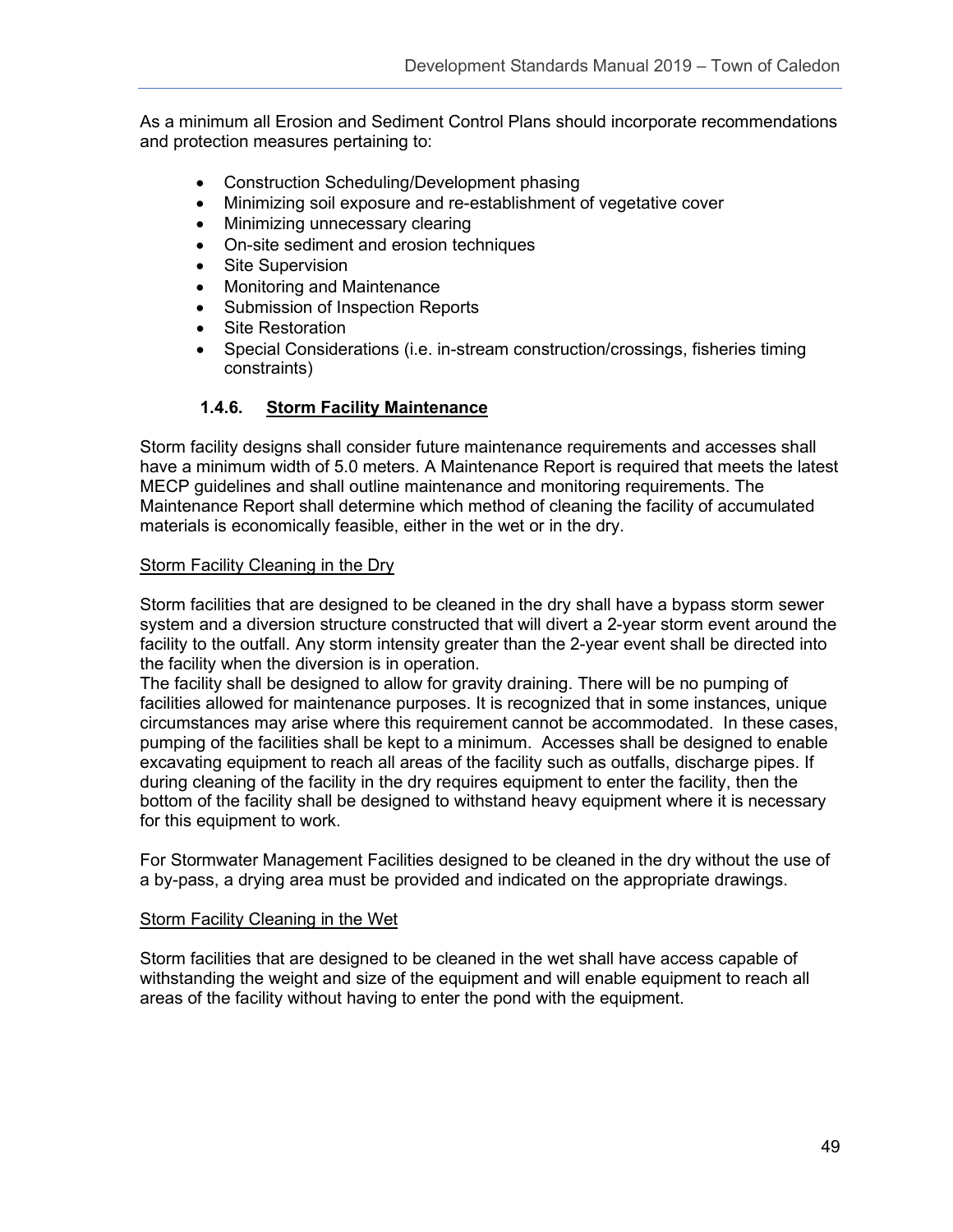As a minimum all Erosion and Sediment Control Plans should incorporate recommendations and protection measures pertaining to:

- Construction Scheduling/Development phasing
- Minimizing soil exposure and re-establishment of vegetative cover
- Minimizing unnecessary clearing
- On-site sediment and erosion techniques
- Site Supervision
- Monitoring and Maintenance
- Submission of Inspection Reports
- Site Restoration
- Special Considerations (i.e. in-stream construction/crossings, fisheries timing constraints)

### 1.4.6. Storm Facility Maintenance

Storm facility designs shall consider future maintenance requirements and accesses shall have a minimum width of 5.0 meters. A Maintenance Report is required that meets the latest MECP guidelines and shall outline maintenance and monitoring requirements. The Maintenance Report shall determine which method of cleaning the facility of accumulated materials is economically feasible, either in the wet or in the dry.

Storm Facility Cleaning in the Dry

Storm facilities that are designed to be cleaned in the dry shall have a bypass storm sewer system and a diversion structure constructed that will divert a 2-year storm event around the facility to the outfall. Any storm intensity greater than the 2-year event shall be directed into the facility when the diversion is in operation.
The facility shall be designed to allow for gravity draining. There will be no pumping of facilities allowed for maintenance purposes. It is recognized that in some instances, unique circumstances may arise where this requirement cannot be accommodated. In these cases, pumping of the facilities shall be kept to a minimum. Accesses shall be designed to enable excavating equipment to reach all areas of the facility such as outfalls, discharge pipes. If during cleaning of the facility in the dry requires equipment to enter the facility, then the bottom of the facility shall be designed to withstand heavy equipment where it is necessary for this equipment to work.

For Stormwater Management Facilities designed to be cleaned in the dry without the use of a by-pass, a drying area must be provided and indicated on the appropriate drawings.

Storm Facility Cleaning in the Wet

Storm facilities that are designed to be cleaned in the wet shall have access capable of withstanding the weight and size of the equipment and will enable equipment to reach all areas of the facility without having to enter the pond with the equipment.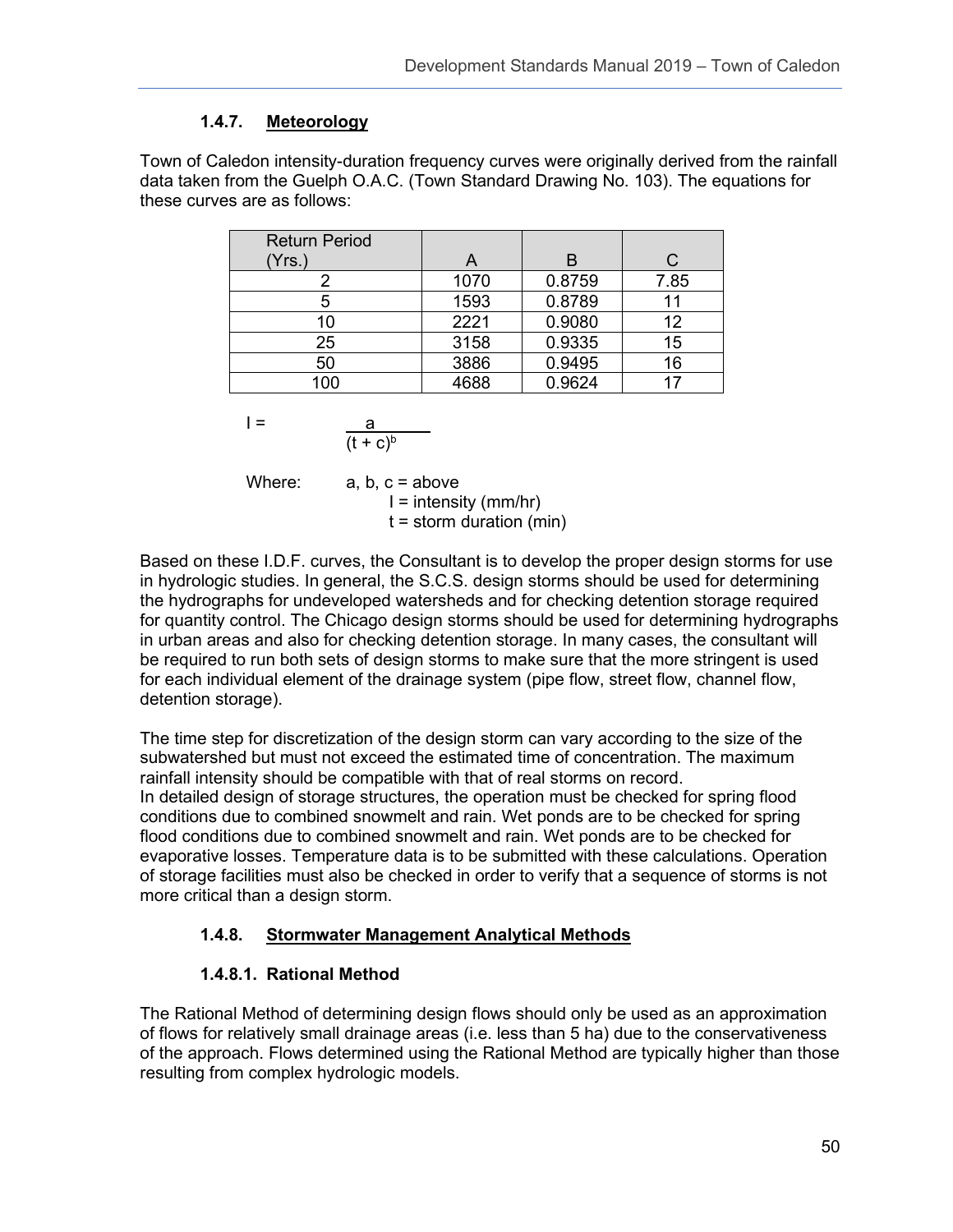### 1.4.7. Meteorology

Town of Caledon intensity-duration frequency curves were originally derived from the rainfall data taken from the Guelph O.A.C. (Town Standard Drawing No. 103). The equations for these curves are as follows:

| Return Period (Yrs.) | A | B | C |
|---|---|---|---|
| 2 | 1070 | 0.8759 | 7.85 |
| 5 | 1593 | 0.8789 | 11 |
| 10 | 2221 | 0.9080 | 12 |
| 25 | 3158 | 0.9335 | 15 |
| 50 | 3886 | 0.9495 | 16 |
| 100 | 4688 | 0.9624 | 17 |

$$I = \frac{a}{(t + c)^b}$$

Where: a, b, c = above
I = intensity (mm/hr)
t = storm duration (min)

Based on these I.D.F. curves, the Consultant is to develop the proper design storms for use in hydrologic studies. In general, the S.C.S. design storms should be used for determining the hydrographs for undeveloped watersheds and for checking detention storage required for quantity control. The Chicago design storms should be used for determining hydrographs in urban areas and also for checking detention storage. In many cases, the consultant will be required to run both sets of design storms to make sure that the more stringent is used for each individual element of the drainage system (pipe flow, street flow, channel flow, detention storage).

The time step for discretization of the design storm can vary according to the size of the subwatershed but must not exceed the estimated time of concentration. The maximum rainfall intensity should be compatible with that of real storms on record.
In detailed design of storage structures, the operation must be checked for spring flood conditions due to combined snowmelt and rain. Wet ponds are to be checked for spring flood conditions due to combined snowmelt and rain. Wet ponds are to be checked for evaporative losses. Temperature data is to be submitted with these calculations. Operation of storage facilities must also be checked in order to verify that a sequence of storms is not more critical than a design storm.

### 1.4.8. Stormwater Management Analytical Methods

#### 1.4.8.1. Rational Method

The Rational Method of determining design flows should only be used as an approximation of flows for relatively small drainage areas (i.e. less than 5 ha) due to the conservativeness of the approach. Flows determined using the Rational Method are typically higher than those resulting from complex hydrologic models.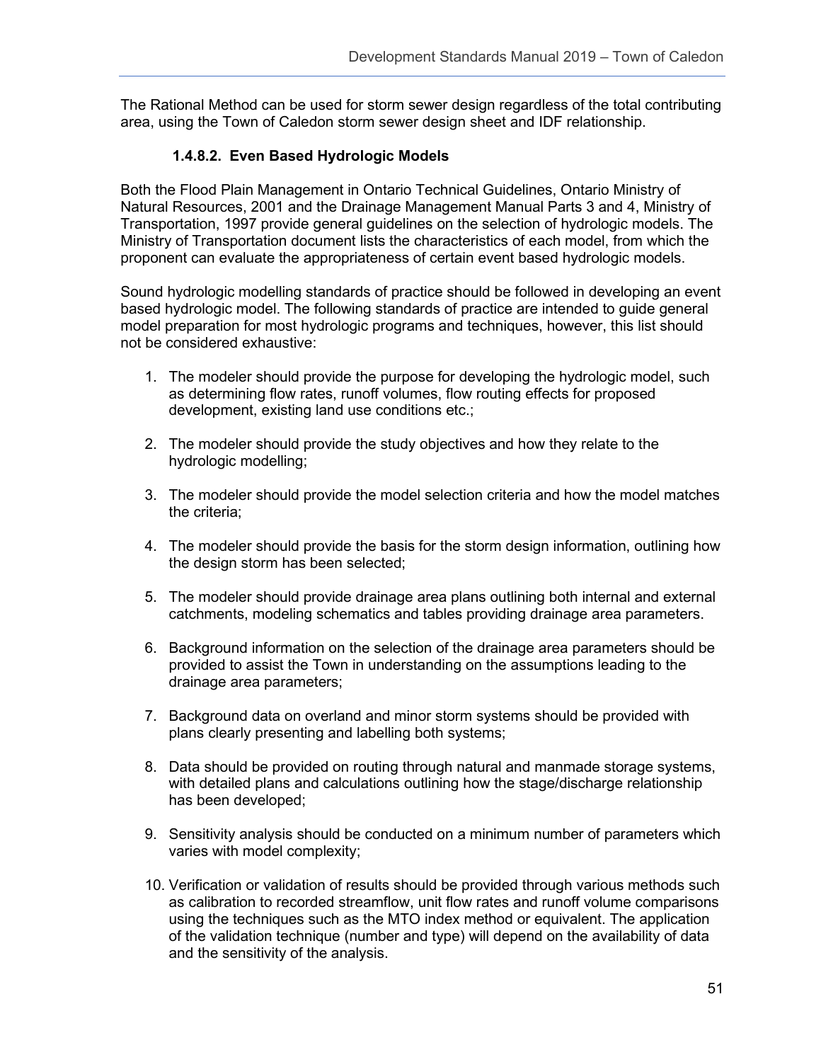The Rational Method can be used for storm sewer design regardless of the total contributing area, using the Town of Caledon storm sewer design sheet and IDF relationship.

#### 1.4.8.2. Even Based Hydrologic Models

Both the Flood Plain Management in Ontario Technical Guidelines, Ontario Ministry of Natural Resources, 2001 and the Drainage Management Manual Parts 3 and 4, Ministry of Transportation, 1997 provide general guidelines on the selection of hydrologic models. The Ministry of Transportation document lists the characteristics of each model, from which the proponent can evaluate the appropriateness of certain event based hydrologic models.

Sound hydrologic modelling standards of practice should be followed in developing an event based hydrologic model. The following standards of practice are intended to guide general model preparation for most hydrologic programs and techniques, however, this list should not be considered exhaustive:

1. The modeler should provide the purpose for developing the hydrologic model, such as determining flow rates, runoff volumes, flow routing effects for proposed development, existing land use conditions etc.;

2. The modeler should provide the study objectives and how they relate to the hydrologic modelling;

3. The modeler should provide the model selection criteria and how the model matches the criteria;

4. The modeler should provide the basis for the storm design information, outlining how the design storm has been selected;

5. The modeler should provide drainage area plans outlining both internal and external catchments, modeling schematics and tables providing drainage area parameters.

6. Background information on the selection of the drainage area parameters should be provided to assist the Town in understanding on the assumptions leading to the drainage area parameters;

7. Background data on overland and minor storm systems should be provided with plans clearly presenting and labelling both systems;

8. Data should be provided on routing through natural and manmade storage systems, with detailed plans and calculations outlining how the stage/discharge relationship has been developed;

9. Sensitivity analysis should be conducted on a minimum number of parameters which varies with model complexity;

10. Verification or validation of results should be provided through various methods such as calibration to recorded streamflow, unit flow rates and runoff volume comparisons using the techniques such as the MTO index method or equivalent. The application of the validation technique (number and type) will depend on the availability of data and the sensitivity of the analysis.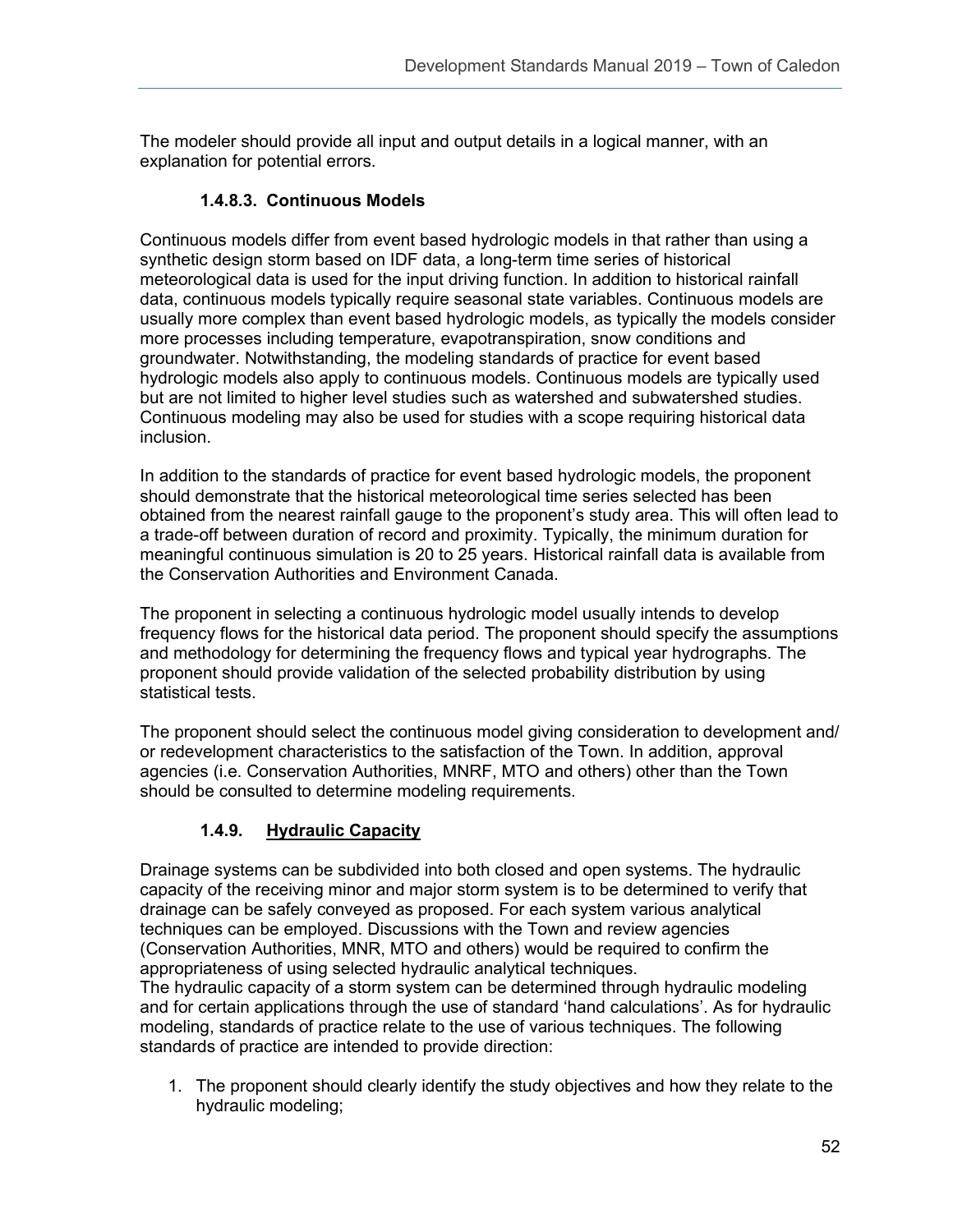The modeler should provide all input and output details in a logical manner, with an explanation for potential errors.

#### 1.4.8.3. Continuous Models

Continuous models differ from event based hydrologic models in that rather than using a synthetic design storm based on IDF data, a long-term time series of historical meteorological data is used for the input driving function. In addition to historical rainfall data, continuous models typically require seasonal state variables. Continuous models are usually more complex than event based hydrologic models, as typically the models consider more processes including temperature, evapotranspiration, snow conditions and groundwater. Notwithstanding, the modeling standards of practice for event based hydrologic models also apply to continuous models. Continuous models are typically used but are not limited to higher level studies such as watershed and subwatershed studies. Continuous modeling may also be used for studies with a scope requiring historical data inclusion.

In addition to the standards of practice for event based hydrologic models, the proponent should demonstrate that the historical meteorological time series selected has been obtained from the nearest rainfall gauge to the proponent's study area. This will often lead to a trade-off between duration of record and proximity. Typically, the minimum duration for meaningful continuous simulation is 20 to 25 years. Historical rainfall data is available from the Conservation Authorities and Environment Canada.

The proponent in selecting a continuous hydrologic model usually intends to develop frequency flows for the historical data period. The proponent should specify the assumptions and methodology for determining the frequency flows and typical year hydrographs. The proponent should provide validation of the selected probability distribution by using statistical tests.

The proponent should select the continuous model giving consideration to development and/ or redevelopment characteristics to the satisfaction of the Town. In addition, approval agencies (i.e. Conservation Authorities, MNRF, MTO and others) other than the Town should be consulted to determine modeling requirements.

### 1.4.9. <u>Hydraulic Capacity</u>

Drainage systems can be subdivided into both closed and open systems. The hydraulic capacity of the receiving minor and major storm system is to be determined to verify that drainage can be safely conveyed as proposed. For each system various analytical techniques can be employed. Discussions with the Town and review agencies (Conservation Authorities, MNR, MTO and others) would be required to confirm the appropriateness of using selected hydraulic analytical techniques.
The hydraulic capacity of a storm system can be determined through hydraulic modeling and for certain applications through the use of standard 'hand calculations'. As for hydraulic modeling, standards of practice relate to the use of various techniques. The following standards of practice are intended to provide direction:

1. The proponent should clearly identify the study objectives and how they relate to the hydraulic modeling;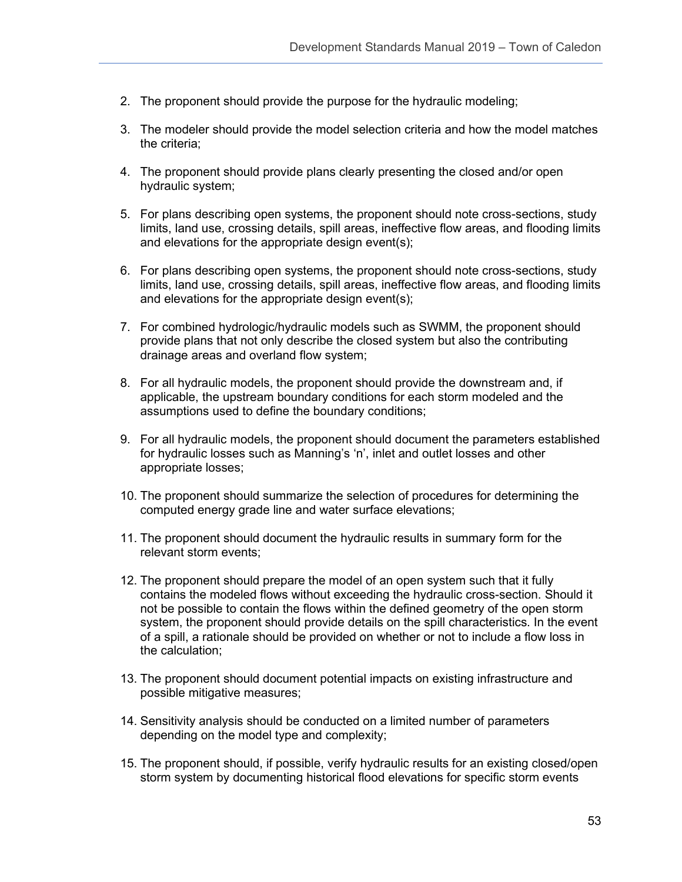2. The proponent should provide the purpose for the hydraulic modeling;

3. The modeler should provide the model selection criteria and how the model matches the criteria;

4. The proponent should provide plans clearly presenting the closed and/or open hydraulic system;

5. For plans describing open systems, the proponent should note cross-sections, study limits, land use, crossing details, spill areas, ineffective flow areas, and flooding limits and elevations for the appropriate design event(s);

6. For plans describing open systems, the proponent should note cross-sections, study limits, land use, crossing details, spill areas, ineffective flow areas, and flooding limits and elevations for the appropriate design event(s);

7. For combined hydrologic/hydraulic models such as SWMM, the proponent should provide plans that not only describe the closed system but also the contributing drainage areas and overland flow system;

8. For all hydraulic models, the proponent should provide the downstream and, if applicable, the upstream boundary conditions for each storm modeled and the assumptions used to define the boundary conditions;

9. For all hydraulic models, the proponent should document the parameters established for hydraulic losses such as Manning's 'n', inlet and outlet losses and other appropriate losses;

10. The proponent should summarize the selection of procedures for determining the computed energy grade line and water surface elevations;

11. The proponent should document the hydraulic results in summary form for the relevant storm events;

12. The proponent should prepare the model of an open system such that it fully contains the modeled flows without exceeding the hydraulic cross-section. Should it not be possible to contain the flows within the defined geometry of the open storm system, the proponent should provide details on the spill characteristics. In the event of a spill, a rationale should be provided on whether or not to include a flow loss in the calculation;

13. The proponent should document potential impacts on existing infrastructure and possible mitigative measures;

14. Sensitivity analysis should be conducted on a limited number of parameters depending on the model type and complexity;

15. The proponent should, if possible, verify hydraulic results for an existing closed/open storm system by documenting historical flood elevations for specific storm events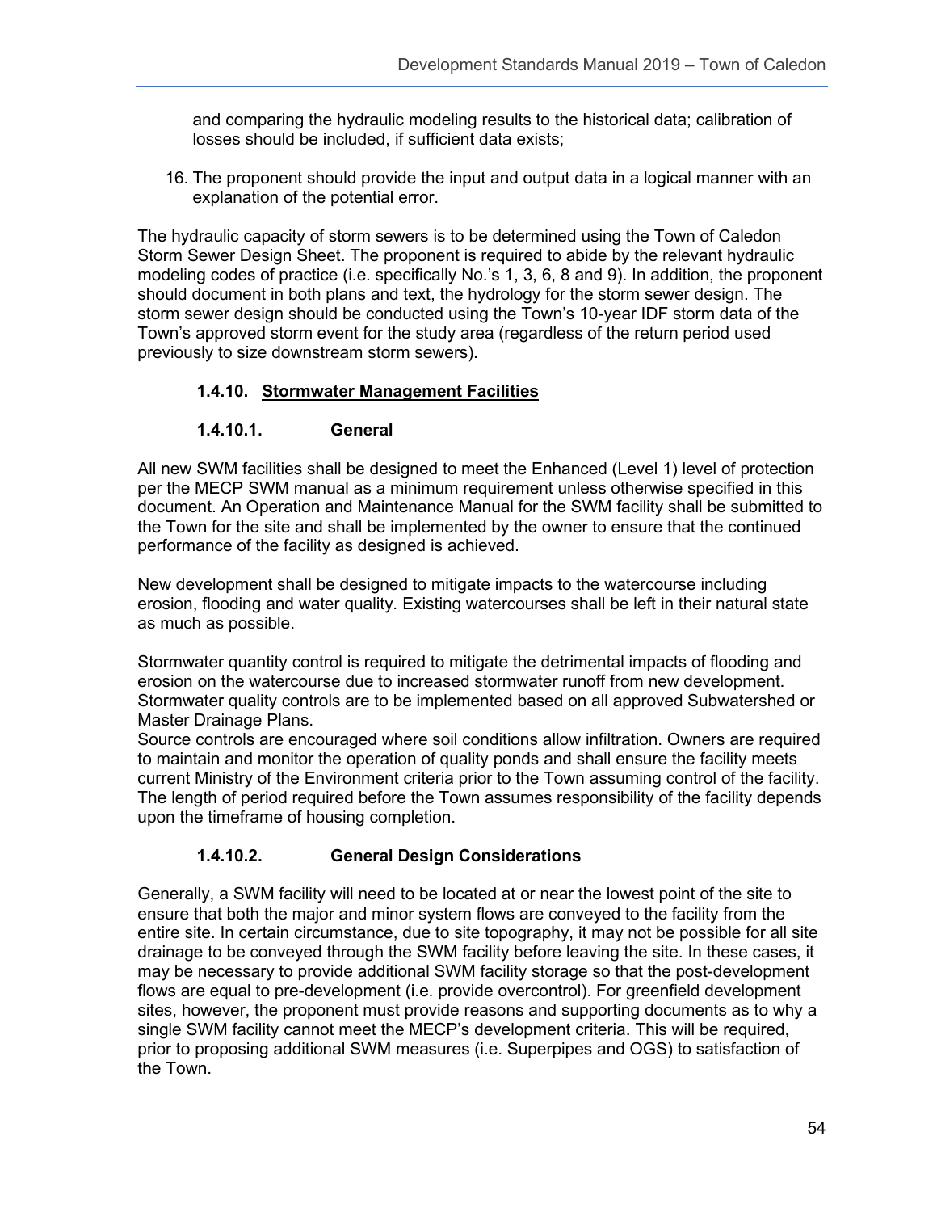and comparing the hydraulic modeling results to the historical data; calibration of losses should be included, if sufficient data exists;

16. The proponent should provide the input and output data in a logical manner with an explanation of the potential error.

The hydraulic capacity of storm sewers is to be determined using the Town of Caledon Storm Sewer Design Sheet. The proponent is required to abide by the relevant hydraulic modeling codes of practice (i.e. specifically No.'s 1, 3, 6, 8 and 9). In addition, the proponent should document in both plans and text, the hydrology for the storm sewer design. The storm sewer design should be conducted using the Town's 10-year IDF storm data of the Town's approved storm event for the study area (regardless of the return period used previously to size downstream storm sewers).

### 1.4.10. Stormwater Management Facilities

#### 1.4.10.1. General

All new SWM facilities shall be designed to meet the Enhanced (Level 1) level of protection per the MECP SWM manual as a minimum requirement unless otherwise specified in this document. An Operation and Maintenance Manual for the SWM facility shall be submitted to the Town for the site and shall be implemented by the owner to ensure that the continued performance of the facility as designed is achieved.

New development shall be designed to mitigate impacts to the watercourse including erosion, flooding and water quality. Existing watercourses shall be left in their natural state as much as possible.

Stormwater quantity control is required to mitigate the detrimental impacts of flooding and erosion on the watercourse due to increased stormwater runoff from new development. Stormwater quality controls are to be implemented based on all approved Subwatershed or Master Drainage Plans.
Source controls are encouraged where soil conditions allow infiltration. Owners are required to maintain and monitor the operation of quality ponds and shall ensure the facility meets current Ministry of the Environment criteria prior to the Town assuming control of the facility. The length of period required before the Town assumes responsibility of the facility depends upon the timeframe of housing completion.

#### 1.4.10.2. General Design Considerations

Generally, a SWM facility will need to be located at or near the lowest point of the site to ensure that both the major and minor system flows are conveyed to the facility from the entire site. In certain circumstance, due to site topography, it may not be possible for all site drainage to be conveyed through the SWM facility before leaving the site. In these cases, it may be necessary to provide additional SWM facility storage so that the post-development flows are equal to pre-development (i.e. provide overcontrol). For greenfield development sites, however, the proponent must provide reasons and supporting documents as to why a single SWM facility cannot meet the MECP's development criteria. This will be required, prior to proposing additional SWM measures (i.e. Superpipes and OGS) to satisfaction of the Town.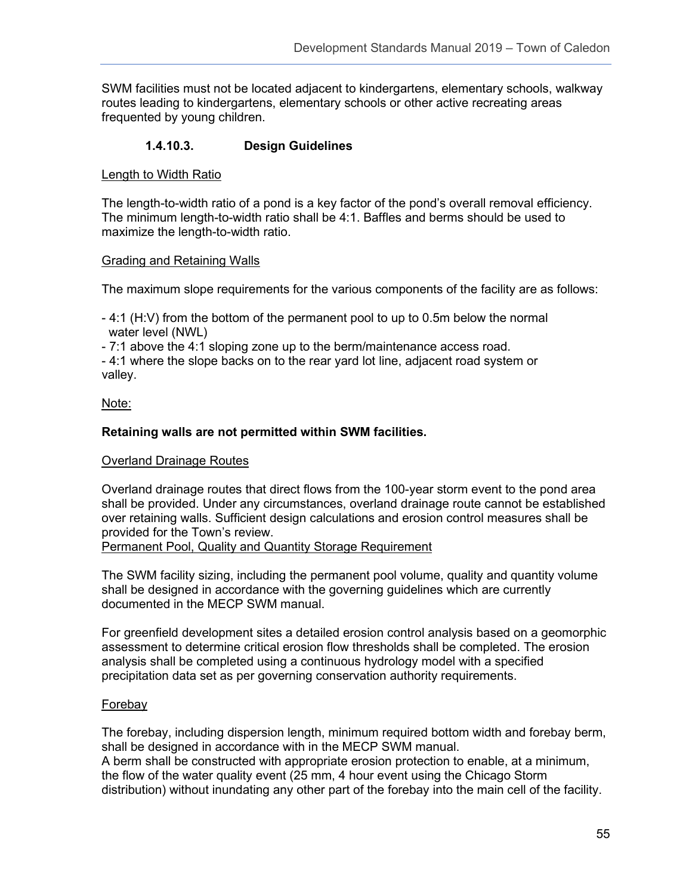SWM facilities must not be located adjacent to kindergartens, elementary schools, walkway routes leading to kindergartens, elementary schools or other active recreating areas frequented by young children.

#### 1.4.10.3. Design Guidelines

Length to Width Ratio

The length-to-width ratio of a pond is a key factor of the pond's overall removal efficiency. The minimum length-to-width ratio shall be 4:1. Baffles and berms should be used to maximize the length-to-width ratio.

Grading and Retaining Walls

The maximum slope requirements for the various components of the facility are as follows:

- 4:1 (H:V) from the bottom of the permanent pool to up to 0.5m below the normal water level (NWL)
- 7:1 above the 4:1 sloping zone up to the berm/maintenance access road.
- 4:1 where the slope backs on to the rear yard lot line, adjacent road system or valley.

Note:

**Retaining walls are not permitted within SWM facilities.**

Overland Drainage Routes

Overland drainage routes that direct flows from the 100-year storm event to the pond area shall be provided. Under any circumstances, overland drainage route cannot be established over retaining walls. Sufficient design calculations and erosion control measures shall be provided for the Town's review.

Permanent Pool, Quality and Quantity Storage Requirement

The SWM facility sizing, including the permanent pool volume, quality and quantity volume shall be designed in accordance with the governing guidelines which are currently documented in the MECP SWM manual.

For greenfield development sites a detailed erosion control analysis based on a geomorphic assessment to determine critical erosion flow thresholds shall be completed. The erosion analysis shall be completed using a continuous hydrology model with a specified precipitation data set as per governing conservation authority requirements.

Forebay

The forebay, including dispersion length, minimum required bottom width and forebay berm, shall be designed in accordance with in the MECP SWM manual.

A berm shall be constructed with appropriate erosion protection to enable, at a minimum, the flow of the water quality event (25 mm, 4 hour event using the Chicago Storm distribution) without inundating any other part of the forebay into the main cell of the facility.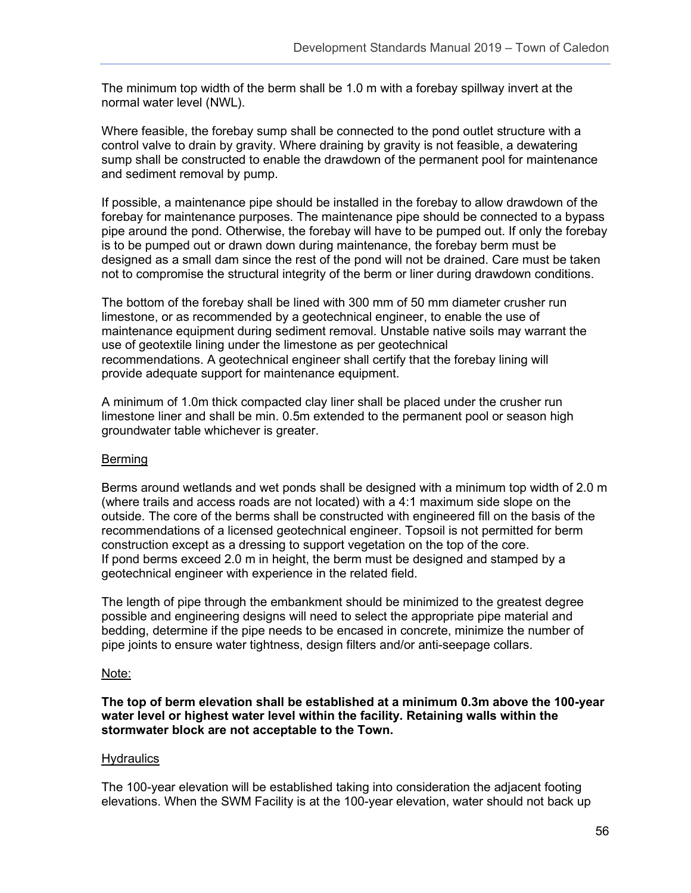The minimum top width of the berm shall be 1.0 m with a forebay spillway invert at the normal water level (NWL).

Where feasible, the forebay sump shall be connected to the pond outlet structure with a control valve to drain by gravity. Where draining by gravity is not feasible, a dewatering sump shall be constructed to enable the drawdown of the permanent pool for maintenance and sediment removal by pump.

If possible, a maintenance pipe should be installed in the forebay to allow drawdown of the forebay for maintenance purposes. The maintenance pipe should be connected to a bypass pipe around the pond. Otherwise, the forebay will have to be pumped out. If only the forebay is to be pumped out or drawn down during maintenance, the forebay berm must be designed as a small dam since the rest of the pond will not be drained. Care must be taken not to compromise the structural integrity of the berm or liner during drawdown conditions.

The bottom of the forebay shall be lined with 300 mm of 50 mm diameter crusher run limestone, or as recommended by a geotechnical engineer, to enable the use of maintenance equipment during sediment removal. Unstable native soils may warrant the use of geotextile lining under the limestone as per geotechnical recommendations. A geotechnical engineer shall certify that the forebay lining will provide adequate support for maintenance equipment.

A minimum of 1.0m thick compacted clay liner shall be placed under the crusher run limestone liner and shall be min. 0.5m extended to the permanent pool or season high groundwater table whichever is greater.

<u>Berming</u>

Berms around wetlands and wet ponds shall be designed with a minimum top width of 2.0 m (where trails and access roads are not located) with a 4:1 maximum side slope on the outside. The core of the berms shall be constructed with engineered fill on the basis of the recommendations of a licensed geotechnical engineer. Topsoil is not permitted for berm construction except as a dressing to support vegetation on the top of the core.
If pond berms exceed 2.0 m in height, the berm must be designed and stamped by a geotechnical engineer with experience in the related field.

The length of pipe through the embankment should be minimized to the greatest degree possible and engineering designs will need to select the appropriate pipe material and bedding, determine if the pipe needs to be encased in concrete, minimize the number of pipe joints to ensure water tightness, design filters and/or anti-seepage collars.

<u>Note:</u>

**The top of berm elevation shall be established at a minimum 0.3m above the 100-year water level or highest water level within the facility. Retaining walls within the stormwater block are not acceptable to the Town.**

<u>Hydraulics</u>

The 100-year elevation will be established taking into consideration the adjacent footing elevations. When the SWM Facility is at the 100-year elevation, water should not back up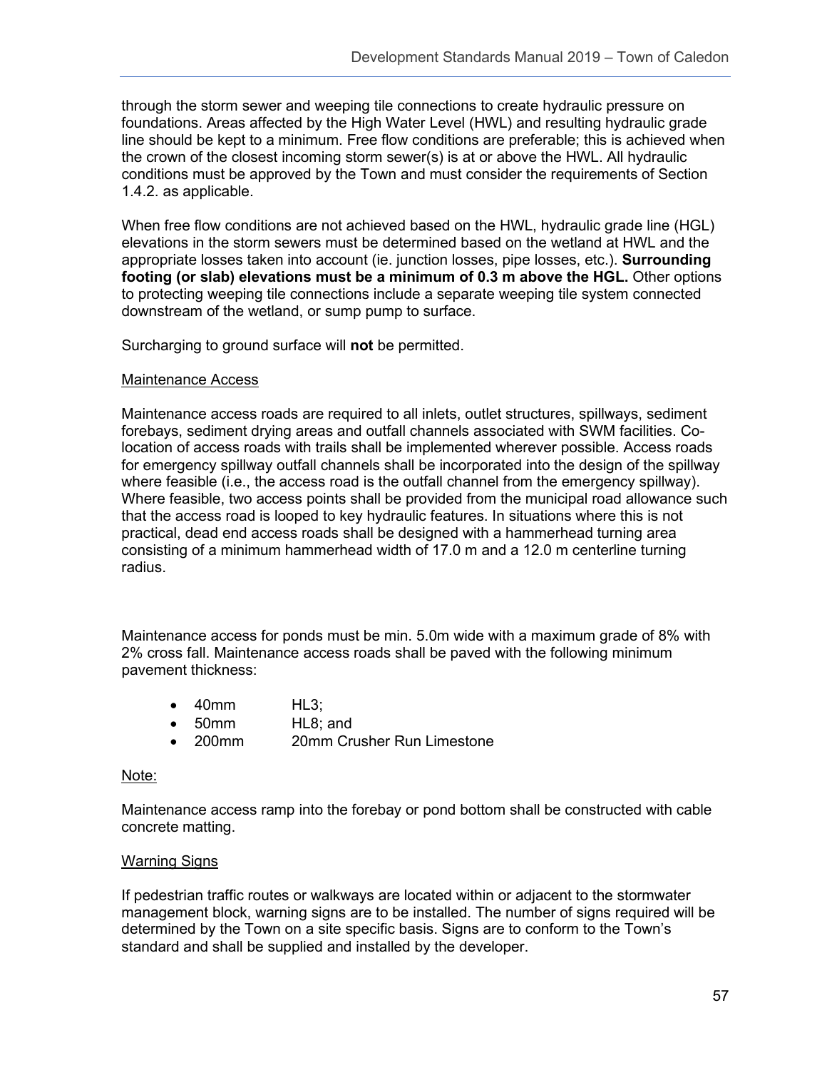through the storm sewer and weeping tile connections to create hydraulic pressure on foundations. Areas affected by the High Water Level (HWL) and resulting hydraulic grade line should be kept to a minimum. Free flow conditions are preferable; this is achieved when the crown of the closest incoming storm sewer(s) is at or above the HWL. All hydraulic conditions must be approved by the Town and must consider the requirements of Section 1.4.2. as applicable.

When free flow conditions are not achieved based on the HWL, hydraulic grade line (HGL) elevations in the storm sewers must be determined based on the wetland at HWL and the appropriate losses taken into account (ie. junction losses, pipe losses, etc.). **Surrounding footing (or slab) elevations must be a minimum of 0.3 m above the HGL.** Other options to protecting weeping tile connections include a separate weeping tile system connected downstream of the wetland, or sump pump to surface.

Surcharging to ground surface will **not** be permitted.

Maintenance Access

Maintenance access roads are required to all inlets, outlet structures, spillways, sediment forebays, sediment drying areas and outfall channels associated with SWM facilities. Co-location of access roads with trails shall be implemented wherever possible. Access roads for emergency spillway outfall channels shall be incorporated into the design of the spillway where feasible (i.e., the access road is the outfall channel from the emergency spillway). Where feasible, two access points shall be provided from the municipal road allowance such that the access road is looped to key hydraulic features. In situations where this is not practical, dead end access roads shall be designed with a hammerhead turning area consisting of a minimum hammerhead width of 17.0 m and a 12.0 m centerline turning radius.

Maintenance access for ponds must be min. 5.0m wide with a maximum grade of 8% with 2% cross fall. Maintenance access roads shall be paved with the following minimum pavement thickness:

- 40mm HL3;
- 50mm HL8; and
- 200mm 20mm Crusher Run Limestone

Note:

Maintenance access ramp into the forebay or pond bottom shall be constructed with cable concrete matting.

Warning Signs

If pedestrian traffic routes or walkways are located within or adjacent to the stormwater management block, warning signs are to be installed. The number of signs required will be determined by the Town on a site specific basis. Signs are to conform to the Town's standard and shall be supplied and installed by the developer.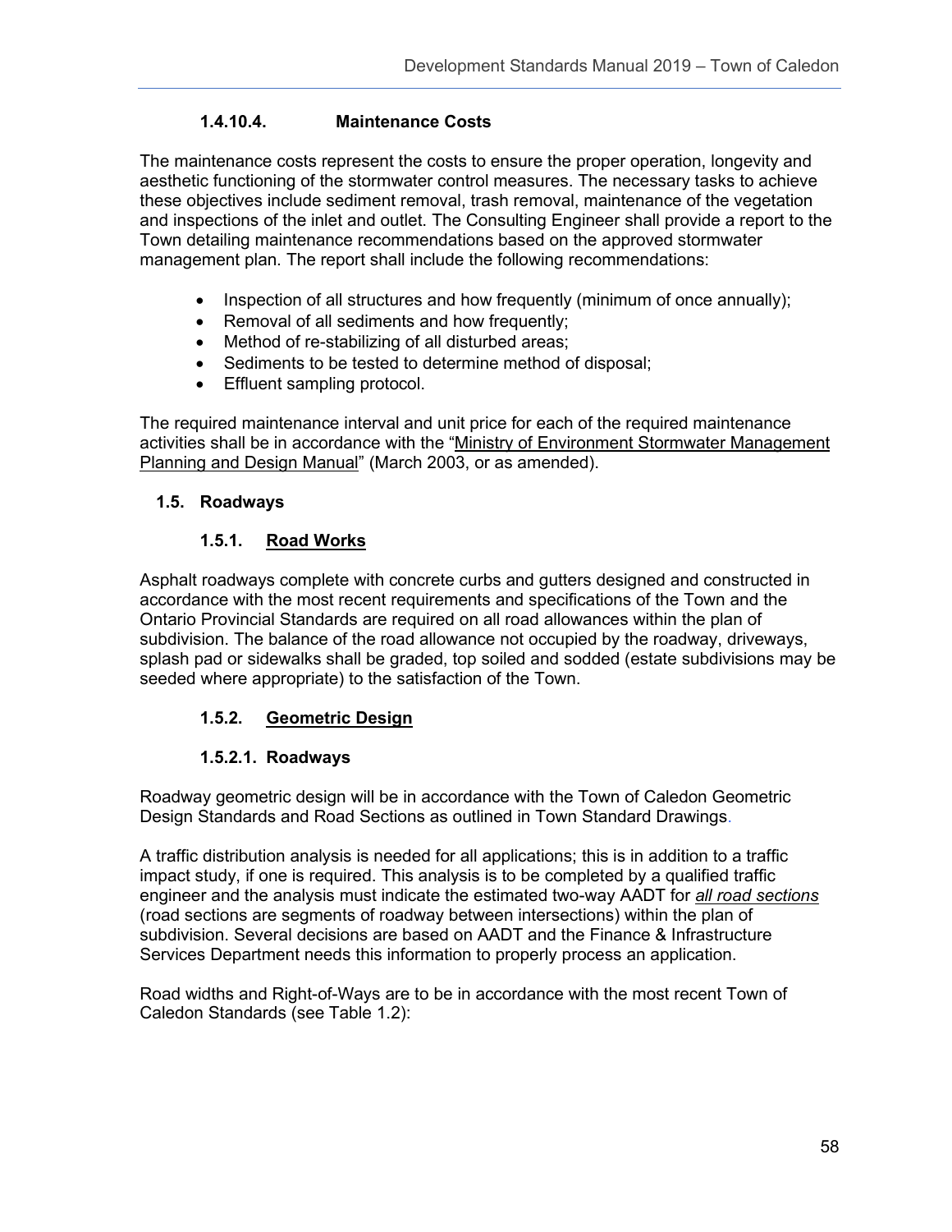#### 1.4.10.4. Maintenance Costs

The maintenance costs represent the costs to ensure the proper operation, longevity and aesthetic functioning of the stormwater control measures. The necessary tasks to achieve these objectives include sediment removal, trash removal, maintenance of the vegetation and inspections of the inlet and outlet. The Consulting Engineer shall provide a report to the Town detailing maintenance recommendations based on the approved stormwater management plan. The report shall include the following recommendations:

- Inspection of all structures and how frequently (minimum of once annually);
- Removal of all sediments and how frequently;
- Method of re-stabilizing of all disturbed areas;
- Sediments to be tested to determine method of disposal;
- Effluent sampling protocol.

The required maintenance interval and unit price for each of the required maintenance activities shall be in accordance with the "Ministry of Environment Stormwater Management Planning and Design Manual" (March 2003, or as amended).

## 1.5. Roadways

### 1.5.1. Road Works

Asphalt roadways complete with concrete curbs and gutters designed and constructed in accordance with the most recent requirements and specifications of the Town and the Ontario Provincial Standards are required on all road allowances within the plan of subdivision. The balance of the road allowance not occupied by the roadway, driveways, splash pad or sidewalks shall be graded, top soiled and sodded (estate subdivisions may be seeded where appropriate) to the satisfaction of the Town.

### 1.5.2. Geometric Design

#### 1.5.2.1. Roadways

Roadway geometric design will be in accordance with the Town of Caledon Geometric Design Standards and Road Sections as outlined in Town Standard Drawings.

A traffic distribution analysis is needed for all applications; this is in addition to a traffic impact study, if one is required. This analysis is to be completed by a qualified traffic engineer and the analysis must indicate the estimated two-way AADT for ***all road sections*** (road sections are segments of roadway between intersections) within the plan of subdivision. Several decisions are based on AADT and the Finance & Infrastructure Services Department needs this information to properly process an application.

Road widths and Right-of-Ways are to be in accordance with the most recent Town of Caledon Standards (see Table 1.2):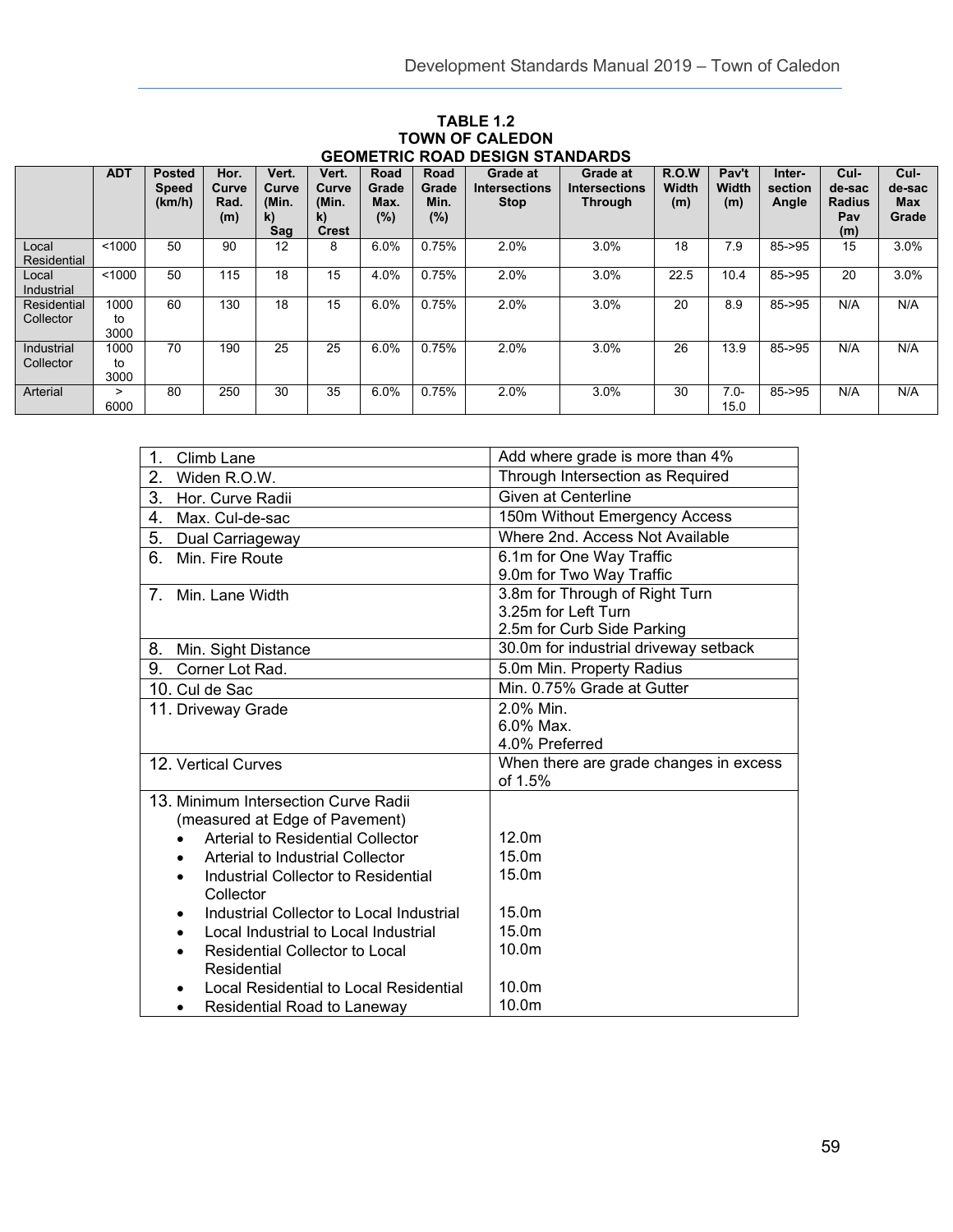**TABLE 1.2**
**TOWN OF CALEDON**
**GEOMETRIC ROAD DESIGN STANDARDS**

| | ADT | Posted Speed (km/h) | Hor. Curve Rad. (m) | Vert. Curve (Min. k) Sag | Vert. Curve (Min. k) Crest | Road Grade Max. (%) | Road Grade Min. (%) | Grade at Intersections Stop | Grade at Intersections Through | R.O.W Width (m) | Pav't Width (m) | Inter-section Angle | Cul-de-sac Radius Pav (m) | Cul-de-sac Max Grade |
|---|---|---|---|---|---|---|---|---|---|---|---|---|---|---|
| Local Residential | <1000 | 50 | 90 | 12 | 8 | 6.0% | 0.75% | 2.0% | 3.0% | 18 | 7.9 | 85->95 | 15 | 3.0% |
| Local Industrial | <1000 | 50 | 115 | 18 | 15 | 4.0% | 0.75% | 2.0% | 3.0% | 22.5 | 10.4 | 85->95 | 20 | 3.0% |
| Residential Collector | 1000 to 3000 | 60 | 130 | 18 | 15 | 6.0% | 0.75% | 2.0% | 3.0% | 20 | 8.9 | 85->95 | N/A | N/A |
| Industrial Collector | 1000 to 3000 | 70 | 190 | 25 | 25 | 6.0% | 0.75% | 2.0% | 3.0% | 26 | 13.9 | 85->95 | N/A | N/A |
| Arterial | > 6000 | 80 | 250 | 30 | 35 | 6.0% | 0.75% | 2.0% | 3.0% | 30 | 7.0-15.0 | 85->95 | N/A | N/A |

| | |
|---|---|
| 1. Climb Lane | Add where grade is more than 4% |
| 2. Widen R.O.W. | Through Intersection as Required |
| 3. Hor. Curve Radii | Given at Centerline |
| 4. Max. Cul-de-sac | 150m Without Emergency Access |
| 5. Dual Carriageway | Where 2nd. Access Not Available |
| 6. Min. Fire Route | 6.1m for One Way Traffic<br>9.0m for Two Way Traffic |
| 7. Min. Lane Width | 3.8m for Through of Right Turn<br>3.25m for Left Turn<br>2.5m for Curb Side Parking |
| 8. Min. Sight Distance | 30.0m for industrial driveway setback |
| 9. Corner Lot Rad. | 5.0m Min. Property Radius |
| 10. Cul de Sac | Min. 0.75% Grade at Gutter |
| 11. Driveway Grade | 2.0% Min.<br>6.0% Max.<br>4.0% Preferred |
| 12. Vertical Curves | When there are grade changes in excess of 1.5% |
| 13. Minimum Intersection Curve Radii (measured at Edge of Pavement)<br>• Arterial to Residential Collector<br>• Arterial to Industrial Collector<br>• Industrial Collector to Residential Collector<br>• Industrial Collector to Local Industrial<br>• Local Industrial to Local Industrial<br>• Residential Collector to Local Residential<br>• Local Residential to Local Residential<br>• Residential Road to Laneway | <br>12.0m<br>15.0m<br>15.0m<br>15.0m<br>15.0m<br>10.0m<br>10.0m<br>10.0m |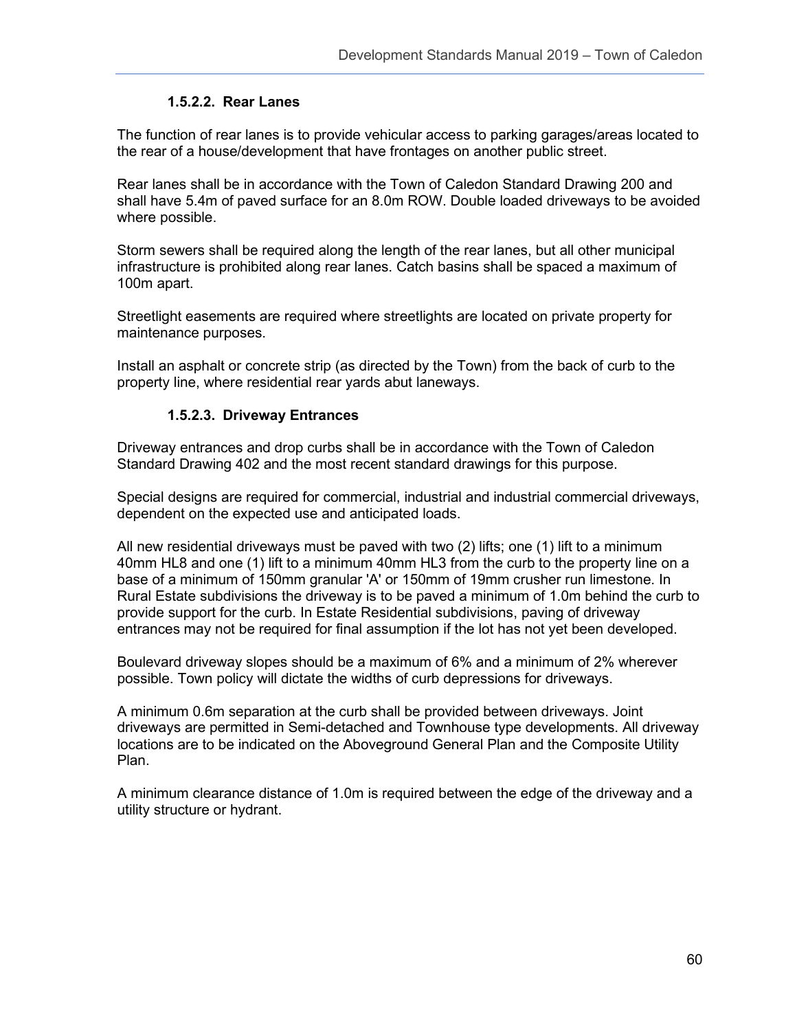#### 1.5.2.2. Rear Lanes

The function of rear lanes is to provide vehicular access to parking garages/areas located to the rear of a house/development that have frontages on another public street.

Rear lanes shall be in accordance with the Town of Caledon Standard Drawing 200 and shall have 5.4m of paved surface for an 8.0m ROW. Double loaded driveways to be avoided where possible.

Storm sewers shall be required along the length of the rear lanes, but all other municipal infrastructure is prohibited along rear lanes. Catch basins shall be spaced a maximum of 100m apart.

Streetlight easements are required where streetlights are located on private property for maintenance purposes.

Install an asphalt or concrete strip (as directed by the Town) from the back of curb to the property line, where residential rear yards abut laneways.

#### 1.5.2.3. Driveway Entrances

Driveway entrances and drop curbs shall be in accordance with the Town of Caledon Standard Drawing 402 and the most recent standard drawings for this purpose.

Special designs are required for commercial, industrial and industrial commercial driveways, dependent on the expected use and anticipated loads.

All new residential driveways must be paved with two (2) lifts; one (1) lift to a minimum 40mm HL8 and one (1) lift to a minimum 40mm HL3 from the curb to the property line on a base of a minimum of 150mm granular 'A' or 150mm of 19mm crusher run limestone. In Rural Estate subdivisions the driveway is to be paved a minimum of 1.0m behind the curb to provide support for the curb. In Estate Residential subdivisions, paving of driveway entrances may not be required for final assumption if the lot has not yet been developed.

Boulevard driveway slopes should be a maximum of 6% and a minimum of 2% wherever possible. Town policy will dictate the widths of curb depressions for driveways.

A minimum 0.6m separation at the curb shall be provided between driveways. Joint driveways are permitted in Semi-detached and Townhouse type developments. All driveway locations are to be indicated on the Aboveground General Plan and the Composite Utility Plan.

A minimum clearance distance of 1.0m is required between the edge of the driveway and a utility structure or hydrant.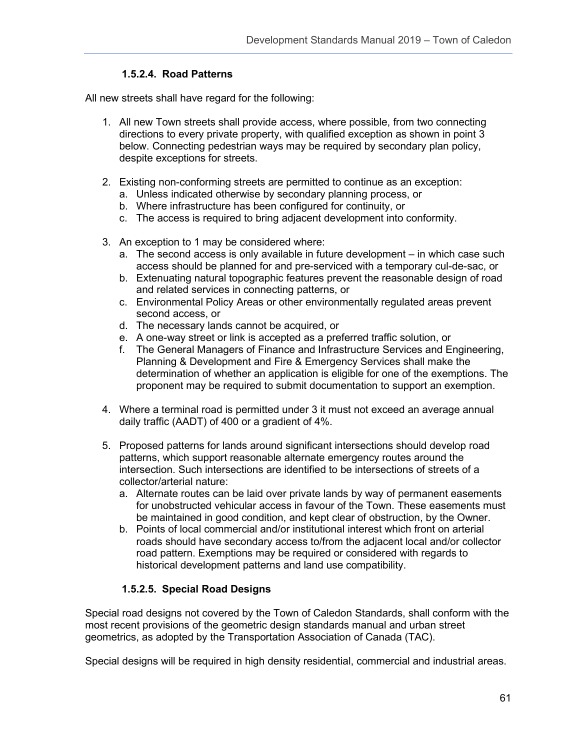#### 1.5.2.4. Road Patterns

All new streets shall have regard for the following:

1. All new Town streets shall provide access, where possible, from two connecting directions to every private property, with qualified exception as shown in point 3 below. Connecting pedestrian ways may be required by secondary plan policy, despite exceptions for streets.

2. Existing non-conforming streets are permitted to continue as an exception:
   a. Unless indicated otherwise by secondary planning process, or
   b. Where infrastructure has been configured for continuity, or
   c. The access is required to bring adjacent development into conformity.

3. An exception to 1 may be considered where:
   a. The second access is only available in future development – in which case such access should be planned for and pre-serviced with a temporary cul-de-sac, or
   b. Extenuating natural topographic features prevent the reasonable design of road and related services in connecting patterns, or
   c. Environmental Policy Areas or other environmentally regulated areas prevent second access, or
   d. The necessary lands cannot be acquired, or
   e. A one-way street or link is accepted as a preferred traffic solution, or
   f. The General Managers of Finance and Infrastructure Services and Engineering, Planning & Development and Fire & Emergency Services shall make the determination of whether an application is eligible for one of the exemptions. The proponent may be required to submit documentation to support an exemption.

4. Where a terminal road is permitted under 3 it must not exceed an average annual daily traffic (AADT) of 400 or a gradient of 4%.

5. Proposed patterns for lands around significant intersections should develop road patterns, which support reasonable alternate emergency routes around the intersection. Such intersections are identified to be intersections of streets of a collector/arterial nature:
   a. Alternate routes can be laid over private lands by way of permanent easements for unobstructed vehicular access in favour of the Town. These easements must be maintained in good condition, and kept clear of obstruction, by the Owner.
   b. Points of local commercial and/or institutional interest which front on arterial roads should have secondary access to/from the adjacent local and/or collector road pattern. Exemptions may be required or considered with regards to historical development patterns and land use compatibility.

#### 1.5.2.5. Special Road Designs

Special road designs not covered by the Town of Caledon Standards, shall conform with the most recent provisions of the geometric design standards manual and urban street geometrics, as adopted by the Transportation Association of Canada (TAC).

Special designs will be required in high density residential, commercial and industrial areas.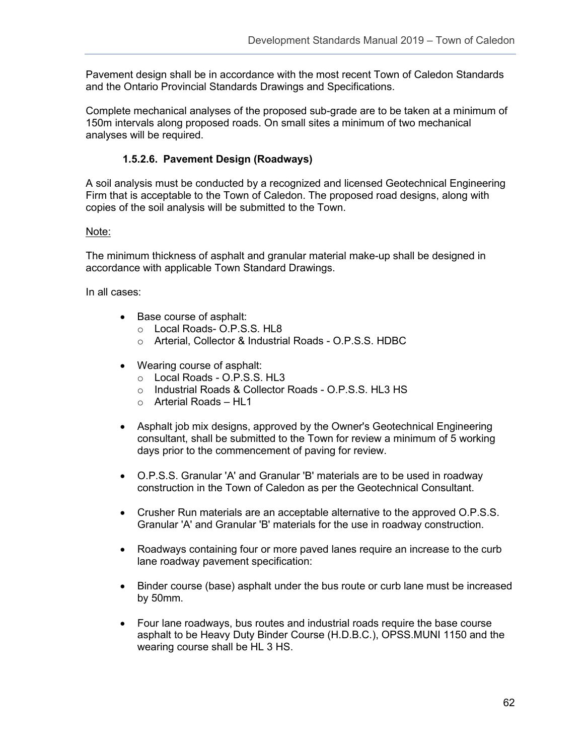Pavement design shall be in accordance with the most recent Town of Caledon Standards and the Ontario Provincial Standards Drawings and Specifications.

Complete mechanical analyses of the proposed sub-grade are to be taken at a minimum of 150m intervals along proposed roads. On small sites a minimum of two mechanical analyses will be required.

#### 1.5.2.6. Pavement Design (Roadways)

A soil analysis must be conducted by a recognized and licensed Geotechnical Engineering Firm that is acceptable to the Town of Caledon. The proposed road designs, along with copies of the soil analysis will be submitted to the Town.

Note:

The minimum thickness of asphalt and granular material make-up shall be designed in accordance with applicable Town Standard Drawings.

In all cases:

- Base course of asphalt:
  - Local Roads- O.P.S.S. HL8
  - Arterial, Collector & Industrial Roads - O.P.S.S. HDBC
- Wearing course of asphalt:
  - Local Roads - O.P.S.S. HL3
  - Industrial Roads & Collector Roads - O.P.S.S. HL3 HS
  - Arterial Roads – HL1
- Asphalt job mix designs, approved by the Owner's Geotechnical Engineering consultant, shall be submitted to the Town for review a minimum of 5 working days prior to the commencement of paving for review.
- O.P.S.S. Granular 'A' and Granular 'B' materials are to be used in roadway construction in the Town of Caledon as per the Geotechnical Consultant.
- Crusher Run materials are an acceptable alternative to the approved O.P.S.S. Granular 'A' and Granular 'B' materials for the use in roadway construction.
- Roadways containing four or more paved lanes require an increase to the curb lane roadway pavement specification:
- Binder course (base) asphalt under the bus route or curb lane must be increased by 50mm.
- Four lane roadways, bus routes and industrial roads require the base course asphalt to be Heavy Duty Binder Course (H.D.B.C.), OPSS.MUNI 1150 and the wearing course shall be HL 3 HS.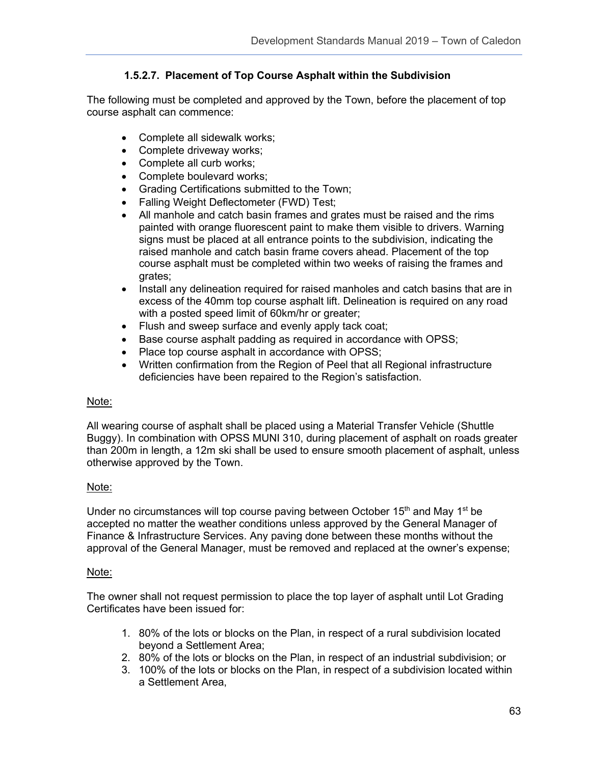#### 1.5.2.7. Placement of Top Course Asphalt within the Subdivision

The following must be completed and approved by the Town, before the placement of top course asphalt can commence:

- Complete all sidewalk works;
- Complete driveway works;
- Complete all curb works;
- Complete boulevard works;
- Grading Certifications submitted to the Town;
- Falling Weight Deflectometer (FWD) Test;
- All manhole and catch basin frames and grates must be raised and the rims painted with orange fluorescent paint to make them visible to drivers. Warning signs must be placed at all entrance points to the subdivision, indicating the raised manhole and catch basin frame covers ahead. Placement of the top course asphalt must be completed within two weeks of raising the frames and grates;
- Install any delineation required for raised manholes and catch basins that are in excess of the 40mm top course asphalt lift. Delineation is required on any road with a posted speed limit of 60km/hr or greater;
- Flush and sweep surface and evenly apply tack coat;
- Base course asphalt padding as required in accordance with OPSS;
- Place top course asphalt in accordance with OPSS;
- Written confirmation from the Region of Peel that all Regional infrastructure deficiencies have been repaired to the Region's satisfaction.

Note:

All wearing course of asphalt shall be placed using a Material Transfer Vehicle (Shuttle Buggy). In combination with OPSS MUNI 310, during placement of asphalt on roads greater than 200m in length, a 12m ski shall be used to ensure smooth placement of asphalt, unless otherwise approved by the Town.

Note:

Under no circumstances will top course paving between October 15th and May 1st be accepted no matter the weather conditions unless approved by the General Manager of Finance & Infrastructure Services. Any paving done between these months without the approval of the General Manager, must be removed and replaced at the owner's expense;

Note:

The owner shall not request permission to place the top layer of asphalt until Lot Grading Certificates have been issued for:

1. 80% of the lots or blocks on the Plan, in respect of a rural subdivision located beyond a Settlement Area;
2. 80% of the lots or blocks on the Plan, in respect of an industrial subdivision; or
3. 100% of the lots or blocks on the Plan, in respect of a subdivision located within a Settlement Area,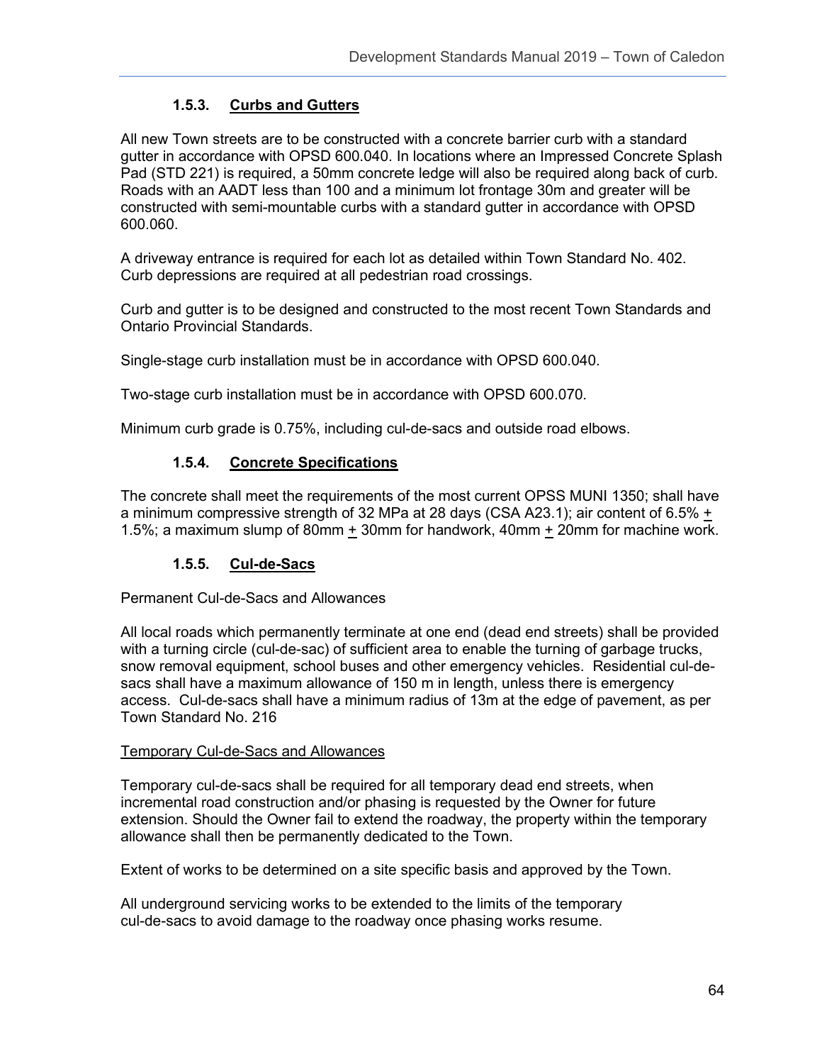### 1.5.3. Curbs and Gutters

All new Town streets are to be constructed with a concrete barrier curb with a standard gutter in accordance with OPSD 600.040. In locations where an Impressed Concrete Splash Pad (STD 221) is required, a 50mm concrete ledge will also be required along back of curb. Roads with an AADT less than 100 and a minimum lot frontage 30m and greater will be constructed with semi-mountable curbs with a standard gutter in accordance with OPSD 600.060.

A driveway entrance is required for each lot as detailed within Town Standard No. 402. Curb depressions are required at all pedestrian road crossings.

Curb and gutter is to be designed and constructed to the most recent Town Standards and Ontario Provincial Standards.

Single-stage curb installation must be in accordance with OPSD 600.040.

Two-stage curb installation must be in accordance with OPSD 600.070.

Minimum curb grade is 0.75%, including cul-de-sacs and outside road elbows.

### 1.5.4. Concrete Specifications

The concrete shall meet the requirements of the most current OPSS MUNI 1350; shall have a minimum compressive strength of 32 MPa at 28 days (CSA A23.1); air content of 6.5% ± 1.5%; a maximum slump of 80mm ± 30mm for handwork, 40mm ± 20mm for machine work.

### 1.5.5. Cul-de-Sacs

Permanent Cul-de-Sacs and Allowances

All local roads which permanently terminate at one end (dead end streets) shall be provided with a turning circle (cul-de-sac) of sufficient area to enable the turning of garbage trucks, snow removal equipment, school buses and other emergency vehicles. Residential cul-de-sacs shall have a maximum allowance of 150 m in length, unless there is emergency access. Cul-de-sacs shall have a minimum radius of 13m at the edge of pavement, as per Town Standard No. 216

Temporary Cul-de-Sacs and Allowances

Temporary cul-de-sacs shall be required for all temporary dead end streets, when incremental road construction and/or phasing is requested by the Owner for future extension. Should the Owner fail to extend the roadway, the property within the temporary allowance shall then be permanently dedicated to the Town.

Extent of works to be determined on a site specific basis and approved by the Town.

All underground servicing works to be extended to the limits of the temporary cul-de-sacs to avoid damage to the roadway once phasing works resume.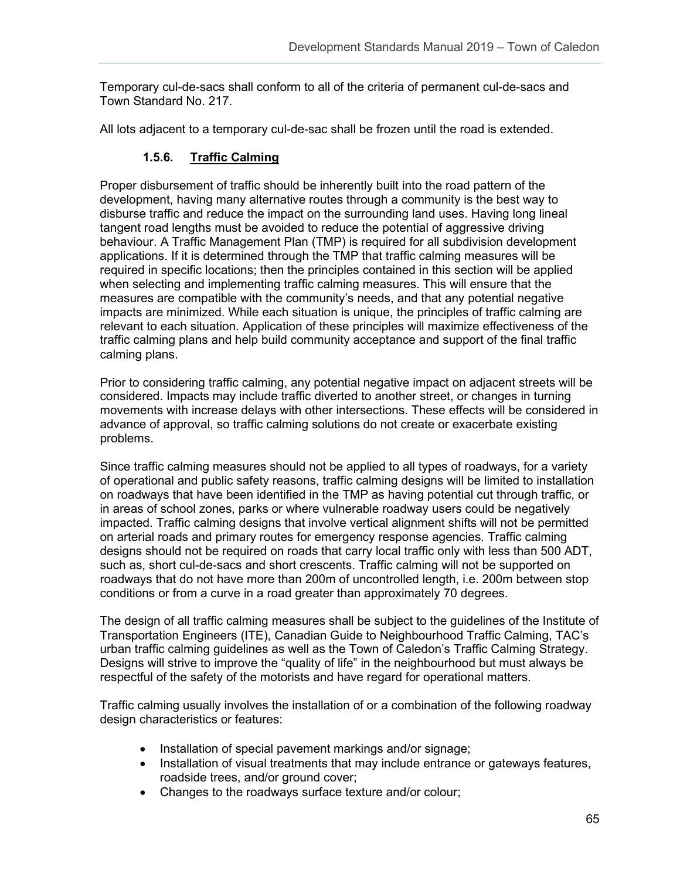Temporary cul-de-sacs shall conform to all of the criteria of permanent cul-de-sacs and Town Standard No. 217.

All lots adjacent to a temporary cul-de-sac shall be frozen until the road is extended.

### 1.5.6. Traffic Calming

Proper disbursement of traffic should be inherently built into the road pattern of the development, having many alternative routes through a community is the best way to disburse traffic and reduce the impact on the surrounding land uses. Having long lineal tangent road lengths must be avoided to reduce the potential of aggressive driving behaviour. A Traffic Management Plan (TMP) is required for all subdivision development applications. If it is determined through the TMP that traffic calming measures will be required in specific locations; then the principles contained in this section will be applied when selecting and implementing traffic calming measures. This will ensure that the measures are compatible with the community's needs, and that any potential negative impacts are minimized. While each situation is unique, the principles of traffic calming are relevant to each situation. Application of these principles will maximize effectiveness of the traffic calming plans and help build community acceptance and support of the final traffic calming plans.

Prior to considering traffic calming, any potential negative impact on adjacent streets will be considered. Impacts may include traffic diverted to another street, or changes in turning movements with increase delays with other intersections. These effects will be considered in advance of approval, so traffic calming solutions do not create or exacerbate existing problems.

Since traffic calming measures should not be applied to all types of roadways, for a variety of operational and public safety reasons, traffic calming designs will be limited to installation on roadways that have been identified in the TMP as having potential cut through traffic, or in areas of school zones, parks or where vulnerable roadway users could be negatively impacted. Traffic calming designs that involve vertical alignment shifts will not be permitted on arterial roads and primary routes for emergency response agencies. Traffic calming designs should not be required on roads that carry local traffic only with less than 500 ADT, such as, short cul-de-sacs and short crescents. Traffic calming will not be supported on roadways that do not have more than 200m of uncontrolled length, i.e. 200m between stop conditions or from a curve in a road greater than approximately 70 degrees.

The design of all traffic calming measures shall be subject to the guidelines of the Institute of Transportation Engineers (ITE), Canadian Guide to Neighbourhood Traffic Calming, TAC's urban traffic calming guidelines as well as the Town of Caledon's Traffic Calming Strategy. Designs will strive to improve the "quality of life" in the neighbourhood but must always be respectful of the safety of the motorists and have regard for operational matters.

Traffic calming usually involves the installation of or a combination of the following roadway design characteristics or features:

- Installation of special pavement markings and/or signage;
- Installation of visual treatments that may include entrance or gateways features, roadside trees, and/or ground cover;
- Changes to the roadways surface texture and/or colour;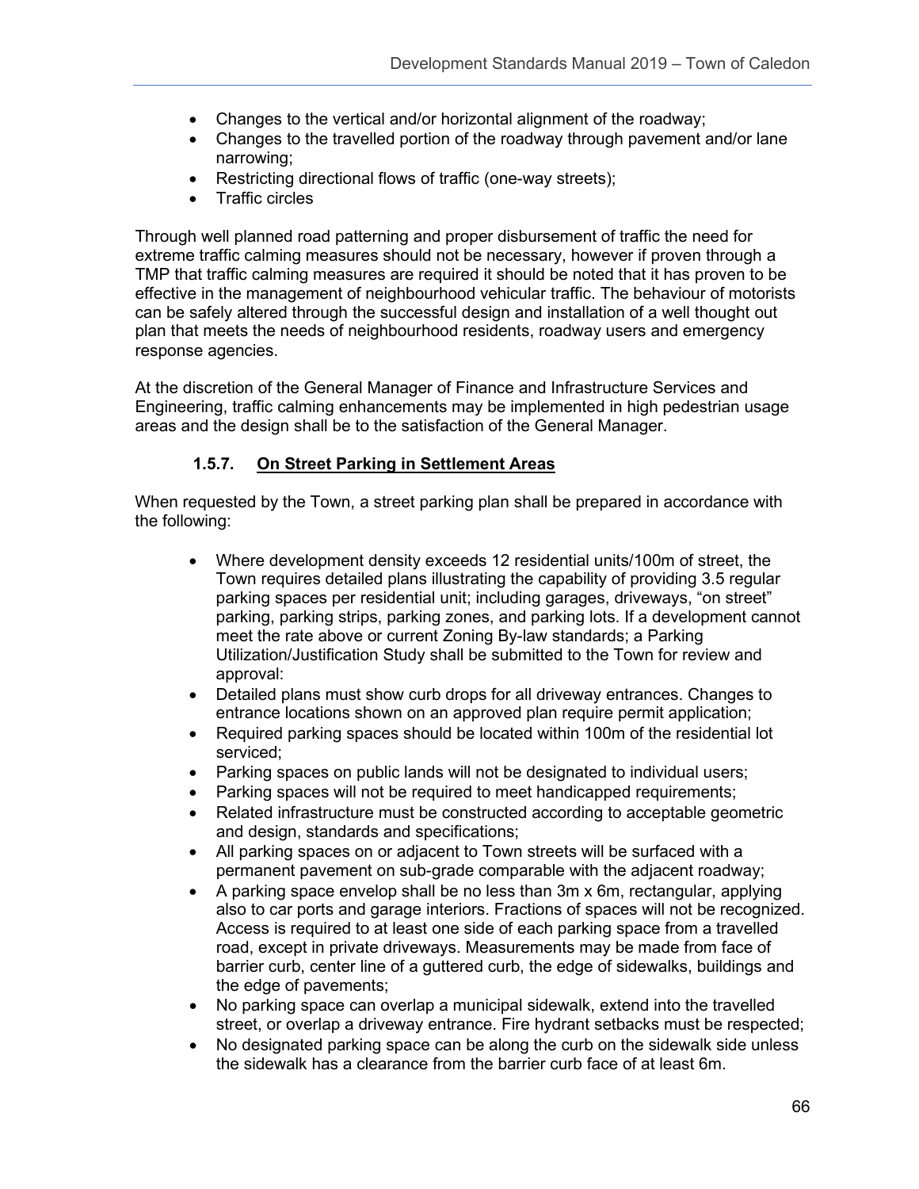- Changes to the vertical and/or horizontal alignment of the roadway;
- Changes to the travelled portion of the roadway through pavement and/or lane narrowing;
- Restricting directional flows of traffic (one-way streets);
- Traffic circles

Through well planned road patterning and proper disbursement of traffic the need for extreme traffic calming measures should not be necessary, however if proven through a TMP that traffic calming measures are required it should be noted that it has proven to be effective in the management of neighbourhood vehicular traffic. The behaviour of motorists can be safely altered through the successful design and installation of a well thought out plan that meets the needs of neighbourhood residents, roadway users and emergency response agencies.

At the discretion of the General Manager of Finance and Infrastructure Services and Engineering, traffic calming enhancements may be implemented in high pedestrian usage areas and the design shall be to the satisfaction of the General Manager.

### 1.5.7. On Street Parking in Settlement Areas

When requested by the Town, a street parking plan shall be prepared in accordance with the following:

- Where development density exceeds 12 residential units/100m of street, the Town requires detailed plans illustrating the capability of providing 3.5 regular parking spaces per residential unit; including garages, driveways, "on street" parking, parking strips, parking zones, and parking lots. If a development cannot meet the rate above or current Zoning By-law standards; a Parking Utilization/Justification Study shall be submitted to the Town for review and approval:
- Detailed plans must show curb drops for all driveway entrances. Changes to entrance locations shown on an approved plan require permit application;
- Required parking spaces should be located within 100m of the residential lot serviced;
- Parking spaces on public lands will not be designated to individual users;
- Parking spaces will not be required to meet handicapped requirements;
- Related infrastructure must be constructed according to acceptable geometric and design, standards and specifications;
- All parking spaces on or adjacent to Town streets will be surfaced with a permanent pavement on sub-grade comparable with the adjacent roadway;
- A parking space envelop shall be no less than 3m x 6m, rectangular, applying also to car ports and garage interiors. Fractions of spaces will not be recognized. Access is required to at least one side of each parking space from a travelled road, except in private driveways. Measurements may be made from face of barrier curb, center line of a guttered curb, the edge of sidewalks, buildings and the edge of pavements;
- No parking space can overlap a municipal sidewalk, extend into the travelled street, or overlap a driveway entrance. Fire hydrant setbacks must be respected;
- No designated parking space can be along the curb on the sidewalk side unless the sidewalk has a clearance from the barrier curb face of at least 6m.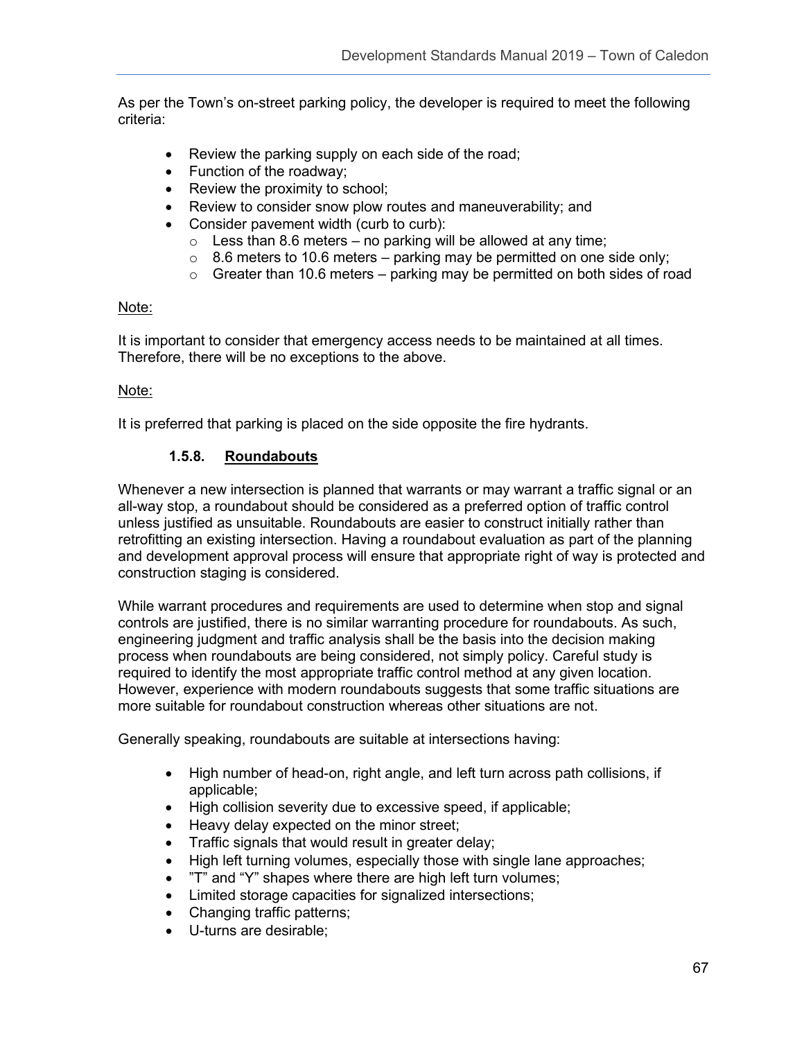As per the Town's on-street parking policy, the developer is required to meet the following criteria:

- Review the parking supply on each side of the road;
- Function of the roadway;
- Review the proximity to school;
- Review to consider snow plow routes and maneuverability; and
- Consider pavement width (curb to curb):
  - Less than 8.6 meters – no parking will be allowed at any time;
  - 8.6 meters to 10.6 meters – parking may be permitted on one side only;
  - Greater than 10.6 meters – parking may be permitted on both sides of road

Note:

It is important to consider that emergency access needs to be maintained at all times. Therefore, there will be no exceptions to the above.

Note:

It is preferred that parking is placed on the side opposite the fire hydrants.

### 1.5.8. Roundabouts

Whenever a new intersection is planned that warrants or may warrant a traffic signal or an all-way stop, a roundabout should be considered as a preferred option of traffic control unless justified as unsuitable. Roundabouts are easier to construct initially rather than retrofitting an existing intersection. Having a roundabout evaluation as part of the planning and development approval process will ensure that appropriate right of way is protected and construction staging is considered.

While warrant procedures and requirements are used to determine when stop and signal controls are justified, there is no similar warranting procedure for roundabouts. As such, engineering judgment and traffic analysis shall be the basis into the decision making process when roundabouts are being considered, not simply policy. Careful study is required to identify the most appropriate traffic control method at any given location. However, experience with modern roundabouts suggests that some traffic situations are more suitable for roundabout construction whereas other situations are not.

Generally speaking, roundabouts are suitable at intersections having:

- High number of head-on, right angle, and left turn across path collisions, if applicable;
- High collision severity due to excessive speed, if applicable;
- Heavy delay expected on the minor street;
- Traffic signals that would result in greater delay;
- High left turning volumes, especially those with single lane approaches;
- "T" and "Y" shapes where there are high left turn volumes;
- Limited storage capacities for signalized intersections;
- Changing traffic patterns;
- U-turns are desirable;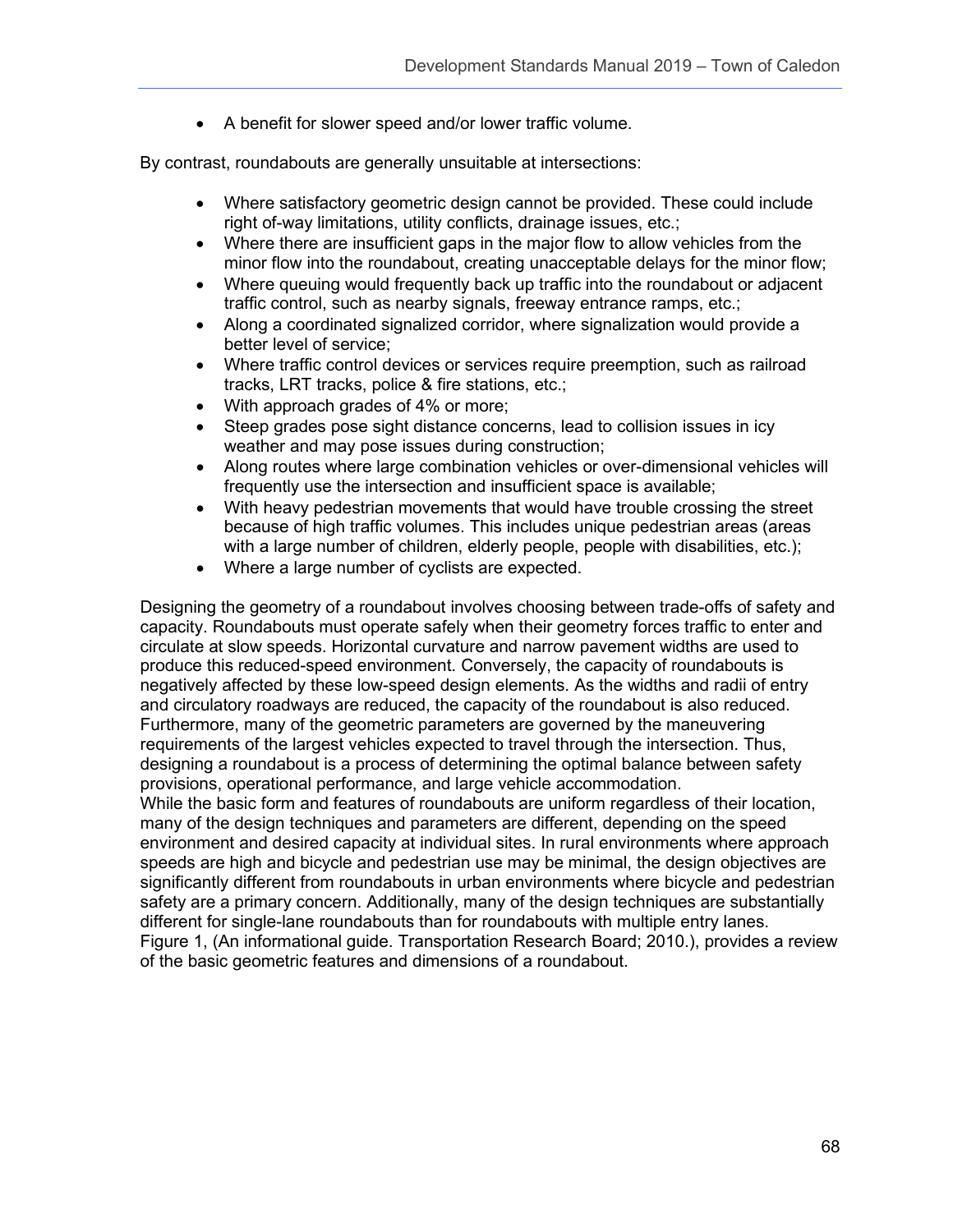- A benefit for slower speed and/or lower traffic volume.

By contrast, roundabouts are generally unsuitable at intersections:

- Where satisfactory geometric design cannot be provided. These could include right of-way limitations, utility conflicts, drainage issues, etc.;
- Where there are insufficient gaps in the major flow to allow vehicles from the minor flow into the roundabout, creating unacceptable delays for the minor flow;
- Where queuing would frequently back up traffic into the roundabout or adjacent traffic control, such as nearby signals, freeway entrance ramps, etc.;
- Along a coordinated signalized corridor, where signalization would provide a better level of service;
- Where traffic control devices or services require preemption, such as railroad tracks, LRT tracks, police & fire stations, etc.;
- With approach grades of 4% or more;
- Steep grades pose sight distance concerns, lead to collision issues in icy weather and may pose issues during construction;
- Along routes where large combination vehicles or over-dimensional vehicles will frequently use the intersection and insufficient space is available;
- With heavy pedestrian movements that would have trouble crossing the street because of high traffic volumes. This includes unique pedestrian areas (areas with a large number of children, elderly people, people with disabilities, etc.);
- Where a large number of cyclists are expected.

Designing the geometry of a roundabout involves choosing between trade-offs of safety and capacity. Roundabouts must operate safely when their geometry forces traffic to enter and circulate at slow speeds. Horizontal curvature and narrow pavement widths are used to produce this reduced-speed environment. Conversely, the capacity of roundabouts is negatively affected by these low-speed design elements. As the widths and radii of entry and circulatory roadways are reduced, the capacity of the roundabout is also reduced. Furthermore, many of the geometric parameters are governed by the maneuvering requirements of the largest vehicles expected to travel through the intersection. Thus, designing a roundabout is a process of determining the optimal balance between safety provisions, operational performance, and large vehicle accommodation.

While the basic form and features of roundabouts are uniform regardless of their location, many of the design techniques and parameters are different, depending on the speed environment and desired capacity at individual sites. In rural environments where approach speeds are high and bicycle and pedestrian use may be minimal, the design objectives are significantly different from roundabouts in urban environments where bicycle and pedestrian safety are a primary concern. Additionally, many of the design techniques are substantially different for single-lane roundabouts than for roundabouts with multiple entry lanes. Figure 1, (An informational guide. Transportation Research Board; 2010.), provides a review of the basic geometric features and dimensions of a roundabout.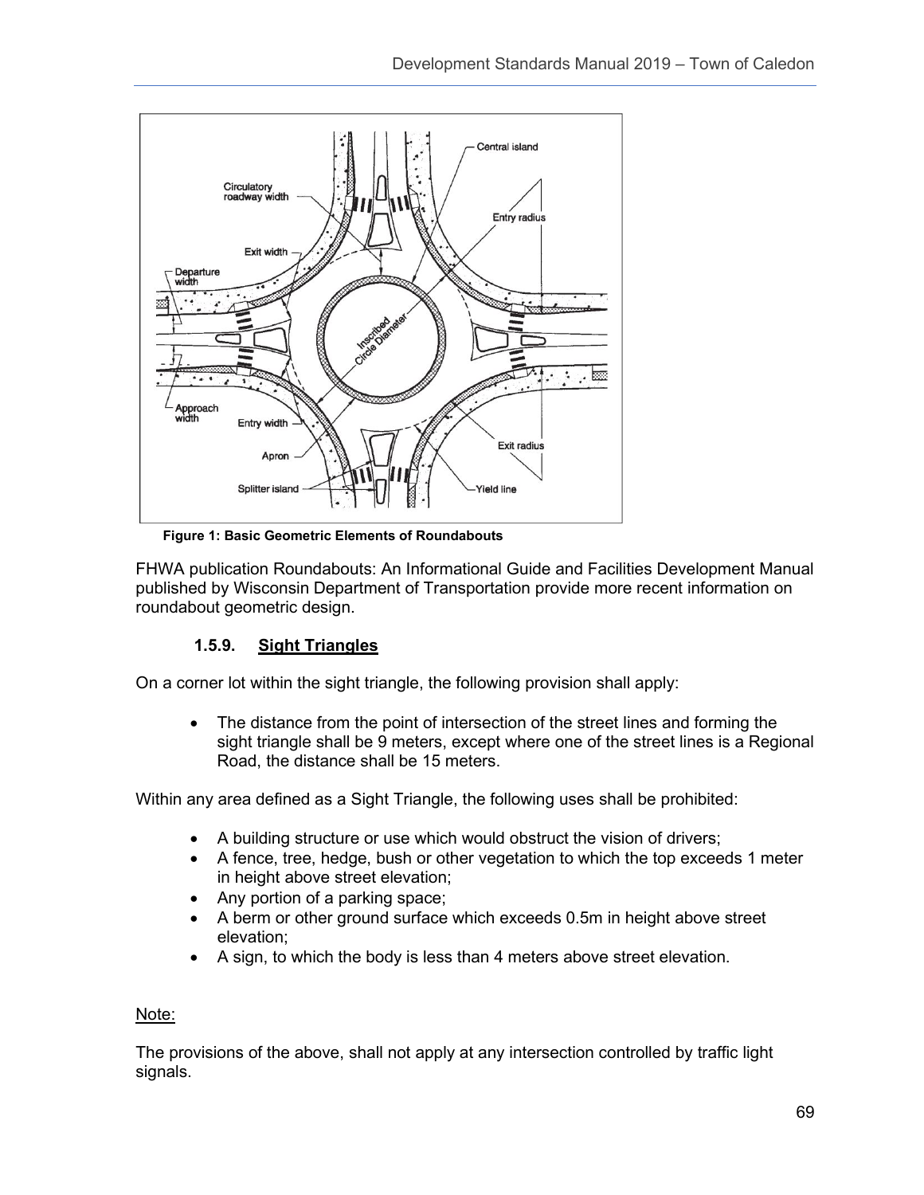**Figure 1: Basic Geometric Elements of Roundabouts**

FHWA publication Roundabouts: An Informational Guide and Facilities Development Manual published by Wisconsin Department of Transportation provide more recent information on roundabout geometric design.

### 1.5.9. Sight Triangles

On a corner lot within the sight triangle, the following provision shall apply:

- The distance from the point of intersection of the street lines and forming the sight triangle shall be 9 meters, except where one of the street lines is a Regional Road, the distance shall be 15 meters.

Within any area defined as a Sight Triangle, the following uses shall be prohibited:

- A building structure or use which would obstruct the vision of drivers;
- A fence, tree, hedge, bush or other vegetation to which the top exceeds 1 meter in height above street elevation;
- Any portion of a parking space;
- A berm or other ground surface which exceeds 0.5m in height above street elevation;
- A sign, to which the body is less than 4 meters above street elevation.

Note:

The provisions of the above, shall not apply at any intersection controlled by traffic light signals.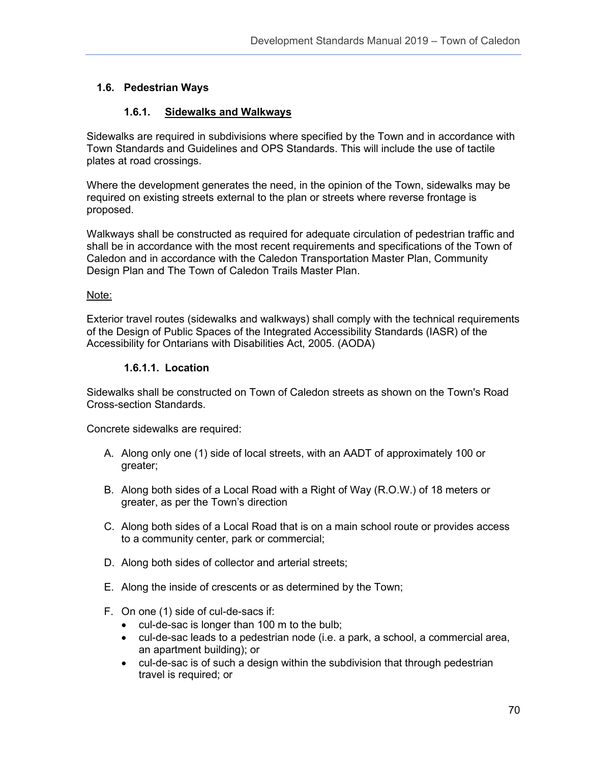## 1.6. Pedestrian Ways

### 1.6.1. Sidewalks and Walkways

Sidewalks are required in subdivisions where specified by the Town and in accordance with Town Standards and Guidelines and OPS Standards. This will include the use of tactile plates at road crossings.

Where the development generates the need, in the opinion of the Town, sidewalks may be required on existing streets external to the plan or streets where reverse frontage is proposed.

Walkways shall be constructed as required for adequate circulation of pedestrian traffic and shall be in accordance with the most recent requirements and specifications of the Town of Caledon and in accordance with the Caledon Transportation Master Plan, Community Design Plan and The Town of Caledon Trails Master Plan.

Note:

Exterior travel routes (sidewalks and walkways) shall comply with the technical requirements of the Design of Public Spaces of the Integrated Accessibility Standards (IASR) of the Accessibility for Ontarians with Disabilities Act, 2005. (AODA)

#### 1.6.1.1. Location

Sidewalks shall be constructed on Town of Caledon streets as shown on the Town's Road Cross-section Standards.

Concrete sidewalks are required:

A. Along only one (1) side of local streets, with an AADT of approximately 100 or greater;

B. Along both sides of a Local Road with a Right of Way (R.O.W.) of 18 meters or greater, as per the Town's direction

C. Along both sides of a Local Road that is on a main school route or provides access to a community center, park or commercial;

D. Along both sides of collector and arterial streets;

E. Along the inside of crescents or as determined by the Town;

F. On one (1) side of cul-de-sacs if:
   - cul-de-sac is longer than 100 m to the bulb;
   - cul-de-sac leads to a pedestrian node (i.e. a park, a school, a commercial area, an apartment building); or
   - cul-de-sac is of such a design within the subdivision that through pedestrian travel is required; or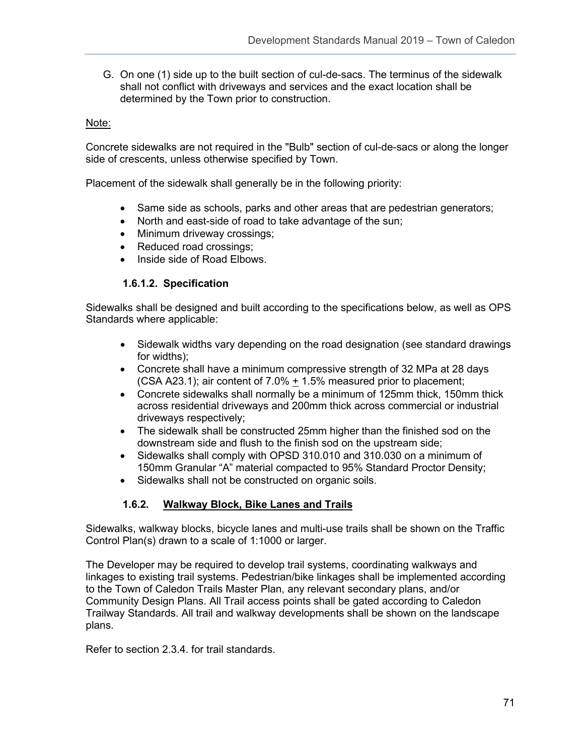G. On one (1) side up to the built section of cul-de-sacs. The terminus of the sidewalk shall not conflict with driveways and services and the exact location shall be determined by the Town prior to construction.

<u>Note:</u>

Concrete sidewalks are not required in the "Bulb" section of cul-de-sacs or along the longer side of crescents, unless otherwise specified by Town.

Placement of the sidewalk shall generally be in the following priority:

- Same side as schools, parks and other areas that are pedestrian generators;
- North and east-side of road to take advantage of the sun;
- Minimum driveway crossings;
- Reduced road crossings;
- Inside side of Road Elbows.

#### 1.6.1.2. Specification

Sidewalks shall be designed and built according to the specifications below, as well as OPS Standards where applicable:

- Sidewalk widths vary depending on the road designation (see standard drawings for widths);
- Concrete shall have a minimum compressive strength of 32 MPa at 28 days (CSA A23.1); air content of 7.0% ± 1.5% measured prior to placement;
- Concrete sidewalks shall normally be a minimum of 125mm thick, 150mm thick across residential driveways and 200mm thick across commercial or industrial driveways respectively;
- The sidewalk shall be constructed 25mm higher than the finished sod on the downstream side and flush to the finish sod on the upstream side;
- Sidewalks shall comply with OPSD 310.010 and 310.030 on a minimum of 150mm Granular "A" material compacted to 95% Standard Proctor Density;
- Sidewalks shall not be constructed on organic soils.

### 1.6.2. Walkway Block, Bike Lanes and Trails

Sidewalks, walkway blocks, bicycle lanes and multi-use trails shall be shown on the Traffic Control Plan(s) drawn to a scale of 1:1000 or larger.

The Developer may be required to develop trail systems, coordinating walkways and linkages to existing trail systems. Pedestrian/bike linkages shall be implemented according to the Town of Caledon Trails Master Plan, any relevant secondary plans, and/or Community Design Plans. All Trail access points shall be gated according to Caledon Trailway Standards. All trail and walkway developments shall be shown on the landscape plans.

Refer to section 2.3.4. for trail standards.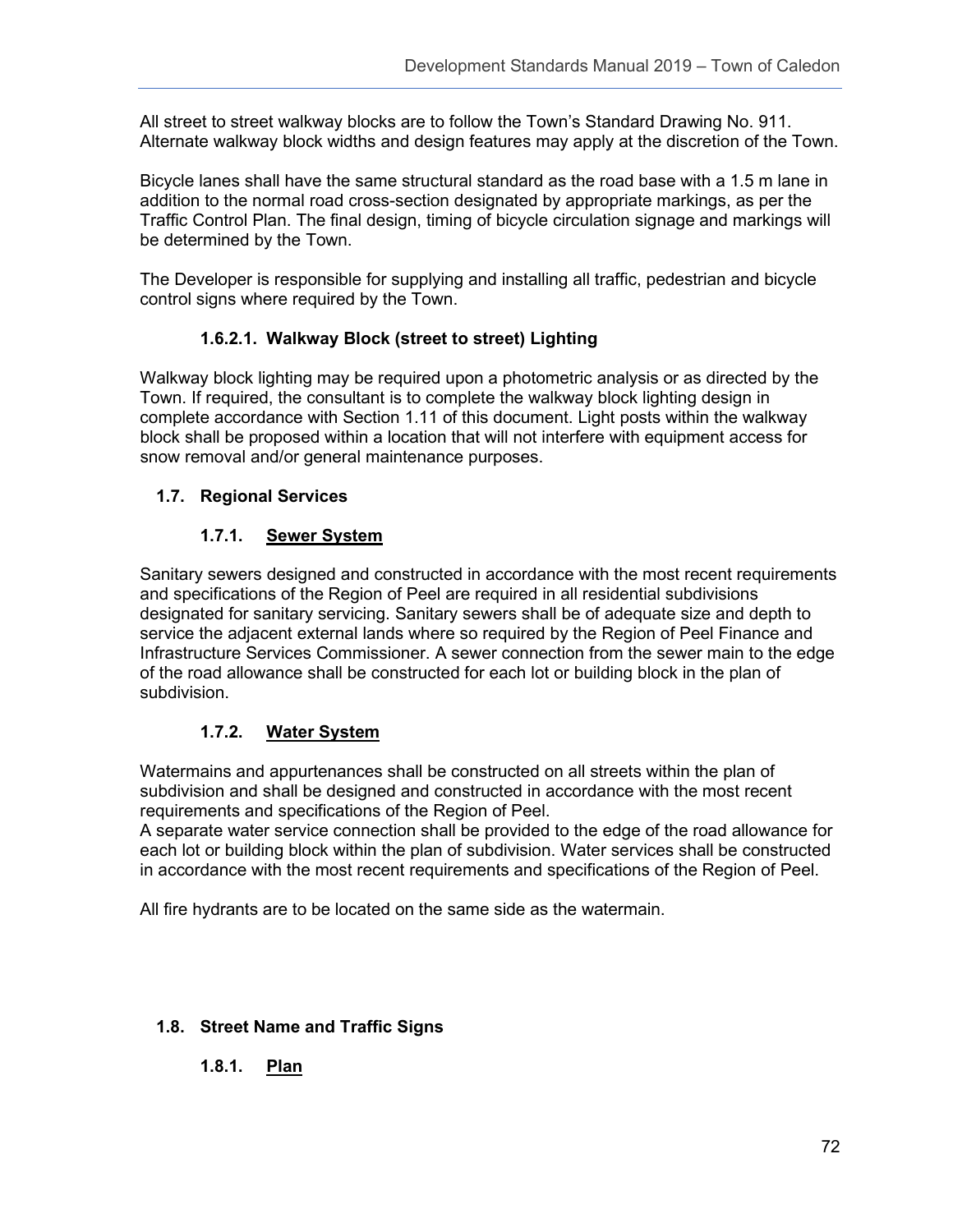All street to street walkway blocks are to follow the Town's Standard Drawing No. 911. Alternate walkway block widths and design features may apply at the discretion of the Town.

Bicycle lanes shall have the same structural standard as the road base with a 1.5 m lane in addition to the normal road cross-section designated by appropriate markings, as per the Traffic Control Plan. The final design, timing of bicycle circulation signage and markings will be determined by the Town.

The Developer is responsible for supplying and installing all traffic, pedestrian and bicycle control signs where required by the Town.

#### 1.6.2.1. Walkway Block (street to street) Lighting

Walkway block lighting may be required upon a photometric analysis or as directed by the Town. If required, the consultant is to complete the walkway block lighting design in complete accordance with Section 1.11 of this document. Light posts within the walkway block shall be proposed within a location that will not interfere with equipment access for snow removal and/or general maintenance purposes.

## 1.7. Regional Services

### 1.7.1. Sewer System

Sanitary sewers designed and constructed in accordance with the most recent requirements and specifications of the Region of Peel are required in all residential subdivisions designated for sanitary servicing. Sanitary sewers shall be of adequate size and depth to service the adjacent external lands where so required by the Region of Peel Finance and Infrastructure Services Commissioner. A sewer connection from the sewer main to the edge of the road allowance shall be constructed for each lot or building block in the plan of subdivision.

### 1.7.2. Water System

Watermains and appurtenances shall be constructed on all streets within the plan of subdivision and shall be designed and constructed in accordance with the most recent requirements and specifications of the Region of Peel.
A separate water service connection shall be provided to the edge of the road allowance for each lot or building block within the plan of subdivision. Water services shall be constructed in accordance with the most recent requirements and specifications of the Region of Peel.

All fire hydrants are to be located on the same side as the watermain.

## 1.8. Street Name and Traffic Signs

### 1.8.1. Plan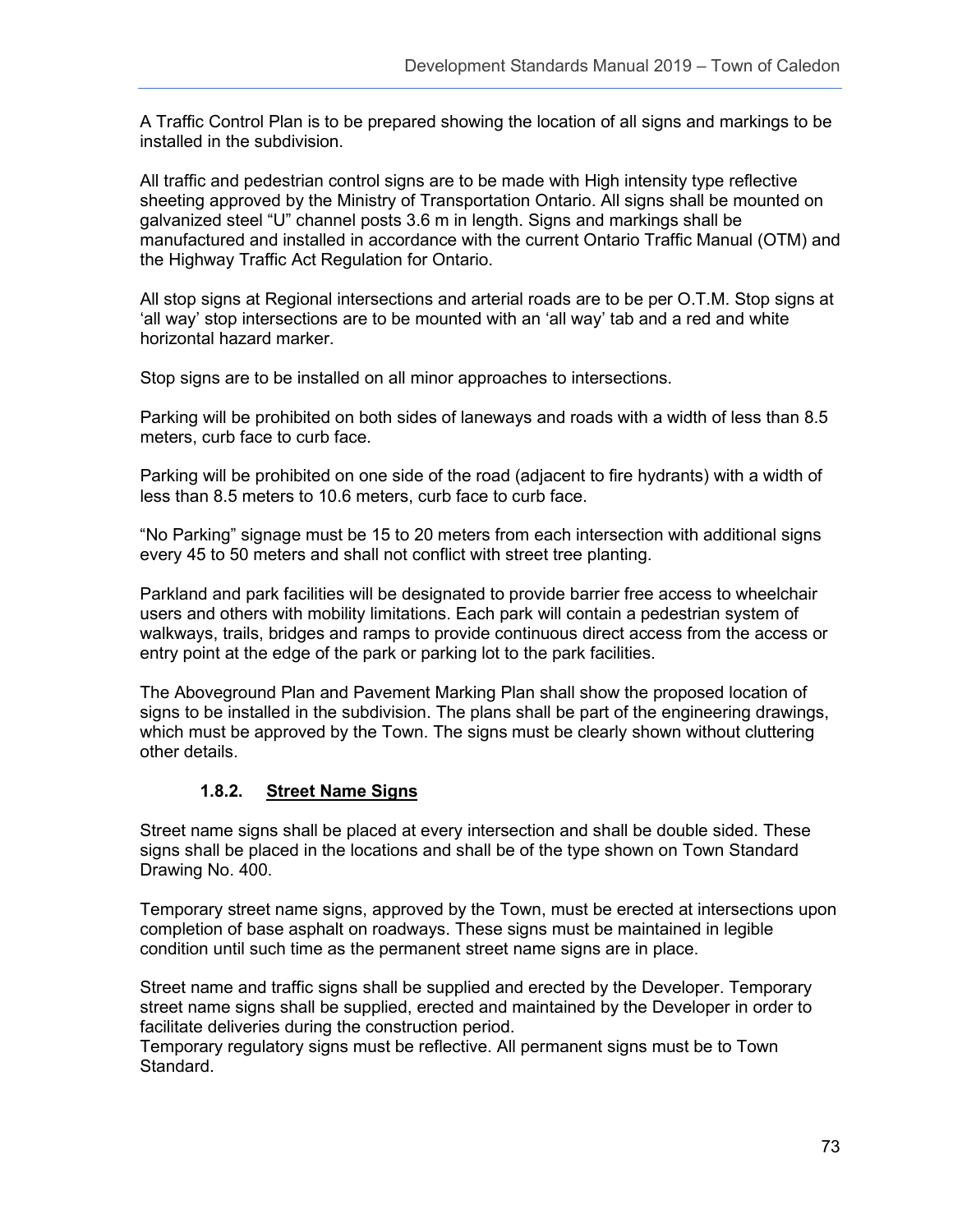A Traffic Control Plan is to be prepared showing the location of all signs and markings to be installed in the subdivision.

All traffic and pedestrian control signs are to be made with High intensity type reflective sheeting approved by the Ministry of Transportation Ontario. All signs shall be mounted on galvanized steel "U" channel posts 3.6 m in length. Signs and markings shall be manufactured and installed in accordance with the current Ontario Traffic Manual (OTM) and the Highway Traffic Act Regulation for Ontario.

All stop signs at Regional intersections and arterial roads are to be per O.T.M. Stop signs at 'all way' stop intersections are to be mounted with an 'all way' tab and a red and white horizontal hazard marker.

Stop signs are to be installed on all minor approaches to intersections.

Parking will be prohibited on both sides of laneways and roads with a width of less than 8.5 meters, curb face to curb face.

Parking will be prohibited on one side of the road (adjacent to fire hydrants) with a width of less than 8.5 meters to 10.6 meters, curb face to curb face.

"No Parking" signage must be 15 to 20 meters from each intersection with additional signs every 45 to 50 meters and shall not conflict with street tree planting.

Parkland and park facilities will be designated to provide barrier free access to wheelchair users and others with mobility limitations. Each park will contain a pedestrian system of walkways, trails, bridges and ramps to provide continuous direct access from the access or entry point at the edge of the park or parking lot to the park facilities.

The Aboveground Plan and Pavement Marking Plan shall show the proposed location of signs to be installed in the subdivision. The plans shall be part of the engineering drawings, which must be approved by the Town. The signs must be clearly shown without cluttering other details.

### 1.8.2. Street Name Signs

Street name signs shall be placed at every intersection and shall be double sided. These signs shall be placed in the locations and shall be of the type shown on Town Standard Drawing No. 400.

Temporary street name signs, approved by the Town, must be erected at intersections upon completion of base asphalt on roadways. These signs must be maintained in legible condition until such time as the permanent street name signs are in place.

Street name and traffic signs shall be supplied and erected by the Developer. Temporary street name signs shall be supplied, erected and maintained by the Developer in order to facilitate deliveries during the construction period.
Temporary regulatory signs must be reflective. All permanent signs must be to Town Standard.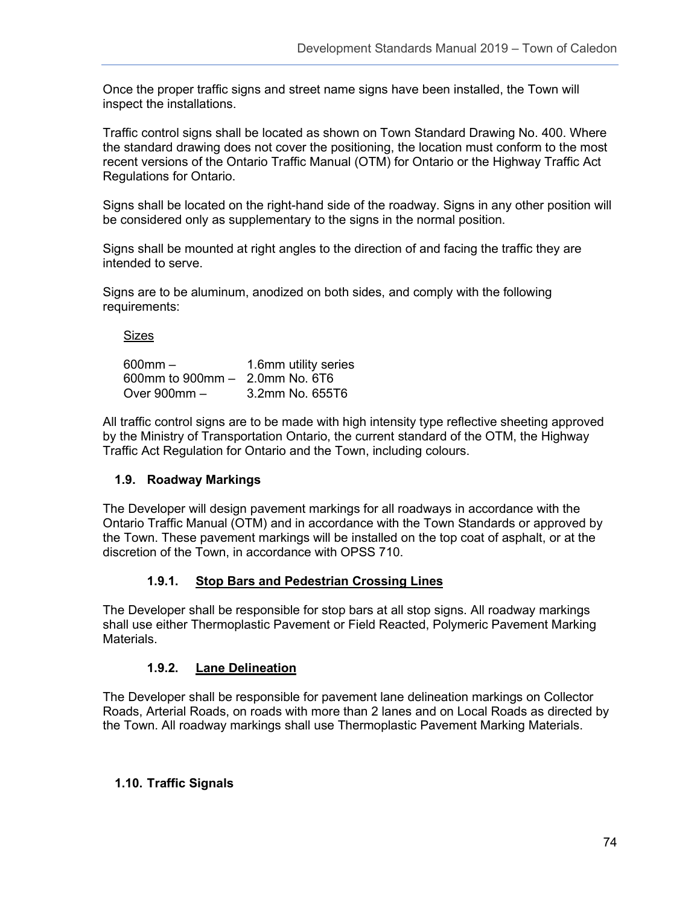Once the proper traffic signs and street name signs have been installed, the Town will inspect the installations.

Traffic control signs shall be located as shown on Town Standard Drawing No. 400. Where the standard drawing does not cover the positioning, the location must conform to the most recent versions of the Ontario Traffic Manual (OTM) for Ontario or the Highway Traffic Act Regulations for Ontario.

Signs shall be located on the right-hand side of the roadway. Signs in any other position will be considered only as supplementary to the signs in the normal position.

Signs shall be mounted at right angles to the direction of and facing the traffic they are intended to serve.

Signs are to be aluminum, anodized on both sides, and comply with the following requirements:

<u>Sizes</u>

| | |
|---|---|
| 600mm – | 1.6mm utility series |
| 600mm to 900mm – | 2.0mm No. 6T6 |
| Over 900mm – | 3.2mm No. 655T6 |

All traffic control signs are to be made with high intensity type reflective sheeting approved by the Ministry of Transportation Ontario, the current standard of the OTM, the Highway Traffic Act Regulation for Ontario and the Town, including colours.

## 1.9. Roadway Markings

The Developer will design pavement markings for all roadways in accordance with the Ontario Traffic Manual (OTM) and in accordance with the Town Standards or approved by the Town. These pavement markings will be installed on the top coat of asphalt, or at the discretion of the Town, in accordance with OPSS 710.

### 1.9.1. Stop Bars and Pedestrian Crossing Lines

The Developer shall be responsible for stop bars at all stop signs. All roadway markings shall use either Thermoplastic Pavement or Field Reacted, Polymeric Pavement Marking Materials.

### 1.9.2. Lane Delineation

The Developer shall be responsible for pavement lane delineation markings on Collector Roads, Arterial Roads, on roads with more than 2 lanes and on Local Roads as directed by the Town. All roadway markings shall use Thermoplastic Pavement Marking Materials.

## 1.10. Traffic Signals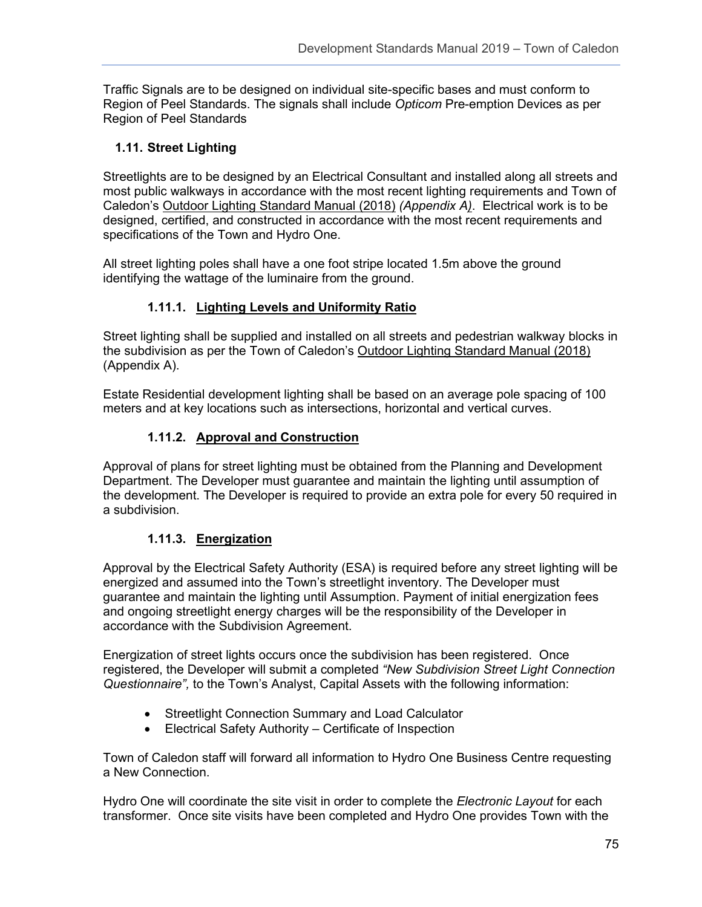Traffic Signals are to be designed on individual site-specific bases and must conform to Region of Peel Standards. The signals shall include *Opticom* Pre-emption Devices as per Region of Peel Standards

## 1.11. Street Lighting

Streetlights are to be designed by an Electrical Consultant and installed along all streets and most public walkways in accordance with the most recent lighting requirements and Town of Caledon's Outdoor Lighting Standard Manual (2018) *(Appendix A)*. Electrical work is to be designed, certified, and constructed in accordance with the most recent requirements and specifications of the Town and Hydro One.

All street lighting poles shall have a one foot stripe located 1.5m above the ground identifying the wattage of the luminaire from the ground.

### 1.11.1. Lighting Levels and Uniformity Ratio

Street lighting shall be supplied and installed on all streets and pedestrian walkway blocks in the subdivision as per the Town of Caledon's Outdoor Lighting Standard Manual (2018) (Appendix A).

Estate Residential development lighting shall be based on an average pole spacing of 100 meters and at key locations such as intersections, horizontal and vertical curves.

### 1.11.2. Approval and Construction

Approval of plans for street lighting must be obtained from the Planning and Development Department. The Developer must guarantee and maintain the lighting until assumption of the development. The Developer is required to provide an extra pole for every 50 required in a subdivision.

### 1.11.3. Energization

Approval by the Electrical Safety Authority (ESA) is required before any street lighting will be energized and assumed into the Town's streetlight inventory. The Developer must guarantee and maintain the lighting until Assumption. Payment of initial energization fees and ongoing streetlight energy charges will be the responsibility of the Developer in accordance with the Subdivision Agreement.

Energization of street lights occurs once the subdivision has been registered. Once registered, the Developer will submit a completed *"New Subdivision Street Light Connection Questionnaire",* to the Town's Analyst, Capital Assets with the following information:

- Streetlight Connection Summary and Load Calculator
- Electrical Safety Authority – Certificate of Inspection

Town of Caledon staff will forward all information to Hydro One Business Centre requesting a New Connection.

Hydro One will coordinate the site visit in order to complete the *Electronic Layout* for each transformer. Once site visits have been completed and Hydro One provides Town with the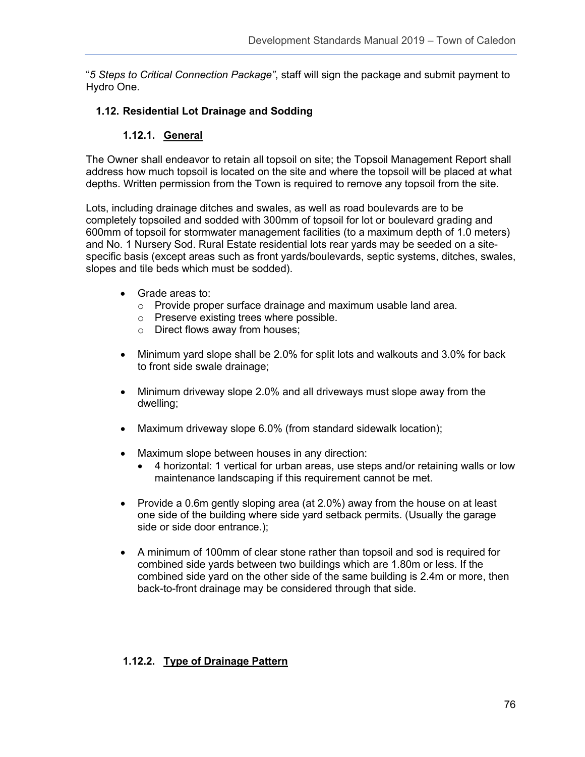"*5 Steps to Critical Connection Package"*, staff will sign the package and submit payment to Hydro One.

## 1.12. Residential Lot Drainage and Sodding

### 1.12.1. General

The Owner shall endeavor to retain all topsoil on site; the Topsoil Management Report shall address how much topsoil is located on the site and where the topsoil will be placed at what depths. Written permission from the Town is required to remove any topsoil from the site.

Lots, including drainage ditches and swales, as well as road boulevards are to be completely topsoiled and sodded with 300mm of topsoil for lot or boulevard grading and 600mm of topsoil for stormwater management facilities (to a maximum depth of 1.0 meters) and No. 1 Nursery Sod. Rural Estate residential lots rear yards may be seeded on a site-specific basis (except areas such as front yards/boulevards, septic systems, ditches, swales, slopes and tile beds which must be sodded).

- Grade areas to:
  - Provide proper surface drainage and maximum usable land area.
  - Preserve existing trees where possible.
  - Direct flows away from houses;
- Minimum yard slope shall be 2.0% for split lots and walkouts and 3.0% for back to front side swale drainage;
- Minimum driveway slope 2.0% and all driveways must slope away from the dwelling;
- Maximum driveway slope 6.0% (from standard sidewalk location);
- Maximum slope between houses in any direction:
  - 4 horizontal: 1 vertical for urban areas, use steps and/or retaining walls or low maintenance landscaping if this requirement cannot be met.
- Provide a 0.6m gently sloping area (at 2.0%) away from the house on at least one side of the building where side yard setback permits. (Usually the garage side or side door entrance.);
- A minimum of 100mm of clear stone rather than topsoil and sod is required for combined side yards between two buildings which are 1.80m or less. If the combined side yard on the other side of the same building is 2.4m or more, then back-to-front drainage may be considered through that side.

### 1.12.2. Type of Drainage Pattern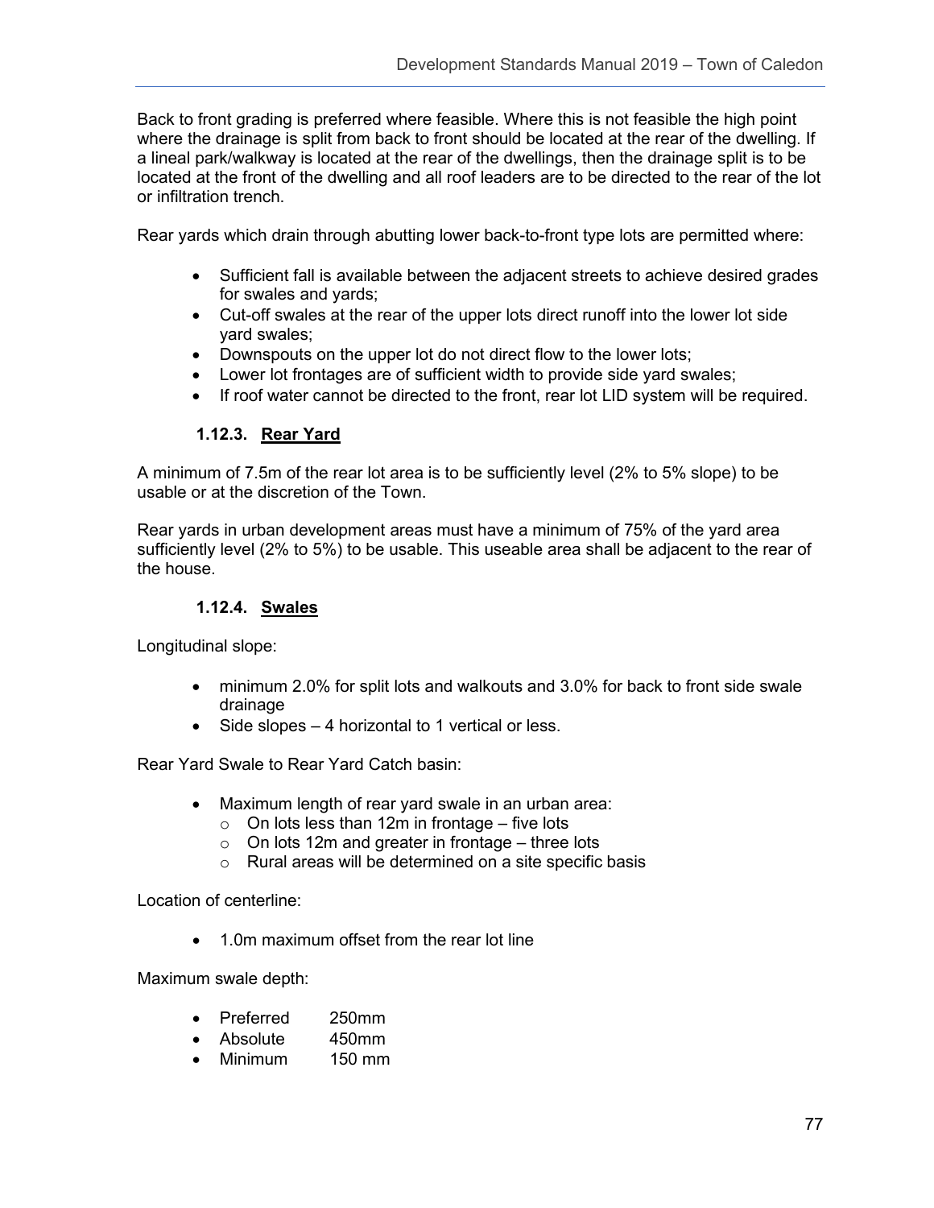Back to front grading is preferred where feasible. Where this is not feasible the high point where the drainage is split from back to front should be located at the rear of the dwelling. If a lineal park/walkway is located at the rear of the dwellings, then the drainage split is to be located at the front of the dwelling and all roof leaders are to be directed to the rear of the lot or infiltration trench.

Rear yards which drain through abutting lower back-to-front type lots are permitted where:

- Sufficient fall is available between the adjacent streets to achieve desired grades for swales and yards;
- Cut-off swales at the rear of the upper lots direct runoff into the lower lot side yard swales;
- Downspouts on the upper lot do not direct flow to the lower lots;
- Lower lot frontages are of sufficient width to provide side yard swales;
- If roof water cannot be directed to the front, rear lot LID system will be required.

### 1.12.3. Rear Yard

A minimum of 7.5m of the rear lot area is to be sufficiently level (2% to 5% slope) to be usable or at the discretion of the Town.

Rear yards in urban development areas must have a minimum of 75% of the yard area sufficiently level (2% to 5%) to be usable. This useable area shall be adjacent to the rear of the house.

### 1.12.4. Swales

Longitudinal slope:

- minimum 2.0% for split lots and walkouts and 3.0% for back to front side swale drainage
- Side slopes – 4 horizontal to 1 vertical or less.

Rear Yard Swale to Rear Yard Catch basin:

- Maximum length of rear yard swale in an urban area:
  - On lots less than 12m in frontage – five lots
  - On lots 12m and greater in frontage – three lots
  - Rural areas will be determined on a site specific basis

Location of centerline:

- 1.0m maximum offset from the rear lot line

Maximum swale depth:

- Preferred 250mm
- Absolute 450mm
- Minimum 150 mm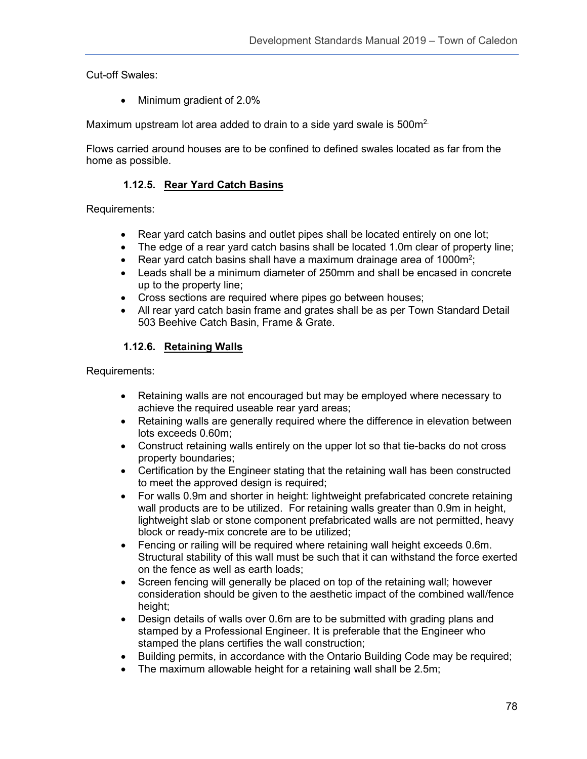Cut-off Swales:

- Minimum gradient of 2.0%

Maximum upstream lot area added to drain to a side yard swale is $500m^2$.

Flows carried around houses are to be confined to defined swales located as far from the home as possible.

### 1.12.5. Rear Yard Catch Basins

Requirements:

- Rear yard catch basins and outlet pipes shall be located entirely on one lot;
- The edge of a rear yard catch basins shall be located 1.0m clear of property line;
- Rear yard catch basins shall have a maximum drainage area of $1000m^2$;
- Leads shall be a minimum diameter of 250mm and shall be encased in concrete up to the property line;
- Cross sections are required where pipes go between houses;
- All rear yard catch basin frame and grates shall be as per Town Standard Detail 503 Beehive Catch Basin, Frame & Grate.

### 1.12.6. Retaining Walls

Requirements:

- Retaining walls are not encouraged but may be employed where necessary to achieve the required useable rear yard areas;
- Retaining walls are generally required where the difference in elevation between lots exceeds 0.60m;
- Construct retaining walls entirely on the upper lot so that tie-backs do not cross property boundaries;
- Certification by the Engineer stating that the retaining wall has been constructed to meet the approved design is required;
- For walls 0.9m and shorter in height: lightweight prefabricated concrete retaining wall products are to be utilized. For retaining walls greater than 0.9m in height, lightweight slab or stone component prefabricated walls are not permitted, heavy block or ready-mix concrete are to be utilized;
- Fencing or railing will be required where retaining wall height exceeds 0.6m. Structural stability of this wall must be such that it can withstand the force exerted on the fence as well as earth loads;
- Screen fencing will generally be placed on top of the retaining wall; however consideration should be given to the aesthetic impact of the combined wall/fence height;
- Design details of walls over 0.6m are to be submitted with grading plans and stamped by a Professional Engineer. It is preferable that the Engineer who stamped the plans certifies the wall construction;
- Building permits, in accordance with the Ontario Building Code may be required;
- The maximum allowable height for a retaining wall shall be 2.5m;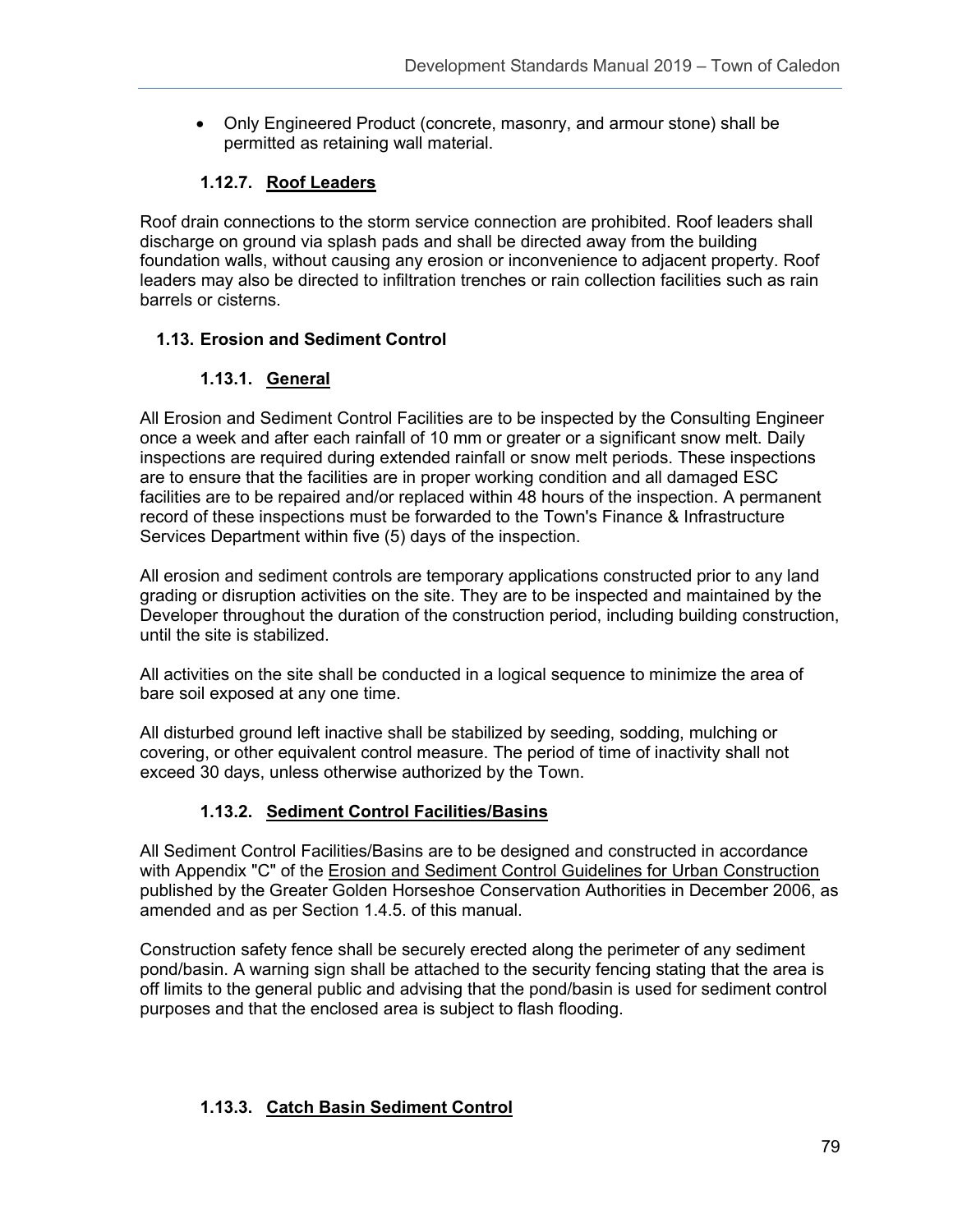- Only Engineered Product (concrete, masonry, and armour stone) shall be permitted as retaining wall material.

#### 1.12.7. Roof Leaders

Roof drain connections to the storm service connection are prohibited. Roof leaders shall discharge on ground via splash pads and shall be directed away from the building foundation walls, without causing any erosion or inconvenience to adjacent property. Roof leaders may also be directed to infiltration trenches or rain collection facilities such as rain barrels or cisterns.

### 1.13. Erosion and Sediment Control

#### 1.13.1. General

All Erosion and Sediment Control Facilities are to be inspected by the Consulting Engineer once a week and after each rainfall of 10 mm or greater or a significant snow melt. Daily inspections are required during extended rainfall or snow melt periods. These inspections are to ensure that the facilities are in proper working condition and all damaged ESC facilities are to be repaired and/or replaced within 48 hours of the inspection. A permanent record of these inspections must be forwarded to the Town's Finance & Infrastructure Services Department within five (5) days of the inspection.

All erosion and sediment controls are temporary applications constructed prior to any land grading or disruption activities on the site. They are to be inspected and maintained by the Developer throughout the duration of the construction period, including building construction, until the site is stabilized.

All activities on the site shall be conducted in a logical sequence to minimize the area of bare soil exposed at any one time.

All disturbed ground left inactive shall be stabilized by seeding, sodding, mulching or covering, or other equivalent control measure. The period of time of inactivity shall not exceed 30 days, unless otherwise authorized by the Town.

#### 1.13.2. Sediment Control Facilities/Basins

All Sediment Control Facilities/Basins are to be designed and constructed in accordance with Appendix "C" of the Erosion and Sediment Control Guidelines for Urban Construction published by the Greater Golden Horseshoe Conservation Authorities in December 2006, as amended and as per Section 1.4.5. of this manual.

Construction safety fence shall be securely erected along the perimeter of any sediment pond/basin. A warning sign shall be attached to the security fencing stating that the area is off limits to the general public and advising that the pond/basin is used for sediment control purposes and that the enclosed area is subject to flash flooding.

#### 1.13.3. Catch Basin Sediment Control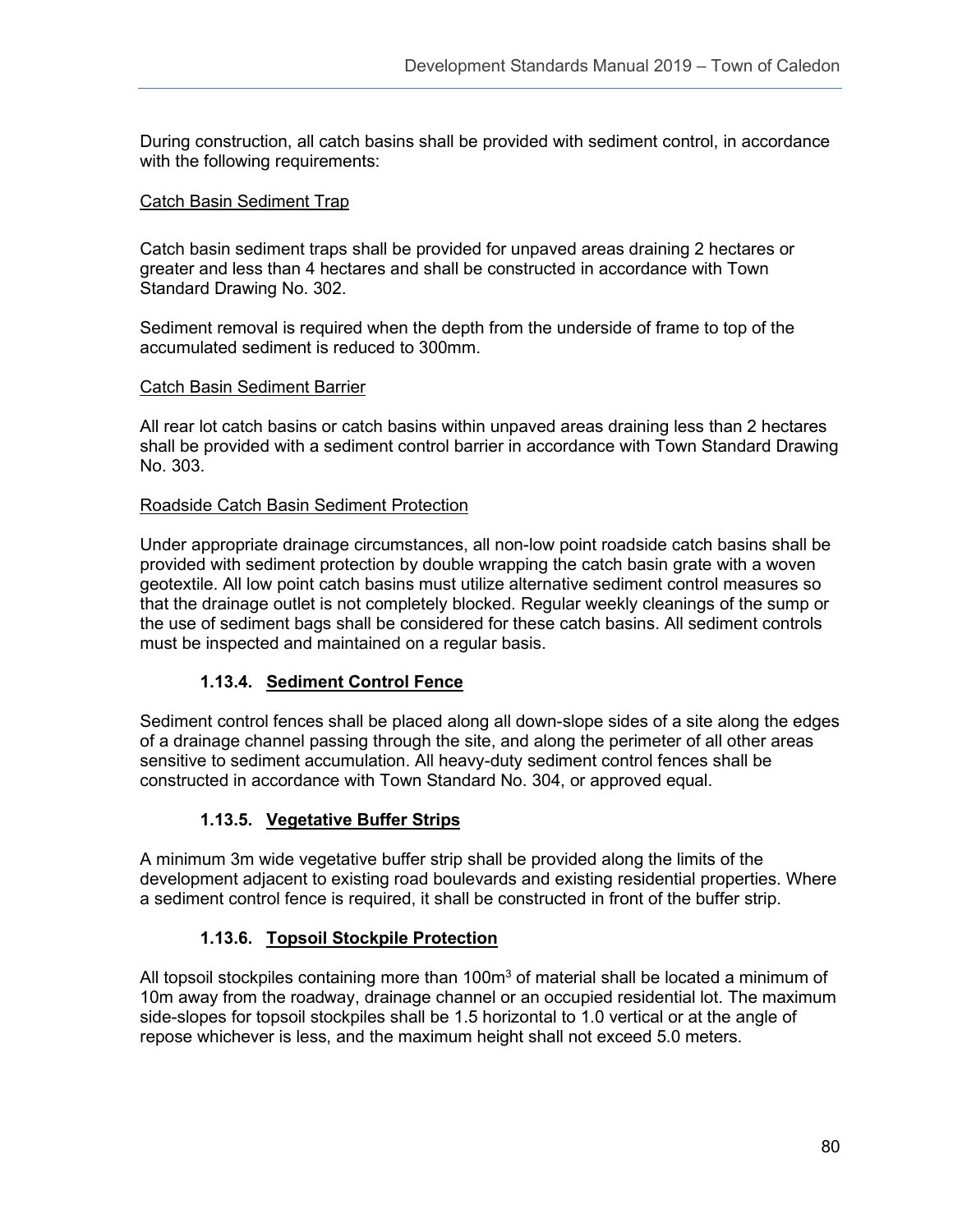During construction, all catch basins shall be provided with sediment control, in accordance with the following requirements:

Catch Basin Sediment Trap

Catch basin sediment traps shall be provided for unpaved areas draining 2 hectares or greater and less than 4 hectares and shall be constructed in accordance with Town Standard Drawing No. 302.

Sediment removal is required when the depth from the underside of frame to top of the accumulated sediment is reduced to 300mm.

Catch Basin Sediment Barrier

All rear lot catch basins or catch basins within unpaved areas draining less than 2 hectares shall be provided with a sediment control barrier in accordance with Town Standard Drawing No. 303.

Roadside Catch Basin Sediment Protection

Under appropriate drainage circumstances, all non-low point roadside catch basins shall be provided with sediment protection by double wrapping the catch basin grate with a woven geotextile. All low point catch basins must utilize alternative sediment control measures so that the drainage outlet is not completely blocked. Regular weekly cleanings of the sump or the use of sediment bags shall be considered for these catch basins. All sediment controls must be inspected and maintained on a regular basis.

### 1.13.4. Sediment Control Fence

Sediment control fences shall be placed along all down-slope sides of a site along the edges of a drainage channel passing through the site, and along the perimeter of all other areas sensitive to sediment accumulation. All heavy-duty sediment control fences shall be constructed in accordance with Town Standard No. 304, or approved equal.

### 1.13.5. Vegetative Buffer Strips

A minimum 3m wide vegetative buffer strip shall be provided along the limits of the development adjacent to existing road boulevards and existing residential properties. Where a sediment control fence is required, it shall be constructed in front of the buffer strip.

### 1.13.6. Topsoil Stockpile Protection

All topsoil stockpiles containing more than $100m^3$ of material shall be located a minimum of 10m away from the roadway, drainage channel or an occupied residential lot. The maximum side-slopes for topsoil stockpiles shall be 1.5 horizontal to 1.0 vertical or at the angle of repose whichever is less, and the maximum height shall not exceed 5.0 meters.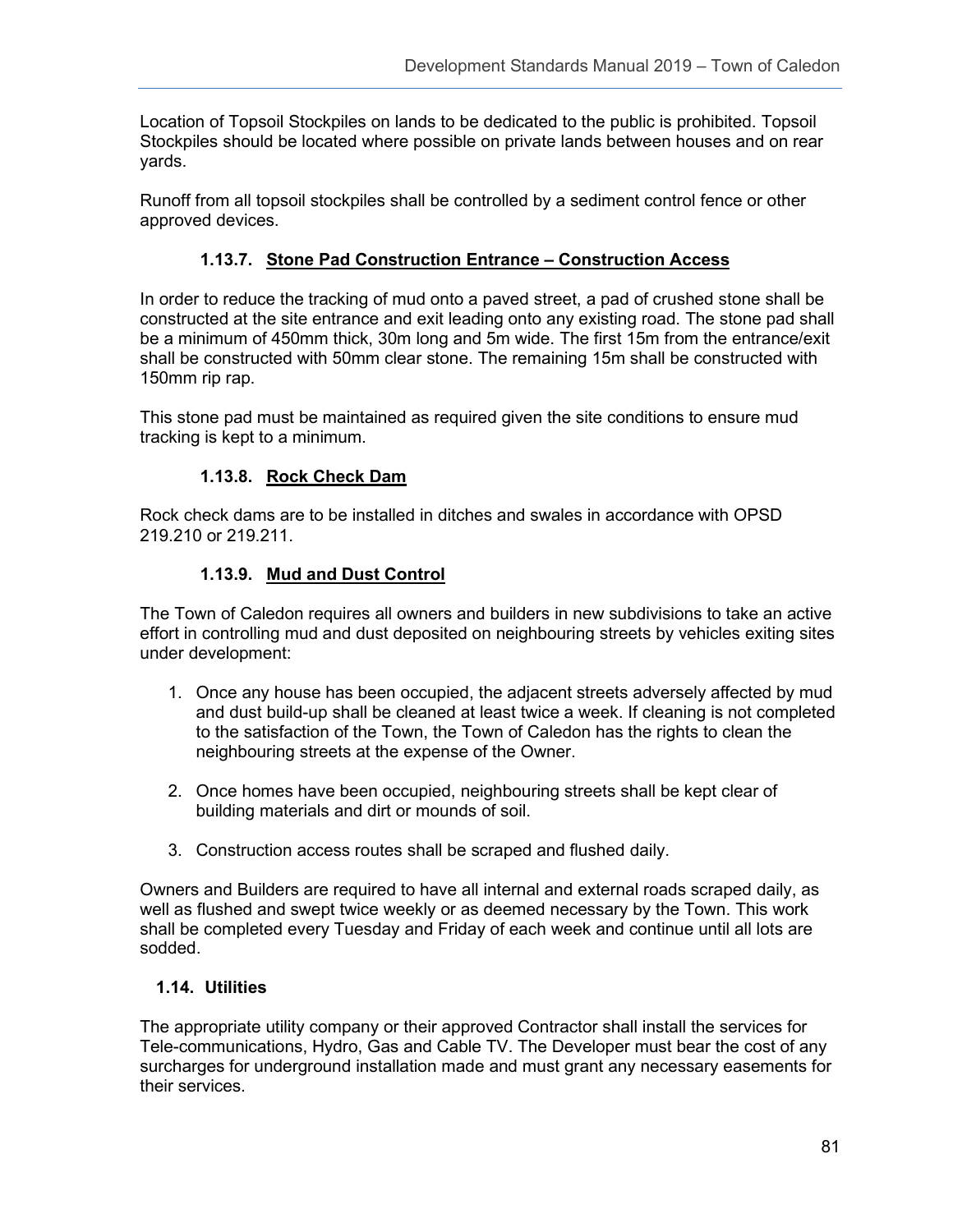Location of Topsoil Stockpiles on lands to be dedicated to the public is prohibited. Topsoil Stockpiles should be located where possible on private lands between houses and on rear yards.

Runoff from all topsoil stockpiles shall be controlled by a sediment control fence or other approved devices.

#### 1.13.7. Stone Pad Construction Entrance – Construction Access

In order to reduce the tracking of mud onto a paved street, a pad of crushed stone shall be constructed at the site entrance and exit leading onto any existing road. The stone pad shall be a minimum of 450mm thick, 30m long and 5m wide. The first 15m from the entrance/exit shall be constructed with 50mm clear stone. The remaining 15m shall be constructed with 150mm rip rap.

This stone pad must be maintained as required given the site conditions to ensure mud tracking is kept to a minimum.

#### 1.13.8. Rock Check Dam

Rock check dams are to be installed in ditches and swales in accordance with OPSD 219.210 or 219.211.

#### 1.13.9. Mud and Dust Control

The Town of Caledon requires all owners and builders in new subdivisions to take an active effort in controlling mud and dust deposited on neighbouring streets by vehicles exiting sites under development:

1. Once any house has been occupied, the adjacent streets adversely affected by mud and dust build-up shall be cleaned at least twice a week. If cleaning is not completed to the satisfaction of the Town, the Town of Caledon has the rights to clean the neighbouring streets at the expense of the Owner.

2. Once homes have been occupied, neighbouring streets shall be kept clear of building materials and dirt or mounds of soil.

3. Construction access routes shall be scraped and flushed daily.

Owners and Builders are required to have all internal and external roads scraped daily, as well as flushed and swept twice weekly or as deemed necessary by the Town. This work shall be completed every Tuesday and Friday of each week and continue until all lots are sodded.

### 1.14. Utilities

The appropriate utility company or their approved Contractor shall install the services for Tele-communications, Hydro, Gas and Cable TV. The Developer must bear the cost of any surcharges for underground installation made and must grant any necessary easements for their services.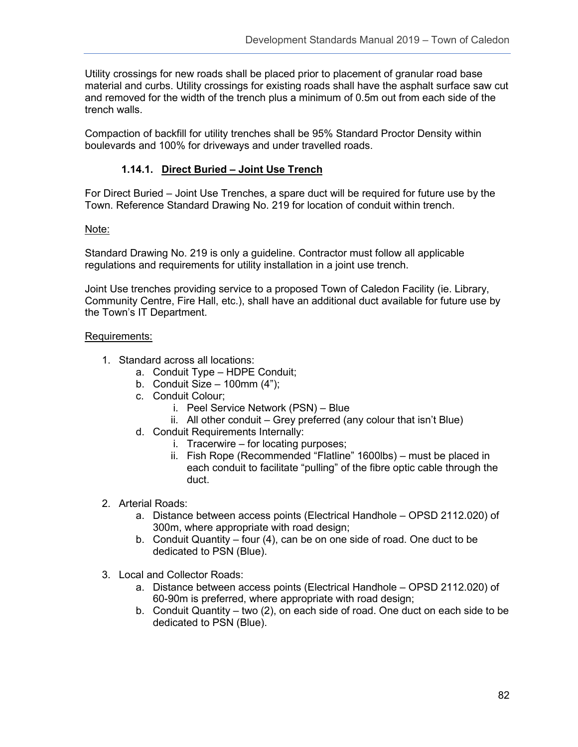Utility crossings for new roads shall be placed prior to placement of granular road base material and curbs. Utility crossings for existing roads shall have the asphalt surface saw cut and removed for the width of the trench plus a minimum of 0.5m out from each side of the trench walls.

Compaction of backfill for utility trenches shall be 95% Standard Proctor Density within boulevards and 100% for driveways and under travelled roads.

### 1.14.1. Direct Buried – Joint Use Trench

For Direct Buried – Joint Use Trenches, a spare duct will be required for future use by the Town. Reference Standard Drawing No. 219 for location of conduit within trench.

<u>Note:</u>

Standard Drawing No. 219 is only a guideline. Contractor must follow all applicable regulations and requirements for utility installation in a joint use trench.

Joint Use trenches providing service to a proposed Town of Caledon Facility (ie. Library, Community Centre, Fire Hall, etc.), shall have an additional duct available for future use by the Town's IT Department.

<u>Requirements:</u>

1. Standard across all locations:
   a. Conduit Type – HDPE Conduit;
   b. Conduit Size – 100mm (4");
   c. Conduit Colour;
      i. Peel Service Network (PSN) – Blue
      ii. All other conduit – Grey preferred (any colour that isn't Blue)
   d. Conduit Requirements Internally:
      i. Tracerwire – for locating purposes;
      ii. Fish Rope (Recommended "Flatline" 1600lbs) – must be placed in each conduit to facilitate "pulling" of the fibre optic cable through the duct.
2. Arterial Roads:
   a. Distance between access points (Electrical Handhole – OPSD 2112.020) of 300m, where appropriate with road design;
   b. Conduit Quantity – four (4), can be on one side of road. One duct to be dedicated to PSN (Blue).
3. Local and Collector Roads:
   a. Distance between access points (Electrical Handhole – OPSD 2112.020) of 60-90m is preferred, where appropriate with road design;
   b. Conduit Quantity – two (2), on each side of road. One duct on each side to be dedicated to PSN (Blue).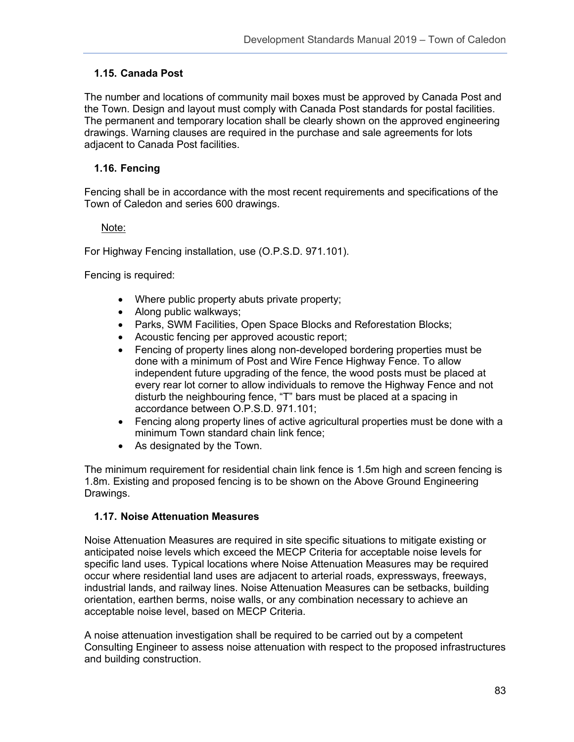### 1.15. Canada Post

The number and locations of community mail boxes must be approved by Canada Post and the Town. Design and layout must comply with Canada Post standards for postal facilities. The permanent and temporary location shall be clearly shown on the approved engineering drawings. Warning clauses are required in the purchase and sale agreements for lots adjacent to Canada Post facilities.

### 1.16. Fencing

Fencing shall be in accordance with the most recent requirements and specifications of the Town of Caledon and series 600 drawings.

Note:

For Highway Fencing installation, use (O.P.S.D. 971.101).

Fencing is required:

- Where public property abuts private property;
- Along public walkways;
- Parks, SWM Facilities, Open Space Blocks and Reforestation Blocks;
- Acoustic fencing per approved acoustic report;
- Fencing of property lines along non-developed bordering properties must be done with a minimum of Post and Wire Fence Highway Fence. To allow independent future upgrading of the fence, the wood posts must be placed at every rear lot corner to allow individuals to remove the Highway Fence and not disturb the neighbouring fence, "T" bars must be placed at a spacing in accordance between O.P.S.D. 971.101;
- Fencing along property lines of active agricultural properties must be done with a minimum Town standard chain link fence;
- As designated by the Town.

The minimum requirement for residential chain link fence is 1.5m high and screen fencing is 1.8m. Existing and proposed fencing is to be shown on the Above Ground Engineering Drawings.

### 1.17. Noise Attenuation Measures

Noise Attenuation Measures are required in site specific situations to mitigate existing or anticipated noise levels which exceed the MECP Criteria for acceptable noise levels for specific land uses. Typical locations where Noise Attenuation Measures may be required occur where residential land uses are adjacent to arterial roads, expressways, freeways, industrial lands, and railway lines. Noise Attenuation Measures can be setbacks, building orientation, earthen berms, noise walls, or any combination necessary to achieve an acceptable noise level, based on MECP Criteria.

A noise attenuation investigation shall be required to be carried out by a competent Consulting Engineer to assess noise attenuation with respect to the proposed infrastructures and building construction.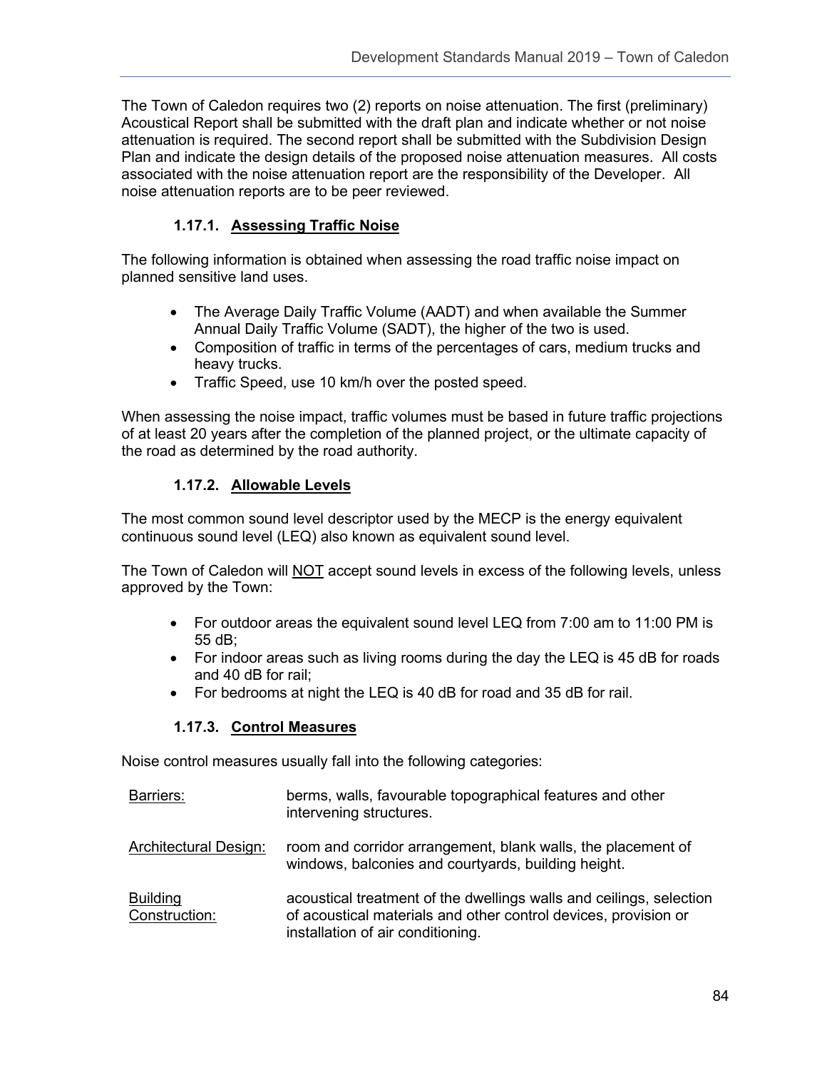The Town of Caledon requires two (2) reports on noise attenuation. The first (preliminary) Acoustical Report shall be submitted with the draft plan and indicate whether or not noise attenuation is required. The second report shall be submitted with the Subdivision Design Plan and indicate the design details of the proposed noise attenuation measures. All costs associated with the noise attenuation report are the responsibility of the Developer. All noise attenuation reports are to be peer reviewed.

### 1.17.1. <u>Assessing Traffic Noise</u>

The following information is obtained when assessing the road traffic noise impact on planned sensitive land uses.

- The Average Daily Traffic Volume (AADT) and when available the Summer Annual Daily Traffic Volume (SADT), the higher of the two is used.
- Composition of traffic in terms of the percentages of cars, medium trucks and heavy trucks.
- Traffic Speed, use 10 km/h over the posted speed.

When assessing the noise impact, traffic volumes must be based in future traffic projections of at least 20 years after the completion of the planned project, or the ultimate capacity of the road as determined by the road authority.

### 1.17.2. <u>Allowable Levels</u>

The most common sound level descriptor used by the MECP is the energy equivalent continuous sound level (LEQ) also known as equivalent sound level.

The Town of Caledon will <u>NOT</u> accept sound levels in excess of the following levels, unless approved by the Town:

- For outdoor areas the equivalent sound level LEQ from 7:00 am to 11:00 PM is 55 dB;
- For indoor areas such as living rooms during the day the LEQ is 45 dB for roads and 40 dB for rail;
- For bedrooms at night the LEQ is 40 dB for road and 35 dB for rail.

### 1.17.3. <u>Control Measures</u>

Noise control measures usually fall into the following categories:

| | |
|---|---|
| <u>Barriers:</u> | berms, walls, favourable topographical features and other intervening structures. |
| <u>Architectural Design:</u> | room and corridor arrangement, blank walls, the placement of windows, balconies and courtyards, building height. |
| <u>Building Construction:</u> | acoustical treatment of the dwellings walls and ceilings, selection of acoustical materials and other control devices, provision or installation of air conditioning. |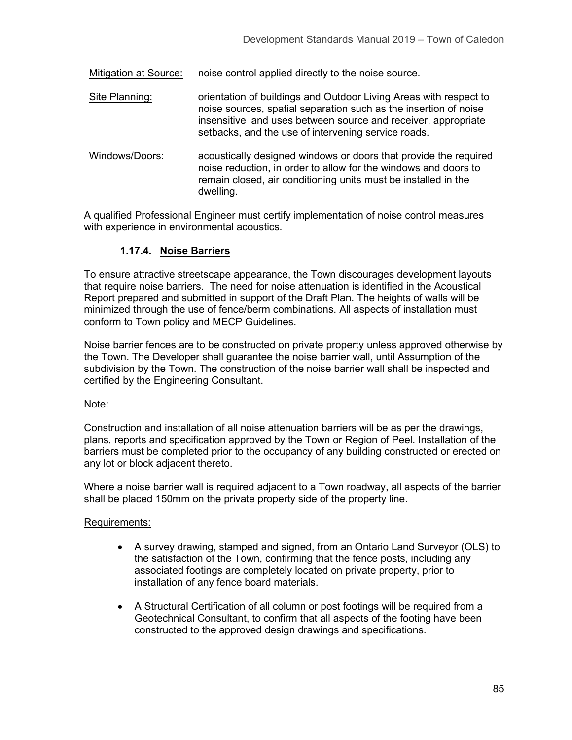Mitigation at Source: noise control applied directly to the noise source.

Site Planning: orientation of buildings and Outdoor Living Areas with respect to noise sources, spatial separation such as the insertion of noise insensitive land uses between source and receiver, appropriate setbacks, and the use of intervening service roads.

Windows/Doors: acoustically designed windows or doors that provide the required noise reduction, in order to allow for the windows and doors to remain closed, air conditioning units must be installed in the dwelling.

A qualified Professional Engineer must certify implementation of noise control measures with experience in environmental acoustics.

#### 1.17.4. Noise Barriers

To ensure attractive streetscape appearance, the Town discourages development layouts that require noise barriers. The need for noise attenuation is identified in the Acoustical Report prepared and submitted in support of the Draft Plan. The heights of walls will be minimized through the use of fence/berm combinations. All aspects of installation must conform to Town policy and MECP Guidelines.

Noise barrier fences are to be constructed on private property unless approved otherwise by the Town. The Developer shall guarantee the noise barrier wall, until Assumption of the subdivision by the Town. The construction of the noise barrier wall shall be inspected and certified by the Engineering Consultant.

Note:

Construction and installation of all noise attenuation barriers will be as per the drawings, plans, reports and specification approved by the Town or Region of Peel. Installation of the barriers must be completed prior to the occupancy of any building constructed or erected on any lot or block adjacent thereto.

Where a noise barrier wall is required adjacent to a Town roadway, all aspects of the barrier shall be placed 150mm on the private property side of the property line.

Requirements:

- A survey drawing, stamped and signed, from an Ontario Land Surveyor (OLS) to the satisfaction of the Town, confirming that the fence posts, including any associated footings are completely located on private property, prior to installation of any fence board materials.
- A Structural Certification of all column or post footings will be required from a Geotechnical Consultant, to confirm that all aspects of the footing have been constructed to the approved design drawings and specifications.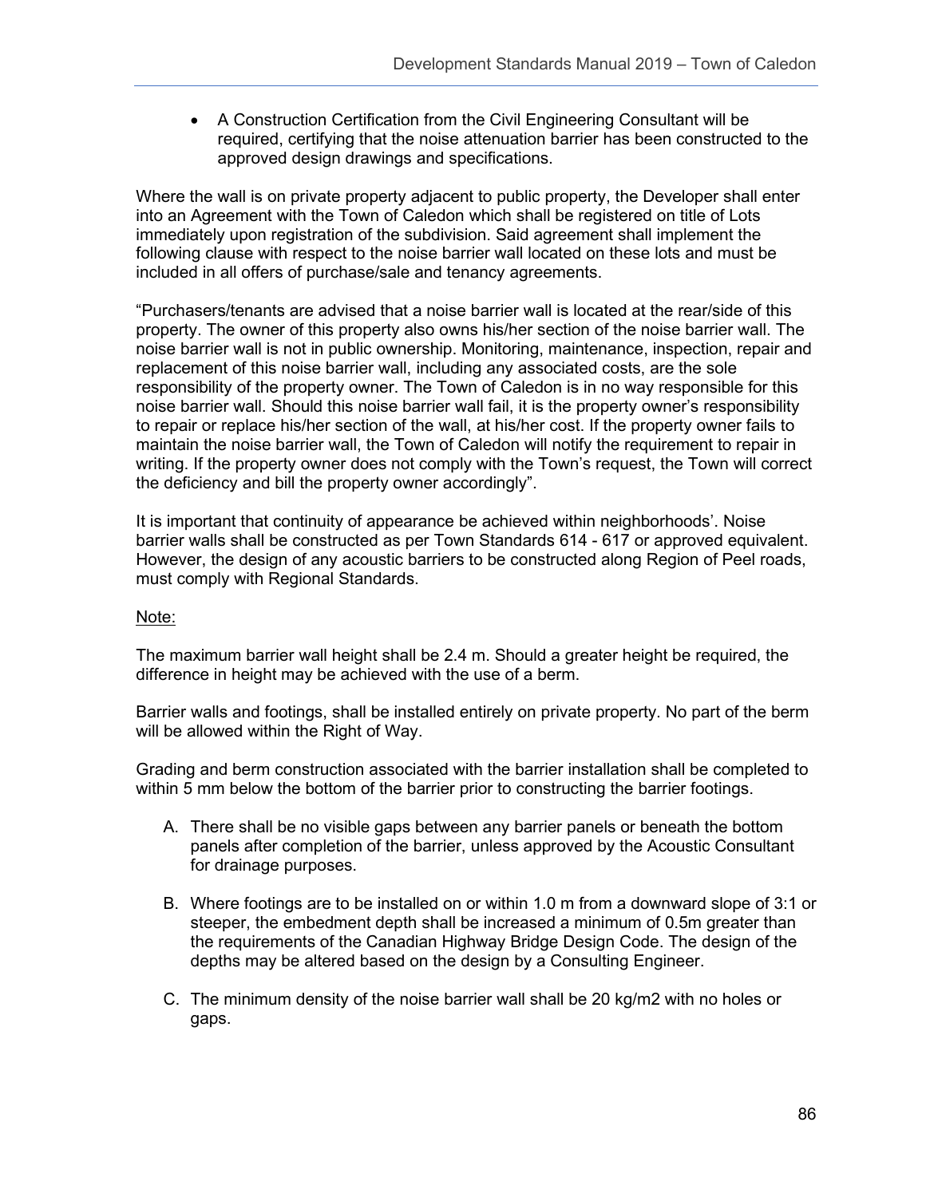- A Construction Certification from the Civil Engineering Consultant will be required, certifying that the noise attenuation barrier has been constructed to the approved design drawings and specifications.

Where the wall is on private property adjacent to public property, the Developer shall enter into an Agreement with the Town of Caledon which shall be registered on title of Lots immediately upon registration of the subdivision. Said agreement shall implement the following clause with respect to the noise barrier wall located on these lots and must be included in all offers of purchase/sale and tenancy agreements.

"Purchasers/tenants are advised that a noise barrier wall is located at the rear/side of this property. The owner of this property also owns his/her section of the noise barrier wall. The noise barrier wall is not in public ownership. Monitoring, maintenance, inspection, repair and replacement of this noise barrier wall, including any associated costs, are the sole responsibility of the property owner. The Town of Caledon is in no way responsible for this noise barrier wall. Should this noise barrier wall fail, it is the property owner's responsibility to repair or replace his/her section of the wall, at his/her cost. If the property owner fails to maintain the noise barrier wall, the Town of Caledon will notify the requirement to repair in writing. If the property owner does not comply with the Town's request, the Town will correct the deficiency and bill the property owner accordingly".

It is important that continuity of appearance be achieved within neighborhoods'. Noise barrier walls shall be constructed as per Town Standards 614 - 617 or approved equivalent. However, the design of any acoustic barriers to be constructed along Region of Peel roads, must comply with Regional Standards.

Note:

The maximum barrier wall height shall be 2.4 m. Should a greater height be required, the difference in height may be achieved with the use of a berm.

Barrier walls and footings, shall be installed entirely on private property. No part of the berm will be allowed within the Right of Way.

Grading and berm construction associated with the barrier installation shall be completed to within 5 mm below the bottom of the barrier prior to constructing the barrier footings.

A. There shall be no visible gaps between any barrier panels or beneath the bottom panels after completion of the barrier, unless approved by the Acoustic Consultant for drainage purposes.

B. Where footings are to be installed on or within 1.0 m from a downward slope of 3:1 or steeper, the embedment depth shall be increased a minimum of 0.5m greater than the requirements of the Canadian Highway Bridge Design Code. The design of the depths may be altered based on the design by a Consulting Engineer.

C. The minimum density of the noise barrier wall shall be 20 kg/m2 with no holes or gaps.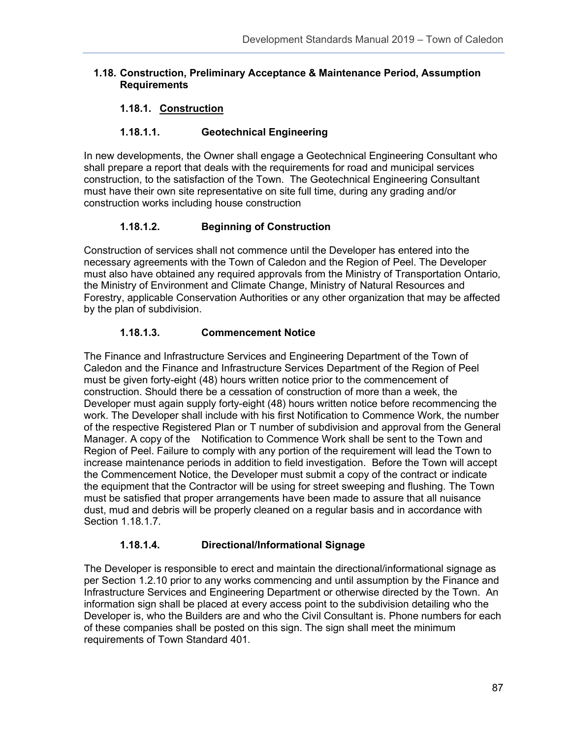## 1.18. Construction, Preliminary Acceptance & Maintenance Period, Assumption Requirements

### 1.18.1. Construction

#### 1.18.1.1. Geotechnical Engineering

In new developments, the Owner shall engage a Geotechnical Engineering Consultant who shall prepare a report that deals with the requirements for road and municipal services construction, to the satisfaction of the Town. The Geotechnical Engineering Consultant must have their own site representative on site full time, during any grading and/or construction works including house construction

#### 1.18.1.2. Beginning of Construction

Construction of services shall not commence until the Developer has entered into the necessary agreements with the Town of Caledon and the Region of Peel. The Developer must also have obtained any required approvals from the Ministry of Transportation Ontario, the Ministry of Environment and Climate Change, Ministry of Natural Resources and Forestry, applicable Conservation Authorities or any other organization that may be affected by the plan of subdivision.

#### 1.18.1.3. Commencement Notice

The Finance and Infrastructure Services and Engineering Department of the Town of Caledon and the Finance and Infrastructure Services Department of the Region of Peel must be given forty-eight (48) hours written notice prior to the commencement of construction. Should there be a cessation of construction of more than a week, the Developer must again supply forty-eight (48) hours written notice before recommencing the work. The Developer shall include with his first Notification to Commence Work, the number of the respective Registered Plan or T number of subdivision and approval from the General Manager. A copy of the Notification to Commence Work shall be sent to the Town and Region of Peel. Failure to comply with any portion of the requirement will lead the Town to increase maintenance periods in addition to field investigation. Before the Town will accept the Commencement Notice, the Developer must submit a copy of the contract or indicate the equipment that the Contractor will be using for street sweeping and flushing. The Town must be satisfied that proper arrangements have been made to assure that all nuisance dust, mud and debris will be properly cleaned on a regular basis and in accordance with Section 1.18.1.7.

#### 1.18.1.4. Directional/Informational Signage

The Developer is responsible to erect and maintain the directional/informational signage as per Section 1.2.10 prior to any works commencing and until assumption by the Finance and Infrastructure Services and Engineering Department or otherwise directed by the Town. An information sign shall be placed at every access point to the subdivision detailing who the Developer is, who the Builders are and who the Civil Consultant is. Phone numbers for each of these companies shall be posted on this sign. The sign shall meet the minimum requirements of Town Standard 401.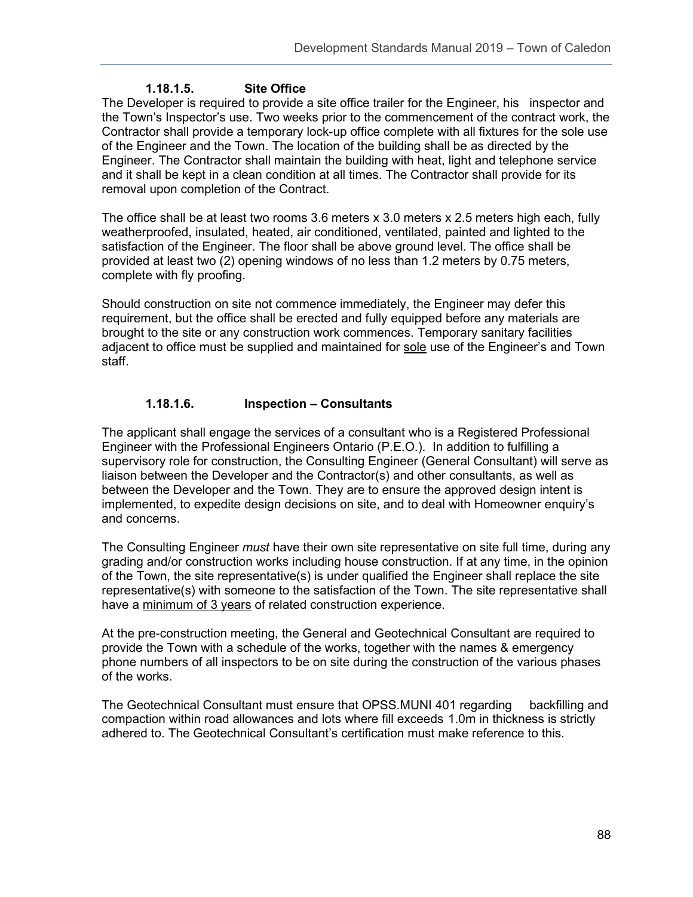#### 1.18.1.5. Site Office

The Developer is required to provide a site office trailer for the Engineer, his inspector and the Town's Inspector's use. Two weeks prior to the commencement of the contract work, the Contractor shall provide a temporary lock-up office complete with all fixtures for the sole use of the Engineer and the Town. The location of the building shall be as directed by the Engineer. The Contractor shall maintain the building with heat, light and telephone service and it shall be kept in a clean condition at all times. The Contractor shall provide for its removal upon completion of the Contract.

The office shall be at least two rooms 3.6 meters x 3.0 meters x 2.5 meters high each, fully weatherproofed, insulated, heated, air conditioned, ventilated, painted and lighted to the satisfaction of the Engineer. The floor shall be above ground level. The office shall be provided at least two (2) opening windows of no less than 1.2 meters by 0.75 meters, complete with fly proofing.

Should construction on site not commence immediately, the Engineer may defer this requirement, but the office shall be erected and fully equipped before any materials are brought to the site or any construction work commences. Temporary sanitary facilities adjacent to office must be supplied and maintained for <u>sole</u> use of the Engineer's and Town staff.

#### 1.18.1.6. Inspection – Consultants

The applicant shall engage the services of a consultant who is a Registered Professional Engineer with the Professional Engineers Ontario (P.E.O.). In addition to fulfilling a supervisory role for construction, the Consulting Engineer (General Consultant) will serve as liaison between the Developer and the Contractor(s) and other consultants, as well as between the Developer and the Town. They are to ensure the approved design intent is implemented, to expedite design decisions on site, and to deal with Homeowner enquiry's and concerns.

The Consulting Engineer *must* have their own site representative on site full time, during any grading and/or construction works including house construction. If at any time, in the opinion of the Town, the site representative(s) is under qualified the Engineer shall replace the site representative(s) with someone to the satisfaction of the Town. The site representative shall have a <u>minimum of 3 years</u> of related construction experience.

At the pre-construction meeting, the General and Geotechnical Consultant are required to provide the Town with a schedule of the works, together with the names & emergency phone numbers of all inspectors to be on site during the construction of the various phases of the works.

The Geotechnical Consultant must ensure that OPSS.MUNI 401 regarding backfilling and compaction within road allowances and lots where fill exceeds 1.0m in thickness is strictly adhered to. The Geotechnical Consultant's certification must make reference to this.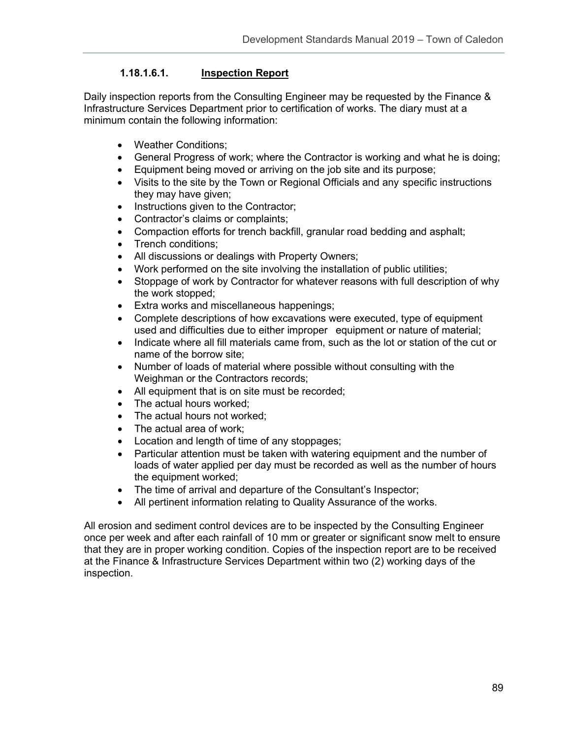#### 1.18.1.6.1. Inspection Report

Daily inspection reports from the Consulting Engineer may be requested by the Finance & Infrastructure Services Department prior to certification of works. The diary must at a minimum contain the following information:

- Weather Conditions;
- General Progress of work; where the Contractor is working and what he is doing;
- Equipment being moved or arriving on the job site and its purpose;
- Visits to the site by the Town or Regional Officials and any specific instructions they may have given;
- Instructions given to the Contractor;
- Contractor's claims or complaints;
- Compaction efforts for trench backfill, granular road bedding and asphalt;
- Trench conditions;
- All discussions or dealings with Property Owners;
- Work performed on the site involving the installation of public utilities;
- Stoppage of work by Contractor for whatever reasons with full description of why the work stopped;
- Extra works and miscellaneous happenings;
- Complete descriptions of how excavations were executed, type of equipment used and difficulties due to either improper equipment or nature of material;
- Indicate where all fill materials came from, such as the lot or station of the cut or name of the borrow site;
- Number of loads of material where possible without consulting with the Weighman or the Contractors records;
- All equipment that is on site must be recorded;
- The actual hours worked;
- The actual hours not worked;
- The actual area of work;
- Location and length of time of any stoppages;
- Particular attention must be taken with watering equipment and the number of loads of water applied per day must be recorded as well as the number of hours the equipment worked;
- The time of arrival and departure of the Consultant's Inspector;
- All pertinent information relating to Quality Assurance of the works.

All erosion and sediment control devices are to be inspected by the Consulting Engineer once per week and after each rainfall of 10 mm or greater or significant snow melt to ensure that they are in proper working condition. Copies of the inspection report are to be received at the Finance & Infrastructure Services Department within two (2) working days of the inspection.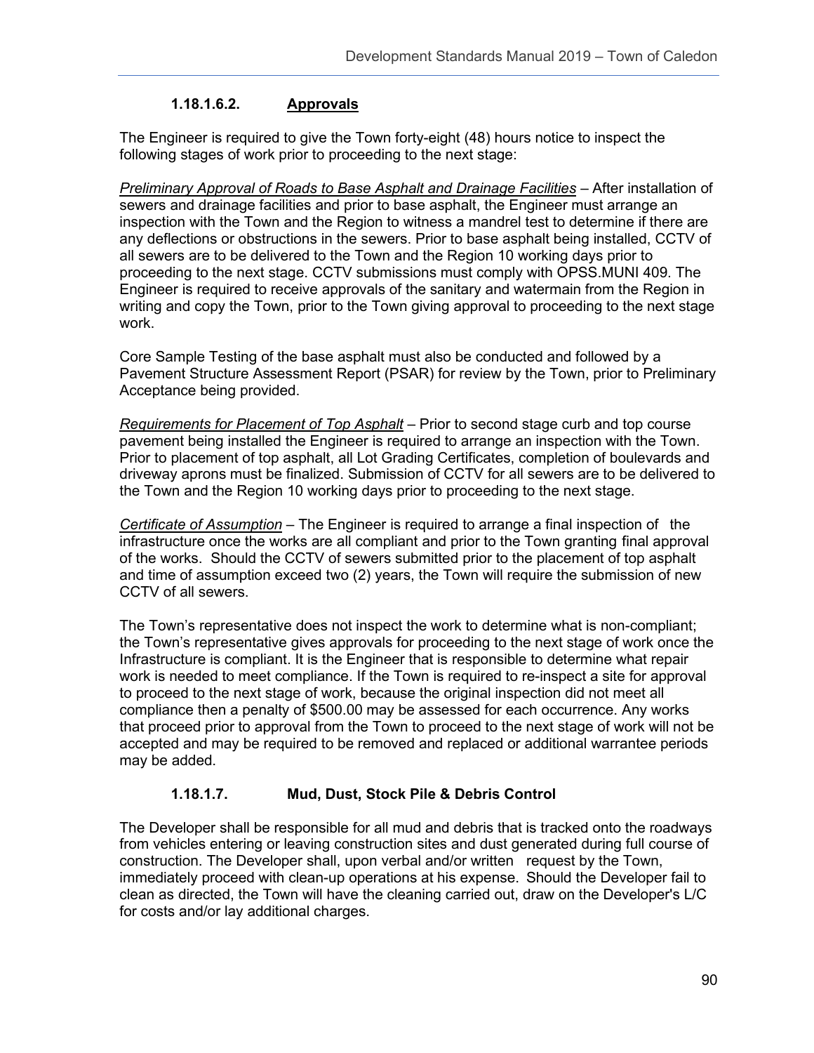#### 1.18.1.6.2. <u>Approvals</u>

The Engineer is required to give the Town forty-eight (48) hours notice to inspect the following stages of work prior to proceeding to the next stage:

*<u>Preliminary Approval of Roads to Base Asphalt and Drainage Facilities</u>* – After installation of sewers and drainage facilities and prior to base asphalt, the Engineer must arrange an inspection with the Town and the Region to witness a mandrel test to determine if there are any deflections or obstructions in the sewers. Prior to base asphalt being installed, CCTV of all sewers are to be delivered to the Town and the Region 10 working days prior to proceeding to the next stage. CCTV submissions must comply with OPSS.MUNI 409. The Engineer is required to receive approvals of the sanitary and watermain from the Region in writing and copy the Town, prior to the Town giving approval to proceeding to the next stage work.

Core Sample Testing of the base asphalt must also be conducted and followed by a Pavement Structure Assessment Report (PSAR) for review by the Town, prior to Preliminary Acceptance being provided.

*<u>Requirements for Placement of Top Asphalt</u>* – Prior to second stage curb and top course pavement being installed the Engineer is required to arrange an inspection with the Town. Prior to placement of top asphalt, all Lot Grading Certificates, completion of boulevards and driveway aprons must be finalized. Submission of CCTV for all sewers are to be delivered to the Town and the Region 10 working days prior to proceeding to the next stage.

*<u>Certificate of Assumption</u>* – The Engineer is required to arrange a final inspection of the infrastructure once the works are all compliant and prior to the Town granting final approval of the works. Should the CCTV of sewers submitted prior to the placement of top asphalt and time of assumption exceed two (2) years, the Town will require the submission of new CCTV of all sewers.

The Town's representative does not inspect the work to determine what is non-compliant; the Town's representative gives approvals for proceeding to the next stage of work once the Infrastructure is compliant. It is the Engineer that is responsible to determine what repair work is needed to meet compliance. If the Town is required to re-inspect a site for approval to proceed to the next stage of work, because the original inspection did not meet all compliance then a penalty of $500.00 may be assessed for each occurrence. Any works that proceed prior to approval from the Town to proceed to the next stage of work will not be accepted and may be required to be removed and replaced or additional warrantee periods may be added.

#### 1.18.1.7. Mud, Dust, Stock Pile & Debris Control

The Developer shall be responsible for all mud and debris that is tracked onto the roadways from vehicles entering or leaving construction sites and dust generated during full course of construction. The Developer shall, upon verbal and/or written request by the Town, immediately proceed with clean-up operations at his expense. Should the Developer fail to clean as directed, the Town will have the cleaning carried out, draw on the Developer's L/C for costs and/or lay additional charges.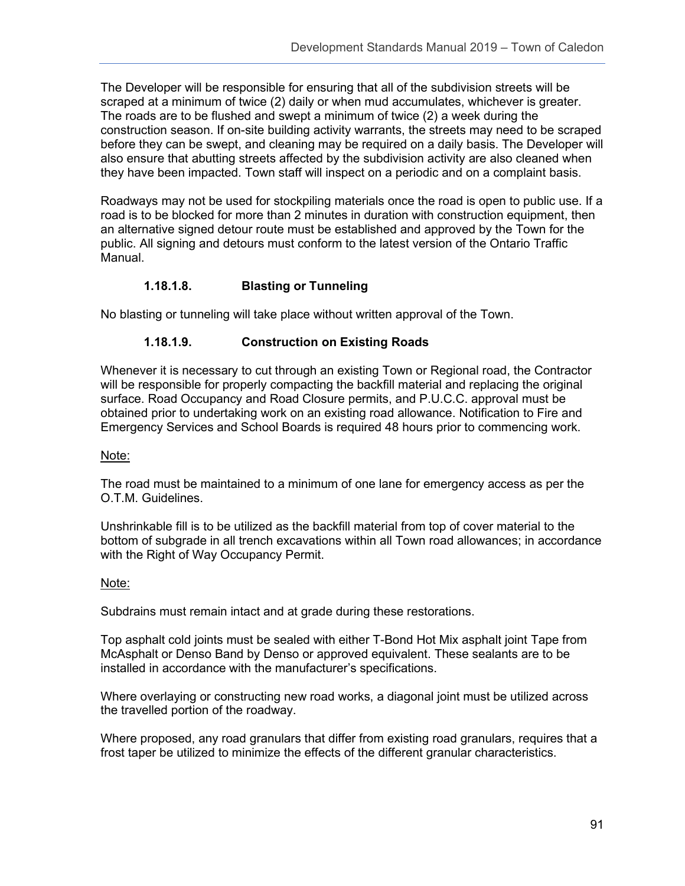The Developer will be responsible for ensuring that all of the subdivision streets will be scraped at a minimum of twice (2) daily or when mud accumulates, whichever is greater. The roads are to be flushed and swept a minimum of twice (2) a week during the construction season. If on-site building activity warrants, the streets may need to be scraped before they can be swept, and cleaning may be required on a daily basis. The Developer will also ensure that abutting streets affected by the subdivision activity are also cleaned when they have been impacted. Town staff will inspect on a periodic and on a complaint basis.

Roadways may not be used for stockpiling materials once the road is open to public use. If a road is to be blocked for more than 2 minutes in duration with construction equipment, then an alternative signed detour route must be established and approved by the Town for the public. All signing and detours must conform to the latest version of the Ontario Traffic Manual.

#### 1.18.1.8. Blasting or Tunneling

No blasting or tunneling will take place without written approval of the Town.

#### 1.18.1.9. Construction on Existing Roads

Whenever it is necessary to cut through an existing Town or Regional road, the Contractor will be responsible for properly compacting the backfill material and replacing the original surface. Road Occupancy and Road Closure permits, and P.U.C.C. approval must be obtained prior to undertaking work on an existing road allowance. Notification to Fire and Emergency Services and School Boards is required 48 hours prior to commencing work.

Note:

The road must be maintained to a minimum of one lane for emergency access as per the O.T.M. Guidelines.

Unshrinkable fill is to be utilized as the backfill material from top of cover material to the bottom of subgrade in all trench excavations within all Town road allowances; in accordance with the Right of Way Occupancy Permit.

Note:

Subdrains must remain intact and at grade during these restorations.

Top asphalt cold joints must be sealed with either T-Bond Hot Mix asphalt joint Tape from McAsphalt or Denso Band by Denso or approved equivalent. These sealants are to be installed in accordance with the manufacturer's specifications.

Where overlaying or constructing new road works, a diagonal joint must be utilized across the travelled portion of the roadway.

Where proposed, any road granulars that differ from existing road granulars, requires that a frost taper be utilized to minimize the effects of the different granular characteristics.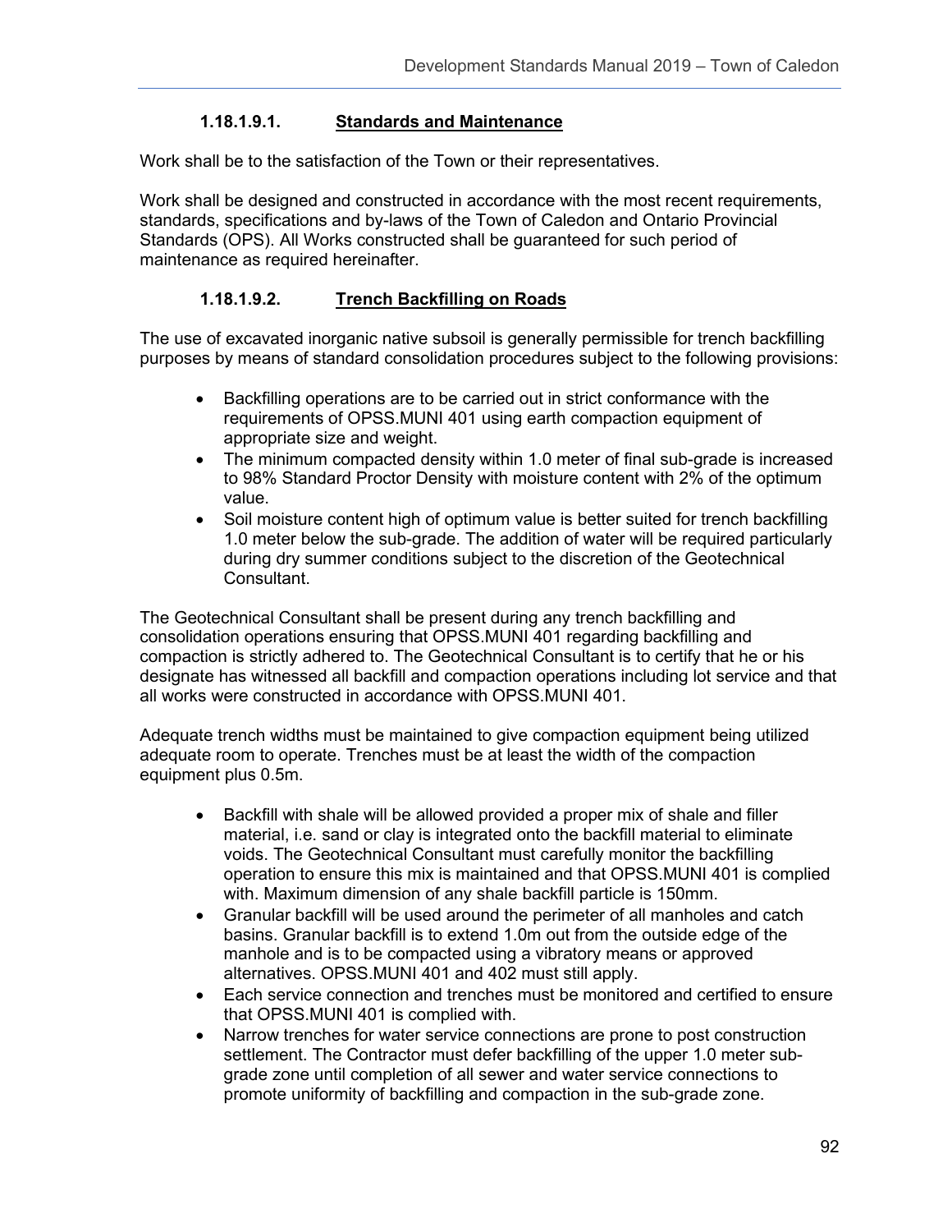#### 1.18.1.9.1. Standards and Maintenance

Work shall be to the satisfaction of the Town or their representatives.

Work shall be designed and constructed in accordance with the most recent requirements, standards, specifications and by-laws of the Town of Caledon and Ontario Provincial Standards (OPS). All Works constructed shall be guaranteed for such period of maintenance as required hereinafter.

#### 1.18.1.9.2. Trench Backfilling on Roads

The use of excavated inorganic native subsoil is generally permissible for trench backfilling purposes by means of standard consolidation procedures subject to the following provisions:

- Backfilling operations are to be carried out in strict conformance with the requirements of OPSS.MUNI 401 using earth compaction equipment of appropriate size and weight.
- The minimum compacted density within 1.0 meter of final sub-grade is increased to 98% Standard Proctor Density with moisture content with 2% of the optimum value.
- Soil moisture content high of optimum value is better suited for trench backfilling 1.0 meter below the sub-grade. The addition of water will be required particularly during dry summer conditions subject to the discretion of the Geotechnical Consultant.

The Geotechnical Consultant shall be present during any trench backfilling and consolidation operations ensuring that OPSS.MUNI 401 regarding backfilling and compaction is strictly adhered to. The Geotechnical Consultant is to certify that he or his designate has witnessed all backfill and compaction operations including lot service and that all works were constructed in accordance with OPSS.MUNI 401.

Adequate trench widths must be maintained to give compaction equipment being utilized adequate room to operate. Trenches must be at least the width of the compaction equipment plus 0.5m.

- Backfill with shale will be allowed provided a proper mix of shale and filler material, i.e. sand or clay is integrated onto the backfill material to eliminate voids. The Geotechnical Consultant must carefully monitor the backfilling operation to ensure this mix is maintained and that OPSS.MUNI 401 is complied with. Maximum dimension of any shale backfill particle is 150mm.
- Granular backfill will be used around the perimeter of all manholes and catch basins. Granular backfill is to extend 1.0m out from the outside edge of the manhole and is to be compacted using a vibratory means or approved alternatives. OPSS.MUNI 401 and 402 must still apply.
- Each service connection and trenches must be monitored and certified to ensure that OPSS.MUNI 401 is complied with.
- Narrow trenches for water service connections are prone to post construction settlement. The Contractor must defer backfilling of the upper 1.0 meter sub-grade zone until completion of all sewer and water service connections to promote uniformity of backfilling and compaction in the sub-grade zone.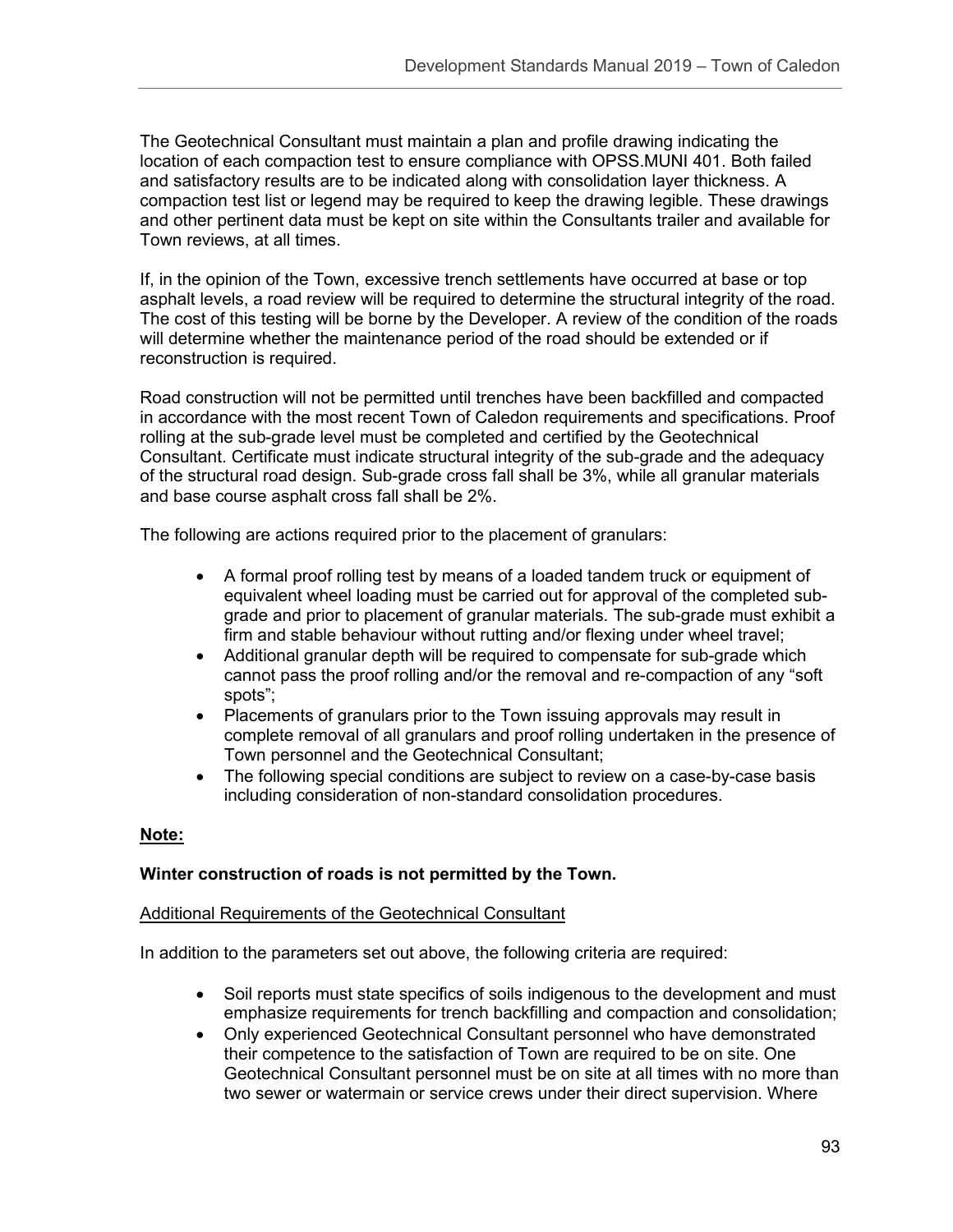The Geotechnical Consultant must maintain a plan and profile drawing indicating the location of each compaction test to ensure compliance with OPSS.MUNI 401. Both failed and satisfactory results are to be indicated along with consolidation layer thickness. A compaction test list or legend may be required to keep the drawing legible. These drawings and other pertinent data must be kept on site within the Consultants trailer and available for Town reviews, at all times.

If, in the opinion of the Town, excessive trench settlements have occurred at base or top asphalt levels, a road review will be required to determine the structural integrity of the road. The cost of this testing will be borne by the Developer. A review of the condition of the roads will determine whether the maintenance period of the road should be extended or if reconstruction is required.

Road construction will not be permitted until trenches have been backfilled and compacted in accordance with the most recent Town of Caledon requirements and specifications. Proof rolling at the sub-grade level must be completed and certified by the Geotechnical Consultant. Certificate must indicate structural integrity of the sub-grade and the adequacy of the structural road design. Sub-grade cross fall shall be 3%, while all granular materials and base course asphalt cross fall shall be 2%.

The following are actions required prior to the placement of granulars:

- A formal proof rolling test by means of a loaded tandem truck or equipment of equivalent wheel loading must be carried out for approval of the completed sub-grade and prior to placement of granular materials. The sub-grade must exhibit a firm and stable behaviour without rutting and/or flexing under wheel travel;
- Additional granular depth will be required to compensate for sub-grade which cannot pass the proof rolling and/or the removal and re-compaction of any "soft spots";
- Placements of granulars prior to the Town issuing approvals may result in complete removal of all granulars and proof rolling undertaken in the presence of Town personnel and the Geotechnical Consultant;
- The following special conditions are subject to review on a case-by-case basis including consideration of non-standard consolidation procedures.

**Note:**

**Winter construction of roads is not permitted by the Town.**

Additional Requirements of the Geotechnical Consultant

In addition to the parameters set out above, the following criteria are required:

- Soil reports must state specifics of soils indigenous to the development and must emphasize requirements for trench backfilling and compaction and consolidation;
- Only experienced Geotechnical Consultant personnel who have demonstrated their competence to the satisfaction of Town are required to be on site. One Geotechnical Consultant personnel must be on site at all times with no more than two sewer or watermain or service crews under their direct supervision. Where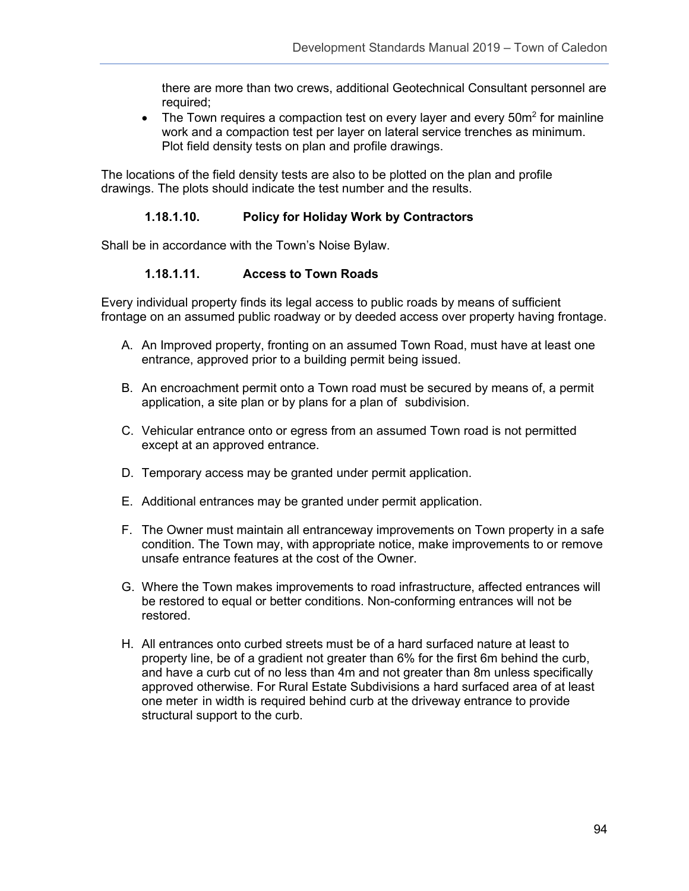there are more than two crews, additional Geotechnical Consultant personnel are required;

- The Town requires a compaction test on every layer and every $50m^2$ for mainline work and a compaction test per layer on lateral service trenches as minimum. Plot field density tests on plan and profile drawings.

The locations of the field density tests are also to be plotted on the plan and profile drawings. The plots should indicate the test number and the results.

#### 1.18.1.10. Policy for Holiday Work by Contractors

Shall be in accordance with the Town's Noise Bylaw.

#### 1.18.1.11. Access to Town Roads

Every individual property finds its legal access to public roads by means of sufficient frontage on an assumed public roadway or by deeded access over property having frontage.

A. An Improved property, fronting on an assumed Town Road, must have at least one entrance, approved prior to a building permit being issued.

B. An encroachment permit onto a Town road must be secured by means of, a permit application, a site plan or by plans for a plan of subdivision.

C. Vehicular entrance onto or egress from an assumed Town road is not permitted except at an approved entrance.

D. Temporary access may be granted under permit application.

E. Additional entrances may be granted under permit application.

F. The Owner must maintain all entranceway improvements on Town property in a safe condition. The Town may, with appropriate notice, make improvements to or remove unsafe entrance features at the cost of the Owner.

G. Where the Town makes improvements to road infrastructure, affected entrances will be restored to equal or better conditions. Non-conforming entrances will not be restored.

H. All entrances onto curbed streets must be of a hard surfaced nature at least to property line, be of a gradient not greater than 6% for the first 6m behind the curb, and have a curb cut of no less than 4m and not greater than 8m unless specifically approved otherwise. For Rural Estate Subdivisions a hard surfaced area of at least one meter in width is required behind curb at the driveway entrance to provide structural support to the curb.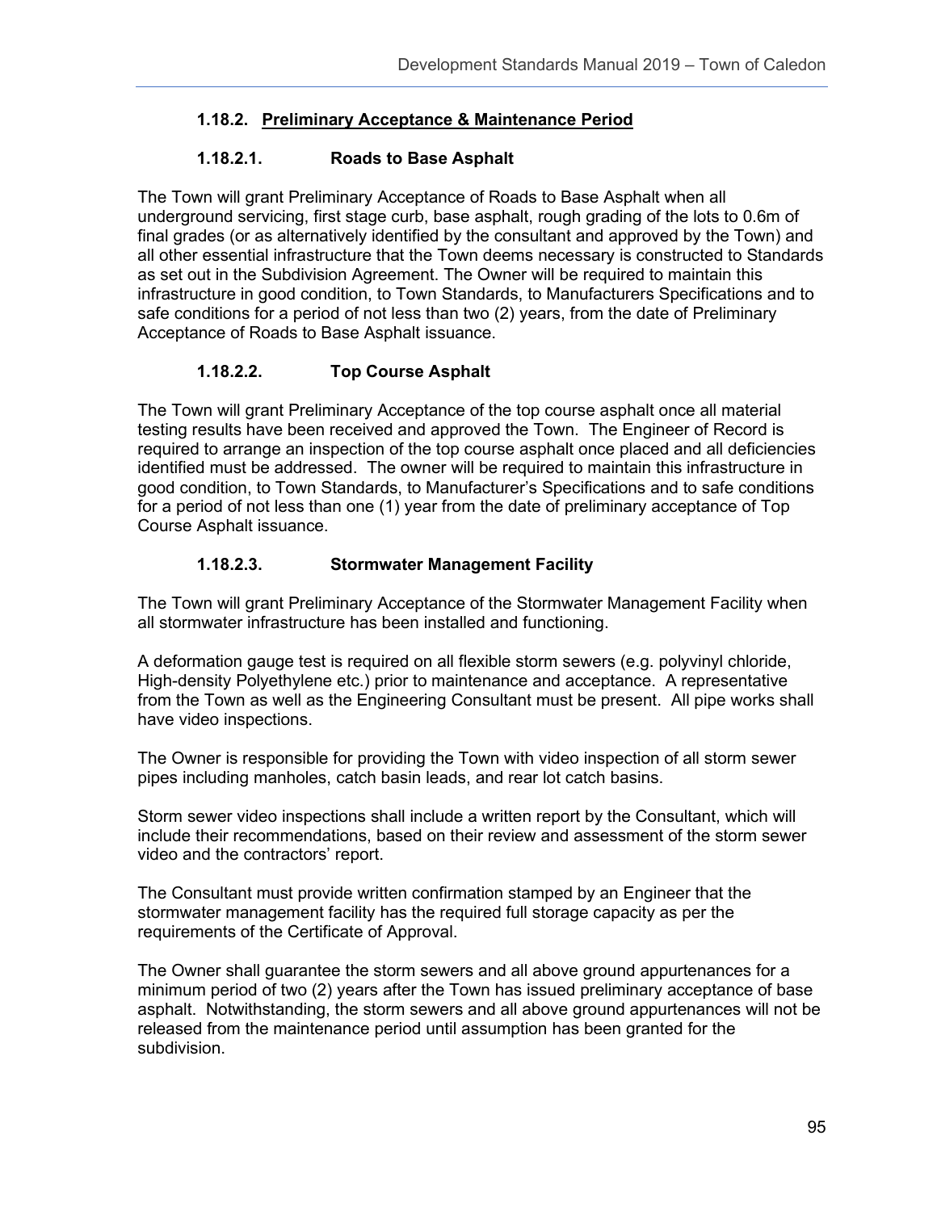### 1.18.2. Preliminary Acceptance & Maintenance Period

#### 1.18.2.1. Roads to Base Asphalt

The Town will grant Preliminary Acceptance of Roads to Base Asphalt when all underground servicing, first stage curb, base asphalt, rough grading of the lots to 0.6m of final grades (or as alternatively identified by the consultant and approved by the Town) and all other essential infrastructure that the Town deems necessary is constructed to Standards as set out in the Subdivision Agreement. The Owner will be required to maintain this infrastructure in good condition, to Town Standards, to Manufacturers Specifications and to safe conditions for a period of not less than two (2) years, from the date of Preliminary Acceptance of Roads to Base Asphalt issuance.

#### 1.18.2.2. Top Course Asphalt

The Town will grant Preliminary Acceptance of the top course asphalt once all material testing results have been received and approved the Town. The Engineer of Record is required to arrange an inspection of the top course asphalt once placed and all deficiencies identified must be addressed. The owner will be required to maintain this infrastructure in good condition, to Town Standards, to Manufacturer's Specifications and to safe conditions for a period of not less than one (1) year from the date of preliminary acceptance of Top Course Asphalt issuance.

#### 1.18.2.3. Stormwater Management Facility

The Town will grant Preliminary Acceptance of the Stormwater Management Facility when all stormwater infrastructure has been installed and functioning.

A deformation gauge test is required on all flexible storm sewers (e.g. polyvinyl chloride, High-density Polyethylene etc.) prior to maintenance and acceptance. A representative from the Town as well as the Engineering Consultant must be present. All pipe works shall have video inspections.

The Owner is responsible for providing the Town with video inspection of all storm sewer pipes including manholes, catch basin leads, and rear lot catch basins.

Storm sewer video inspections shall include a written report by the Consultant, which will include their recommendations, based on their review and assessment of the storm sewer video and the contractors' report.

The Consultant must provide written confirmation stamped by an Engineer that the stormwater management facility has the required full storage capacity as per the requirements of the Certificate of Approval.

The Owner shall guarantee the storm sewers and all above ground appurtenances for a minimum period of two (2) years after the Town has issued preliminary acceptance of base asphalt. Notwithstanding, the storm sewers and all above ground appurtenances will not be released from the maintenance period until assumption has been granted for the subdivision.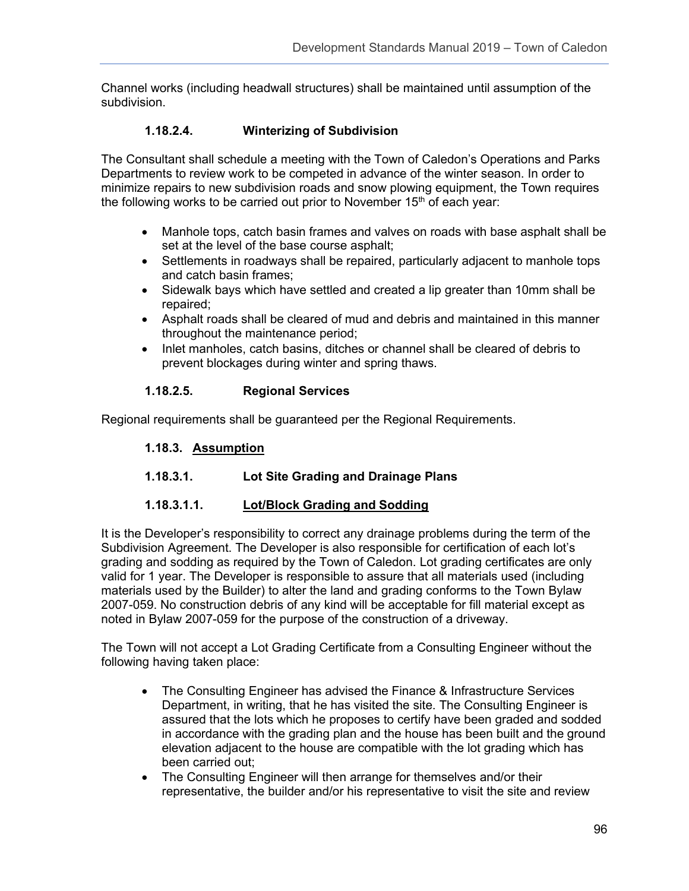Channel works (including headwall structures) shall be maintained until assumption of the subdivision.

#### 1.18.2.4. Winterizing of Subdivision

The Consultant shall schedule a meeting with the Town of Caledon's Operations and Parks Departments to review work to be competed in advance of the winter season. In order to minimize repairs to new subdivision roads and snow plowing equipment, the Town requires the following works to be carried out prior to November 15th of each year:

- Manhole tops, catch basin frames and valves on roads with base asphalt shall be set at the level of the base course asphalt;
- Settlements in roadways shall be repaired, particularly adjacent to manhole tops and catch basin frames;
- Sidewalk bays which have settled and created a lip greater than 10mm shall be repaired;
- Asphalt roads shall be cleared of mud and debris and maintained in this manner throughout the maintenance period;
- Inlet manholes, catch basins, ditches or channel shall be cleared of debris to prevent blockages during winter and spring thaws.

#### 1.18.2.5. Regional Services

Regional requirements shall be guaranteed per the Regional Requirements.

### 1.18.3. <u>Assumption</u>

#### 1.18.3.1. Lot Site Grading and Drainage Plans

#### 1.18.3.1.1. <u>Lot/Block Grading and Sodding</u>

It is the Developer's responsibility to correct any drainage problems during the term of the Subdivision Agreement. The Developer is also responsible for certification of each lot's grading and sodding as required by the Town of Caledon. Lot grading certificates are only valid for 1 year. The Developer is responsible to assure that all materials used (including materials used by the Builder) to alter the land and grading conforms to the Town Bylaw 2007-059. No construction debris of any kind will be acceptable for fill material except as noted in Bylaw 2007-059 for the purpose of the construction of a driveway.

The Town will not accept a Lot Grading Certificate from a Consulting Engineer without the following having taken place:

- The Consulting Engineer has advised the Finance & Infrastructure Services Department, in writing, that he has visited the site. The Consulting Engineer is assured that the lots which he proposes to certify have been graded and sodded in accordance with the grading plan and the house has been built and the ground elevation adjacent to the house are compatible with the lot grading which has been carried out;
- The Consulting Engineer will then arrange for themselves and/or their representative, the builder and/or his representative to visit the site and review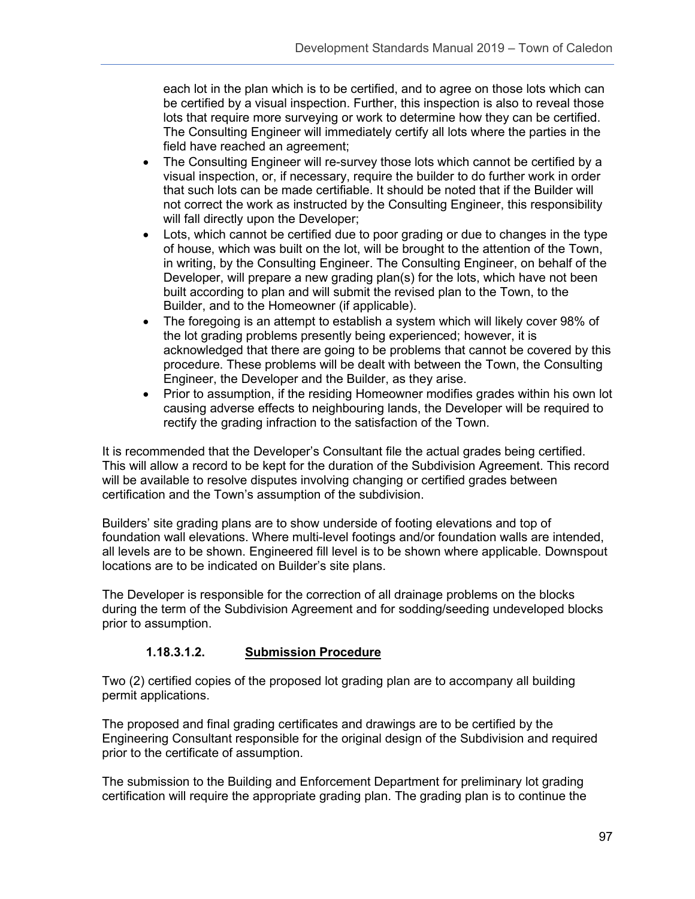each lot in the plan which is to be certified, and to agree on those lots which can be certified by a visual inspection. Further, this inspection is also to reveal those lots that require more surveying or work to determine how they can be certified. The Consulting Engineer will immediately certify all lots where the parties in the field have reached an agreement;

- The Consulting Engineer will re-survey those lots which cannot be certified by a visual inspection, or, if necessary, require the builder to do further work in order that such lots can be made certifiable. It should be noted that if the Builder will not correct the work as instructed by the Consulting Engineer, this responsibility will fall directly upon the Developer;
- Lots, which cannot be certified due to poor grading or due to changes in the type of house, which was built on the lot, will be brought to the attention of the Town, in writing, by the Consulting Engineer. The Consulting Engineer, on behalf of the Developer, will prepare a new grading plan(s) for the lots, which have not been built according to plan and will submit the revised plan to the Town, to the Builder, and to the Homeowner (if applicable).
- The foregoing is an attempt to establish a system which will likely cover 98% of the lot grading problems presently being experienced; however, it is acknowledged that there are going to be problems that cannot be covered by this procedure. These problems will be dealt with between the Town, the Consulting Engineer, the Developer and the Builder, as they arise.
- Prior to assumption, if the residing Homeowner modifies grades within his own lot causing adverse effects to neighbouring lands, the Developer will be required to rectify the grading infraction to the satisfaction of the Town.

It is recommended that the Developer's Consultant file the actual grades being certified. This will allow a record to be kept for the duration of the Subdivision Agreement. This record will be available to resolve disputes involving changing or certified grades between certification and the Town's assumption of the subdivision.

Builders' site grading plans are to show underside of footing elevations and top of foundation wall elevations. Where multi-level footings and/or foundation walls are intended, all levels are to be shown. Engineered fill level is to be shown where applicable. Downspout locations are to be indicated on Builder's site plans.

The Developer is responsible for the correction of all drainage problems on the blocks during the term of the Subdivision Agreement and for sodding/seeding undeveloped blocks prior to assumption.

#### 1.18.3.1.2. Submission Procedure

Two (2) certified copies of the proposed lot grading plan are to accompany all building permit applications.

The proposed and final grading certificates and drawings are to be certified by the Engineering Consultant responsible for the original design of the Subdivision and required prior to the certificate of assumption.

The submission to the Building and Enforcement Department for preliminary lot grading certification will require the appropriate grading plan. The grading plan is to continue the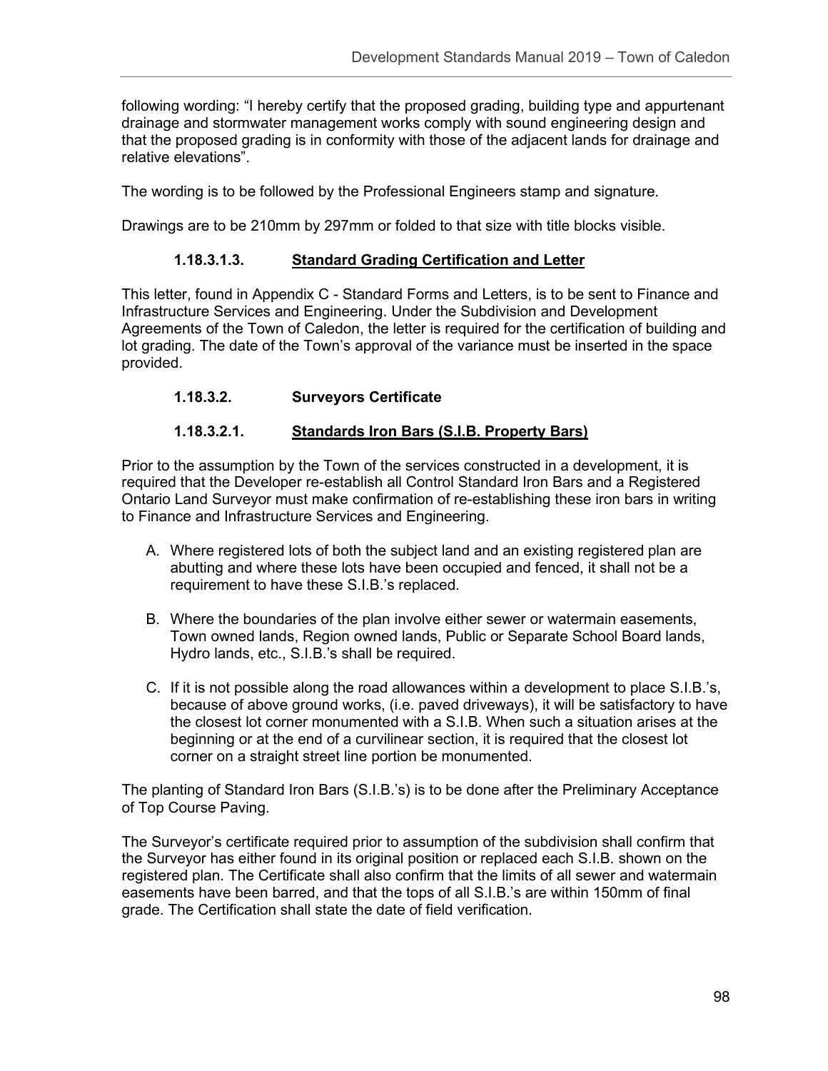following wording: "I hereby certify that the proposed grading, building type and appurtenant drainage and stormwater management works comply with sound engineering design and that the proposed grading is in conformity with those of the adjacent lands for drainage and relative elevations".

The wording is to be followed by the Professional Engineers stamp and signature.

Drawings are to be 210mm by 297mm or folded to that size with title blocks visible.

#### 1.18.3.1.3. Standard Grading Certification and Letter

This letter, found in Appendix C - Standard Forms and Letters, is to be sent to Finance and Infrastructure Services and Engineering. Under the Subdivision and Development Agreements of the Town of Caledon, the letter is required for the certification of building and lot grading. The date of the Town's approval of the variance must be inserted in the space provided.

#### 1.18.3.2. Surveyors Certificate

#### 1.18.3.2.1. Standards Iron Bars (S.I.B. Property Bars)

Prior to the assumption by the Town of the services constructed in a development, it is required that the Developer re-establish all Control Standard Iron Bars and a Registered Ontario Land Surveyor must make confirmation of re-establishing these iron bars in writing to Finance and Infrastructure Services and Engineering.

A. Where registered lots of both the subject land and an existing registered plan are abutting and where these lots have been occupied and fenced, it shall not be a requirement to have these S.I.B.'s replaced.

B. Where the boundaries of the plan involve either sewer or watermain easements, Town owned lands, Region owned lands, Public or Separate School Board lands, Hydro lands, etc., S.I.B.'s shall be required.

C. If it is not possible along the road allowances within a development to place S.I.B.'s, because of above ground works, (i.e. paved driveways), it will be satisfactory to have the closest lot corner monumented with a S.I.B. When such a situation arises at the beginning or at the end of a curvilinear section, it is required that the closest lot corner on a straight street line portion be monumented.

The planting of Standard Iron Bars (S.I.B.'s) is to be done after the Preliminary Acceptance of Top Course Paving.

The Surveyor's certificate required prior to assumption of the subdivision shall confirm that the Surveyor has either found in its original position or replaced each S.I.B. shown on the registered plan. The Certificate shall also confirm that the limits of all sewer and watermain easements have been barred, and that the tops of all S.I.B.'s are within 150mm of final grade. The Certification shall state the date of field verification.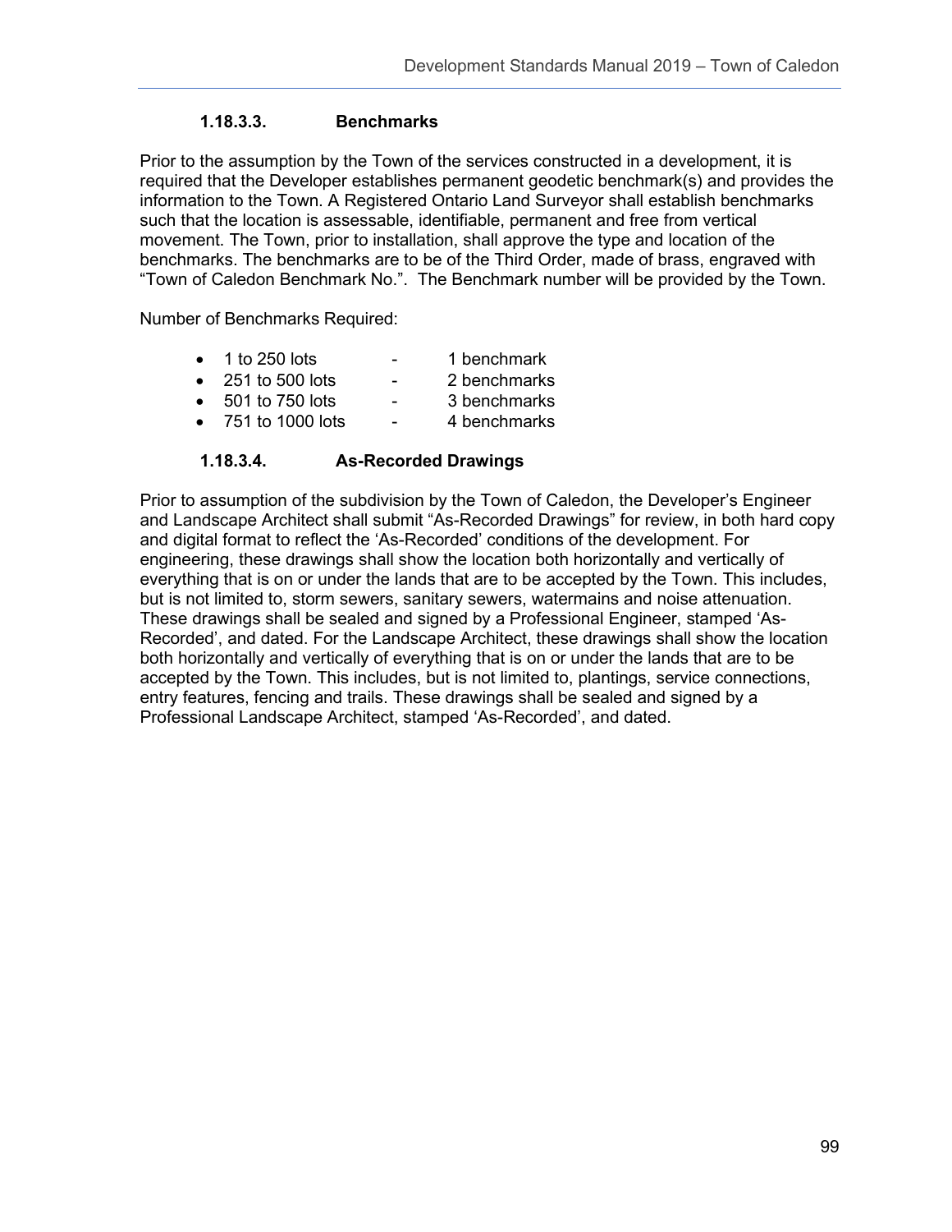#### 1.18.3.3. Benchmarks

Prior to the assumption by the Town of the services constructed in a development, it is required that the Developer establishes permanent geodetic benchmark(s) and provides the information to the Town. A Registered Ontario Land Surveyor shall establish benchmarks such that the location is assessable, identifiable, permanent and free from vertical movement. The Town, prior to installation, shall approve the type and location of the benchmarks. The benchmarks are to be of the Third Order, made of brass, engraved with "Town of Caledon Benchmark No.". The Benchmark number will be provided by the Town.

Number of Benchmarks Required:

- 1 to 250 lots - 1 benchmark
- 251 to 500 lots - 2 benchmarks
- 501 to 750 lots - 3 benchmarks
- 751 to 1000 lots - 4 benchmarks

#### 1.18.3.4. As-Recorded Drawings

Prior to assumption of the subdivision by the Town of Caledon, the Developer's Engineer and Landscape Architect shall submit "As-Recorded Drawings" for review, in both hard copy and digital format to reflect the 'As-Recorded' conditions of the development. For engineering, these drawings shall show the location both horizontally and vertically of everything that is on or under the lands that are to be accepted by the Town. This includes, but is not limited to, storm sewers, sanitary sewers, watermains and noise attenuation. These drawings shall be sealed and signed by a Professional Engineer, stamped 'As-Recorded', and dated. For the Landscape Architect, these drawings shall show the location both horizontally and vertically of everything that is on or under the lands that are to be accepted by the Town. This includes, but is not limited to, plantings, service connections, entry features, fencing and trails. These drawings shall be sealed and signed by a Professional Landscape Architect, stamped 'As-Recorded', and dated.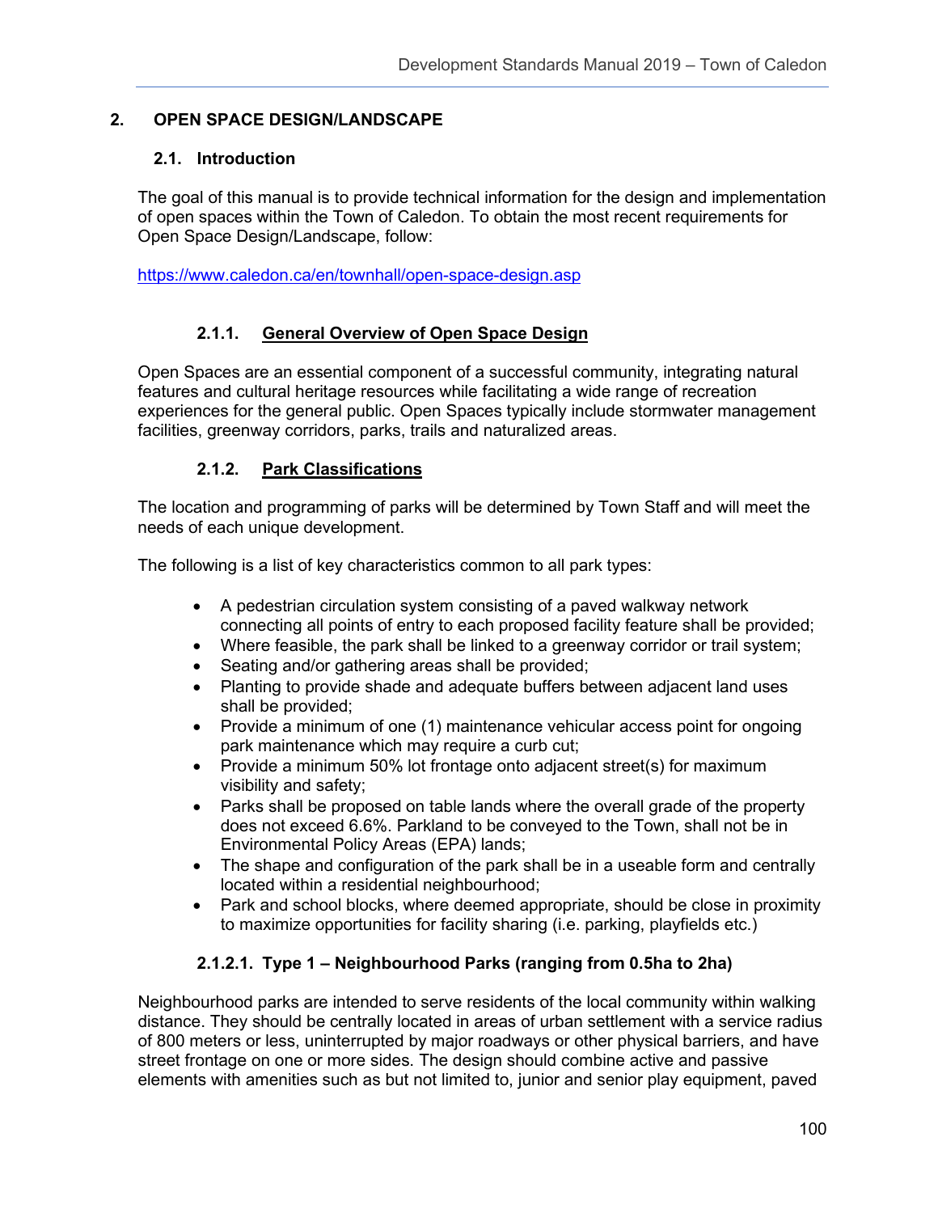## 2. OPEN SPACE DESIGN/LANDSCAPE

### 2.1. Introduction

The goal of this manual is to provide technical information for the design and implementation of open spaces within the Town of Caledon. To obtain the most recent requirements for Open Space Design/Landscape, follow:

https://www.caledon.ca/en/townhall/open-space-design.asp

#### 2.1.1. General Overview of Open Space Design

Open Spaces are an essential component of a successful community, integrating natural features and cultural heritage resources while facilitating a wide range of recreation experiences for the general public. Open Spaces typically include stormwater management facilities, greenway corridors, parks, trails and naturalized areas.

#### 2.1.2. Park Classifications

The location and programming of parks will be determined by Town Staff and will meet the needs of each unique development.

The following is a list of key characteristics common to all park types:

- A pedestrian circulation system consisting of a paved walkway network connecting all points of entry to each proposed facility feature shall be provided;
- Where feasible, the park shall be linked to a greenway corridor or trail system;
- Seating and/or gathering areas shall be provided;
- Planting to provide shade and adequate buffers between adjacent land uses shall be provided;
- Provide a minimum of one (1) maintenance vehicular access point for ongoing park maintenance which may require a curb cut;
- Provide a minimum 50% lot frontage onto adjacent street(s) for maximum visibility and safety;
- Parks shall be proposed on table lands where the overall grade of the property does not exceed 6.6%. Parkland to be conveyed to the Town, shall not be in Environmental Policy Areas (EPA) lands;
- The shape and configuration of the park shall be in a useable form and centrally located within a residential neighbourhood;
- Park and school blocks, where deemed appropriate, should be close in proximity to maximize opportunities for facility sharing (i.e. parking, playfields etc.)

##### 2.1.2.1. Type 1 – Neighbourhood Parks (ranging from 0.5ha to 2ha)

Neighbourhood parks are intended to serve residents of the local community within walking distance. They should be centrally located in areas of urban settlement with a service radius of 800 meters or less, uninterrupted by major roadways or other physical barriers, and have street frontage on one or more sides. The design should combine active and passive elements with amenities such as but not limited to, junior and senior play equipment, paved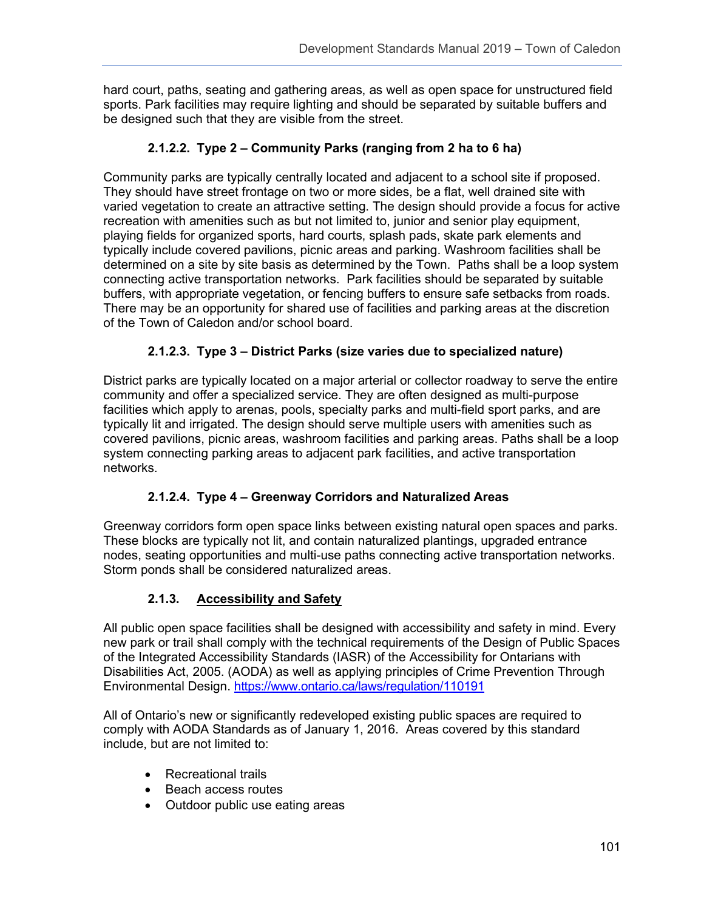hard court, paths, seating and gathering areas, as well as open space for unstructured field sports. Park facilities may require lighting and should be separated by suitable buffers and be designed such that they are visible from the street.

#### 2.1.2.2. Type 2 – Community Parks (ranging from 2 ha to 6 ha)

Community parks are typically centrally located and adjacent to a school site if proposed. They should have street frontage on two or more sides, be a flat, well drained site with varied vegetation to create an attractive setting. The design should provide a focus for active recreation with amenities such as but not limited to, junior and senior play equipment, playing fields for organized sports, hard courts, splash pads, skate park elements and typically include covered pavilions, picnic areas and parking. Washroom facilities shall be determined on a site by site basis as determined by the Town. Paths shall be a loop system connecting active transportation networks. Park facilities should be separated by suitable buffers, with appropriate vegetation, or fencing buffers to ensure safe setbacks from roads. There may be an opportunity for shared use of facilities and parking areas at the discretion of the Town of Caledon and/or school board.

#### 2.1.2.3. Type 3 – District Parks (size varies due to specialized nature)

District parks are typically located on a major arterial or collector roadway to serve the entire community and offer a specialized service. They are often designed as multi-purpose facilities which apply to arenas, pools, specialty parks and multi-field sport parks, and are typically lit and irrigated. The design should serve multiple users with amenities such as covered pavilions, picnic areas, washroom facilities and parking areas. Paths shall be a loop system connecting parking areas to adjacent park facilities, and active transportation networks.

#### 2.1.2.4. Type 4 – Greenway Corridors and Naturalized Areas

Greenway corridors form open space links between existing natural open spaces and parks. These blocks are typically not lit, and contain naturalized plantings, upgraded entrance nodes, seating opportunities and multi-use paths connecting active transportation networks. Storm ponds shall be considered naturalized areas.

### 2.1.3. Accessibility and Safety

All public open space facilities shall be designed with accessibility and safety in mind. Every new park or trail shall comply with the technical requirements of the Design of Public Spaces of the Integrated Accessibility Standards (IASR) of the Accessibility for Ontarians with Disabilities Act, 2005. (AODA) as well as applying principles of Crime Prevention Through Environmental Design. [https://www.ontario.ca/laws/regulation/110191](https://www.ontario.ca/laws/regulation/110191)

All of Ontario's new or significantly redeveloped existing public spaces are required to comply with AODA Standards as of January 1, 2016. Areas covered by this standard include, but are not limited to:

- Recreational trails
- Beach access routes
- Outdoor public use eating areas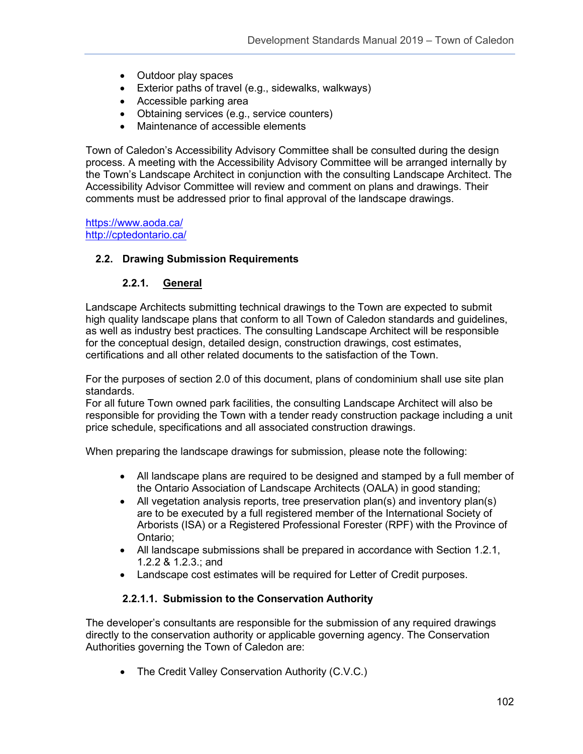- Outdoor play spaces
- Exterior paths of travel (e.g., sidewalks, walkways)
- Accessible parking area
- Obtaining services (e.g., service counters)
- Maintenance of accessible elements

Town of Caledon's Accessibility Advisory Committee shall be consulted during the design process. A meeting with the Accessibility Advisory Committee will be arranged internally by the Town's Landscape Architect in conjunction with the consulting Landscape Architect. The Accessibility Advisor Committee will review and comment on plans and drawings. Their comments must be addressed prior to final approval of the landscape drawings.

https://www.aoda.ca/
http://cptedontario.ca/

## 2.2. Drawing Submission Requirements

### 2.2.1. General

Landscape Architects submitting technical drawings to the Town are expected to submit high quality landscape plans that conform to all Town of Caledon standards and guidelines, as well as industry best practices. The consulting Landscape Architect will be responsible for the conceptual design, detailed design, construction drawings, cost estimates, certifications and all other related documents to the satisfaction of the Town.

For the purposes of section 2.0 of this document, plans of condominium shall use site plan standards.
For all future Town owned park facilities, the consulting Landscape Architect will also be responsible for providing the Town with a tender ready construction package including a unit price schedule, specifications and all associated construction drawings.

When preparing the landscape drawings for submission, please note the following:

- All landscape plans are required to be designed and stamped by a full member of the Ontario Association of Landscape Architects (OALA) in good standing;
- All vegetation analysis reports, tree preservation plan(s) and inventory plan(s) are to be executed by a full registered member of the International Society of Arborists (ISA) or a Registered Professional Forester (RPF) with the Province of Ontario;
- All landscape submissions shall be prepared in accordance with Section 1.2.1, 1.2.2 & 1.2.3.; and
- Landscape cost estimates will be required for Letter of Credit purposes.

#### 2.2.1.1. Submission to the Conservation Authority

The developer's consultants are responsible for the submission of any required drawings directly to the conservation authority or applicable governing agency. The Conservation Authorities governing the Town of Caledon are:

- The Credit Valley Conservation Authority (C.V.C.)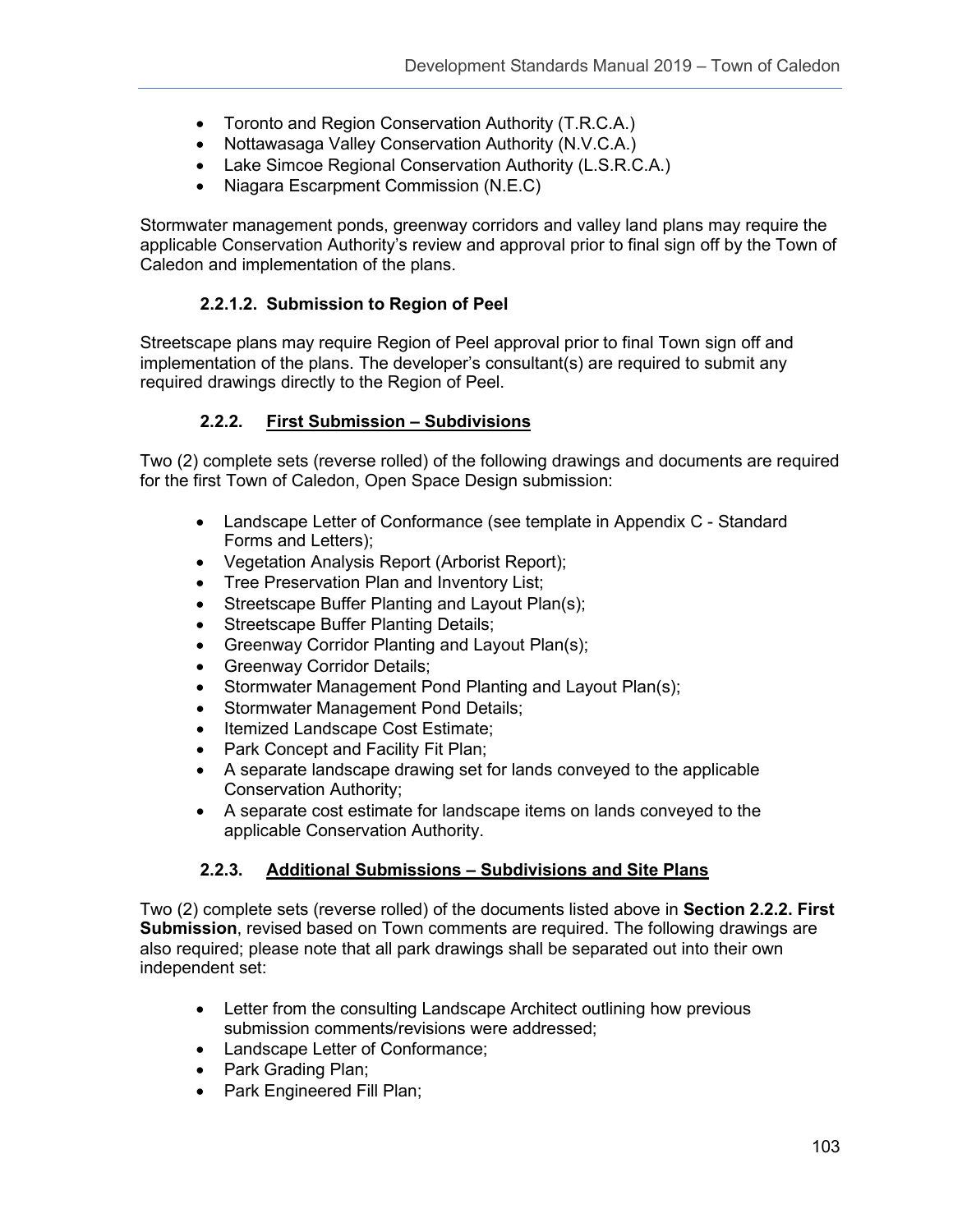- Toronto and Region Conservation Authority (T.R.C.A.)
- Nottawasaga Valley Conservation Authority (N.V.C.A.)
- Lake Simcoe Regional Conservation Authority (L.S.R.C.A.)
- Niagara Escarpment Commission (N.E.C)

Stormwater management ponds, greenway corridors and valley land plans may require the applicable Conservation Authority's review and approval prior to final sign off by the Town of Caledon and implementation of the plans.

#### 2.2.1.2. Submission to Region of Peel

Streetscape plans may require Region of Peel approval prior to final Town sign off and implementation of the plans. The developer's consultant(s) are required to submit any required drawings directly to the Region of Peel.

### 2.2.2. <u>First Submission – Subdivisions</u>

Two (2) complete sets (reverse rolled) of the following drawings and documents are required for the first Town of Caledon, Open Space Design submission:

- Landscape Letter of Conformance (see template in Appendix C - Standard Forms and Letters);
- Vegetation Analysis Report (Arborist Report);
- Tree Preservation Plan and Inventory List;
- Streetscape Buffer Planting and Layout Plan(s);
- Streetscape Buffer Planting Details;
- Greenway Corridor Planting and Layout Plan(s);
- Greenway Corridor Details;
- Stormwater Management Pond Planting and Layout Plan(s);
- Stormwater Management Pond Details;
- Itemized Landscape Cost Estimate;
- Park Concept and Facility Fit Plan;
- A separate landscape drawing set for lands conveyed to the applicable Conservation Authority;
- A separate cost estimate for landscape items on lands conveyed to the applicable Conservation Authority.

### 2.2.3. <u>Additional Submissions – Subdivisions and Site Plans</u>

Two (2) complete sets (reverse rolled) of the documents listed above in **Section 2.2.2. First Submission**, revised based on Town comments are required. The following drawings are also required; please note that all park drawings shall be separated out into their own independent set:

- Letter from the consulting Landscape Architect outlining how previous submission comments/revisions were addressed;
- Landscape Letter of Conformance;
- Park Grading Plan;
- Park Engineered Fill Plan;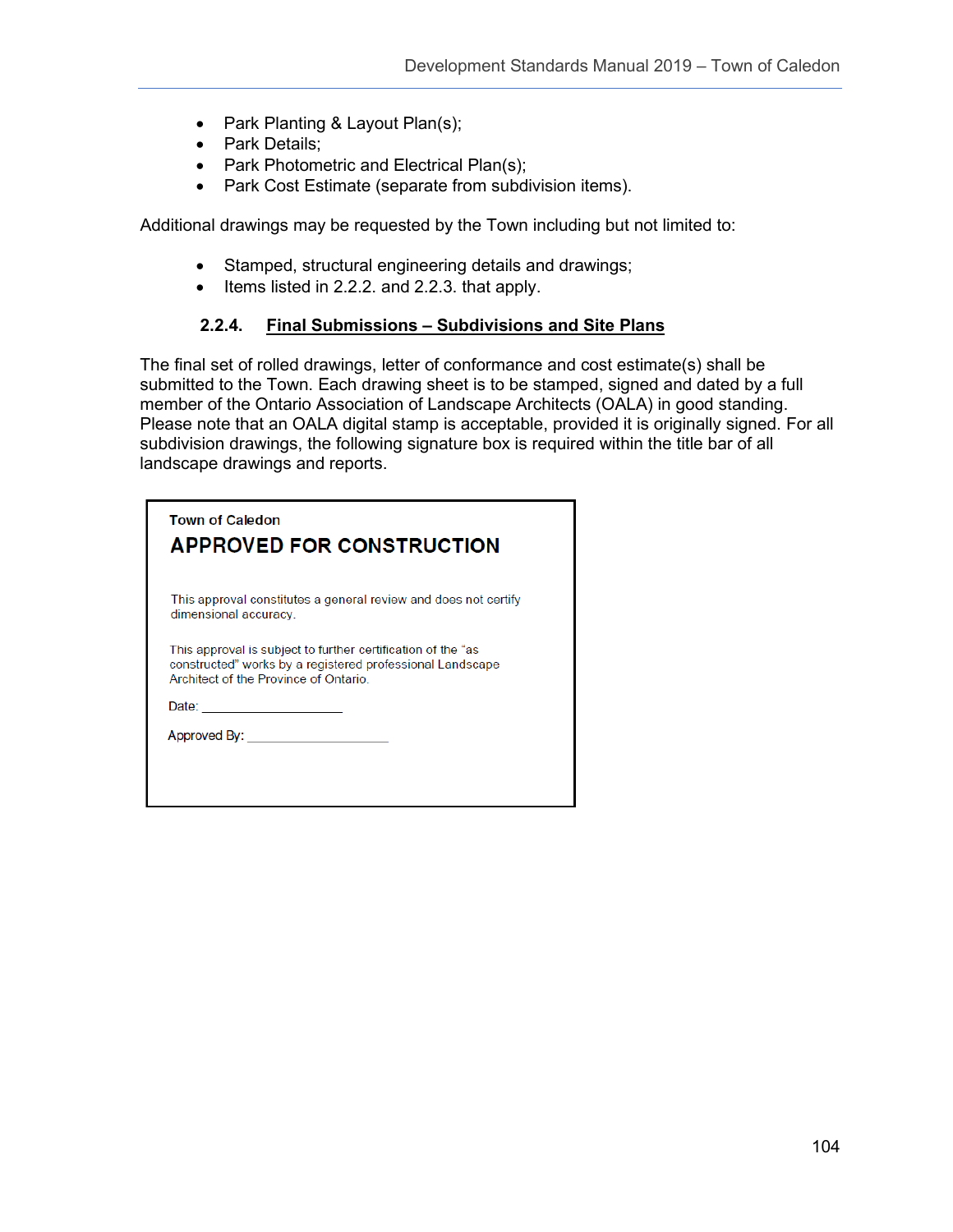- Park Planting & Layout Plan(s);
- Park Details;
- Park Photometric and Electrical Plan(s);
- Park Cost Estimate (separate from subdivision items).

Additional drawings may be requested by the Town including but not limited to:

- Stamped, structural engineering details and drawings;
- Items listed in 2.2.2. and 2.2.3. that apply.

### 2.2.4. Final Submissions – Subdivisions and Site Plans

The final set of rolled drawings, letter of conformance and cost estimate(s) shall be submitted to the Town. Each drawing sheet is to be stamped, signed and dated by a full member of the Ontario Association of Landscape Architects (OALA) in good standing. Please note that an OALA digital stamp is acceptable, provided it is originally signed. For all subdivision drawings, the following signature box is required within the title bar of all landscape drawings and reports.

> Town of Caledon
>
> **APPROVED FOR CONSTRUCTION**
>
> This approval constitutes a general review and does not certify dimensional accuracy.
>
> This approval is subject to further certification of the "as constructed" works by a registered professional Landscape Architect of the Province of Ontario.
>
> Date: ____________________
>
> Approved By: ____________________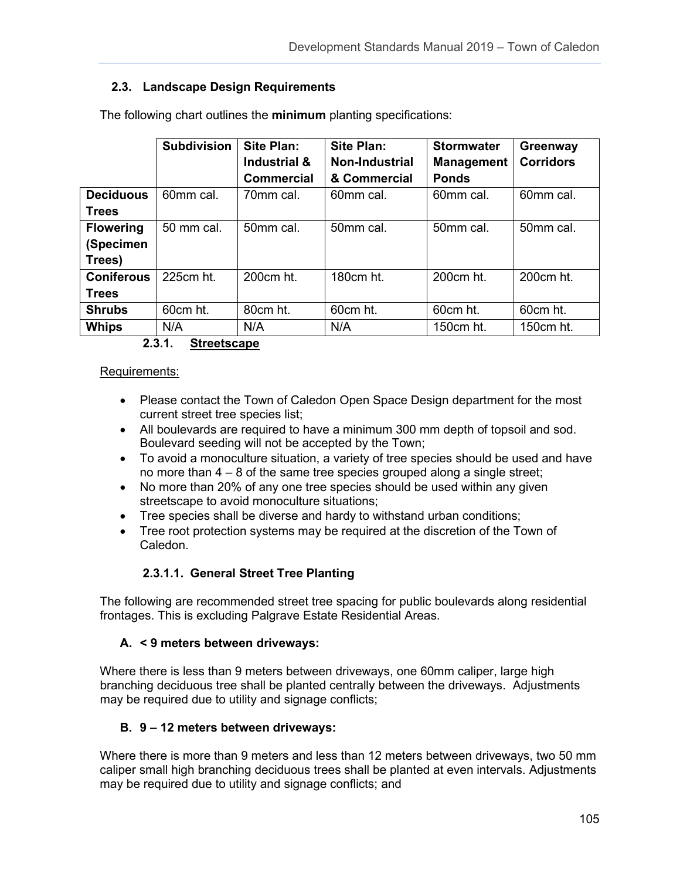## 2.3. Landscape Design Requirements

The following chart outlines the **minimum** planting specifications:

| | Subdivision | Site Plan: Industrial & Commercial | Site Plan: Non-Industrial & Commercial | Stormwater Management Ponds | Greenway Corridors |
|---|---|---|---|---|---|
| **Deciduous Trees** | 60mm cal. | 70mm cal. | 60mm cal. | 60mm cal. | 60mm cal. |
| **Flowering (Specimen Trees)** | 50 mm cal. | 50mm cal. | 50mm cal. | 50mm cal. | 50mm cal. |
| **Coniferous Trees** | 225cm ht. | 200cm ht. | 180cm ht. | 200cm ht. | 200cm ht. |
| **Shrubs** | 60cm ht. | 80cm ht. | 60cm ht. | 60cm ht. | 60cm ht. |
| **Whips** | N/A | N/A | N/A | 150cm ht. | 150cm ht. |

### 2.3.1. Streetscape

Requirements:

- Please contact the Town of Caledon Open Space Design department for the most current street tree species list;
- All boulevards are required to have a minimum 300 mm depth of topsoil and sod. Boulevard seeding will not be accepted by the Town;
- To avoid a monoculture situation, a variety of tree species should be used and have no more than 4 – 8 of the same tree species grouped along a single street;
- No more than 20% of any one tree species should be used within any given streetscape to avoid monoculture situations;
- Tree species shall be diverse and hardy to withstand urban conditions;
- Tree root protection systems may be required at the discretion of the Town of Caledon.

#### 2.3.1.1. General Street Tree Planting

The following are recommended street tree spacing for public boulevards along residential frontages. This is excluding Palgrave Estate Residential Areas.

**A. < 9 meters between driveways:**

Where there is less than 9 meters between driveways, one 60mm caliper, large high branching deciduous tree shall be planted centrally between the driveways. Adjustments may be required due to utility and signage conflicts;

**B. 9 – 12 meters between driveways:**

Where there is more than 9 meters and less than 12 meters between driveways, two 50 mm caliper small high branching deciduous trees shall be planted at even intervals. Adjustments may be required due to utility and signage conflicts; and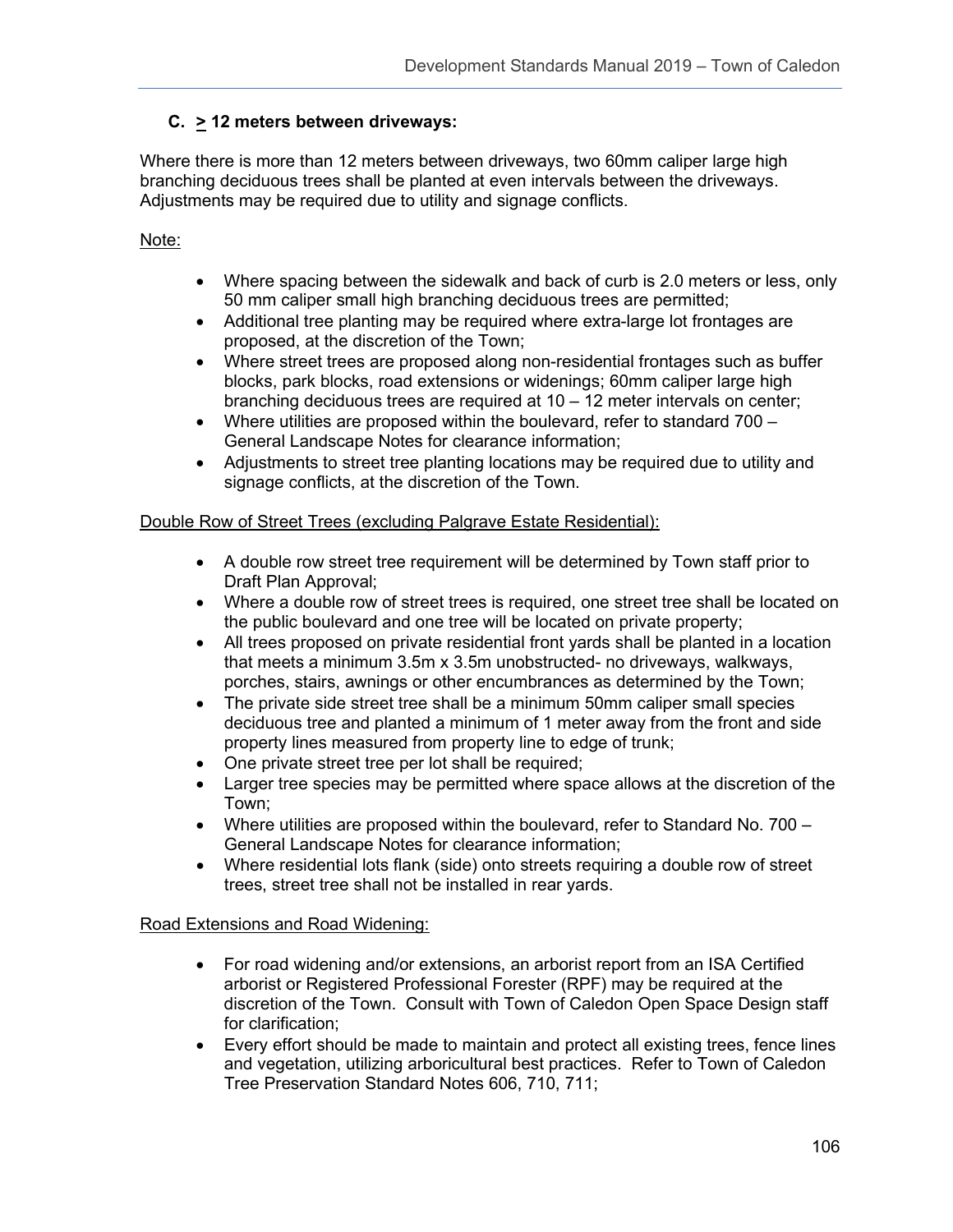### C. ≥ 12 meters between driveways:

Where there is more than 12 meters between driveways, two 60mm caliper large high branching deciduous trees shall be planted at even intervals between the driveways. Adjustments may be required due to utility and signage conflicts.

Note:

- Where spacing between the sidewalk and back of curb is 2.0 meters or less, only 50 mm caliper small high branching deciduous trees are permitted;
- Additional tree planting may be required where extra-large lot frontages are proposed, at the discretion of the Town;
- Where street trees are proposed along non-residential frontages such as buffer blocks, park blocks, road extensions or widenings; 60mm caliper large high branching deciduous trees are required at 10 – 12 meter intervals on center;
- Where utilities are proposed within the boulevard, refer to standard 700 – General Landscape Notes for clearance information;
- Adjustments to street tree planting locations may be required due to utility and signage conflicts, at the discretion of the Town.

Double Row of Street Trees (excluding Palgrave Estate Residential):

- A double row street tree requirement will be determined by Town staff prior to Draft Plan Approval;
- Where a double row of street trees is required, one street tree shall be located on the public boulevard and one tree will be located on private property;
- All trees proposed on private residential front yards shall be planted in a location that meets a minimum 3.5m x 3.5m unobstructed- no driveways, walkways, porches, stairs, awnings or other encumbrances as determined by the Town;
- The private side street tree shall be a minimum 50mm caliper small species deciduous tree and planted a minimum of 1 meter away from the front and side property lines measured from property line to edge of trunk;
- One private street tree per lot shall be required;
- Larger tree species may be permitted where space allows at the discretion of the Town;
- Where utilities are proposed within the boulevard, refer to Standard No. 700 – General Landscape Notes for clearance information;
- Where residential lots flank (side) onto streets requiring a double row of street trees, street tree shall not be installed in rear yards.

Road Extensions and Road Widening:

- For road widening and/or extensions, an arborist report from an ISA Certified arborist or Registered Professional Forester (RPF) may be required at the discretion of the Town. Consult with Town of Caledon Open Space Design staff for clarification;
- Every effort should be made to maintain and protect all existing trees, fence lines and vegetation, utilizing arboricultural best practices. Refer to Town of Caledon Tree Preservation Standard Notes 606, 710, 711;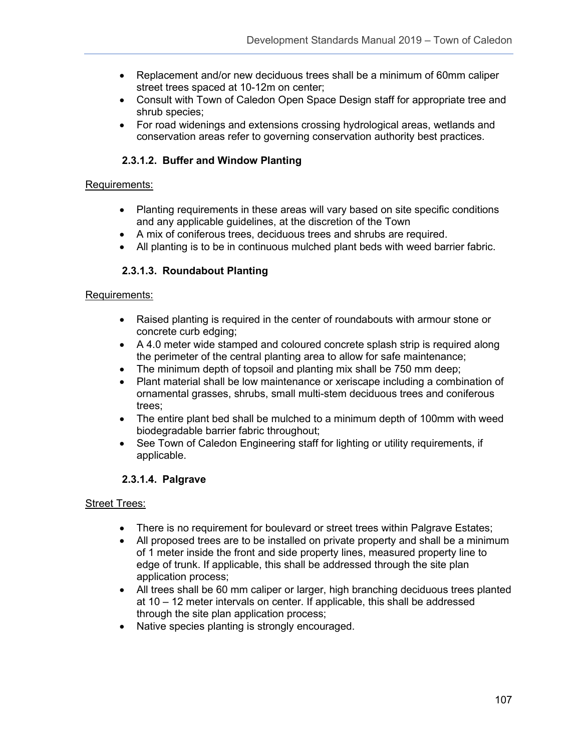- Replacement and/or new deciduous trees shall be a minimum of 60mm caliper street trees spaced at 10-12m on center;
- Consult with Town of Caledon Open Space Design staff for appropriate tree and shrub species;
- For road widenings and extensions crossing hydrological areas, wetlands and conservation areas refer to governing conservation authority best practices.

#### 2.3.1.2. Buffer and Window Planting

Requirements:

- Planting requirements in these areas will vary based on site specific conditions and any applicable guidelines, at the discretion of the Town
- A mix of coniferous trees, deciduous trees and shrubs are required.
- All planting is to be in continuous mulched plant beds with weed barrier fabric.

#### 2.3.1.3. Roundabout Planting

Requirements:

- Raised planting is required in the center of roundabouts with armour stone or concrete curb edging;
- A 4.0 meter wide stamped and coloured concrete splash strip is required along the perimeter of the central planting area to allow for safe maintenance;
- The minimum depth of topsoil and planting mix shall be 750 mm deep;
- Plant material shall be low maintenance or xeriscape including a combination of ornamental grasses, shrubs, small multi-stem deciduous trees and coniferous trees;
- The entire plant bed shall be mulched to a minimum depth of 100mm with weed biodegradable barrier fabric throughout;
- See Town of Caledon Engineering staff for lighting or utility requirements, if applicable.

#### 2.3.1.4. Palgrave

Street Trees:

- There is no requirement for boulevard or street trees within Palgrave Estates;
- All proposed trees are to be installed on private property and shall be a minimum of 1 meter inside the front and side property lines, measured property line to edge of trunk. If applicable, this shall be addressed through the site plan application process;
- All trees shall be 60 mm caliper or larger, high branching deciduous trees planted at 10 – 12 meter intervals on center. If applicable, this shall be addressed through the site plan application process;
- Native species planting is strongly encouraged.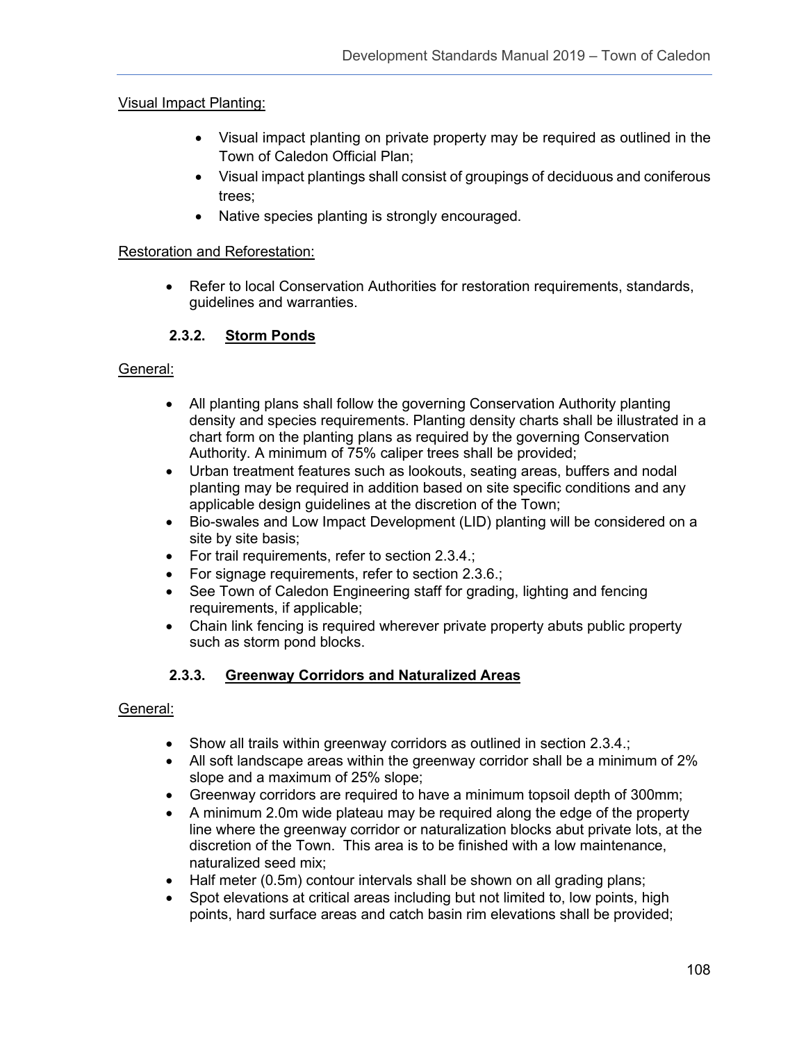Visual Impact Planting:

- Visual impact planting on private property may be required as outlined in the Town of Caledon Official Plan;
- Visual impact plantings shall consist of groupings of deciduous and coniferous trees;
- Native species planting is strongly encouraged.

Restoration and Reforestation:

- Refer to local Conservation Authorities for restoration requirements, standards, guidelines and warranties.

### 2.3.2. Storm Ponds

General:

- All planting plans shall follow the governing Conservation Authority planting density and species requirements. Planting density charts shall be illustrated in a chart form on the planting plans as required by the governing Conservation Authority. A minimum of 75% caliper trees shall be provided;
- Urban treatment features such as lookouts, seating areas, buffers and nodal planting may be required in addition based on site specific conditions and any applicable design guidelines at the discretion of the Town;
- Bio-swales and Low Impact Development (LID) planting will be considered on a site by site basis;
- For trail requirements, refer to section 2.3.4.;
- For signage requirements, refer to section 2.3.6.;
- See Town of Caledon Engineering staff for grading, lighting and fencing requirements, if applicable;
- Chain link fencing is required wherever private property abuts public property such as storm pond blocks.

### 2.3.3. Greenway Corridors and Naturalized Areas

General:

- Show all trails within greenway corridors as outlined in section 2.3.4.;
- All soft landscape areas within the greenway corridor shall be a minimum of 2% slope and a maximum of 25% slope;
- Greenway corridors are required to have a minimum topsoil depth of 300mm;
- A minimum 2.0m wide plateau may be required along the edge of the property line where the greenway corridor or naturalization blocks abut private lots, at the discretion of the Town. This area is to be finished with a low maintenance, naturalized seed mix;
- Half meter (0.5m) contour intervals shall be shown on all grading plans;
- Spot elevations at critical areas including but not limited to, low points, high points, hard surface areas and catch basin rim elevations shall be provided;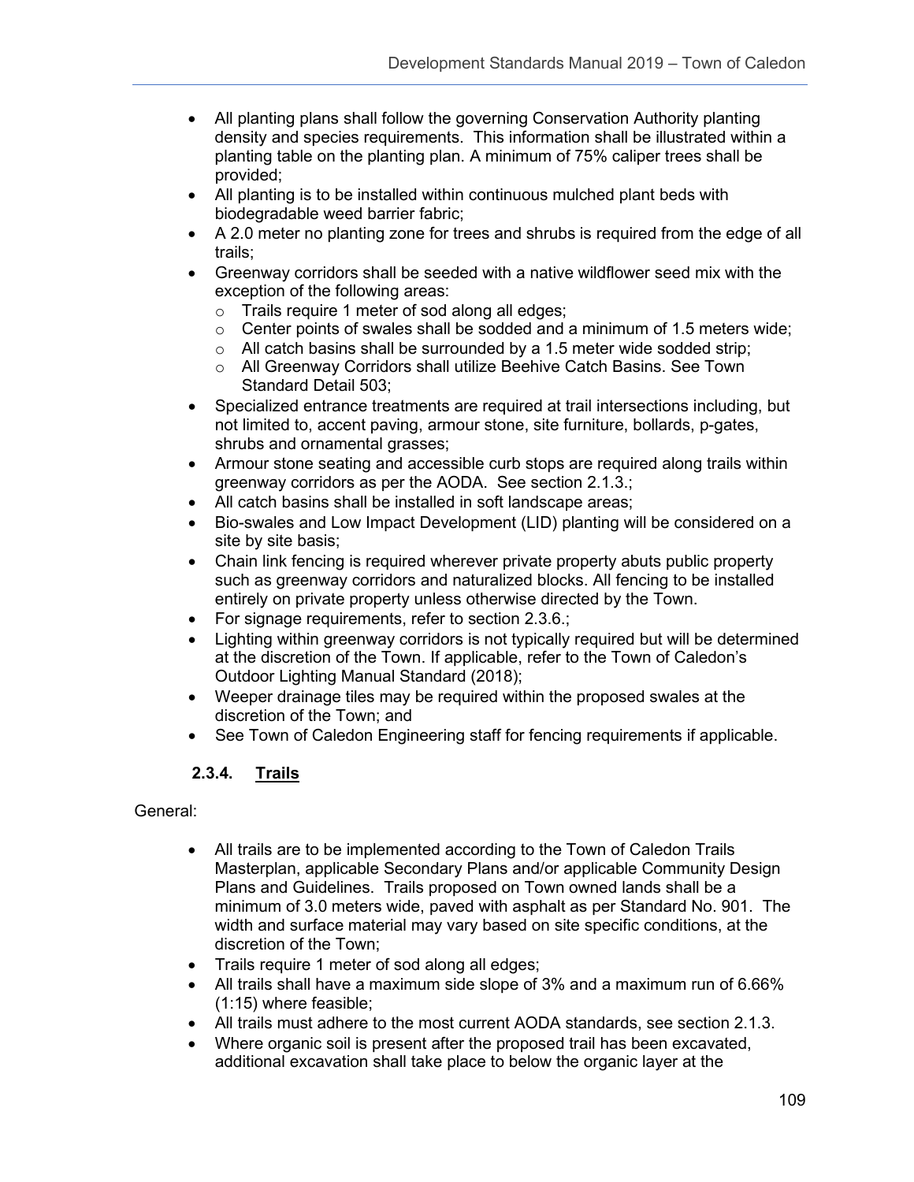- All planting plans shall follow the governing Conservation Authority planting density and species requirements. This information shall be illustrated within a planting table on the planting plan. A minimum of 75% caliper trees shall be provided;
- All planting is to be installed within continuous mulched plant beds with biodegradable weed barrier fabric;
- A 2.0 meter no planting zone for trees and shrubs is required from the edge of all trails;
- Greenway corridors shall be seeded with a native wildflower seed mix with the exception of the following areas:
  - Trails require 1 meter of sod along all edges;
  - Center points of swales shall be sodded and a minimum of 1.5 meters wide;
  - All catch basins shall be surrounded by a 1.5 meter wide sodded strip;
  - All Greenway Corridors shall utilize Beehive Catch Basins. See Town Standard Detail 503;
- Specialized entrance treatments are required at trail intersections including, but not limited to, accent paving, armour stone, site furniture, bollards, p-gates, shrubs and ornamental grasses;
- Armour stone seating and accessible curb stops are required along trails within greenway corridors as per the AODA. See section 2.1.3.;
- All catch basins shall be installed in soft landscape areas;
- Bio-swales and Low Impact Development (LID) planting will be considered on a site by site basis;
- Chain link fencing is required wherever private property abuts public property such as greenway corridors and naturalized blocks. All fencing to be installed entirely on private property unless otherwise directed by the Town.
- For signage requirements, refer to section 2.3.6.;
- Lighting within greenway corridors is not typically required but will be determined at the discretion of the Town. If applicable, refer to the Town of Caledon's Outdoor Lighting Manual Standard (2018);
- Weeper drainage tiles may be required within the proposed swales at the discretion of the Town; and
- See Town of Caledon Engineering staff for fencing requirements if applicable.

### 2.3.4. Trails

General:

- All trails are to be implemented according to the Town of Caledon Trails Masterplan, applicable Secondary Plans and/or applicable Community Design Plans and Guidelines. Trails proposed on Town owned lands shall be a minimum of 3.0 meters wide, paved with asphalt as per Standard No. 901. The width and surface material may vary based on site specific conditions, at the discretion of the Town;
- Trails require 1 meter of sod along all edges;
- All trails shall have a maximum side slope of 3% and a maximum run of 6.66% (1:15) where feasible;
- All trails must adhere to the most current AODA standards, see section 2.1.3.
- Where organic soil is present after the proposed trail has been excavated, additional excavation shall take place to below the organic layer at the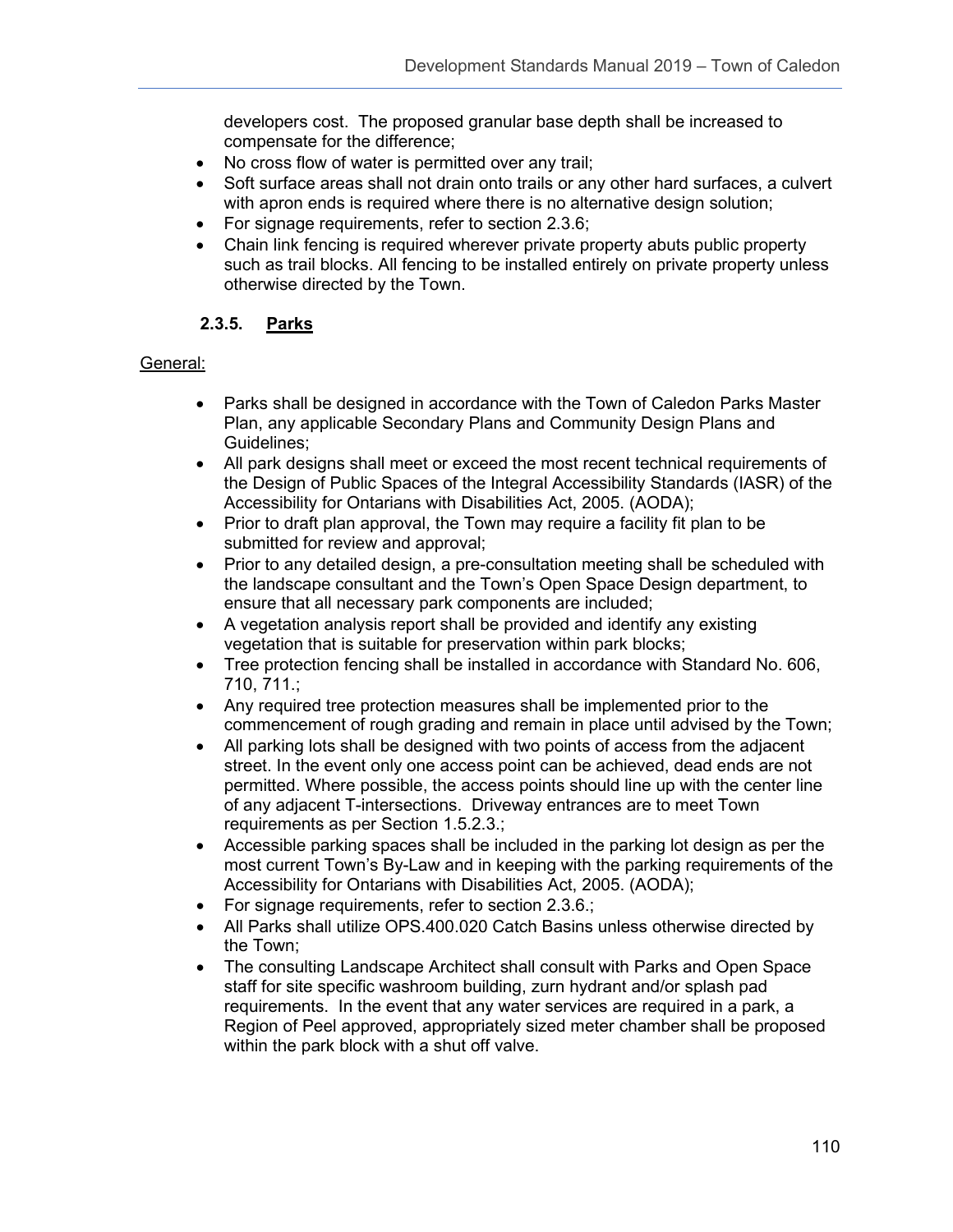developers cost. The proposed granular base depth shall be increased to compensate for the difference;

- No cross flow of water is permitted over any trail;
- Soft surface areas shall not drain onto trails or any other hard surfaces, a culvert with apron ends is required where there is no alternative design solution;
- For signage requirements, refer to section 2.3.6;
- Chain link fencing is required wherever private property abuts public property such as trail blocks. All fencing to be installed entirely on private property unless otherwise directed by the Town.

### 2.3.5. Parks

General:

- Parks shall be designed in accordance with the Town of Caledon Parks Master Plan, any applicable Secondary Plans and Community Design Plans and Guidelines;
- All park designs shall meet or exceed the most recent technical requirements of the Design of Public Spaces of the Integral Accessibility Standards (IASR) of the Accessibility for Ontarians with Disabilities Act, 2005. (AODA);
- Prior to draft plan approval, the Town may require a facility fit plan to be submitted for review and approval;
- Prior to any detailed design, a pre-consultation meeting shall be scheduled with the landscape consultant and the Town's Open Space Design department, to ensure that all necessary park components are included;
- A vegetation analysis report shall be provided and identify any existing vegetation that is suitable for preservation within park blocks;
- Tree protection fencing shall be installed in accordance with Standard No. 606, 710, 711.;
- Any required tree protection measures shall be implemented prior to the commencement of rough grading and remain in place until advised by the Town;
- All parking lots shall be designed with two points of access from the adjacent street. In the event only one access point can be achieved, dead ends are not permitted. Where possible, the access points should line up with the center line of any adjacent T-intersections. Driveway entrances are to meet Town requirements as per Section 1.5.2.3.;
- Accessible parking spaces shall be included in the parking lot design as per the most current Town's By-Law and in keeping with the parking requirements of the Accessibility for Ontarians with Disabilities Act, 2005. (AODA);
- For signage requirements, refer to section 2.3.6.;
- All Parks shall utilize OPS.400.020 Catch Basins unless otherwise directed by the Town;
- The consulting Landscape Architect shall consult with Parks and Open Space staff for site specific washroom building, zurn hydrant and/or splash pad requirements. In the event that any water services are required in a park, a Region of Peel approved, appropriately sized meter chamber shall be proposed within the park block with a shut off valve.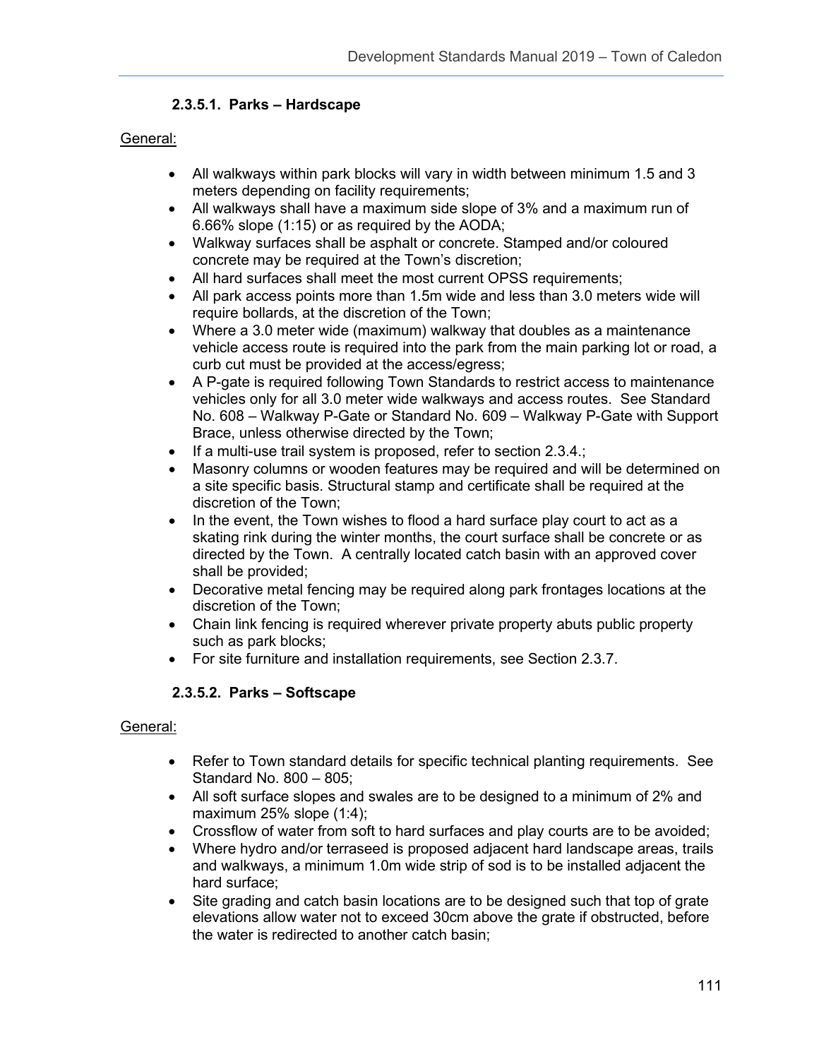### 2.3.5.1. Parks – Hardscape

General:

- All walkways within park blocks will vary in width between minimum 1.5 and 3 meters depending on facility requirements;
- All walkways shall have a maximum side slope of 3% and a maximum run of 6.66% slope (1:15) or as required by the AODA;
- Walkway surfaces shall be asphalt or concrete. Stamped and/or coloured concrete may be required at the Town's discretion;
- All hard surfaces shall meet the most current OPSS requirements;
- All park access points more than 1.5m wide and less than 3.0 meters wide will require bollards, at the discretion of the Town;
- Where a 3.0 meter wide (maximum) walkway that doubles as a maintenance vehicle access route is required into the park from the main parking lot or road, a curb cut must be provided at the access/egress;
- A P-gate is required following Town Standards to restrict access to maintenance vehicles only for all 3.0 meter wide walkways and access routes. See Standard No. 608 – Walkway P-Gate or Standard No. 609 – Walkway P-Gate with Support Brace, unless otherwise directed by the Town;
- If a multi-use trail system is proposed, refer to section 2.3.4.;
- Masonry columns or wooden features may be required and will be determined on a site specific basis. Structural stamp and certificate shall be required at the discretion of the Town;
- In the event, the Town wishes to flood a hard surface play court to act as a skating rink during the winter months, the court surface shall be concrete or as directed by the Town. A centrally located catch basin with an approved cover shall be provided;
- Decorative metal fencing may be required along park frontages locations at the discretion of the Town;
- Chain link fencing is required wherever private property abuts public property such as park blocks;
- For site furniture and installation requirements, see Section 2.3.7.

### 2.3.5.2. Parks – Softscape

General:

- Refer to Town standard details for specific technical planting requirements. See Standard No. 800 – 805;
- All soft surface slopes and swales are to be designed to a minimum of 2% and maximum 25% slope (1:4);
- Crossflow of water from soft to hard surfaces and play courts are to be avoided;
- Where hydro and/or terraseed is proposed adjacent hard landscape areas, trails and walkways, a minimum 1.0m wide strip of sod is to be installed adjacent the hard surface;
- Site grading and catch basin locations are to be designed such that top of grate elevations allow water not to exceed 30cm above the grate if obstructed, before the water is redirected to another catch basin;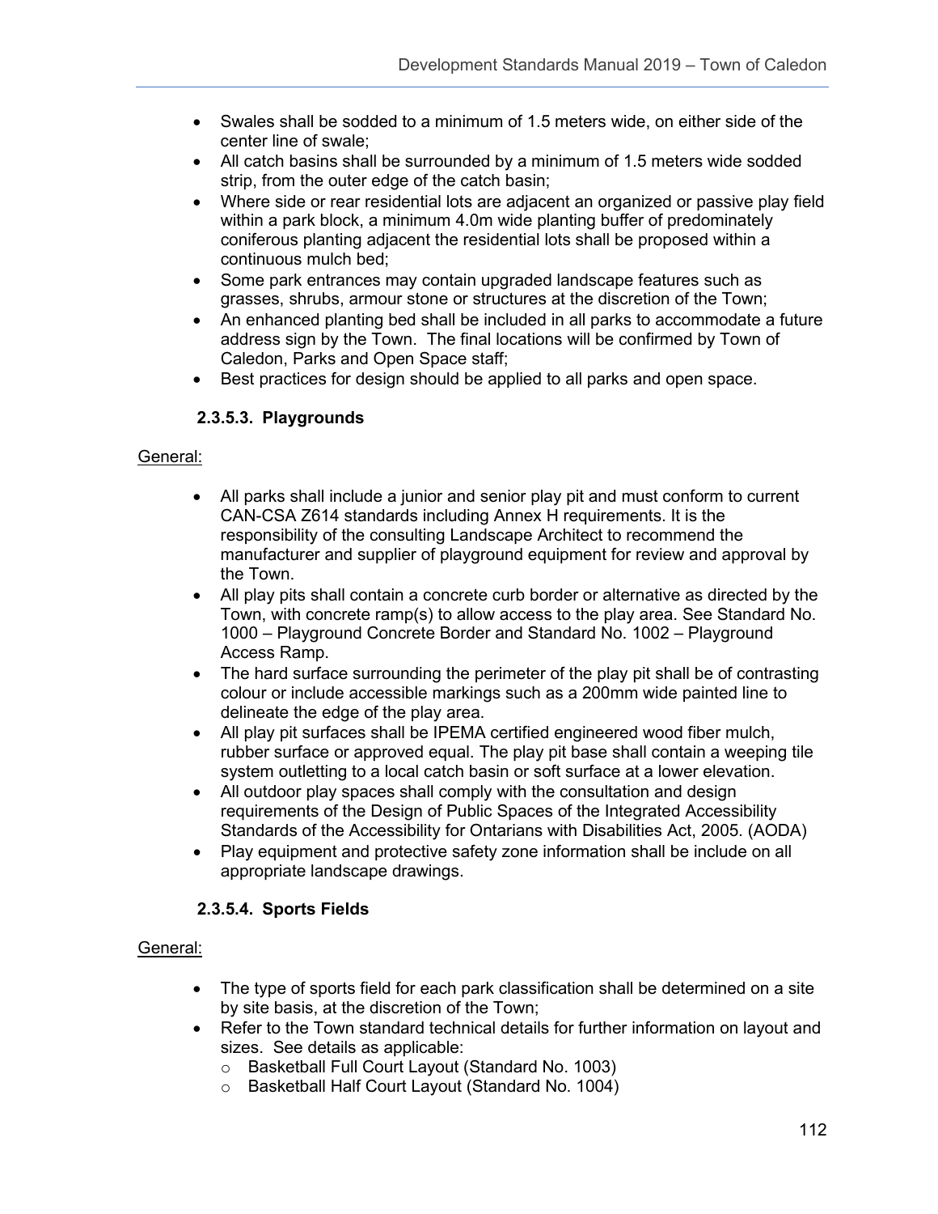- Swales shall be sodded to a minimum of 1.5 meters wide, on either side of the center line of swale;
- All catch basins shall be surrounded by a minimum of 1.5 meters wide sodded strip, from the outer edge of the catch basin;
- Where side or rear residential lots are adjacent an organized or passive play field within a park block, a minimum 4.0m wide planting buffer of predominately coniferous planting adjacent the residential lots shall be proposed within a continuous mulch bed;
- Some park entrances may contain upgraded landscape features such as grasses, shrubs, armour stone or structures at the discretion of the Town;
- An enhanced planting bed shall be included in all parks to accommodate a future address sign by the Town. The final locations will be confirmed by Town of Caledon, Parks and Open Space staff;
- Best practices for design should be applied to all parks and open space.

#### 2.3.5.3. Playgrounds

General:

- All parks shall include a junior and senior play pit and must conform to current CAN-CSA Z614 standards including Annex H requirements. It is the responsibility of the consulting Landscape Architect to recommend the manufacturer and supplier of playground equipment for review and approval by the Town.
- All play pits shall contain a concrete curb border or alternative as directed by the Town, with concrete ramp(s) to allow access to the play area. See Standard No. 1000 – Playground Concrete Border and Standard No. 1002 – Playground Access Ramp.
- The hard surface surrounding the perimeter of the play pit shall be of contrasting colour or include accessible markings such as a 200mm wide painted line to delineate the edge of the play area.
- All play pit surfaces shall be IPEMA certified engineered wood fiber mulch, rubber surface or approved equal. The play pit base shall contain a weeping tile system outletting to a local catch basin or soft surface at a lower elevation.
- All outdoor play spaces shall comply with the consultation and design requirements of the Design of Public Spaces of the Integrated Accessibility Standards of the Accessibility for Ontarians with Disabilities Act, 2005. (AODA)
- Play equipment and protective safety zone information shall be include on all appropriate landscape drawings.

#### 2.3.5.4. Sports Fields

General:

- The type of sports field for each park classification shall be determined on a site by site basis, at the discretion of the Town;
- Refer to the Town standard technical details for further information on layout and sizes. See details as applicable:
  - Basketball Full Court Layout (Standard No. 1003)
  - Basketball Half Court Layout (Standard No. 1004)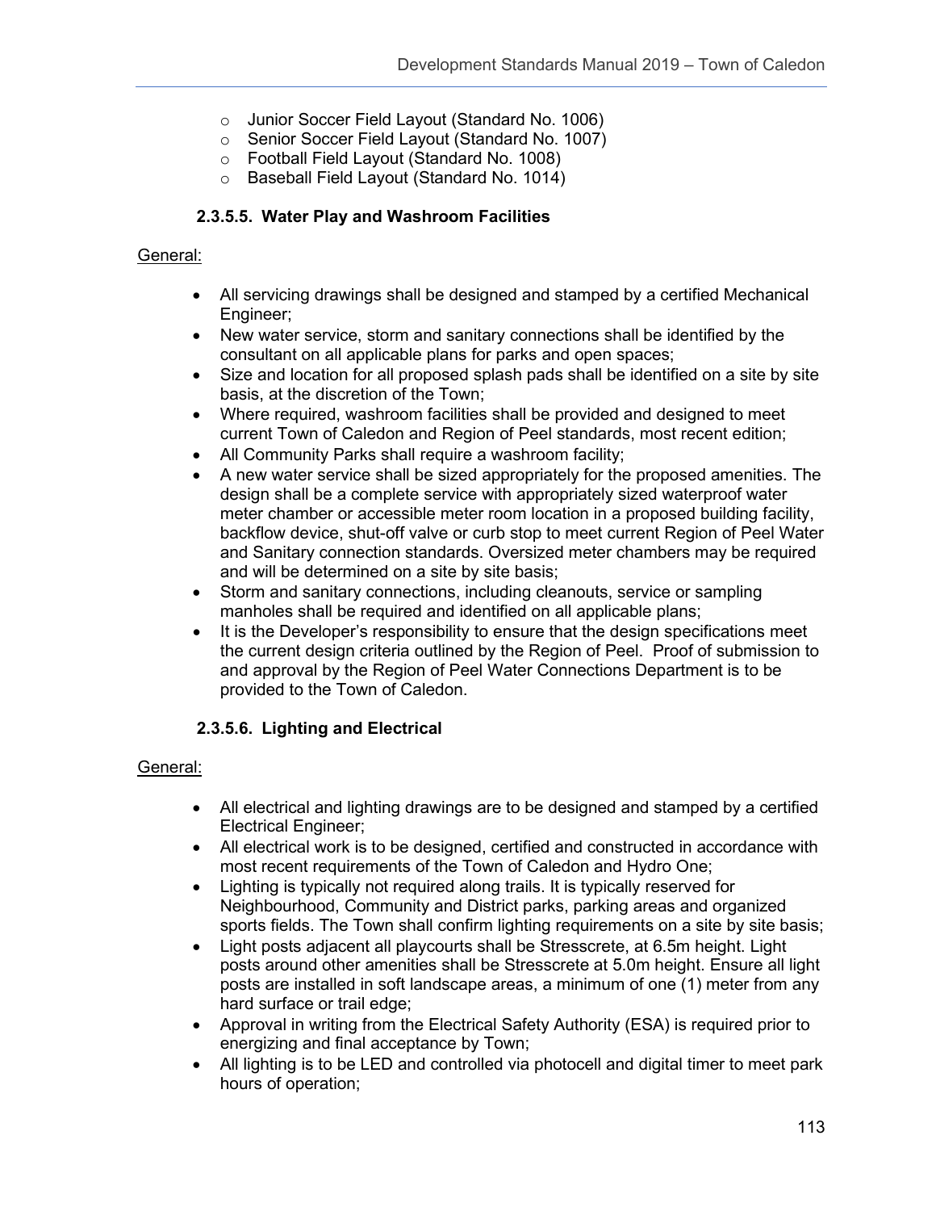- Junior Soccer Field Layout (Standard No. 1006)
- Senior Soccer Field Layout (Standard No. 1007)
- Football Field Layout (Standard No. 1008)
- Baseball Field Layout (Standard No. 1014)

#### 2.3.5.5. Water Play and Washroom Facilities

General:

- All servicing drawings shall be designed and stamped by a certified Mechanical Engineer;
- New water service, storm and sanitary connections shall be identified by the consultant on all applicable plans for parks and open spaces;
- Size and location for all proposed splash pads shall be identified on a site by site basis, at the discretion of the Town;
- Where required, washroom facilities shall be provided and designed to meet current Town of Caledon and Region of Peel standards, most recent edition;
- All Community Parks shall require a washroom facility;
- A new water service shall be sized appropriately for the proposed amenities. The design shall be a complete service with appropriately sized waterproof water meter chamber or accessible meter room location in a proposed building facility, backflow device, shut-off valve or curb stop to meet current Region of Peel Water and Sanitary connection standards. Oversized meter chambers may be required and will be determined on a site by site basis;
- Storm and sanitary connections, including cleanouts, service or sampling manholes shall be required and identified on all applicable plans;
- It is the Developer's responsibility to ensure that the design specifications meet the current design criteria outlined by the Region of Peel. Proof of submission to and approval by the Region of Peel Water Connections Department is to be provided to the Town of Caledon.

#### 2.3.5.6. Lighting and Electrical

General:

- All electrical and lighting drawings are to be designed and stamped by a certified Electrical Engineer;
- All electrical work is to be designed, certified and constructed in accordance with most recent requirements of the Town of Caledon and Hydro One;
- Lighting is typically not required along trails. It is typically reserved for Neighbourhood, Community and District parks, parking areas and organized sports fields. The Town shall confirm lighting requirements on a site by site basis;
- Light posts adjacent all playcourts shall be Stresscrete, at 6.5m height. Light posts around other amenities shall be Stresscrete at 5.0m height. Ensure all light posts are installed in soft landscape areas, a minimum of one (1) meter from any hard surface or trail edge;
- Approval in writing from the Electrical Safety Authority (ESA) is required prior to energizing and final acceptance by Town;
- All lighting is to be LED and controlled via photocell and digital timer to meet park hours of operation;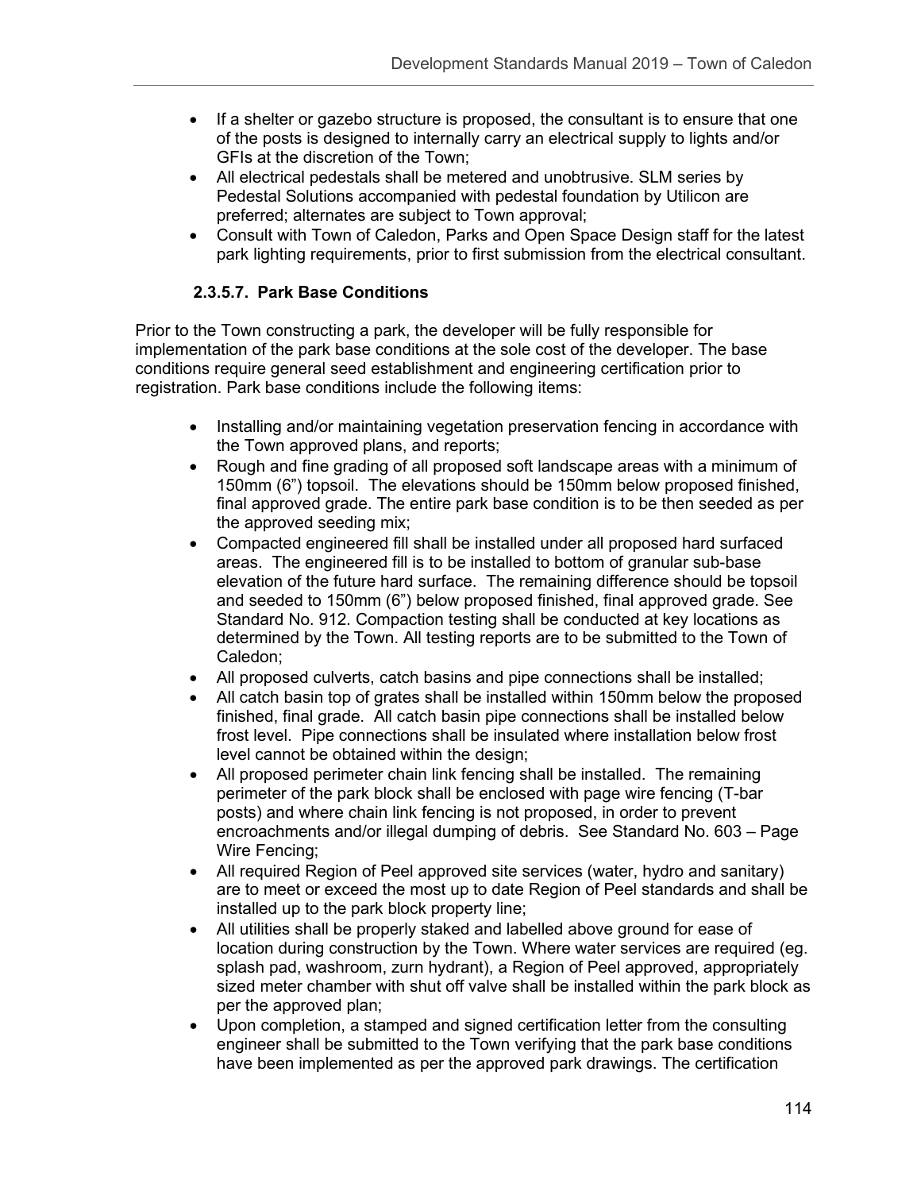- If a shelter or gazebo structure is proposed, the consultant is to ensure that one of the posts is designed to internally carry an electrical supply to lights and/or GFIs at the discretion of the Town;
- All electrical pedestals shall be metered and unobtrusive. SLM series by Pedestal Solutions accompanied with pedestal foundation by Utilicon are preferred; alternates are subject to Town approval;
- Consult with Town of Caledon, Parks and Open Space Design staff for the latest park lighting requirements, prior to first submission from the electrical consultant.

#### 2.3.5.7. Park Base Conditions

Prior to the Town constructing a park, the developer will be fully responsible for implementation of the park base conditions at the sole cost of the developer. The base conditions require general seed establishment and engineering certification prior to registration. Park base conditions include the following items:

- Installing and/or maintaining vegetation preservation fencing in accordance with the Town approved plans, and reports;
- Rough and fine grading of all proposed soft landscape areas with a minimum of 150mm (6") topsoil. The elevations should be 150mm below proposed finished, final approved grade. The entire park base condition is to be then seeded as per the approved seeding mix;
- Compacted engineered fill shall be installed under all proposed hard surfaced areas. The engineered fill is to be installed to bottom of granular sub-base elevation of the future hard surface. The remaining difference should be topsoil and seeded to 150mm (6") below proposed finished, final approved grade. See Standard No. 912. Compaction testing shall be conducted at key locations as determined by the Town. All testing reports are to be submitted to the Town of Caledon;
- All proposed culverts, catch basins and pipe connections shall be installed;
- All catch basin top of grates shall be installed within 150mm below the proposed finished, final grade. All catch basin pipe connections shall be installed below frost level. Pipe connections shall be insulated where installation below frost level cannot be obtained within the design;
- All proposed perimeter chain link fencing shall be installed. The remaining perimeter of the park block shall be enclosed with page wire fencing (T-bar posts) and where chain link fencing is not proposed, in order to prevent encroachments and/or illegal dumping of debris. See Standard No. 603 – Page Wire Fencing;
- All required Region of Peel approved site services (water, hydro and sanitary) are to meet or exceed the most up to date Region of Peel standards and shall be installed up to the park block property line;
- All utilities shall be properly staked and labelled above ground for ease of location during construction by the Town. Where water services are required (eg. splash pad, washroom, zurn hydrant), a Region of Peel approved, appropriately sized meter chamber with shut off valve shall be installed within the park block as per the approved plan;
- Upon completion, a stamped and signed certification letter from the consulting engineer shall be submitted to the Town verifying that the park base conditions have been implemented as per the approved park drawings. The certification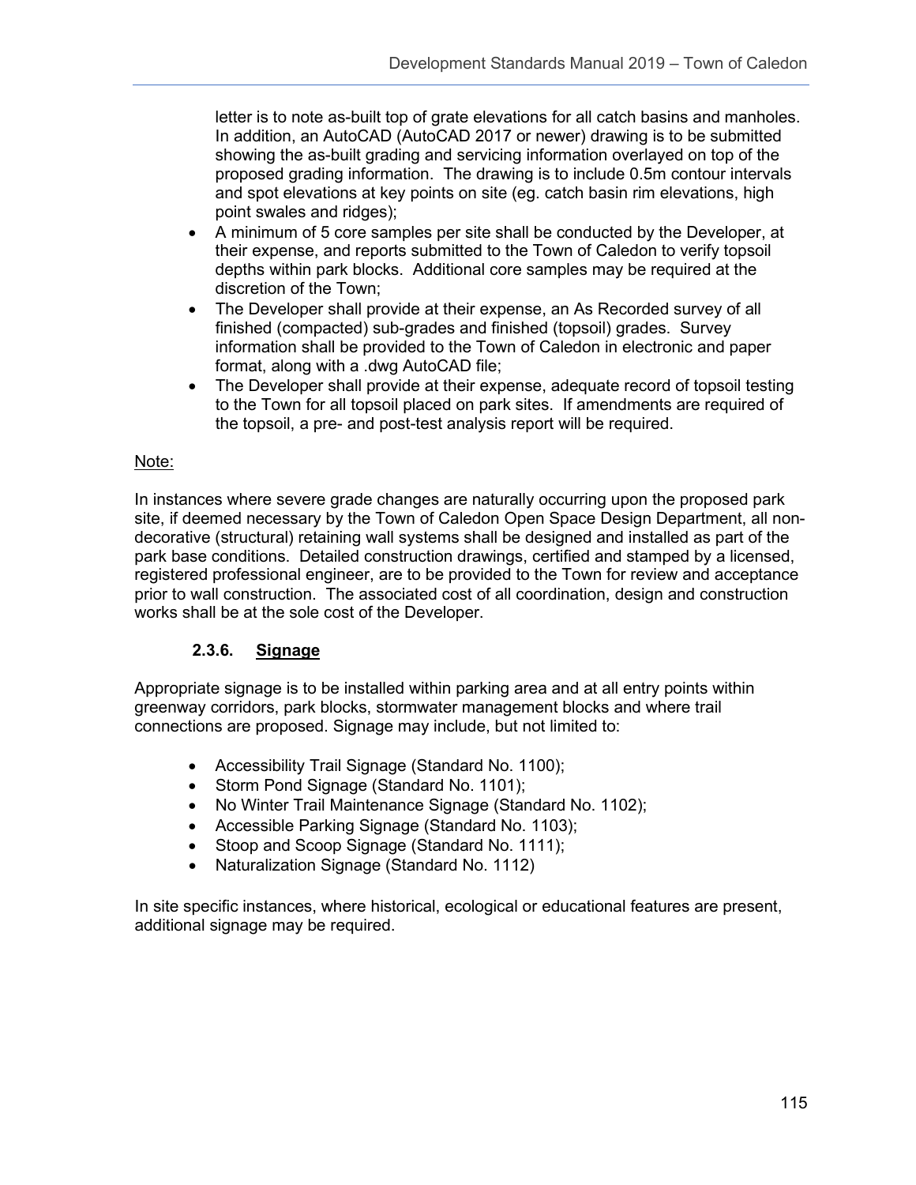letter is to note as-built top of grate elevations for all catch basins and manholes. In addition, an AutoCAD (AutoCAD 2017 or newer) drawing is to be submitted showing the as-built grading and servicing information overlayed on top of the proposed grading information. The drawing is to include 0.5m contour intervals and spot elevations at key points on site (eg. catch basin rim elevations, high point swales and ridges);

- A minimum of 5 core samples per site shall be conducted by the Developer, at their expense, and reports submitted to the Town of Caledon to verify topsoil depths within park blocks. Additional core samples may be required at the discretion of the Town;
- The Developer shall provide at their expense, an As Recorded survey of all finished (compacted) sub-grades and finished (topsoil) grades. Survey information shall be provided to the Town of Caledon in electronic and paper format, along with a .dwg AutoCAD file;
- The Developer shall provide at their expense, adequate record of topsoil testing to the Town for all topsoil placed on park sites. If amendments are required of the topsoil, a pre- and post-test analysis report will be required.

Note:

In instances where severe grade changes are naturally occurring upon the proposed park site, if deemed necessary by the Town of Caledon Open Space Design Department, all non-decorative (structural) retaining wall systems shall be designed and installed as part of the park base conditions. Detailed construction drawings, certified and stamped by a licensed, registered professional engineer, are to be provided to the Town for review and acceptance prior to wall construction. The associated cost of all coordination, design and construction works shall be at the sole cost of the Developer.

### 2.3.6. Signage

Appropriate signage is to be installed within parking area and at all entry points within greenway corridors, park blocks, stormwater management blocks and where trail connections are proposed. Signage may include, but not limited to:

- Accessibility Trail Signage (Standard No. 1100);
- Storm Pond Signage (Standard No. 1101);
- No Winter Trail Maintenance Signage (Standard No. 1102);
- Accessible Parking Signage (Standard No. 1103);
- Stoop and Scoop Signage (Standard No. 1111);
- Naturalization Signage (Standard No. 1112)

In site specific instances, where historical, ecological or educational features are present, additional signage may be required.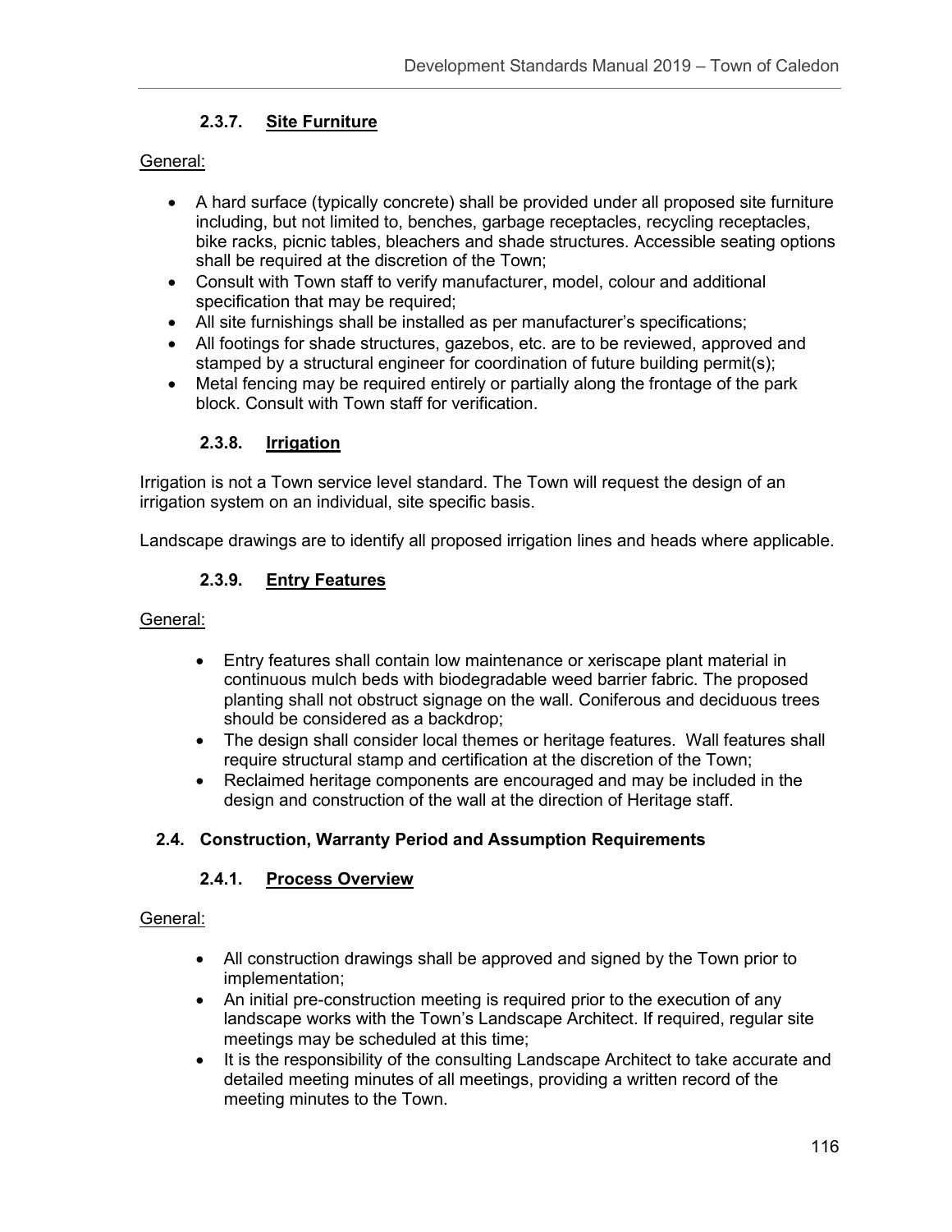### 2.3.7. Site Furniture

General:

- A hard surface (typically concrete) shall be provided under all proposed site furniture including, but not limited to, benches, garbage receptacles, recycling receptacles, bike racks, picnic tables, bleachers and shade structures. Accessible seating options shall be required at the discretion of the Town;
- Consult with Town staff to verify manufacturer, model, colour and additional specification that may be required;
- All site furnishings shall be installed as per manufacturer's specifications;
- All footings for shade structures, gazebos, etc. are to be reviewed, approved and stamped by a structural engineer for coordination of future building permit(s);
- Metal fencing may be required entirely or partially along the frontage of the park block. Consult with Town staff for verification.

### 2.3.8. Irrigation

Irrigation is not a Town service level standard. The Town will request the design of an irrigation system on an individual, site specific basis.

Landscape drawings are to identify all proposed irrigation lines and heads where applicable.

### 2.3.9. Entry Features

General:

- Entry features shall contain low maintenance or xeriscape plant material in continuous mulch beds with biodegradable weed barrier fabric. The proposed planting shall not obstruct signage on the wall. Coniferous and deciduous trees should be considered as a backdrop;
- The design shall consider local themes or heritage features. Wall features shall require structural stamp and certification at the discretion of the Town;
- Reclaimed heritage components are encouraged and may be included in the design and construction of the wall at the direction of Heritage staff.

## 2.4. Construction, Warranty Period and Assumption Requirements

### 2.4.1. Process Overview

General:

- All construction drawings shall be approved and signed by the Town prior to implementation;
- An initial pre-construction meeting is required prior to the execution of any landscape works with the Town's Landscape Architect. If required, regular site meetings may be scheduled at this time;
- It is the responsibility of the consulting Landscape Architect to take accurate and detailed meeting minutes of all meetings, providing a written record of the meeting minutes to the Town.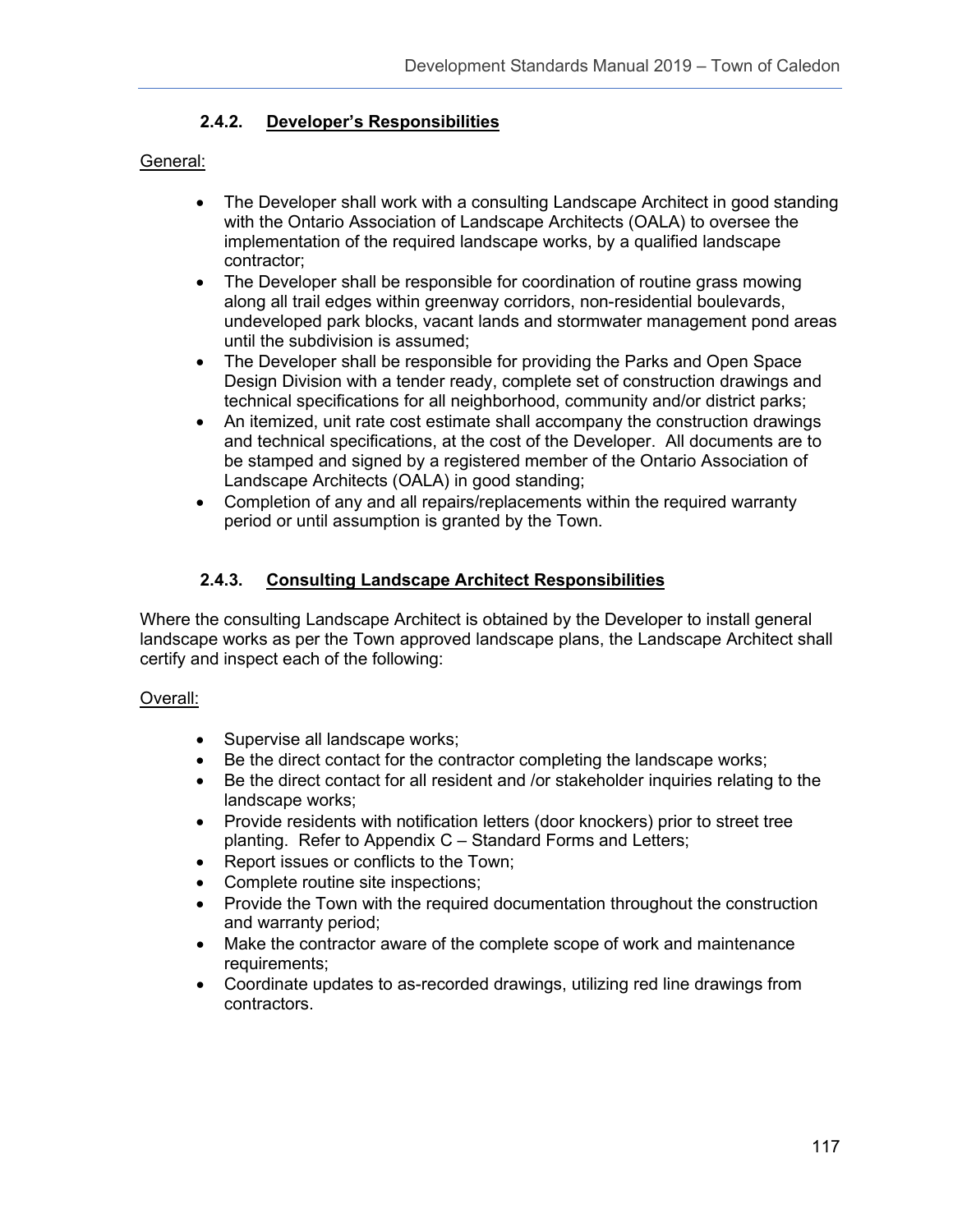### 2.4.2. Developer's Responsibilities

General:

- The Developer shall work with a consulting Landscape Architect in good standing with the Ontario Association of Landscape Architects (OALA) to oversee the implementation of the required landscape works, by a qualified landscape contractor;
- The Developer shall be responsible for coordination of routine grass mowing along all trail edges within greenway corridors, non-residential boulevards, undeveloped park blocks, vacant lands and stormwater management pond areas until the subdivision is assumed;
- The Developer shall be responsible for providing the Parks and Open Space Design Division with a tender ready, complete set of construction drawings and technical specifications for all neighborhood, community and/or district parks;
- An itemized, unit rate cost estimate shall accompany the construction drawings and technical specifications, at the cost of the Developer. All documents are to be stamped and signed by a registered member of the Ontario Association of Landscape Architects (OALA) in good standing;
- Completion of any and all repairs/replacements within the required warranty period or until assumption is granted by the Town.

### 2.4.3. Consulting Landscape Architect Responsibilities

Where the consulting Landscape Architect is obtained by the Developer to install general landscape works as per the Town approved landscape plans, the Landscape Architect shall certify and inspect each of the following:

Overall:

- Supervise all landscape works;
- Be the direct contact for the contractor completing the landscape works;
- Be the direct contact for all resident and /or stakeholder inquiries relating to the landscape works;
- Provide residents with notification letters (door knockers) prior to street tree planting. Refer to Appendix C – Standard Forms and Letters;
- Report issues or conflicts to the Town;
- Complete routine site inspections;
- Provide the Town with the required documentation throughout the construction and warranty period;
- Make the contractor aware of the complete scope of work and maintenance requirements;
- Coordinate updates to as-recorded drawings, utilizing red line drawings from contractors.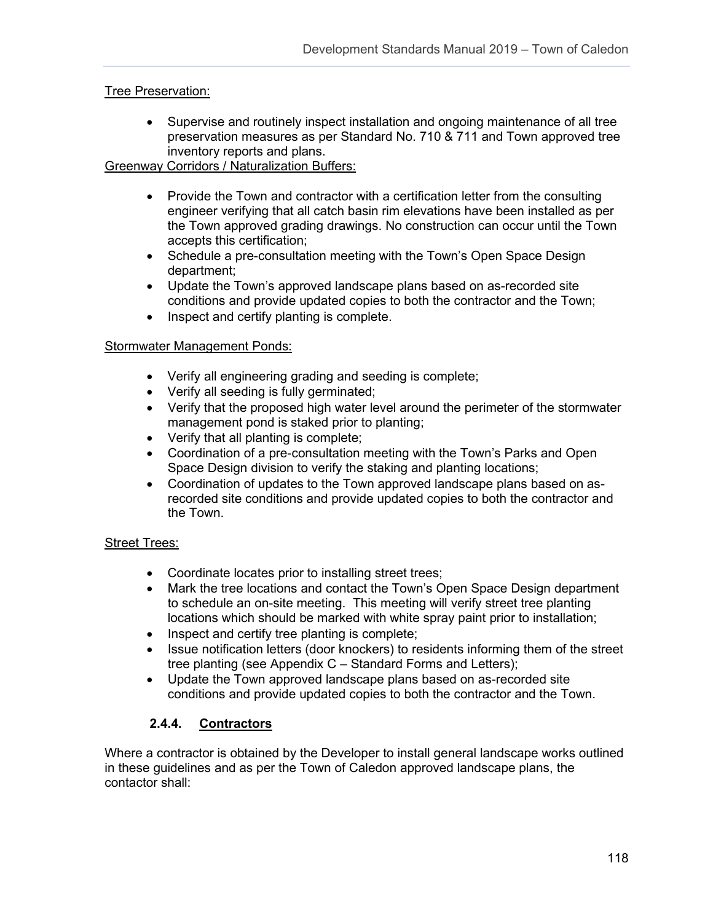Tree Preservation:

- Supervise and routinely inspect installation and ongoing maintenance of all tree preservation measures as per Standard No. 710 & 711 and Town approved tree inventory reports and plans.

Greenway Corridors / Naturalization Buffers:

- Provide the Town and contractor with a certification letter from the consulting engineer verifying that all catch basin rim elevations have been installed as per the Town approved grading drawings. No construction can occur until the Town accepts this certification;
- Schedule a pre-consultation meeting with the Town's Open Space Design department;
- Update the Town's approved landscape plans based on as-recorded site conditions and provide updated copies to both the contractor and the Town;
- Inspect and certify planting is complete.

Stormwater Management Ponds:

- Verify all engineering grading and seeding is complete;
- Verify all seeding is fully germinated;
- Verify that the proposed high water level around the perimeter of the stormwater management pond is staked prior to planting;
- Verify that all planting is complete;
- Coordination of a pre-consultation meeting with the Town's Parks and Open Space Design division to verify the staking and planting locations;
- Coordination of updates to the Town approved landscape plans based on as-recorded site conditions and provide updated copies to both the contractor and the Town.

Street Trees:

- Coordinate locates prior to installing street trees;
- Mark the tree locations and contact the Town's Open Space Design department to schedule an on-site meeting. This meeting will verify street tree planting locations which should be marked with white spray paint prior to installation;
- Inspect and certify tree planting is complete;
- Issue notification letters (door knockers) to residents informing them of the street tree planting (see Appendix C – Standard Forms and Letters);
- Update the Town approved landscape plans based on as-recorded site conditions and provide updated copies to both the contractor and the Town.

### 2.4.4. Contractors

Where a contractor is obtained by the Developer to install general landscape works outlined in these guidelines and as per the Town of Caledon approved landscape plans, the contactor shall: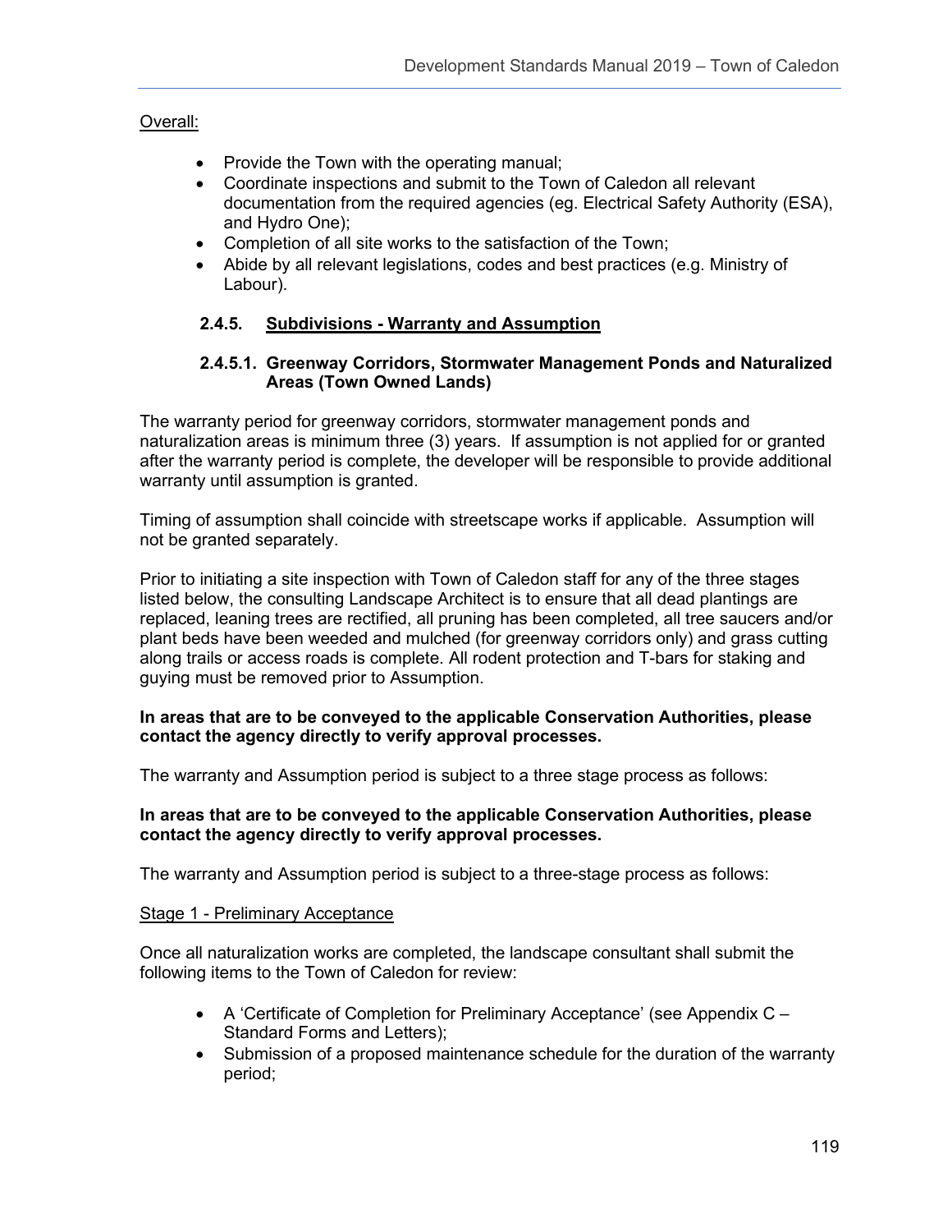Overall:

- Provide the Town with the operating manual;
- Coordinate inspections and submit to the Town of Caledon all relevant documentation from the required agencies (eg. Electrical Safety Authority (ESA), and Hydro One);
- Completion of all site works to the satisfaction of the Town;
- Abide by all relevant legislations, codes and best practices (e.g. Ministry of Labour).

### 2.4.5. Subdivisions - Warranty and Assumption

#### 2.4.5.1. Greenway Corridors, Stormwater Management Ponds and Naturalized Areas (Town Owned Lands)

The warranty period for greenway corridors, stormwater management ponds and naturalization areas is minimum three (3) years. If assumption is not applied for or granted after the warranty period is complete, the developer will be responsible to provide additional warranty until assumption is granted.

Timing of assumption shall coincide with streetscape works if applicable. Assumption will not be granted separately.

Prior to initiating a site inspection with Town of Caledon staff for any of the three stages listed below, the consulting Landscape Architect is to ensure that all dead plantings are replaced, leaning trees are rectified, all pruning has been completed, all tree saucers and/or plant beds have been weeded and mulched (for greenway corridors only) and grass cutting along trails or access roads is complete. All rodent protection and T-bars for staking and guying must be removed prior to Assumption.

**In areas that are to be conveyed to the applicable Conservation Authorities, please contact the agency directly to verify approval processes.**

The warranty and Assumption period is subject to a three stage process as follows:

**In areas that are to be conveyed to the applicable Conservation Authorities, please contact the agency directly to verify approval processes.**

The warranty and Assumption period is subject to a three-stage process as follows:

Stage 1 - Preliminary Acceptance

Once all naturalization works are completed, the landscape consultant shall submit the following items to the Town of Caledon for review:

- A 'Certificate of Completion for Preliminary Acceptance' (see Appendix C – Standard Forms and Letters);
- Submission of a proposed maintenance schedule for the duration of the warranty period;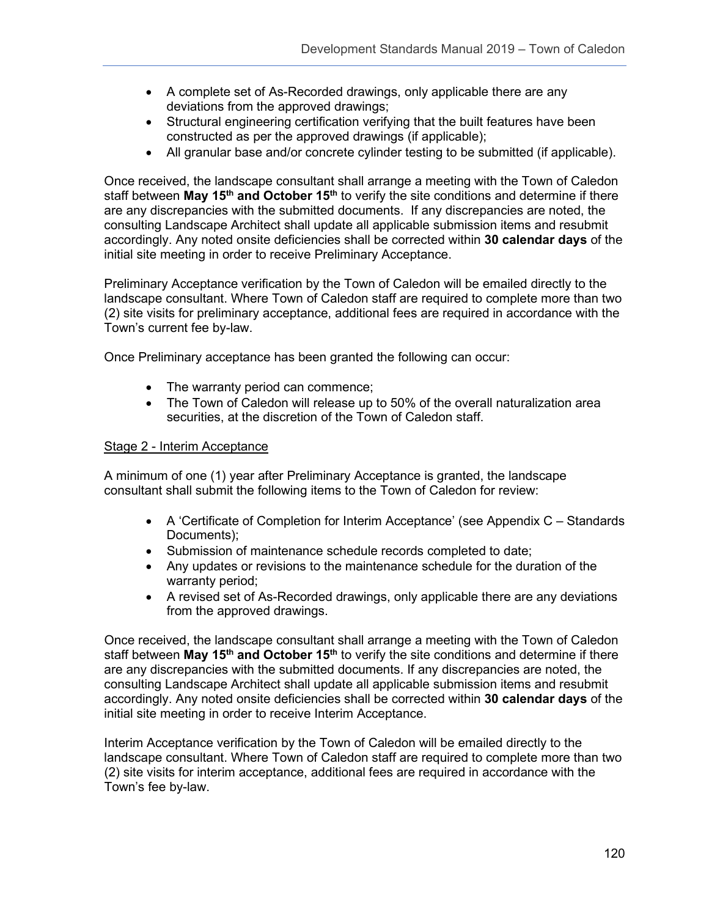- A complete set of As-Recorded drawings, only applicable there are any deviations from the approved drawings;
- Structural engineering certification verifying that the built features have been constructed as per the approved drawings (if applicable);
- All granular base and/or concrete cylinder testing to be submitted (if applicable).

Once received, the landscape consultant shall arrange a meeting with the Town of Caledon staff between **May 15th and October 15th** to verify the site conditions and determine if there are any discrepancies with the submitted documents. If any discrepancies are noted, the consulting Landscape Architect shall update all applicable submission items and resubmit accordingly. Any noted onsite deficiencies shall be corrected within **30 calendar days** of the initial site meeting in order to receive Preliminary Acceptance.

Preliminary Acceptance verification by the Town of Caledon will be emailed directly to the landscape consultant. Where Town of Caledon staff are required to complete more than two (2) site visits for preliminary acceptance, additional fees are required in accordance with the Town's current fee by-law.

Once Preliminary acceptance has been granted the following can occur:

- The warranty period can commence;
- The Town of Caledon will release up to 50% of the overall naturalization area securities, at the discretion of the Town of Caledon staff.

Stage 2 - Interim Acceptance

A minimum of one (1) year after Preliminary Acceptance is granted, the landscape consultant shall submit the following items to the Town of Caledon for review:

- A 'Certificate of Completion for Interim Acceptance' (see Appendix C – Standards Documents);
- Submission of maintenance schedule records completed to date;
- Any updates or revisions to the maintenance schedule for the duration of the warranty period;
- A revised set of As-Recorded drawings, only applicable there are any deviations from the approved drawings.

Once received, the landscape consultant shall arrange a meeting with the Town of Caledon staff between **May 15th and October 15th** to verify the site conditions and determine if there are any discrepancies with the submitted documents. If any discrepancies are noted, the consulting Landscape Architect shall update all applicable submission items and resubmit accordingly. Any noted onsite deficiencies shall be corrected within **30 calendar days** of the initial site meeting in order to receive Interim Acceptance.

Interim Acceptance verification by the Town of Caledon will be emailed directly to the landscape consultant. Where Town of Caledon staff are required to complete more than two (2) site visits for interim acceptance, additional fees are required in accordance with the Town's fee by-law.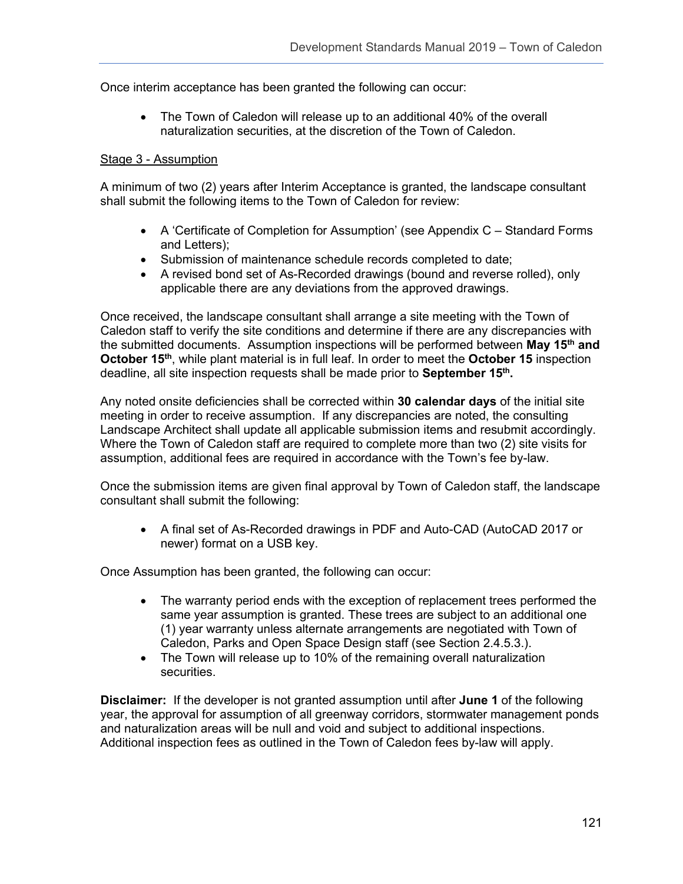Once interim acceptance has been granted the following can occur:

- The Town of Caledon will release up to an additional 40% of the overall naturalization securities, at the discretion of the Town of Caledon.

<u>Stage 3 - Assumption</u>

A minimum of two (2) years after Interim Acceptance is granted, the landscape consultant shall submit the following items to the Town of Caledon for review:

- A 'Certificate of Completion for Assumption' (see Appendix C – Standard Forms and Letters);
- Submission of maintenance schedule records completed to date;
- A revised bond set of As-Recorded drawings (bound and reverse rolled), only applicable there are any deviations from the approved drawings.

Once received, the landscape consultant shall arrange a site meeting with the Town of Caledon staff to verify the site conditions and determine if there are any discrepancies with the submitted documents. Assumption inspections will be performed between **May 15th and October 15th**, while plant material is in full leaf. In order to meet the **October 15** inspection deadline, all site inspection requests shall be made prior to **September 15th.**

Any noted onsite deficiencies shall be corrected within **30 calendar days** of the initial site meeting in order to receive assumption. If any discrepancies are noted, the consulting Landscape Architect shall update all applicable submission items and resubmit accordingly. Where the Town of Caledon staff are required to complete more than two (2) site visits for assumption, additional fees are required in accordance with the Town's fee by-law.

Once the submission items are given final approval by Town of Caledon staff, the landscape consultant shall submit the following:

- A final set of As-Recorded drawings in PDF and Auto-CAD (AutoCAD 2017 or newer) format on a USB key.

Once Assumption has been granted, the following can occur:

- The warranty period ends with the exception of replacement trees performed the same year assumption is granted. These trees are subject to an additional one (1) year warranty unless alternate arrangements are negotiated with Town of Caledon, Parks and Open Space Design staff (see Section 2.4.5.3.).
- The Town will release up to 10% of the remaining overall naturalization securities.

**Disclaimer:** If the developer is not granted assumption until after **June 1** of the following year, the approval for assumption of all greenway corridors, stormwater management ponds and naturalization areas will be null and void and subject to additional inspections. Additional inspection fees as outlined in the Town of Caledon fees by-law will apply.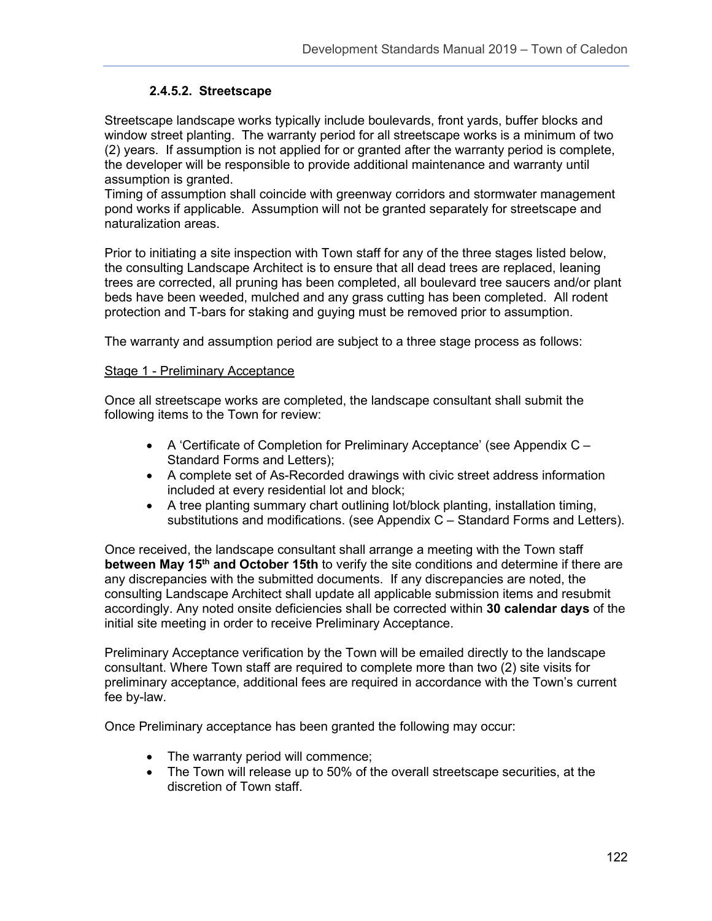#### 2.4.5.2. Streetscape

Streetscape landscape works typically include boulevards, front yards, buffer blocks and window street planting. The warranty period for all streetscape works is a minimum of two (2) years. If assumption is not applied for or granted after the warranty period is complete, the developer will be responsible to provide additional maintenance and warranty until assumption is granted.
Timing of assumption shall coincide with greenway corridors and stormwater management pond works if applicable. Assumption will not be granted separately for streetscape and naturalization areas.

Prior to initiating a site inspection with Town staff for any of the three stages listed below, the consulting Landscape Architect is to ensure that all dead trees are replaced, leaning trees are corrected, all pruning has been completed, all boulevard tree saucers and/or plant beds have been weeded, mulched and any grass cutting has been completed. All rodent protection and T-bars for staking and guying must be removed prior to assumption.

The warranty and assumption period are subject to a three stage process as follows:

<u>Stage 1 - Preliminary Acceptance</u>

Once all streetscape works are completed, the landscape consultant shall submit the following items to the Town for review:

- A 'Certificate of Completion for Preliminary Acceptance' (see Appendix C – Standard Forms and Letters);
- A complete set of As-Recorded drawings with civic street address information included at every residential lot and block;
- A tree planting summary chart outlining lot/block planting, installation timing, substitutions and modifications. (see Appendix C – Standard Forms and Letters).

Once received, the landscape consultant shall arrange a meeting with the Town staff **between May 15th and October 15th** to verify the site conditions and determine if there are any discrepancies with the submitted documents. If any discrepancies are noted, the consulting Landscape Architect shall update all applicable submission items and resubmit accordingly. Any noted onsite deficiencies shall be corrected within **30 calendar days** of the initial site meeting in order to receive Preliminary Acceptance.

Preliminary Acceptance verification by the Town will be emailed directly to the landscape consultant. Where Town staff are required to complete more than two (2) site visits for preliminary acceptance, additional fees are required in accordance with the Town's current fee by-law.

Once Preliminary acceptance has been granted the following may occur:

- The warranty period will commence;
- The Town will release up to 50% of the overall streetscape securities, at the discretion of Town staff.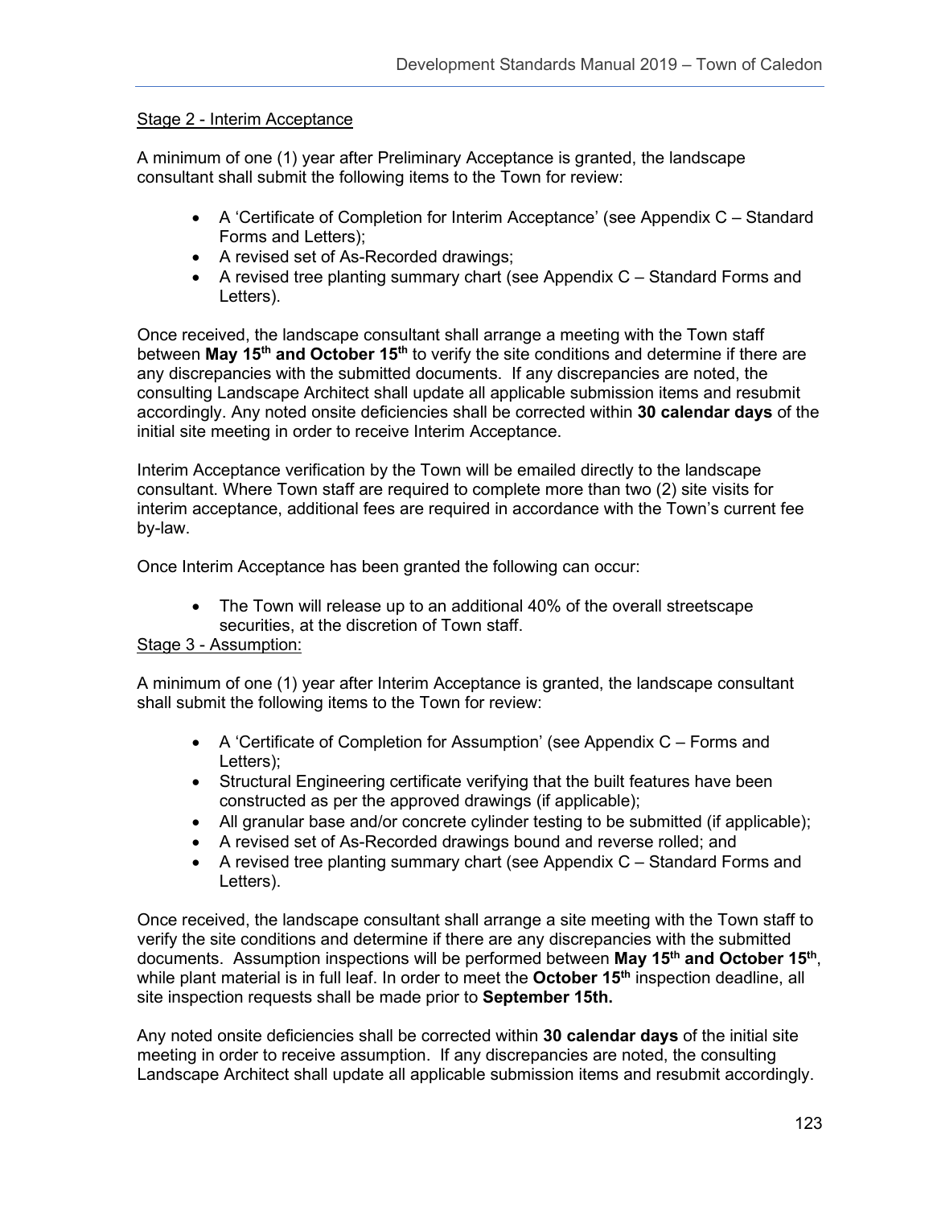Stage 2 - Interim Acceptance

A minimum of one (1) year after Preliminary Acceptance is granted, the landscape consultant shall submit the following items to the Town for review:

- A 'Certificate of Completion for Interim Acceptance' (see Appendix C – Standard Forms and Letters);
- A revised set of As-Recorded drawings;
- A revised tree planting summary chart (see Appendix C – Standard Forms and Letters).

Once received, the landscape consultant shall arrange a meeting with the Town staff between **May 15th and October 15th** to verify the site conditions and determine if there are any discrepancies with the submitted documents. If any discrepancies are noted, the consulting Landscape Architect shall update all applicable submission items and resubmit accordingly. Any noted onsite deficiencies shall be corrected within **30 calendar days** of the initial site meeting in order to receive Interim Acceptance.

Interim Acceptance verification by the Town will be emailed directly to the landscape consultant. Where Town staff are required to complete more than two (2) site visits for interim acceptance, additional fees are required in accordance with the Town's current fee by-law.

Once Interim Acceptance has been granted the following can occur:

- The Town will release up to an additional 40% of the overall streetscape securities, at the discretion of Town staff.

Stage 3 - Assumption:

A minimum of one (1) year after Interim Acceptance is granted, the landscape consultant shall submit the following items to the Town for review:

- A 'Certificate of Completion for Assumption' (see Appendix C – Forms and Letters);
- Structural Engineering certificate verifying that the built features have been constructed as per the approved drawings (if applicable);
- All granular base and/or concrete cylinder testing to be submitted (if applicable);
- A revised set of As-Recorded drawings bound and reverse rolled; and
- A revised tree planting summary chart (see Appendix C – Standard Forms and Letters).

Once received, the landscape consultant shall arrange a site meeting with the Town staff to verify the site conditions and determine if there are any discrepancies with the submitted documents. Assumption inspections will be performed between **May 15th and October 15th**, while plant material is in full leaf. In order to meet the **October 15th** inspection deadline, all site inspection requests shall be made prior to **September 15th.**

Any noted onsite deficiencies shall be corrected within **30 calendar days** of the initial site meeting in order to receive assumption. If any discrepancies are noted, the consulting Landscape Architect shall update all applicable submission items and resubmit accordingly.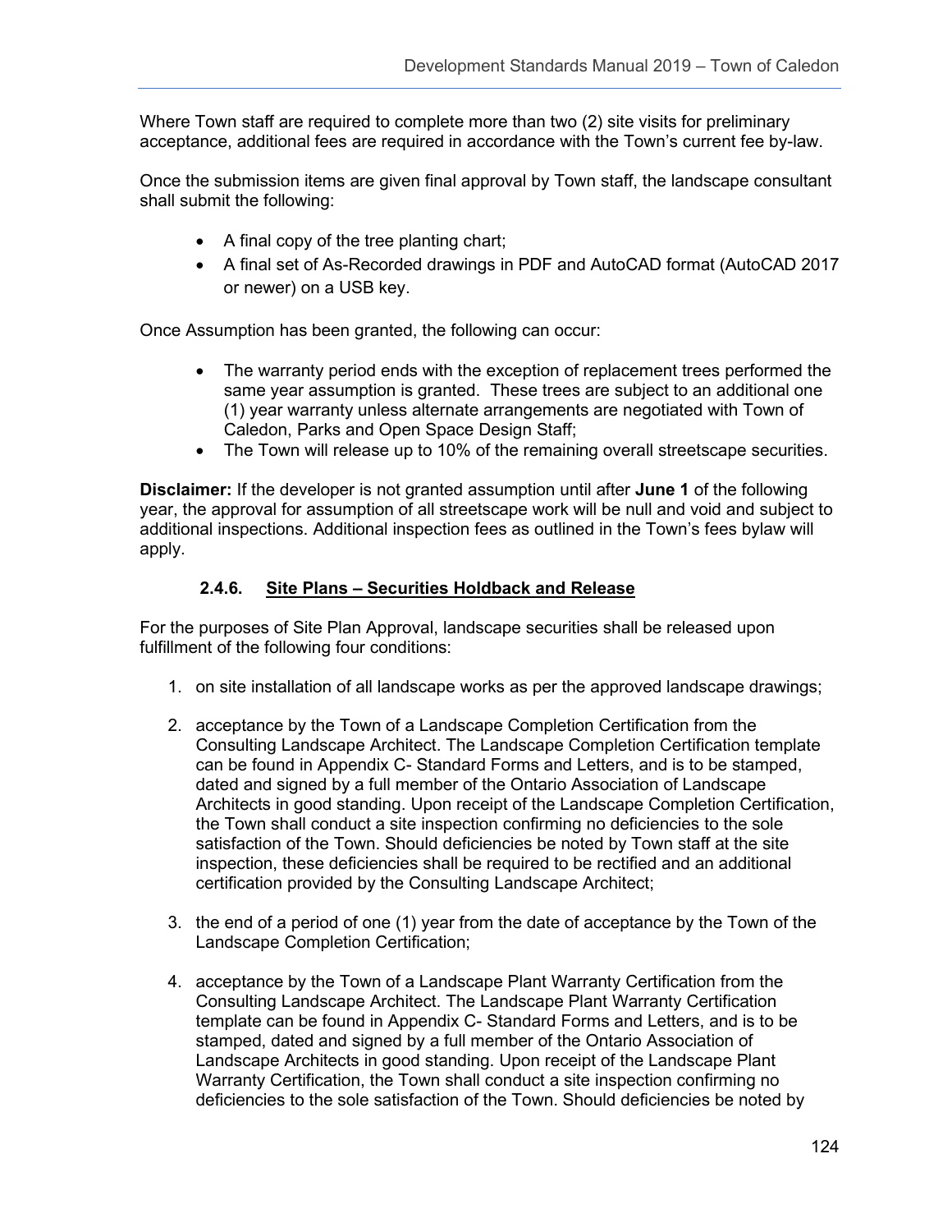Where Town staff are required to complete more than two (2) site visits for preliminary acceptance, additional fees are required in accordance with the Town's current fee by-law.

Once the submission items are given final approval by Town staff, the landscape consultant shall submit the following:

- A final copy of the tree planting chart;
- A final set of As-Recorded drawings in PDF and AutoCAD format (AutoCAD 2017 or newer) on a USB key.

Once Assumption has been granted, the following can occur:

- The warranty period ends with the exception of replacement trees performed the same year assumption is granted. These trees are subject to an additional one (1) year warranty unless alternate arrangements are negotiated with Town of Caledon, Parks and Open Space Design Staff;
- The Town will release up to 10% of the remaining overall streetscape securities.

**Disclaimer:** If the developer is not granted assumption until after **June 1** of the following year, the approval for assumption of all streetscape work will be null and void and subject to additional inspections. Additional inspection fees as outlined in the Town's fees bylaw will apply.

#### 2.4.6. Site Plans – Securities Holdback and Release

For the purposes of Site Plan Approval, landscape securities shall be released upon fulfillment of the following four conditions:

1. on site installation of all landscape works as per the approved landscape drawings;

2. acceptance by the Town of a Landscape Completion Certification from the Consulting Landscape Architect. The Landscape Completion Certification template can be found in Appendix C- Standard Forms and Letters, and is to be stamped, dated and signed by a full member of the Ontario Association of Landscape Architects in good standing. Upon receipt of the Landscape Completion Certification, the Town shall conduct a site inspection confirming no deficiencies to the sole satisfaction of the Town. Should deficiencies be noted by Town staff at the site inspection, these deficiencies shall be required to be rectified and an additional certification provided by the Consulting Landscape Architect;

3. the end of a period of one (1) year from the date of acceptance by the Town of the Landscape Completion Certification;

4. acceptance by the Town of a Landscape Plant Warranty Certification from the Consulting Landscape Architect. The Landscape Plant Warranty Certification template can be found in Appendix C- Standard Forms and Letters, and is to be stamped, dated and signed by a full member of the Ontario Association of Landscape Architects in good standing. Upon receipt of the Landscape Plant Warranty Certification, the Town shall conduct a site inspection confirming no deficiencies to the sole satisfaction of the Town. Should deficiencies be noted by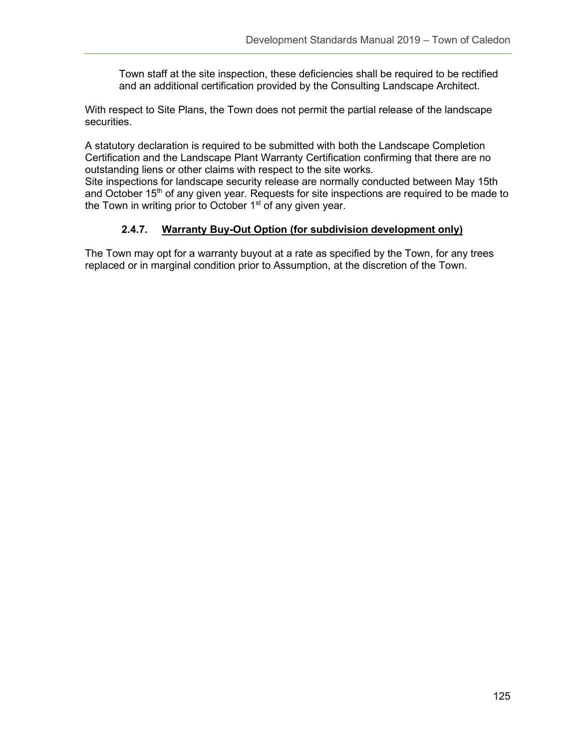Town staff at the site inspection, these deficiencies shall be required to be rectified and an additional certification provided by the Consulting Landscape Architect.

With respect to Site Plans, the Town does not permit the partial release of the landscape securities.

A statutory declaration is required to be submitted with both the Landscape Completion Certification and the Landscape Plant Warranty Certification confirming that there are no outstanding liens or other claims with respect to the site works.
Site inspections for landscape security release are normally conducted between May 15th and October 15th of any given year. Requests for site inspections are required to be made to the Town in writing prior to October 1st of any given year.

#### 2.4.7. Warranty Buy-Out Option (for subdivision development only)

The Town may opt for a warranty buyout at a rate as specified by the Town, for any trees replaced or in marginal condition prior to Assumption, at the discretion of the Town.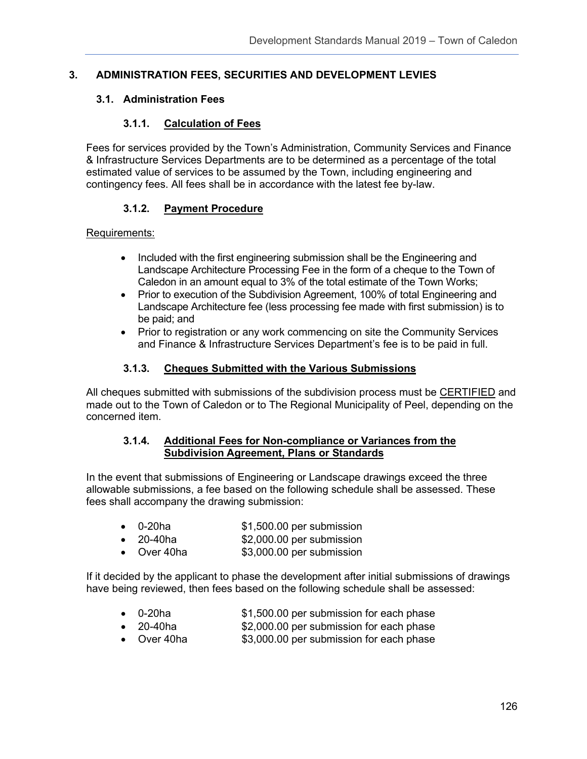# 3. ADMINISTRATION FEES, SECURITIES AND DEVELOPMENT LEVIES

## 3.1. Administration Fees

### 3.1.1. Calculation of Fees

Fees for services provided by the Town's Administration, Community Services and Finance & Infrastructure Services Departments are to be determined as a percentage of the total estimated value of services to be assumed by the Town, including engineering and contingency fees. All fees shall be in accordance with the latest fee by-law.

### 3.1.2. Payment Procedure

Requirements:

- Included with the first engineering submission shall be the Engineering and Landscape Architecture Processing Fee in the form of a cheque to the Town of Caledon in an amount equal to 3% of the total estimate of the Town Works;
- Prior to execution of the Subdivision Agreement, 100% of total Engineering and Landscape Architecture fee (less processing fee made with first submission) is to be paid; and
- Prior to registration or any work commencing on site the Community Services and Finance & Infrastructure Services Department's fee is to be paid in full.

### 3.1.3. Cheques Submitted with the Various Submissions

All cheques submitted with submissions of the subdivision process must be CERTIFIED and made out to the Town of Caledon or to The Regional Municipality of Peel, depending on the concerned item.

### 3.1.4. Additional Fees for Non-compliance or Variances from the Subdivision Agreement, Plans or Standards

In the event that submissions of Engineering or Landscape drawings exceed the three allowable submissions, a fee based on the following schedule shall be assessed. These fees shall accompany the drawing submission:

- 0-20ha $1,500.00 per submission
- 20-40ha $2,000.00 per submission
- Over 40ha $3,000.00 per submission

If it decided by the applicant to phase the development after initial submissions of drawings have being reviewed, then fees based on the following schedule shall be assessed:

- 0-20ha $1,500.00 per submission for each phase
- 20-40ha $2,000.00 per submission for each phase
- Over 40ha $3,000.00 per submission for each phase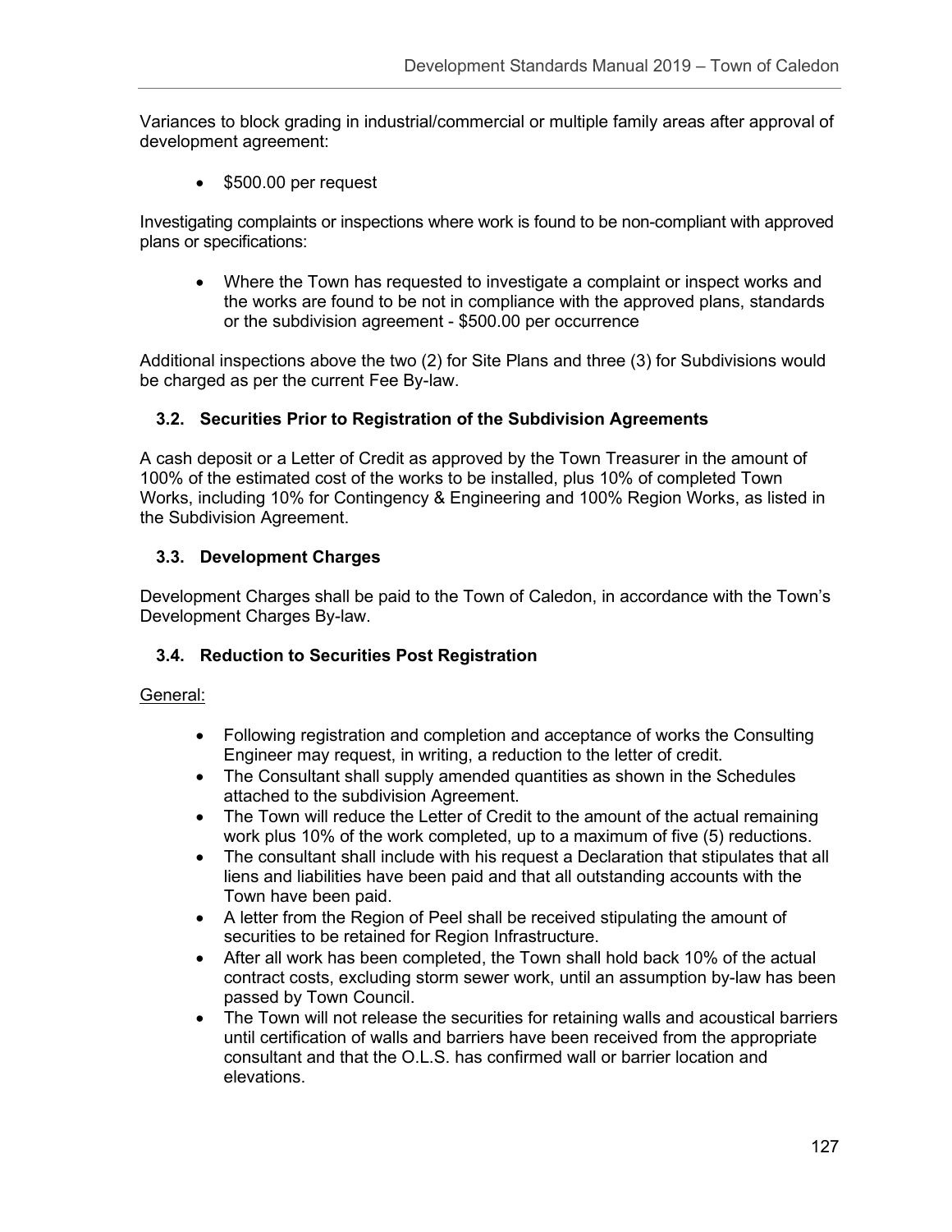Variances to block grading in industrial/commercial or multiple family areas after approval of development agreement:

- $500.00 per request

Investigating complaints or inspections where work is found to be non-compliant with approved plans or specifications:

- Where the Town has requested to investigate a complaint or inspect works and the works are found to be not in compliance with the approved plans, standards or the subdivision agreement - $500.00 per occurrence

Additional inspections above the two (2) for Site Plans and three (3) for Subdivisions would be charged as per the current Fee By-law.

### 3.2. Securities Prior to Registration of the Subdivision Agreements

A cash deposit or a Letter of Credit as approved by the Town Treasurer in the amount of 100% of the estimated cost of the works to be installed, plus 10% of completed Town Works, including 10% for Contingency & Engineering and 100% Region Works, as listed in the Subdivision Agreement.

### 3.3. Development Charges

Development Charges shall be paid to the Town of Caledon, in accordance with the Town's Development Charges By-law.

### 3.4. Reduction to Securities Post Registration

General:

- Following registration and completion and acceptance of works the Consulting Engineer may request, in writing, a reduction to the letter of credit.
- The Consultant shall supply amended quantities as shown in the Schedules attached to the subdivision Agreement.
- The Town will reduce the Letter of Credit to the amount of the actual remaining work plus 10% of the work completed, up to a maximum of five (5) reductions.
- The consultant shall include with his request a Declaration that stipulates that all liens and liabilities have been paid and that all outstanding accounts with the Town have been paid.
- A letter from the Region of Peel shall be received stipulating the amount of securities to be retained for Region Infrastructure.
- After all work has been completed, the Town shall hold back 10% of the actual contract costs, excluding storm sewer work, until an assumption by-law has been passed by Town Council.
- The Town will not release the securities for retaining walls and acoustical barriers until certification of walls and barriers have been received from the appropriate consultant and that the O.L.S. has confirmed wall or barrier location and elevations.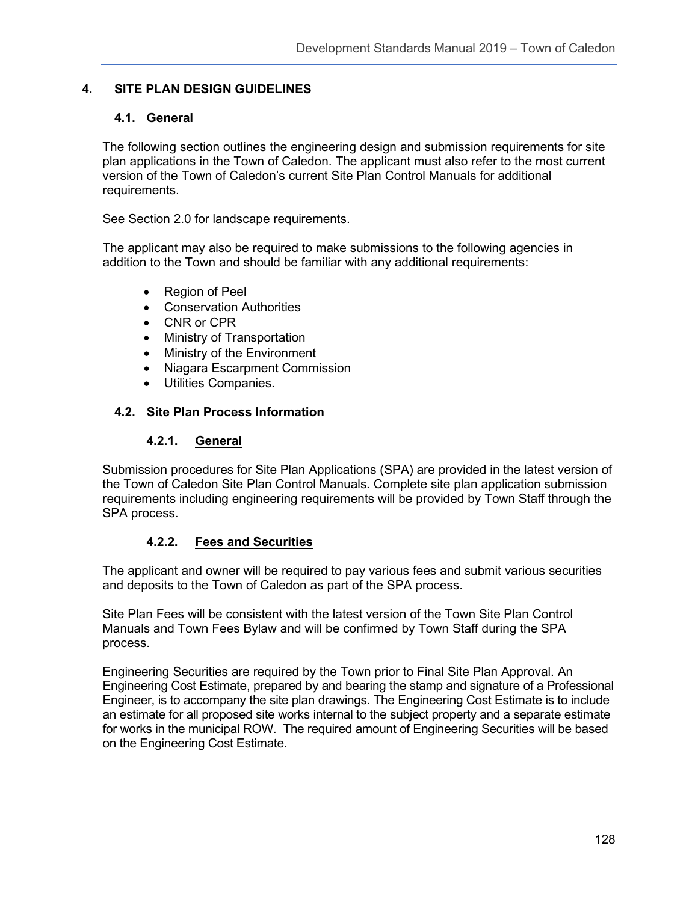# 4. SITE PLAN DESIGN GUIDELINES

## 4.1. General

The following section outlines the engineering design and submission requirements for site plan applications in the Town of Caledon. The applicant must also refer to the most current version of the Town of Caledon's current Site Plan Control Manuals for additional requirements.

See Section 2.0 for landscape requirements.

The applicant may also be required to make submissions to the following agencies in addition to the Town and should be familiar with any additional requirements:

- Region of Peel
- Conservation Authorities
- CNR or CPR
- Ministry of Transportation
- Ministry of the Environment
- Niagara Escarpment Commission
- Utilities Companies.

## 4.2. Site Plan Process Information

### 4.2.1. General

Submission procedures for Site Plan Applications (SPA) are provided in the latest version of the Town of Caledon Site Plan Control Manuals. Complete site plan application submission requirements including engineering requirements will be provided by Town Staff through the SPA process.

### 4.2.2. Fees and Securities

The applicant and owner will be required to pay various fees and submit various securities and deposits to the Town of Caledon as part of the SPA process.

Site Plan Fees will be consistent with the latest version of the Town Site Plan Control Manuals and Town Fees Bylaw and will be confirmed by Town Staff during the SPA process.

Engineering Securities are required by the Town prior to Final Site Plan Approval. An Engineering Cost Estimate, prepared by and bearing the stamp and signature of a Professional Engineer, is to accompany the site plan drawings. The Engineering Cost Estimate is to include an estimate for all proposed site works internal to the subject property and a separate estimate for works in the municipal ROW. The required amount of Engineering Securities will be based on the Engineering Cost Estimate.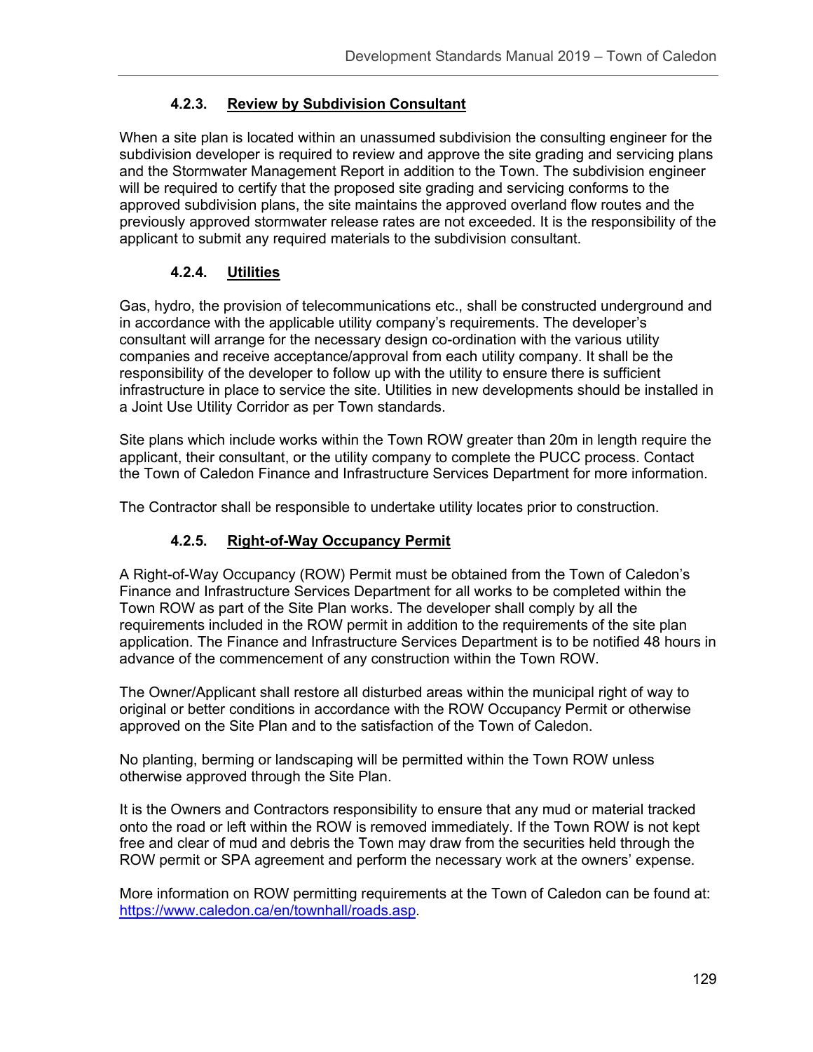#### 4.2.3. Review by Subdivision Consultant

When a site plan is located within an unassumed subdivision the consulting engineer for the subdivision developer is required to review and approve the site grading and servicing plans and the Stormwater Management Report in addition to the Town. The subdivision engineer will be required to certify that the proposed site grading and servicing conforms to the approved subdivision plans, the site maintains the approved overland flow routes and the previously approved stormwater release rates are not exceeded. It is the responsibility of the applicant to submit any required materials to the subdivision consultant.

#### 4.2.4. Utilities

Gas, hydro, the provision of telecommunications etc., shall be constructed underground and in accordance with the applicable utility company's requirements. The developer's consultant will arrange for the necessary design co-ordination with the various utility companies and receive acceptance/approval from each utility company. It shall be the responsibility of the developer to follow up with the utility to ensure there is sufficient infrastructure in place to service the site. Utilities in new developments should be installed in a Joint Use Utility Corridor as per Town standards.

Site plans which include works within the Town ROW greater than 20m in length require the applicant, their consultant, or the utility company to complete the PUCC process. Contact the Town of Caledon Finance and Infrastructure Services Department for more information.

The Contractor shall be responsible to undertake utility locates prior to construction.

#### 4.2.5. Right-of-Way Occupancy Permit

A Right-of-Way Occupancy (ROW) Permit must be obtained from the Town of Caledon's Finance and Infrastructure Services Department for all works to be completed within the Town ROW as part of the Site Plan works. The developer shall comply by all the requirements included in the ROW permit in addition to the requirements of the site plan application. The Finance and Infrastructure Services Department is to be notified 48 hours in advance of the commencement of any construction within the Town ROW.

The Owner/Applicant shall restore all disturbed areas within the municipal right of way to original or better conditions in accordance with the ROW Occupancy Permit or otherwise approved on the Site Plan and to the satisfaction of the Town of Caledon.

No planting, berming or landscaping will be permitted within the Town ROW unless otherwise approved through the Site Plan.

It is the Owners and Contractors responsibility to ensure that any mud or material tracked onto the road or left within the ROW is removed immediately. If the Town ROW is not kept free and clear of mud and debris the Town may draw from the securities held through the ROW permit or SPA agreement and perform the necessary work at the owners' expense.

More information on ROW permitting requirements at the Town of Caledon can be found at: [https://www.caledon.ca/en/townhall/roads.asp](https://www.caledon.ca/en/townhall/roads.asp).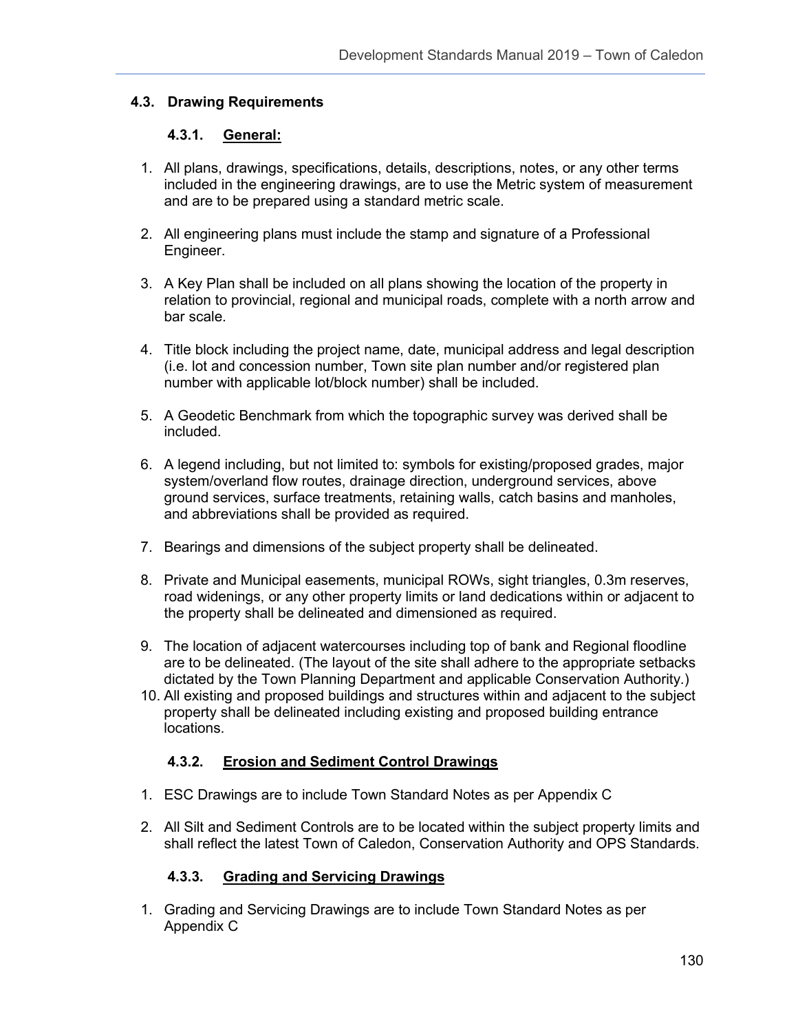## 4.3. Drawing Requirements

### 4.3.1. General:

1. All plans, drawings, specifications, details, descriptions, notes, or any other terms included in the engineering drawings, are to use the Metric system of measurement and are to be prepared using a standard metric scale.

2. All engineering plans must include the stamp and signature of a Professional Engineer.

3. A Key Plan shall be included on all plans showing the location of the property in relation to provincial, regional and municipal roads, complete with a north arrow and bar scale.

4. Title block including the project name, date, municipal address and legal description (i.e. lot and concession number, Town site plan number and/or registered plan number with applicable lot/block number) shall be included.

5. A Geodetic Benchmark from which the topographic survey was derived shall be included.

6. A legend including, but not limited to: symbols for existing/proposed grades, major system/overland flow routes, drainage direction, underground services, above ground services, surface treatments, retaining walls, catch basins and manholes, and abbreviations shall be provided as required.

7. Bearings and dimensions of the subject property shall be delineated.

8. Private and Municipal easements, municipal ROWs, sight triangles, 0.3m reserves, road widenings, or any other property limits or land dedications within or adjacent to the property shall be delineated and dimensioned as required.

9. The location of adjacent watercourses including top of bank and Regional floodline are to be delineated. (The layout of the site shall adhere to the appropriate setbacks dictated by the Town Planning Department and applicable Conservation Authority.)

10. All existing and proposed buildings and structures within and adjacent to the subject property shall be delineated including existing and proposed building entrance locations.

### 4.3.2. Erosion and Sediment Control Drawings

1. ESC Drawings are to include Town Standard Notes as per Appendix C

2. All Silt and Sediment Controls are to be located within the subject property limits and shall reflect the latest Town of Caledon, Conservation Authority and OPS Standards.

### 4.3.3. Grading and Servicing Drawings

1. Grading and Servicing Drawings are to include Town Standard Notes as per Appendix C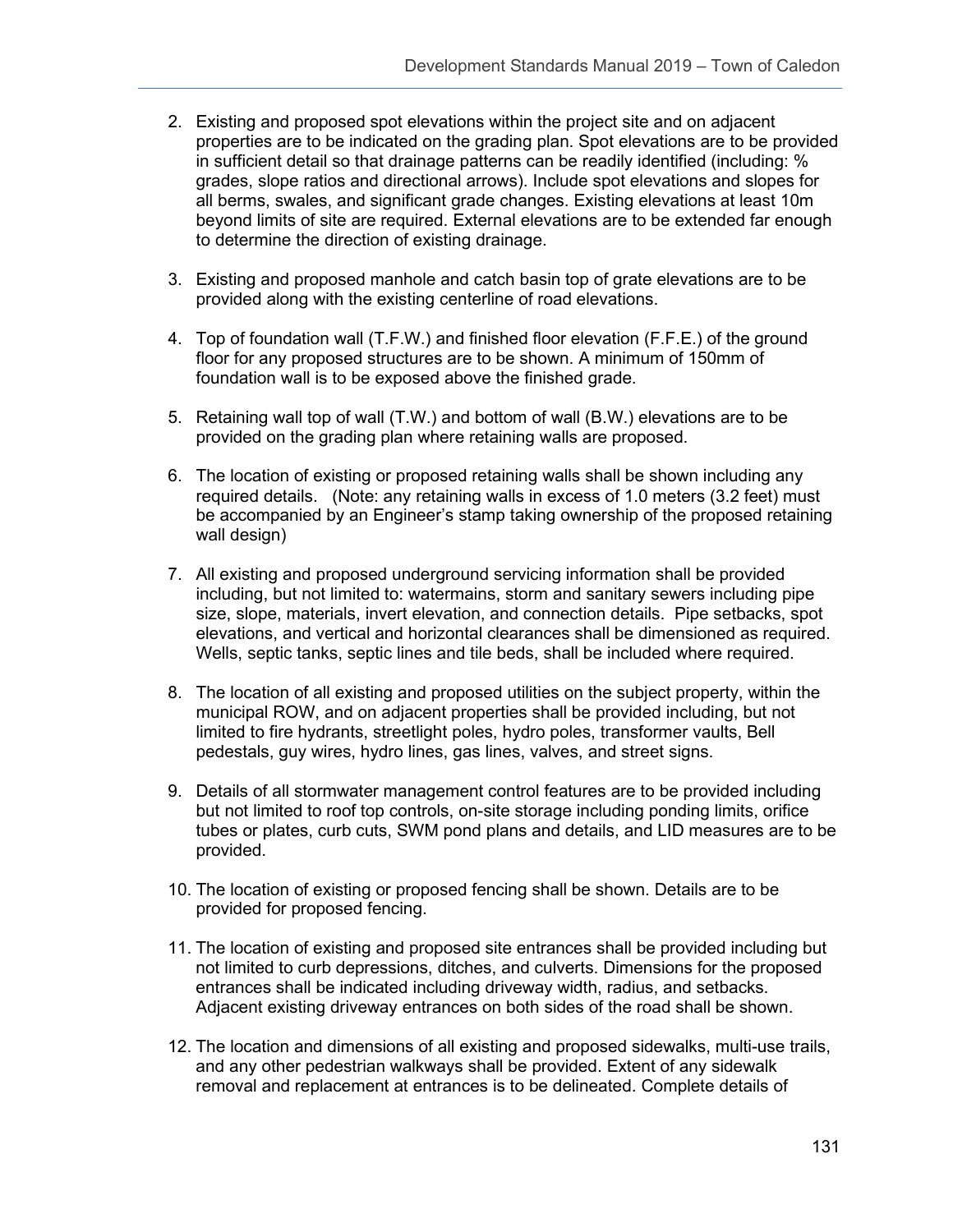2. Existing and proposed spot elevations within the project site and on adjacent properties are to be indicated on the grading plan. Spot elevations are to be provided in sufficient detail so that drainage patterns can be readily identified (including: % grades, slope ratios and directional arrows). Include spot elevations and slopes for all berms, swales, and significant grade changes. Existing elevations at least 10m beyond limits of site are required. External elevations are to be extended far enough to determine the direction of existing drainage.

3. Existing and proposed manhole and catch basin top of grate elevations are to be provided along with the existing centerline of road elevations.

4. Top of foundation wall (T.F.W.) and finished floor elevation (F.F.E.) of the ground floor for any proposed structures are to be shown. A minimum of 150mm of foundation wall is to be exposed above the finished grade.

5. Retaining wall top of wall (T.W.) and bottom of wall (B.W.) elevations are to be provided on the grading plan where retaining walls are proposed.

6. The location of existing or proposed retaining walls shall be shown including any required details. (Note: any retaining walls in excess of 1.0 meters (3.2 feet) must be accompanied by an Engineer's stamp taking ownership of the proposed retaining wall design)

7. All existing and proposed underground servicing information shall be provided including, but not limited to: watermains, storm and sanitary sewers including pipe size, slope, materials, invert elevation, and connection details. Pipe setbacks, spot elevations, and vertical and horizontal clearances shall be dimensioned as required. Wells, septic tanks, septic lines and tile beds, shall be included where required.

8. The location of all existing and proposed utilities on the subject property, within the municipal ROW, and on adjacent properties shall be provided including, but not limited to fire hydrants, streetlight poles, hydro poles, transformer vaults, Bell pedestals, guy wires, hydro lines, gas lines, valves, and street signs.

9. Details of all stormwater management control features are to be provided including but not limited to roof top controls, on-site storage including ponding limits, orifice tubes or plates, curb cuts, SWM pond plans and details, and LID measures are to be provided.

10. The location of existing or proposed fencing shall be shown. Details are to be provided for proposed fencing.

11. The location of existing and proposed site entrances shall be provided including but not limited to curb depressions, ditches, and culverts. Dimensions for the proposed entrances shall be indicated including driveway width, radius, and setbacks. Adjacent existing driveway entrances on both sides of the road shall be shown.

12. The location and dimensions of all existing and proposed sidewalks, multi-use trails, and any other pedestrian walkways shall be provided. Extent of any sidewalk removal and replacement at entrances is to be delineated. Complete details of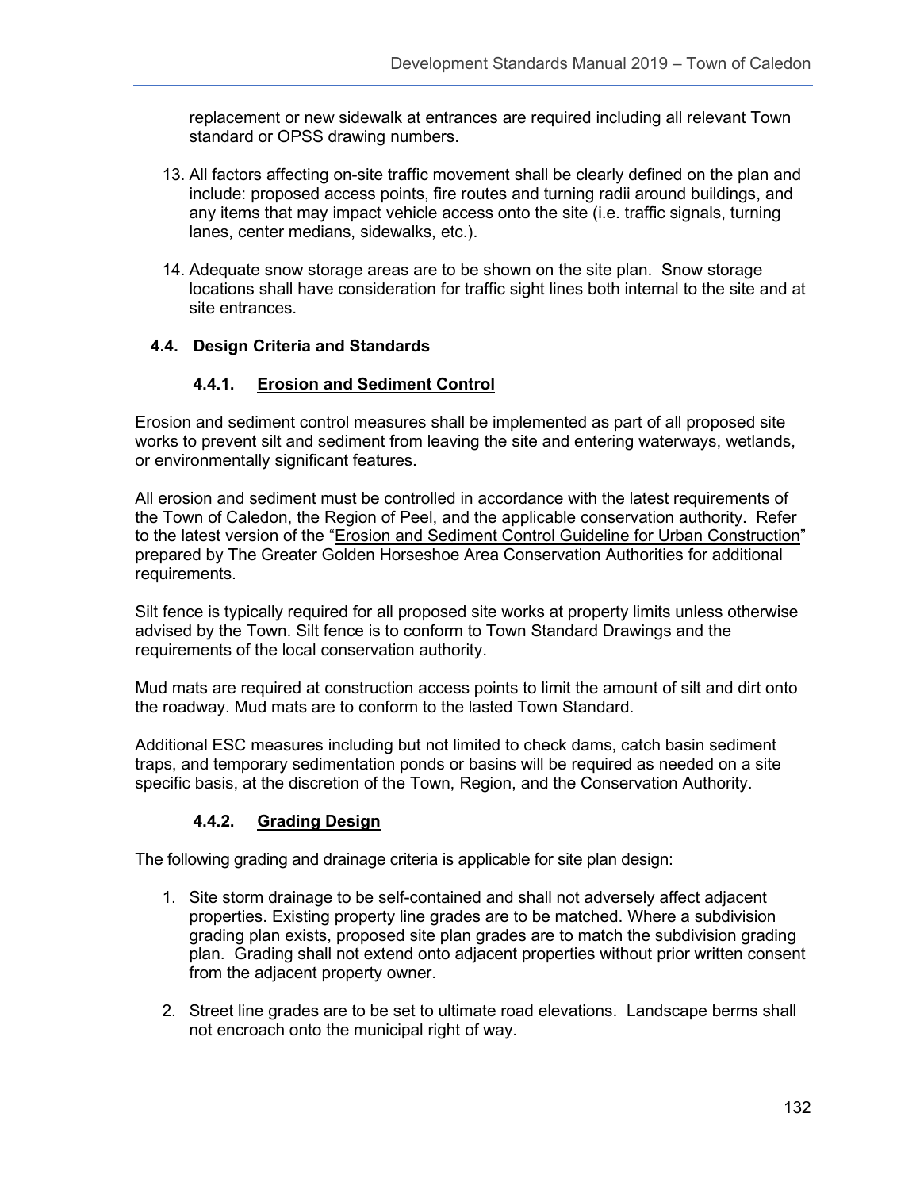replacement or new sidewalk at entrances are required including all relevant Town standard or OPSS drawing numbers.

13. All factors affecting on-site traffic movement shall be clearly defined on the plan and include: proposed access points, fire routes and turning radii around buildings, and any items that may impact vehicle access onto the site (i.e. traffic signals, turning lanes, center medians, sidewalks, etc.).

14. Adequate snow storage areas are to be shown on the site plan. Snow storage locations shall have consideration for traffic sight lines both internal to the site and at site entrances.

## 4.4. Design Criteria and Standards

### 4.4.1. Erosion and Sediment Control

Erosion and sediment control measures shall be implemented as part of all proposed site works to prevent silt and sediment from leaving the site and entering waterways, wetlands, or environmentally significant features.

All erosion and sediment must be controlled in accordance with the latest requirements of the Town of Caledon, the Region of Peel, and the applicable conservation authority. Refer to the latest version of the "Erosion and Sediment Control Guideline for Urban Construction" prepared by The Greater Golden Horseshoe Area Conservation Authorities for additional requirements.

Silt fence is typically required for all proposed site works at property limits unless otherwise advised by the Town. Silt fence is to conform to Town Standard Drawings and the requirements of the local conservation authority.

Mud mats are required at construction access points to limit the amount of silt and dirt onto the roadway. Mud mats are to conform to the lasted Town Standard.

Additional ESC measures including but not limited to check dams, catch basin sediment traps, and temporary sedimentation ponds or basins will be required as needed on a site specific basis, at the discretion of the Town, Region, and the Conservation Authority.

### 4.4.2. Grading Design

The following grading and drainage criteria is applicable for site plan design:

1. Site storm drainage to be self-contained and shall not adversely affect adjacent properties. Existing property line grades are to be matched. Where a subdivision grading plan exists, proposed site plan grades are to match the subdivision grading plan. Grading shall not extend onto adjacent properties without prior written consent from the adjacent property owner.

2. Street line grades are to be set to ultimate road elevations. Landscape berms shall not encroach onto the municipal right of way.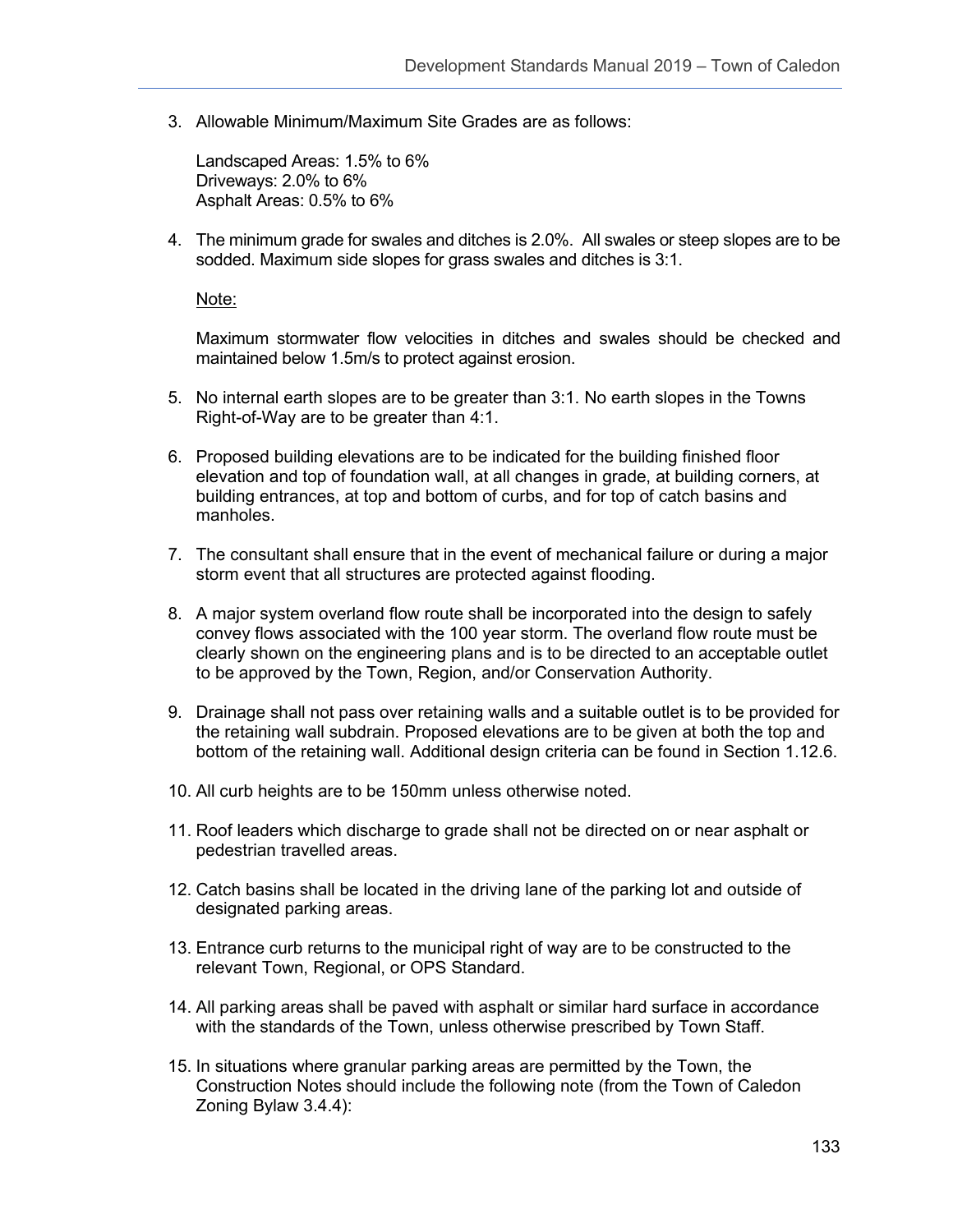3. Allowable Minimum/Maximum Site Grades are as follows:

   Landscaped Areas: 1.5% to 6%
   Driveways: 2.0% to 6%
   Asphalt Areas: 0.5% to 6%

4. The minimum grade for swales and ditches is 2.0%. All swales or steep slopes are to be sodded. Maximum side slopes for grass swales and ditches is 3:1.

   Note:

   Maximum stormwater flow velocities in ditches and swales should be checked and maintained below 1.5m/s to protect against erosion.

5. No internal earth slopes are to be greater than 3:1. No earth slopes in the Towns Right-of-Way are to be greater than 4:1.

6. Proposed building elevations are to be indicated for the building finished floor elevation and top of foundation wall, at all changes in grade, at building corners, at building entrances, at top and bottom of curbs, and for top of catch basins and manholes.

7. The consultant shall ensure that in the event of mechanical failure or during a major storm event that all structures are protected against flooding.

8. A major system overland flow route shall be incorporated into the design to safely convey flows associated with the 100 year storm. The overland flow route must be clearly shown on the engineering plans and is to be directed to an acceptable outlet to be approved by the Town, Region, and/or Conservation Authority.

9. Drainage shall not pass over retaining walls and a suitable outlet is to be provided for the retaining wall subdrain. Proposed elevations are to be given at both the top and bottom of the retaining wall. Additional design criteria can be found in Section 1.12.6.

10. All curb heights are to be 150mm unless otherwise noted.

11. Roof leaders which discharge to grade shall not be directed on or near asphalt or pedestrian travelled areas.

12. Catch basins shall be located in the driving lane of the parking lot and outside of designated parking areas.

13. Entrance curb returns to the municipal right of way are to be constructed to the relevant Town, Regional, or OPS Standard.

14. All parking areas shall be paved with asphalt or similar hard surface in accordance with the standards of the Town, unless otherwise prescribed by Town Staff.

15. In situations where granular parking areas are permitted by the Town, the Construction Notes should include the following note (from the Town of Caledon Zoning Bylaw 3.4.4):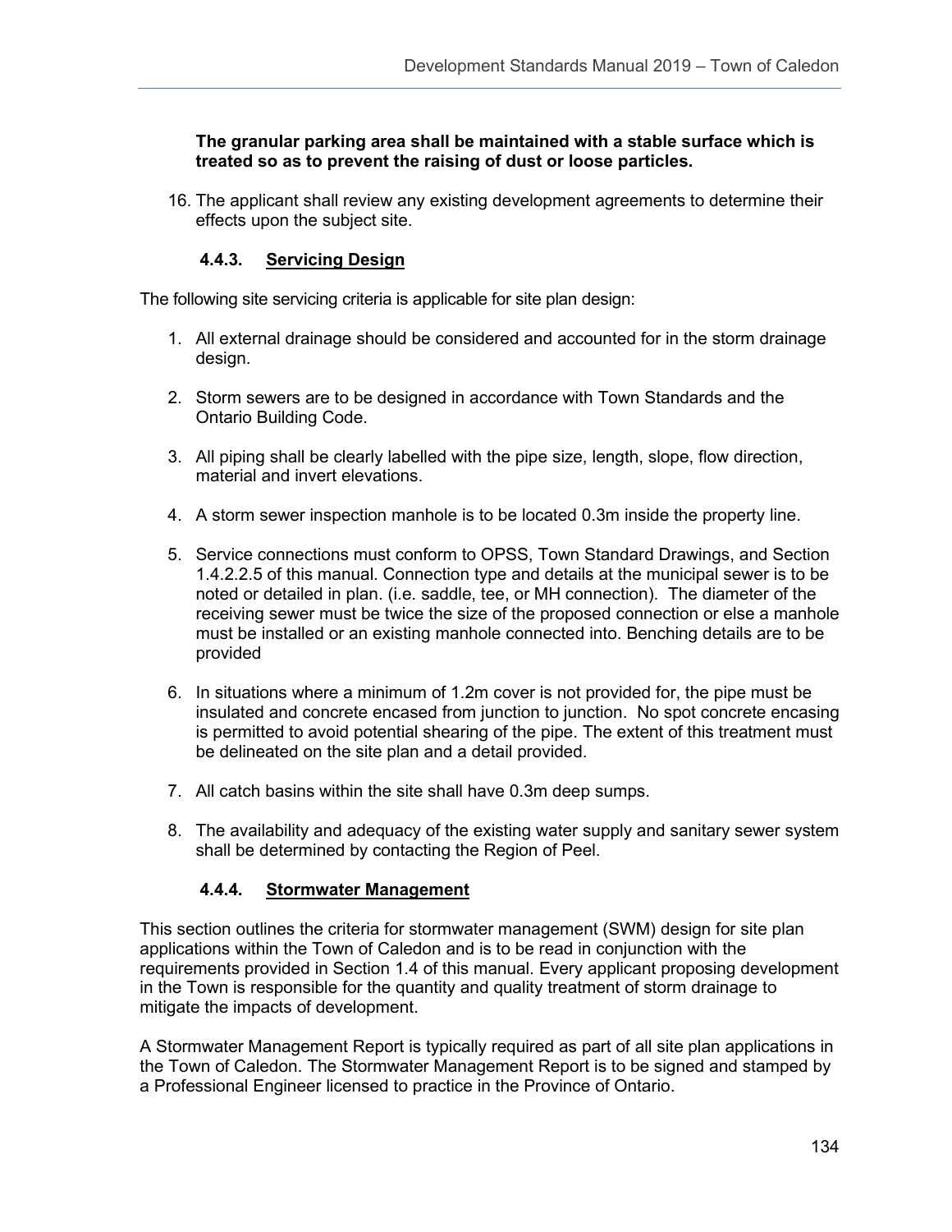**The granular parking area shall be maintained with a stable surface which is treated so as to prevent the raising of dust or loose particles.**

16. The applicant shall review any existing development agreements to determine their effects upon the subject site.

### 4.4.3. Servicing Design

The following site servicing criteria is applicable for site plan design:

1. All external drainage should be considered and accounted for in the storm drainage design.

2. Storm sewers are to be designed in accordance with Town Standards and the Ontario Building Code.

3. All piping shall be clearly labelled with the pipe size, length, slope, flow direction, material and invert elevations.

4. A storm sewer inspection manhole is to be located 0.3m inside the property line.

5. Service connections must conform to OPSS, Town Standard Drawings, and Section 1.4.2.2.5 of this manual. Connection type and details at the municipal sewer is to be noted or detailed in plan. (i.e. saddle, tee, or MH connection). The diameter of the receiving sewer must be twice the size of the proposed connection or else a manhole must be installed or an existing manhole connected into. Benching details are to be provided

6. In situations where a minimum of 1.2m cover is not provided for, the pipe must be insulated and concrete encased from junction to junction. No spot concrete encasing is permitted to avoid potential shearing of the pipe. The extent of this treatment must be delineated on the site plan and a detail provided.

7. All catch basins within the site shall have 0.3m deep sumps.

8. The availability and adequacy of the existing water supply and sanitary sewer system shall be determined by contacting the Region of Peel.

### 4.4.4. Stormwater Management

This section outlines the criteria for stormwater management (SWM) design for site plan applications within the Town of Caledon and is to be read in conjunction with the requirements provided in Section 1.4 of this manual. Every applicant proposing development in the Town is responsible for the quantity and quality treatment of storm drainage to mitigate the impacts of development.

A Stormwater Management Report is typically required as part of all site plan applications in the Town of Caledon. The Stormwater Management Report is to be signed and stamped by a Professional Engineer licensed to practice in the Province of Ontario.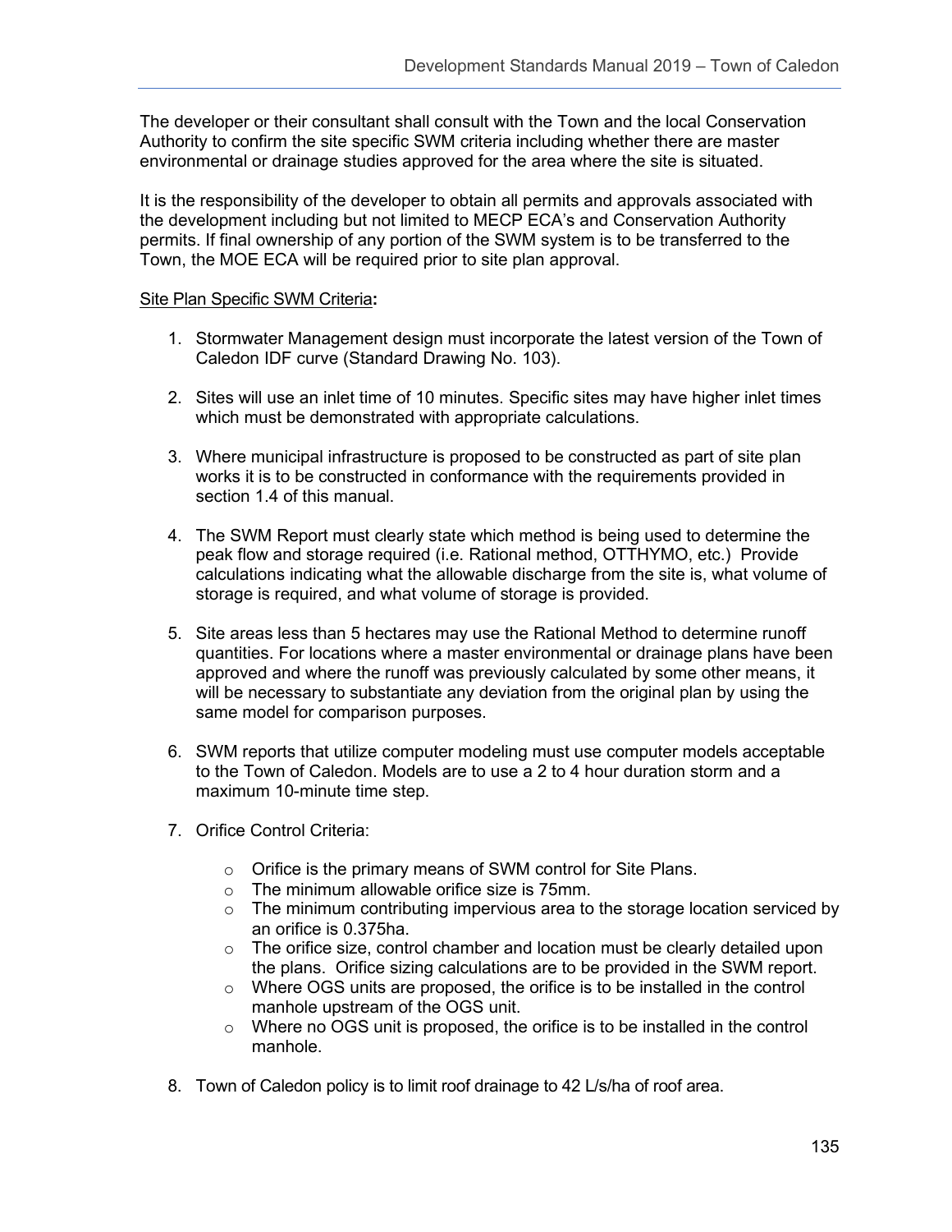The developer or their consultant shall consult with the Town and the local Conservation Authority to confirm the site specific SWM criteria including whether there are master environmental or drainage studies approved for the area where the site is situated.

It is the responsibility of the developer to obtain all permits and approvals associated with the development including but not limited to MECP ECA's and Conservation Authority permits. If final ownership of any portion of the SWM system is to be transferred to the Town, the MOE ECA will be required prior to site plan approval.

<u>Site Plan Specific SWM Criteria</u>**:**

1. Stormwater Management design must incorporate the latest version of the Town of Caledon IDF curve (Standard Drawing No. 103).

2. Sites will use an inlet time of 10 minutes. Specific sites may have higher inlet times which must be demonstrated with appropriate calculations.

3. Where municipal infrastructure is proposed to be constructed as part of site plan works it is to be constructed in conformance with the requirements provided in section 1.4 of this manual.

4. The SWM Report must clearly state which method is being used to determine the peak flow and storage required (i.e. Rational method, OTTHYMO, etc.) Provide calculations indicating what the allowable discharge from the site is, what volume of storage is required, and what volume of storage is provided.

5. Site areas less than 5 hectares may use the Rational Method to determine runoff quantities. For locations where a master environmental or drainage plans have been approved and where the runoff was previously calculated by some other means, it will be necessary to substantiate any deviation from the original plan by using the same model for comparison purposes.

6. SWM reports that utilize computer modeling must use computer models acceptable to the Town of Caledon. Models are to use a 2 to 4 hour duration storm and a maximum 10-minute time step.

7. Orifice Control Criteria:

   - Orifice is the primary means of SWM control for Site Plans.
   - The minimum allowable orifice size is 75mm.
   - The minimum contributing impervious area to the storage location serviced by an orifice is 0.375ha.
   - The orifice size, control chamber and location must be clearly detailed upon the plans. Orifice sizing calculations are to be provided in the SWM report.
   - Where OGS units are proposed, the orifice is to be installed in the control manhole upstream of the OGS unit.
   - Where no OGS unit is proposed, the orifice is to be installed in the control manhole.

8. Town of Caledon policy is to limit roof drainage to 42 L/s/ha of roof area.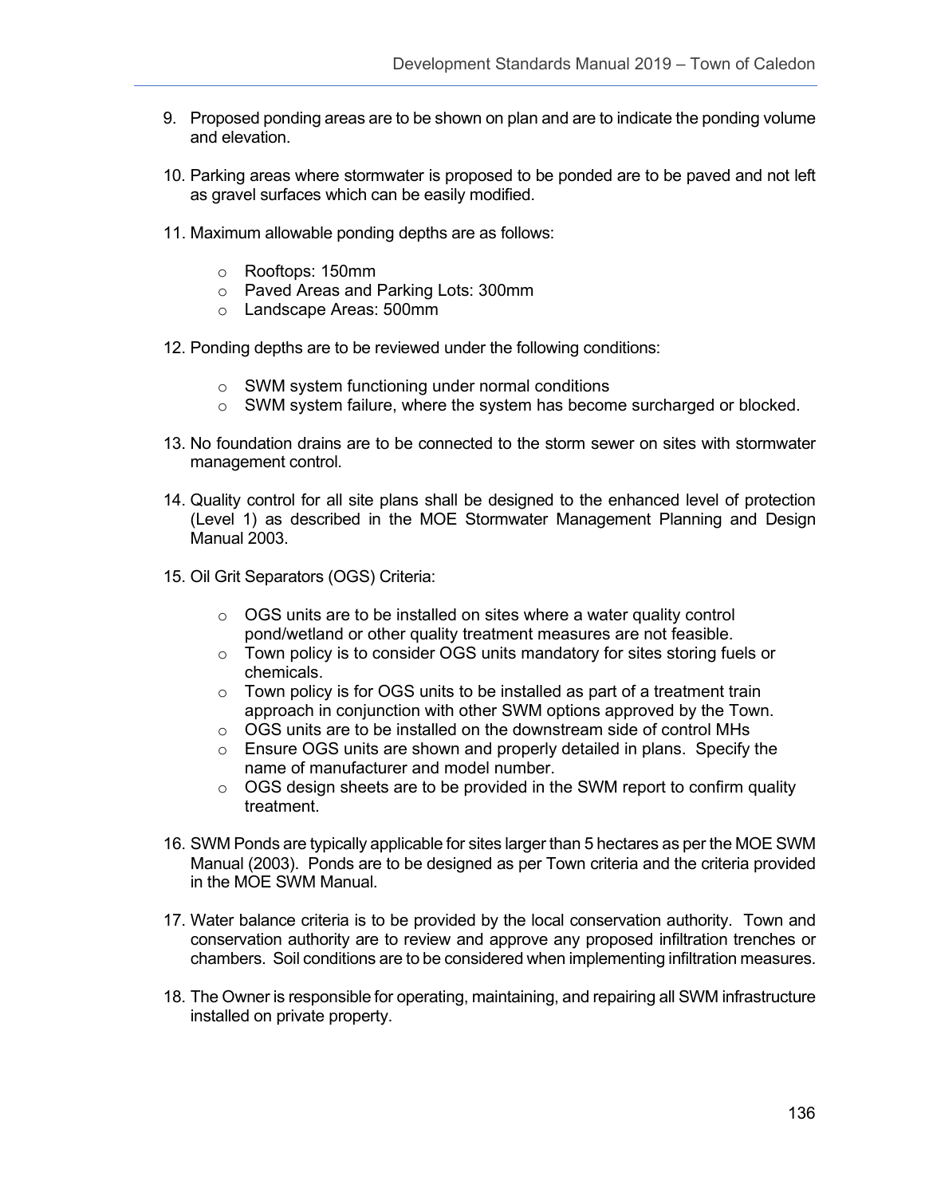9. Proposed ponding areas are to be shown on plan and are to indicate the ponding volume and elevation.

10. Parking areas where stormwater is proposed to be ponded are to be paved and not left as gravel surfaces which can be easily modified.

11. Maximum allowable ponding depths are as follows:

    - Rooftops: 150mm
    - Paved Areas and Parking Lots: 300mm
    - Landscape Areas: 500mm

12. Ponding depths are to be reviewed under the following conditions:

    - SWM system functioning under normal conditions
    - SWM system failure, where the system has become surcharged or blocked.

13. No foundation drains are to be connected to the storm sewer on sites with stormwater management control.

14. Quality control for all site plans shall be designed to the enhanced level of protection (Level 1) as described in the MOE Stormwater Management Planning and Design Manual 2003.

15. Oil Grit Separators (OGS) Criteria:

    - OGS units are to be installed on sites where a water quality control pond/wetland or other quality treatment measures are not feasible.
    - Town policy is to consider OGS units mandatory for sites storing fuels or chemicals.
    - Town policy is for OGS units to be installed as part of a treatment train approach in conjunction with other SWM options approved by the Town.
    - OGS units are to be installed on the downstream side of control MHs
    - Ensure OGS units are shown and properly detailed in plans. Specify the name of manufacturer and model number.
    - OGS design sheets are to be provided in the SWM report to confirm quality treatment.

16. SWM Ponds are typically applicable for sites larger than 5 hectares as per the MOE SWM Manual (2003). Ponds are to be designed as per Town criteria and the criteria provided in the MOE SWM Manual.

17. Water balance criteria is to be provided by the local conservation authority. Town and conservation authority are to review and approve any proposed infiltration trenches or chambers. Soil conditions are to be considered when implementing infiltration measures.

18. The Owner is responsible for operating, maintaining, and repairing all SWM infrastructure installed on private property.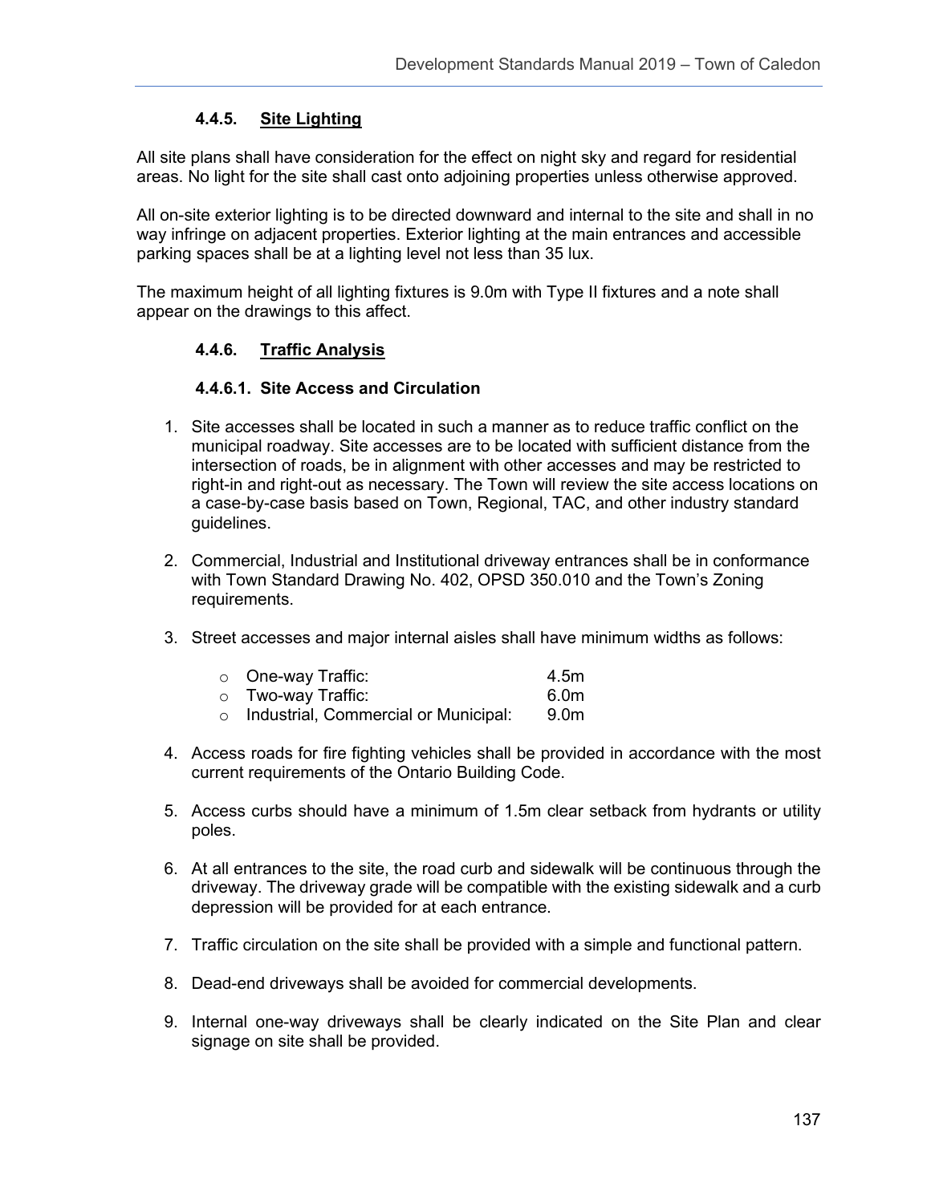### 4.4.5. Site Lighting

All site plans shall have consideration for the effect on night sky and regard for residential areas. No light for the site shall cast onto adjoining properties unless otherwise approved.

All on-site exterior lighting is to be directed downward and internal to the site and shall in no way infringe on adjacent properties. Exterior lighting at the main entrances and accessible parking spaces shall be at a lighting level not less than 35 lux.

The maximum height of all lighting fixtures is 9.0m with Type II fixtures and a note shall appear on the drawings to this affect.

### 4.4.6. Traffic Analysis

#### 4.4.6.1. Site Access and Circulation

1. Site accesses shall be located in such a manner as to reduce traffic conflict on the municipal roadway. Site accesses are to be located with sufficient distance from the intersection of roads, be in alignment with other accesses and may be restricted to right-in and right-out as necessary. The Town will review the site access locations on a case-by-case basis based on Town, Regional, TAC, and other industry standard guidelines.

2. Commercial, Industrial and Institutional driveway entrances shall be in conformance with Town Standard Drawing No. 402, OPSD 350.010 and the Town's Zoning requirements.

3. Street accesses and major internal aisles shall have minimum widths as follows:

   - One-way Traffic: 4.5m
   - Two-way Traffic: 6.0m
   - Industrial, Commercial or Municipal: 9.0m

4. Access roads for fire fighting vehicles shall be provided in accordance with the most current requirements of the Ontario Building Code.

5. Access curbs should have a minimum of 1.5m clear setback from hydrants or utility poles.

6. At all entrances to the site, the road curb and sidewalk will be continuous through the driveway. The driveway grade will be compatible with the existing sidewalk and a curb depression will be provided for at each entrance.

7. Traffic circulation on the site shall be provided with a simple and functional pattern.

8. Dead-end driveways shall be avoided for commercial developments.

9. Internal one-way driveways shall be clearly indicated on the Site Plan and clear signage on site shall be provided.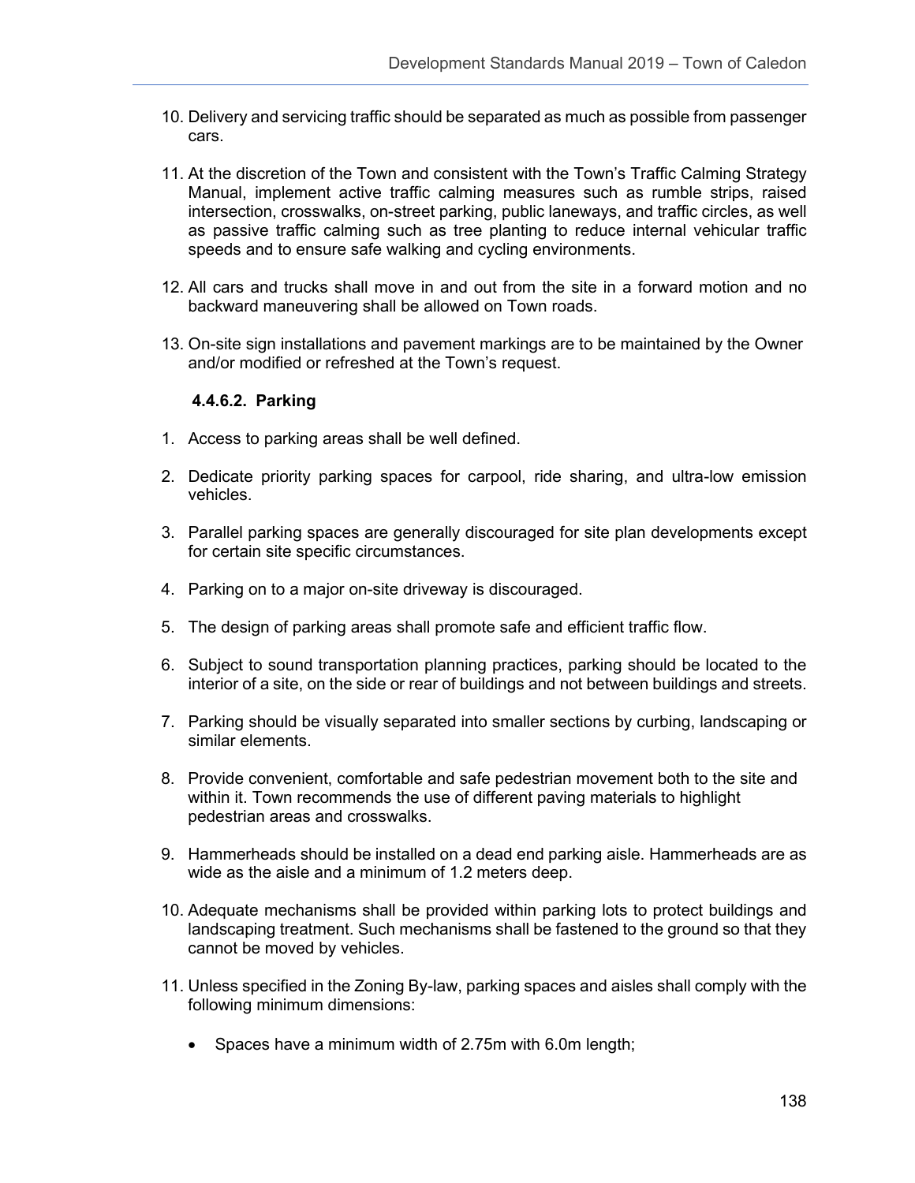10. Delivery and servicing traffic should be separated as much as possible from passenger cars.

11. At the discretion of the Town and consistent with the Town's Traffic Calming Strategy Manual, implement active traffic calming measures such as rumble strips, raised intersection, crosswalks, on-street parking, public laneways, and traffic circles, as well as passive traffic calming such as tree planting to reduce internal vehicular traffic speeds and to ensure safe walking and cycling environments.

12. All cars and trucks shall move in and out from the site in a forward motion and no backward maneuvering shall be allowed on Town roads.

13. On-site sign installations and pavement markings are to be maintained by the Owner and/or modified or refreshed at the Town's request.

#### 4.4.6.2. Parking

1. Access to parking areas shall be well defined.

2. Dedicate priority parking spaces for carpool, ride sharing, and ultra-low emission vehicles.

3. Parallel parking spaces are generally discouraged for site plan developments except for certain site specific circumstances.

4. Parking on to a major on-site driveway is discouraged.

5. The design of parking areas shall promote safe and efficient traffic flow.

6. Subject to sound transportation planning practices, parking should be located to the interior of a site, on the side or rear of buildings and not between buildings and streets.

7. Parking should be visually separated into smaller sections by curbing, landscaping or similar elements.

8. Provide convenient, comfortable and safe pedestrian movement both to the site and within it. Town recommends the use of different paving materials to highlight pedestrian areas and crosswalks.

9. Hammerheads should be installed on a dead end parking aisle. Hammerheads are as wide as the aisle and a minimum of 1.2 meters deep.

10. Adequate mechanisms shall be provided within parking lots to protect buildings and landscaping treatment. Such mechanisms shall be fastened to the ground so that they cannot be moved by vehicles.

11. Unless specified in the Zoning By-law, parking spaces and aisles shall comply with the following minimum dimensions:

    - Spaces have a minimum width of 2.75m with 6.0m length;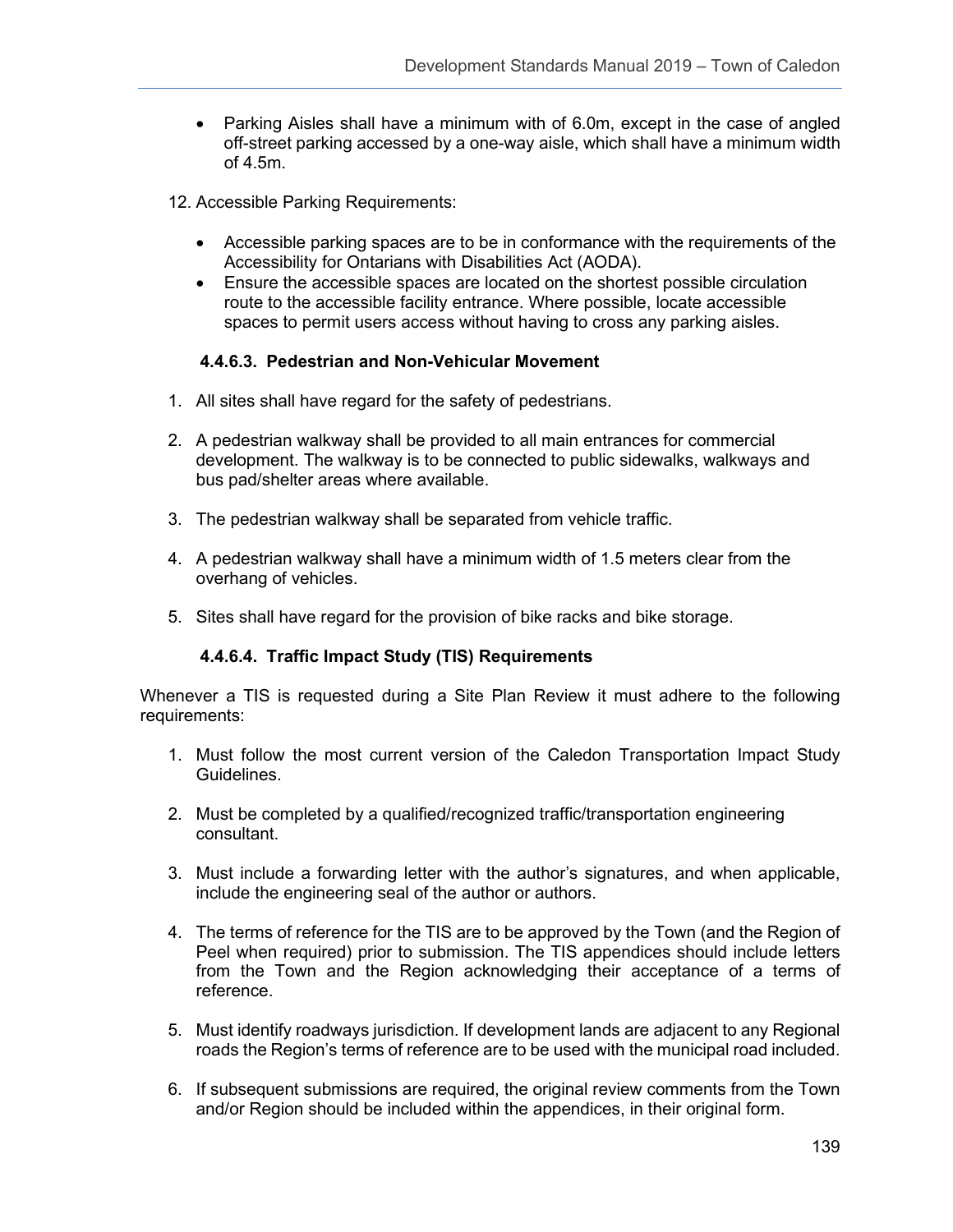- Parking Aisles shall have a minimum with of 6.0m, except in the case of angled off-street parking accessed by a one-way aisle, which shall have a minimum width of 4.5m.

12. Accessible Parking Requirements:

    - Accessible parking spaces are to be in conformance with the requirements of the Accessibility for Ontarians with Disabilities Act (AODA).
    - Ensure the accessible spaces are located on the shortest possible circulation route to the accessible facility entrance. Where possible, locate accessible spaces to permit users access without having to cross any parking aisles.

#### 4.4.6.3. Pedestrian and Non-Vehicular Movement

1. All sites shall have regard for the safety of pedestrians.

2. A pedestrian walkway shall be provided to all main entrances for commercial development. The walkway is to be connected to public sidewalks, walkways and bus pad/shelter areas where available.

3. The pedestrian walkway shall be separated from vehicle traffic.

4. A pedestrian walkway shall have a minimum width of 1.5 meters clear from the overhang of vehicles.

5. Sites shall have regard for the provision of bike racks and bike storage.

#### 4.4.6.4. Traffic Impact Study (TIS) Requirements

Whenever a TIS is requested during a Site Plan Review it must adhere to the following requirements:

1. Must follow the most current version of the Caledon Transportation Impact Study Guidelines.

2. Must be completed by a qualified/recognized traffic/transportation engineering consultant.

3. Must include a forwarding letter with the author's signatures, and when applicable, include the engineering seal of the author or authors.

4. The terms of reference for the TIS are to be approved by the Town (and the Region of Peel when required) prior to submission. The TIS appendices should include letters from the Town and the Region acknowledging their acceptance of a terms of reference.

5. Must identify roadways jurisdiction. If development lands are adjacent to any Regional roads the Region's terms of reference are to be used with the municipal road included.

6. If subsequent submissions are required, the original review comments from the Town and/or Region should be included within the appendices, in their original form.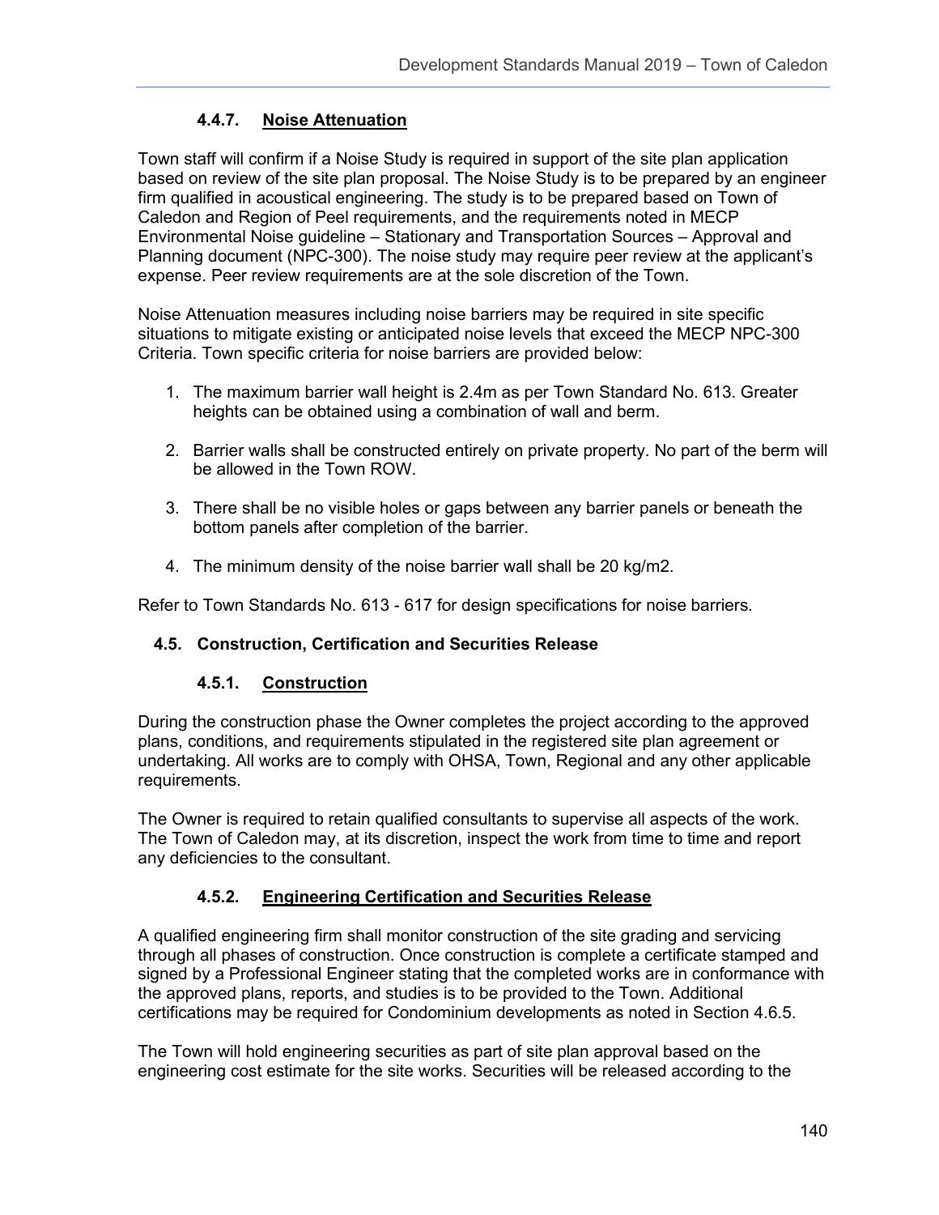#### 4.4.7. Noise Attenuation

Town staff will confirm if a Noise Study is required in support of the site plan application based on review of the site plan proposal. The Noise Study is to be prepared by an engineer firm qualified in acoustical engineering. The study is to be prepared based on Town of Caledon and Region of Peel requirements, and the requirements noted in MECP Environmental Noise guideline – Stationary and Transportation Sources – Approval and Planning document (NPC-300). The noise study may require peer review at the applicant's expense. Peer review requirements are at the sole discretion of the Town.

Noise Attenuation measures including noise barriers may be required in site specific situations to mitigate existing or anticipated noise levels that exceed the MECP NPC-300 Criteria. Town specific criteria for noise barriers are provided below:

1. The maximum barrier wall height is 2.4m as per Town Standard No. 613. Greater heights can be obtained using a combination of wall and berm.
2. Barrier walls shall be constructed entirely on private property. No part of the berm will be allowed in the Town ROW.
3. There shall be no visible holes or gaps between any barrier panels or beneath the bottom panels after completion of the barrier.
4. The minimum density of the noise barrier wall shall be 20 kg/m2.

Refer to Town Standards No. 613 - 617 for design specifications for noise barriers.

### 4.5. Construction, Certification and Securities Release

#### 4.5.1. Construction

During the construction phase the Owner completes the project according to the approved plans, conditions, and requirements stipulated in the registered site plan agreement or undertaking. All works are to comply with OHSA, Town, Regional and any other applicable requirements.

The Owner is required to retain qualified consultants to supervise all aspects of the work. The Town of Caledon may, at its discretion, inspect the work from time to time and report any deficiencies to the consultant.

#### 4.5.2. Engineering Certification and Securities Release

A qualified engineering firm shall monitor construction of the site grading and servicing through all phases of construction. Once construction is complete a certificate stamped and signed by a Professional Engineer stating that the completed works are in conformance with the approved plans, reports, and studies is to be provided to the Town. Additional certifications may be required for Condominium developments as noted in Section 4.6.5.

The Town will hold engineering securities as part of site plan approval based on the engineering cost estimate for the site works. Securities will be released according to the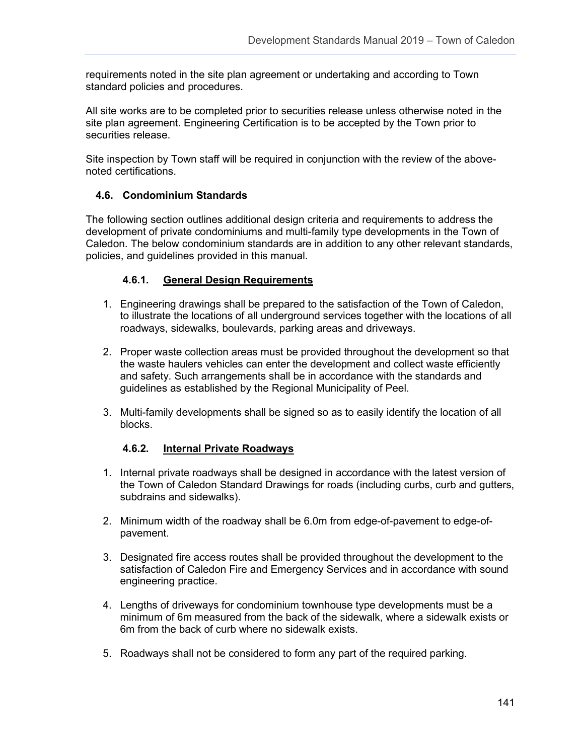requirements noted in the site plan agreement or undertaking and according to Town standard policies and procedures.

All site works are to be completed prior to securities release unless otherwise noted in the site plan agreement. Engineering Certification is to be accepted by the Town prior to securities release.

Site inspection by Town staff will be required in conjunction with the review of the above-noted certifications.

## 4.6. Condominium Standards

The following section outlines additional design criteria and requirements to address the development of private condominiums and multi-family type developments in the Town of Caledon. The below condominium standards are in addition to any other relevant standards, policies, and guidelines provided in this manual.

### 4.6.1. General Design Requirements

1. Engineering drawings shall be prepared to the satisfaction of the Town of Caledon, to illustrate the locations of all underground services together with the locations of all roadways, sidewalks, boulevards, parking areas and driveways.
2. Proper waste collection areas must be provided throughout the development so that the waste haulers vehicles can enter the development and collect waste efficiently and safety. Such arrangements shall be in accordance with the standards and guidelines as established by the Regional Municipality of Peel.
3. Multi-family developments shall be signed so as to easily identify the location of all blocks.

### 4.6.2. Internal Private Roadways

1. Internal private roadways shall be designed in accordance with the latest version of the Town of Caledon Standard Drawings for roads (including curbs, curb and gutters, subdrains and sidewalks).
2. Minimum width of the roadway shall be 6.0m from edge-of-pavement to edge-of-pavement.
3. Designated fire access routes shall be provided throughout the development to the satisfaction of Caledon Fire and Emergency Services and in accordance with sound engineering practice.
4. Lengths of driveways for condominium townhouse type developments must be a minimum of 6m measured from the back of the sidewalk, where a sidewalk exists or 6m from the back of curb where no sidewalk exists.
5. Roadways shall not be considered to form any part of the required parking.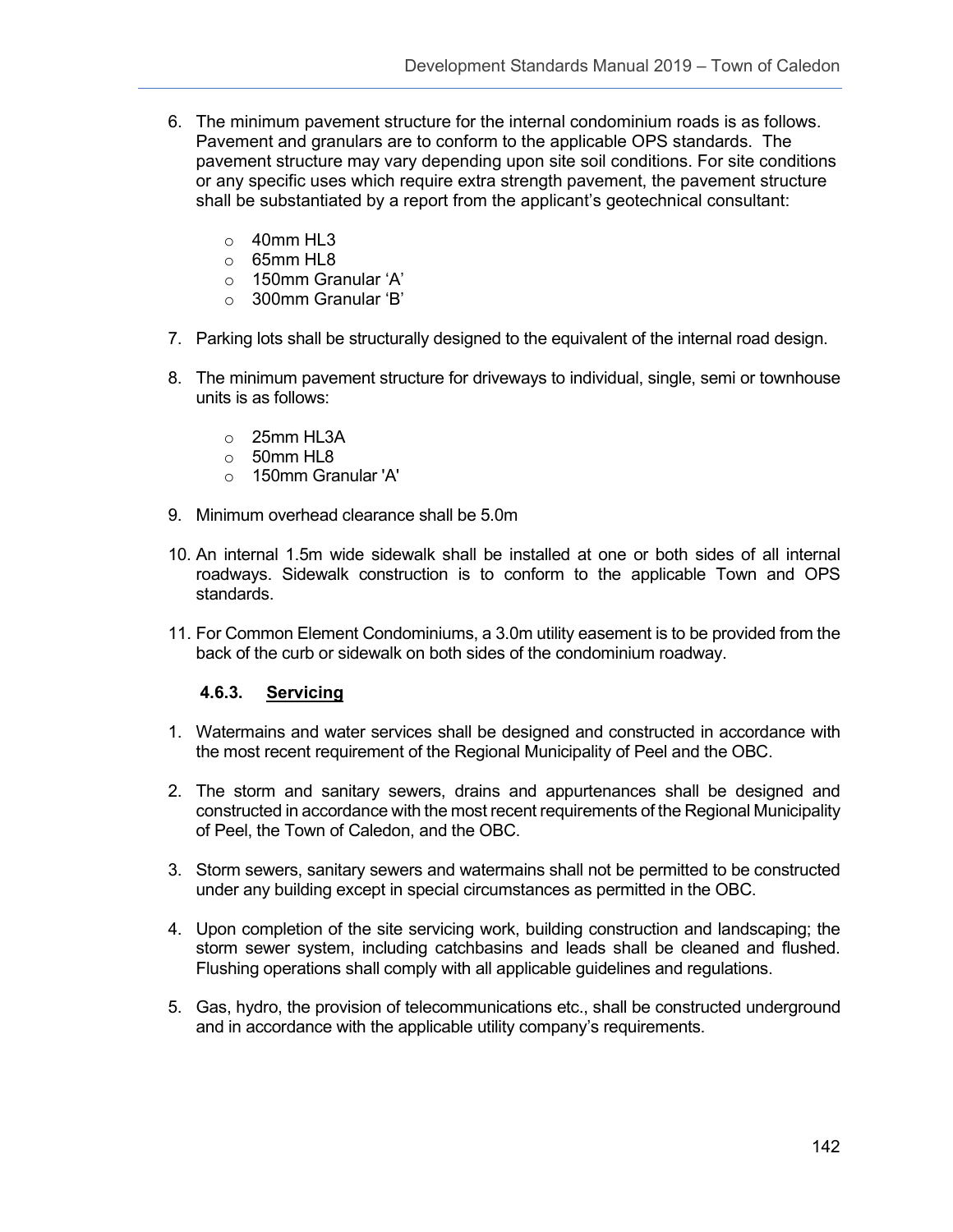6. The minimum pavement structure for the internal condominium roads is as follows. Pavement and granulars are to conform to the applicable OPS standards. The pavement structure may vary depending upon site soil conditions. For site conditions or any specific uses which require extra strength pavement, the pavement structure shall be substantiated by a report from the applicant's geotechnical consultant:

   - 40mm HL3
   - 65mm HL8
   - 150mm Granular 'A'
   - 300mm Granular 'B'

7. Parking lots shall be structurally designed to the equivalent of the internal road design.

8. The minimum pavement structure for driveways to individual, single, semi or townhouse units is as follows:

   - 25mm HL3A
   - 50mm HL8
   - 150mm Granular 'A'

9. Minimum overhead clearance shall be 5.0m

10. An internal 1.5m wide sidewalk shall be installed at one or both sides of all internal roadways. Sidewalk construction is to conform to the applicable Town and OPS standards.

11. For Common Element Condominiums, a 3.0m utility easement is to be provided from the back of the curb or sidewalk on both sides of the condominium roadway.

#### 4.6.3. Servicing

1. Watermains and water services shall be designed and constructed in accordance with the most recent requirement of the Regional Municipality of Peel and the OBC.

2. The storm and sanitary sewers, drains and appurtenances shall be designed and constructed in accordance with the most recent requirements of the Regional Municipality of Peel, the Town of Caledon, and the OBC.

3. Storm sewers, sanitary sewers and watermains shall not be permitted to be constructed under any building except in special circumstances as permitted in the OBC.

4. Upon completion of the site servicing work, building construction and landscaping; the storm sewer system, including catchbasins and leads shall be cleaned and flushed. Flushing operations shall comply with all applicable guidelines and regulations.

5. Gas, hydro, the provision of telecommunications etc., shall be constructed underground and in accordance with the applicable utility company's requirements.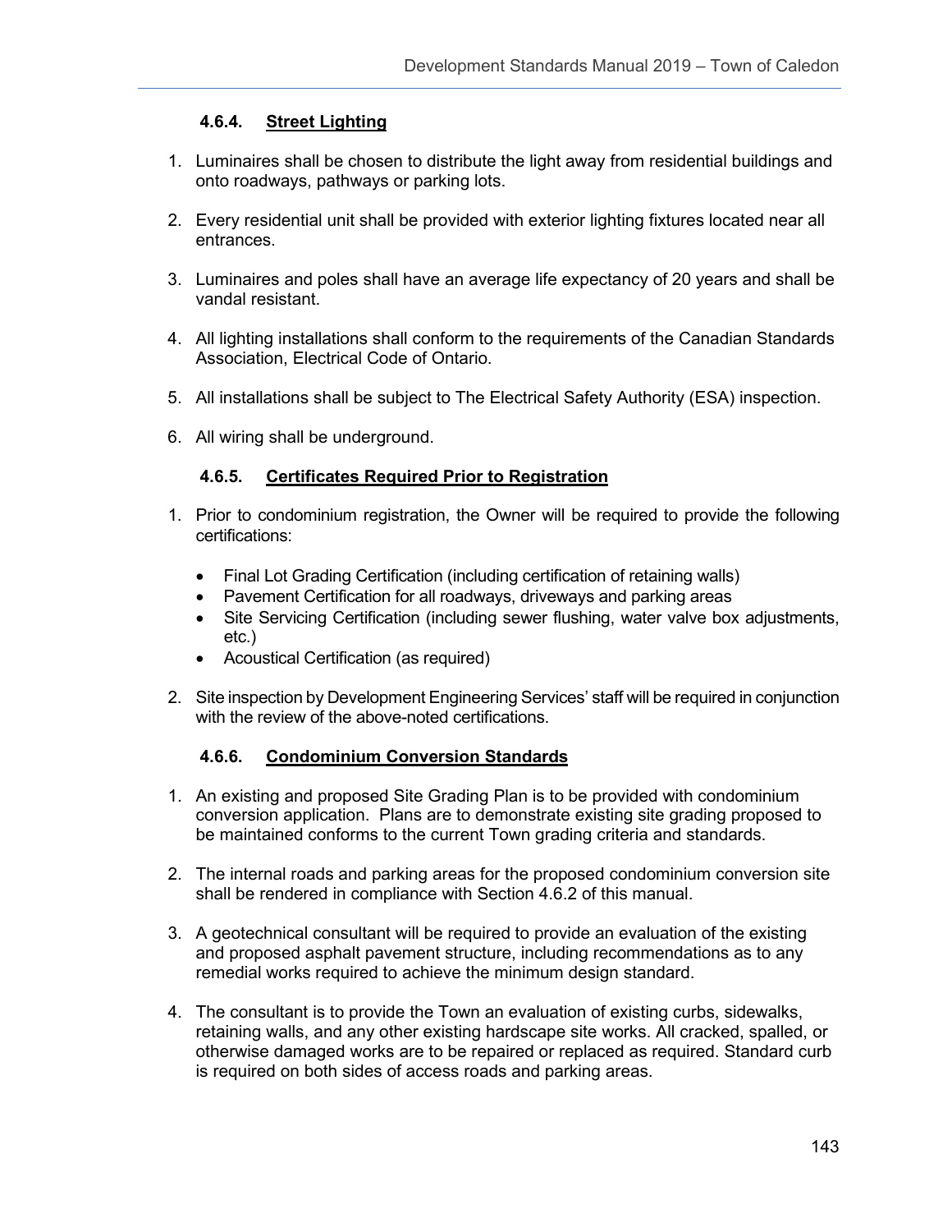#### 4.6.4. Street Lighting

1. Luminaires shall be chosen to distribute the light away from residential buildings and onto roadways, pathways or parking lots.

2. Every residential unit shall be provided with exterior lighting fixtures located near all entrances.

3. Luminaires and poles shall have an average life expectancy of 20 years and shall be vandal resistant.

4. All lighting installations shall conform to the requirements of the Canadian Standards Association, Electrical Code of Ontario.

5. All installations shall be subject to The Electrical Safety Authority (ESA) inspection.

6. All wiring shall be underground.

#### 4.6.5. Certificates Required Prior to Registration

1. Prior to condominium registration, the Owner will be required to provide the following certifications:

   - Final Lot Grading Certification (including certification of retaining walls)
   - Pavement Certification for all roadways, driveways and parking areas
   - Site Servicing Certification (including sewer flushing, water valve box adjustments, etc.)
   - Acoustical Certification (as required)

2. Site inspection by Development Engineering Services' staff will be required in conjunction with the review of the above-noted certifications.

#### 4.6.6. Condominium Conversion Standards

1. An existing and proposed Site Grading Plan is to be provided with condominium conversion application. Plans are to demonstrate existing site grading proposed to be maintained conforms to the current Town grading criteria and standards.

2. The internal roads and parking areas for the proposed condominium conversion site shall be rendered in compliance with Section 4.6.2 of this manual.

3. A geotechnical consultant will be required to provide an evaluation of the existing and proposed asphalt pavement structure, including recommendations as to any remedial works required to achieve the minimum design standard.

4. The consultant is to provide the Town an evaluation of existing curbs, sidewalks, retaining walls, and any other existing hardscape site works. All cracked, spalled, or otherwise damaged works are to be repaired or replaced as required. Standard curb is required on both sides of access roads and parking areas.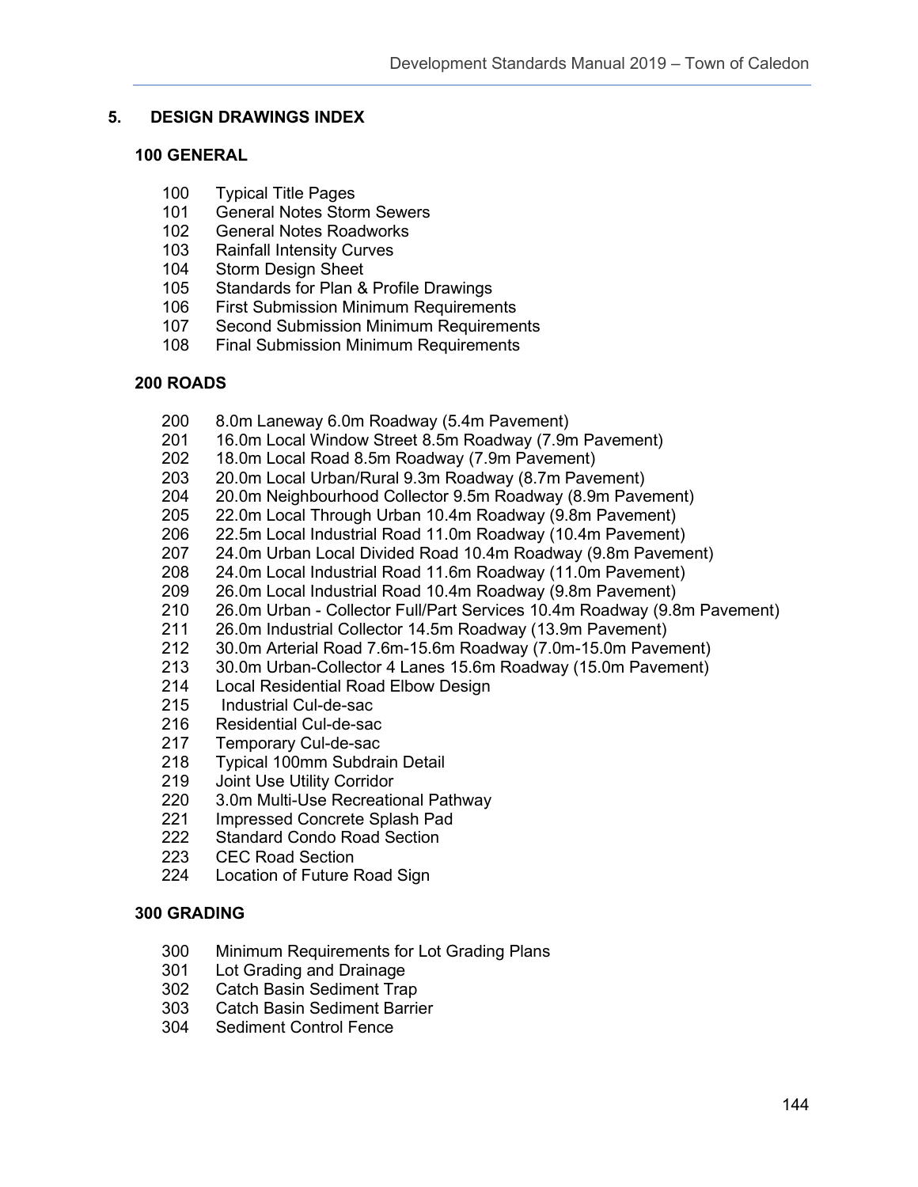## 5. DESIGN DRAWINGS INDEX

### 100 GENERAL

100 Typical Title Pages
101 General Notes Storm Sewers
102 General Notes Roadworks
103 Rainfall Intensity Curves
104 Storm Design Sheet
105 Standards for Plan & Profile Drawings
106 First Submission Minimum Requirements
107 Second Submission Minimum Requirements
108 Final Submission Minimum Requirements

### 200 ROADS

200 8.0m Laneway 6.0m Roadway (5.4m Pavement)
201 16.0m Local Window Street 8.5m Roadway (7.9m Pavement)
202 18.0m Local Road 8.5m Roadway (7.9m Pavement)
203 20.0m Local Urban/Rural 9.3m Roadway (8.7m Pavement)
204 20.0m Neighbourhood Collector 9.5m Roadway (8.9m Pavement)
205 22.0m Local Through Urban 10.4m Roadway (9.8m Pavement)
206 22.5m Local Industrial Road 11.0m Roadway (10.4m Pavement)
207 24.0m Urban Local Divided Road 10.4m Roadway (9.8m Pavement)
208 24.0m Local Industrial Road 11.6m Roadway (11.0m Pavement)
209 26.0m Local Industrial Road 10.4m Roadway (9.8m Pavement)
210 26.0m Urban - Collector Full/Part Services 10.4m Roadway (9.8m Pavement)
211 26.0m Industrial Collector 14.5m Roadway (13.9m Pavement)
212 30.0m Arterial Road 7.6m-15.6m Roadway (7.0m-15.0m Pavement)
213 30.0m Urban-Collector 4 Lanes 15.6m Roadway (15.0m Pavement)
214 Local Residential Road Elbow Design
215 Industrial Cul-de-sac
216 Residential Cul-de-sac
217 Temporary Cul-de-sac
218 Typical 100mm Subdrain Detail
219 Joint Use Utility Corridor
220 3.0m Multi-Use Recreational Pathway
221 Impressed Concrete Splash Pad
222 Standard Condo Road Section
223 CEC Road Section
224 Location of Future Road Sign

### 300 GRADING

300 Minimum Requirements for Lot Grading Plans
301 Lot Grading and Drainage
302 Catch Basin Sediment Trap
303 Catch Basin Sediment Barrier
304 Sediment Control Fence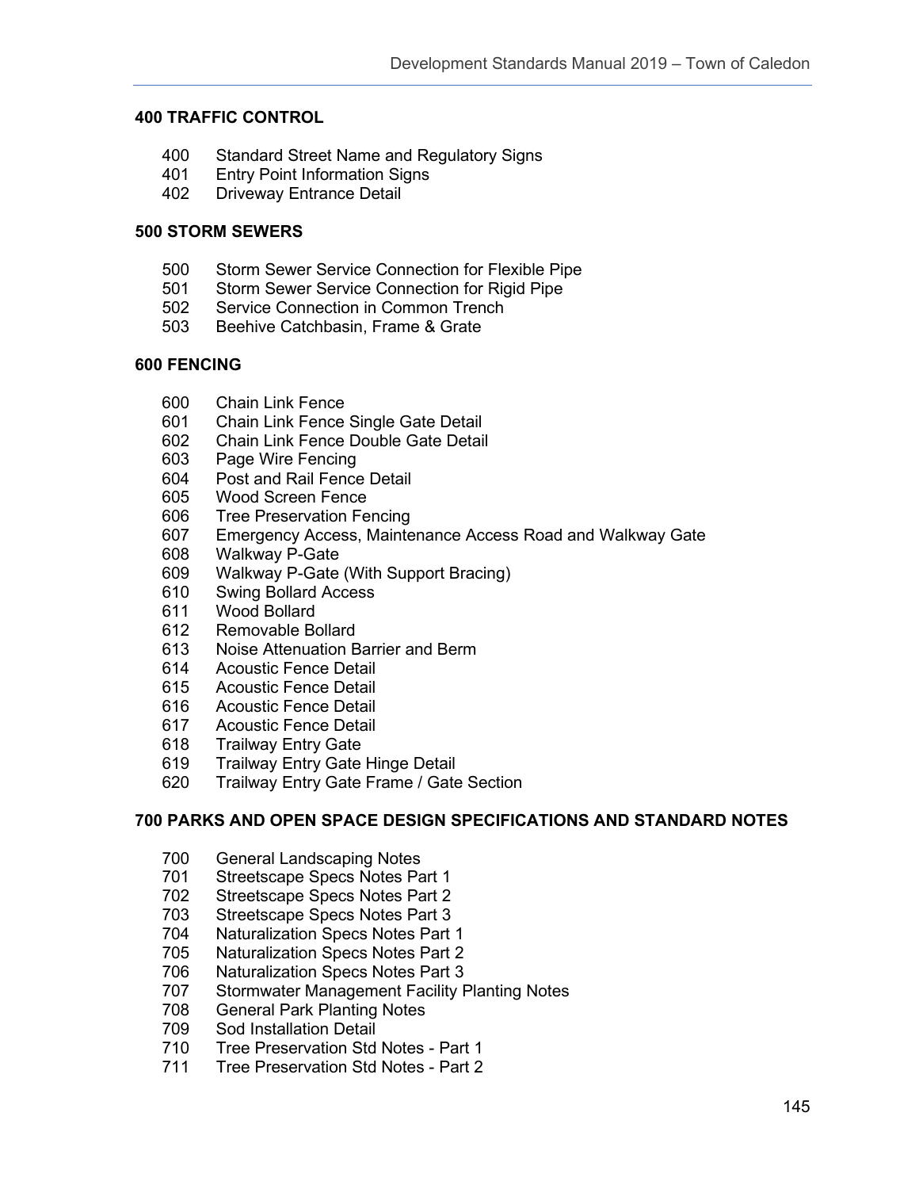**400 TRAFFIC CONTROL**

400 Standard Street Name and Regulatory Signs
401 Entry Point Information Signs
402 Driveway Entrance Detail

**500 STORM SEWERS**

500 Storm Sewer Service Connection for Flexible Pipe
501 Storm Sewer Service Connection for Rigid Pipe
502 Service Connection in Common Trench
503 Beehive Catchbasin, Frame & Grate

**600 FENCING**

600 Chain Link Fence
601 Chain Link Fence Single Gate Detail
602 Chain Link Fence Double Gate Detail
603 Page Wire Fencing
604 Post and Rail Fence Detail
605 Wood Screen Fence
606 Tree Preservation Fencing
607 Emergency Access, Maintenance Access Road and Walkway Gate
608 Walkway P-Gate
609 Walkway P-Gate (With Support Bracing)
610 Swing Bollard Access
611 Wood Bollard
612 Removable Bollard
613 Noise Attenuation Barrier and Berm
614 Acoustic Fence Detail
615 Acoustic Fence Detail
616 Acoustic Fence Detail
617 Acoustic Fence Detail
618 Trailway Entry Gate
619 Trailway Entry Gate Hinge Detail
620 Trailway Entry Gate Frame / Gate Section

**700 PARKS AND OPEN SPACE DESIGN SPECIFICATIONS AND STANDARD NOTES**

700 General Landscaping Notes
701 Streetscape Specs Notes Part 1
702 Streetscape Specs Notes Part 2
703 Streetscape Specs Notes Part 3
704 Naturalization Specs Notes Part 1
705 Naturalization Specs Notes Part 2
706 Naturalization Specs Notes Part 3
707 Stormwater Management Facility Planting Notes
708 General Park Planting Notes
709 Sod Installation Detail
710 Tree Preservation Std Notes - Part 1
711 Tree Preservation Std Notes - Part 2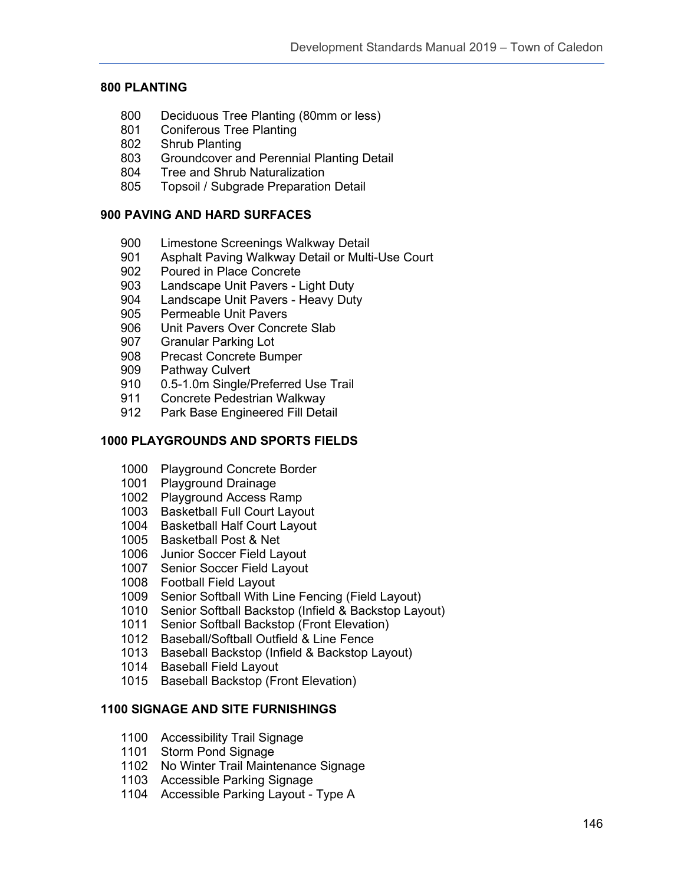## 800 PLANTING

800 Deciduous Tree Planting (80mm or less)
801 Coniferous Tree Planting
802 Shrub Planting
803 Groundcover and Perennial Planting Detail
804 Tree and Shrub Naturalization
805 Topsoil / Subgrade Preparation Detail

## 900 PAVING AND HARD SURFACES

900 Limestone Screenings Walkway Detail
901 Asphalt Paving Walkway Detail or Multi-Use Court
902 Poured in Place Concrete
903 Landscape Unit Pavers - Light Duty
904 Landscape Unit Pavers - Heavy Duty
905 Permeable Unit Pavers
906 Unit Pavers Over Concrete Slab
907 Granular Parking Lot
908 Precast Concrete Bumper
909 Pathway Culvert
910 0.5-1.0m Single/Preferred Use Trail
911 Concrete Pedestrian Walkway
912 Park Base Engineered Fill Detail

## 1000 PLAYGROUNDS AND SPORTS FIELDS

1000 Playground Concrete Border
1001 Playground Drainage
1002 Playground Access Ramp
1003 Basketball Full Court Layout
1004 Basketball Half Court Layout
1005 Basketball Post & Net
1006 Junior Soccer Field Layout
1007 Senior Soccer Field Layout
1008 Football Field Layout
1009 Senior Softball With Line Fencing (Field Layout)
1010 Senior Softball Backstop (Infield & Backstop Layout)
1011 Senior Softball Backstop (Front Elevation)
1012 Baseball/Softball Outfield & Line Fence
1013 Baseball Backstop (Infield & Backstop Layout)
1014 Baseball Field Layout
1015 Baseball Backstop (Front Elevation)

## 1100 SIGNAGE AND SITE FURNISHINGS

1100 Accessibility Trail Signage
1101 Storm Pond Signage
1102 No Winter Trail Maintenance Signage
1103 Accessible Parking Signage
1104 Accessible Parking Layout - Type A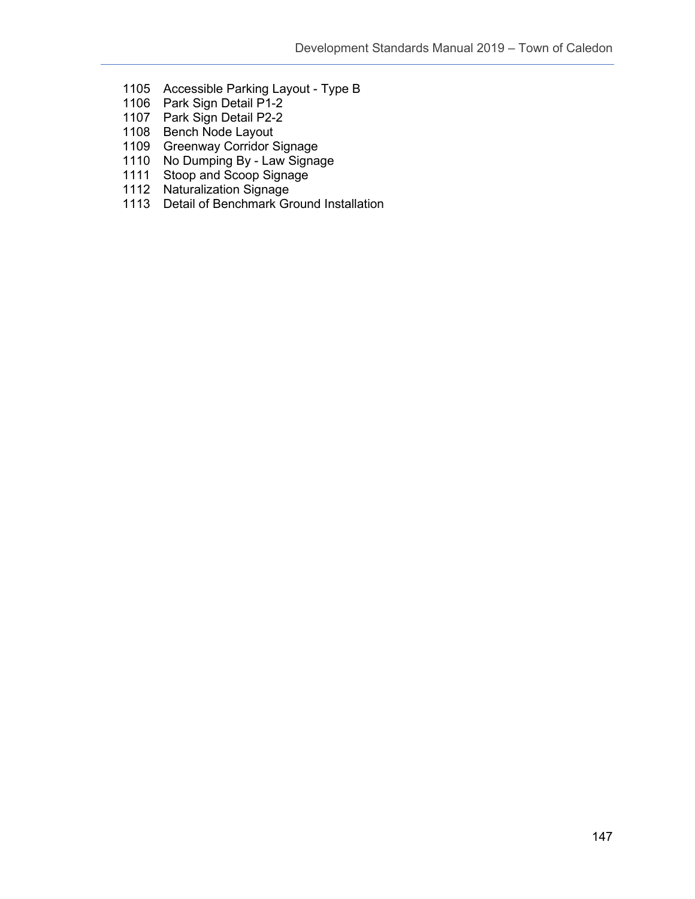1105 Accessible Parking Layout - Type B
1106 Park Sign Detail P1-2
1107 Park Sign Detail P2-2
1108 Bench Node Layout
1109 Greenway Corridor Signage
1110 No Dumping By - Law Signage
1111 Stoop and Scoop Signage
1112 Naturalization Signage
1113 Detail of Benchmark Ground Installation